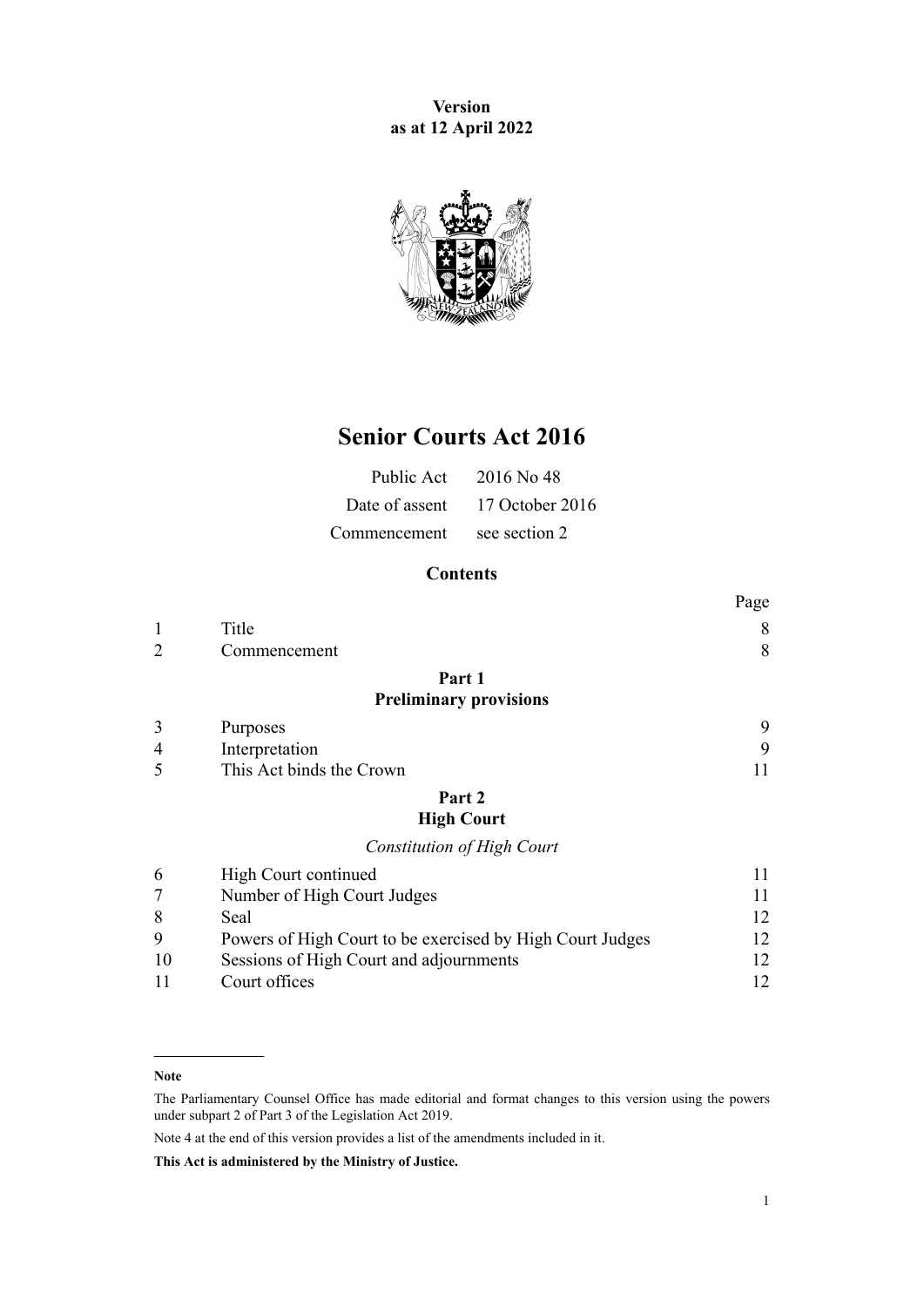**Version**
**as at 12 April 2022**

# Senior Courts Act 2016

| | |
|---|---|
| Public Act | 2016 No 48 |
| Date of assent | 17 October 2016 |
| Commencement | see section 2 |

## Contents

| | | Page |
|---|---|---|
| 1 | Title | 8 |
| 2 | Commencement | 8 |
| | **Part 1** **Preliminary provisions** | |
| 3 | Purposes | 9 |
| 4 | Interpretation | 9 |
| 5 | This Act binds the Crown | 11 |
| | **Part 2** **High Court** | |
| | *Constitution of High Court* | |
| 6 | High Court continued | 11 |
| 7 | Number of High Court Judges | 11 |
| 8 | Seal | 12 |
| 9 | Powers of High Court to be exercised by High Court Judges | 12 |
| 10 | Sessions of High Court and adjournments | 12 |
| 11 | Court offices | 12 |

**Note**

The Parliamentary Counsel Office has made editorial and format changes to this version using the powers under subpart 2 of Part 3 of the Legislation Act 2019.

Note 4 at the end of this version provides a list of the amendments included in it.

**This Act is administered by the Ministry of Justice.**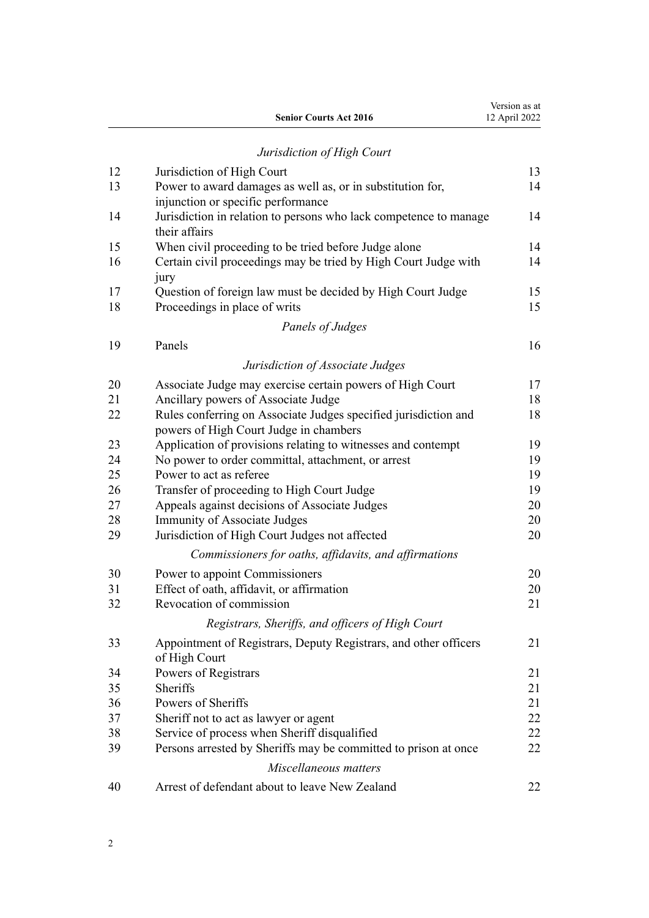*Jurisdiction of High Court*

| | | |
|---|---|---|
| 12 | Jurisdiction of High Court | 13 |
| 13 | Power to award damages as well as, or in substitution for, injunction or specific performance | 14 |
| 14 | Jurisdiction in relation to persons who lack competence to manage their affairs | 14 |
| 15 | When civil proceeding to be tried before Judge alone | 14 |
| 16 | Certain civil proceedings may be tried by High Court Judge with jury | 14 |
| 17 | Question of foreign law must be decided by High Court Judge | 15 |
| 18 | Proceedings in place of writs | 15 |

*Panels of Judges*

| | | |
|---|---|---|
| 19 | Panels | 16 |

*Jurisdiction of Associate Judges*

| | | |
|---|---|---|
| 20 | Associate Judge may exercise certain powers of High Court | 17 |
| 21 | Ancillary powers of Associate Judge | 18 |
| 22 | Rules conferring on Associate Judges specified jurisdiction and powers of High Court Judge in chambers | 18 |
| 23 | Application of provisions relating to witnesses and contempt | 19 |
| 24 | No power to order committal, attachment, or arrest | 19 |
| 25 | Power to act as referee | 19 |
| 26 | Transfer of proceeding to High Court Judge | 19 |
| 27 | Appeals against decisions of Associate Judges | 20 |
| 28 | Immunity of Associate Judges | 20 |
| 29 | Jurisdiction of High Court Judges not affected | 20 |

*Commissioners for oaths, affidavits, and affirmations*

| | | |
|---|---|---|
| 30 | Power to appoint Commissioners | 20 |
| 31 | Effect of oath, affidavit, or affirmation | 20 |
| 32 | Revocation of commission | 21 |

*Registrars, Sheriffs, and officers of High Court*

| | | |
|---|---|---|
| 33 | Appointment of Registrars, Deputy Registrars, and other officers of High Court | 21 |
| 34 | Powers of Registrars | 21 |
| 35 | Sheriffs | 21 |
| 36 | Powers of Sheriffs | 21 |
| 37 | Sheriff not to act as lawyer or agent | 22 |
| 38 | Service of process when Sheriff disqualified | 22 |
| 39 | Persons arrested by Sheriffs may be committed to prison at once | 22 |

*Miscellaneous matters*

| | | |
|---|---|---|
| 40 | Arrest of defendant about to leave New Zealand | 22 |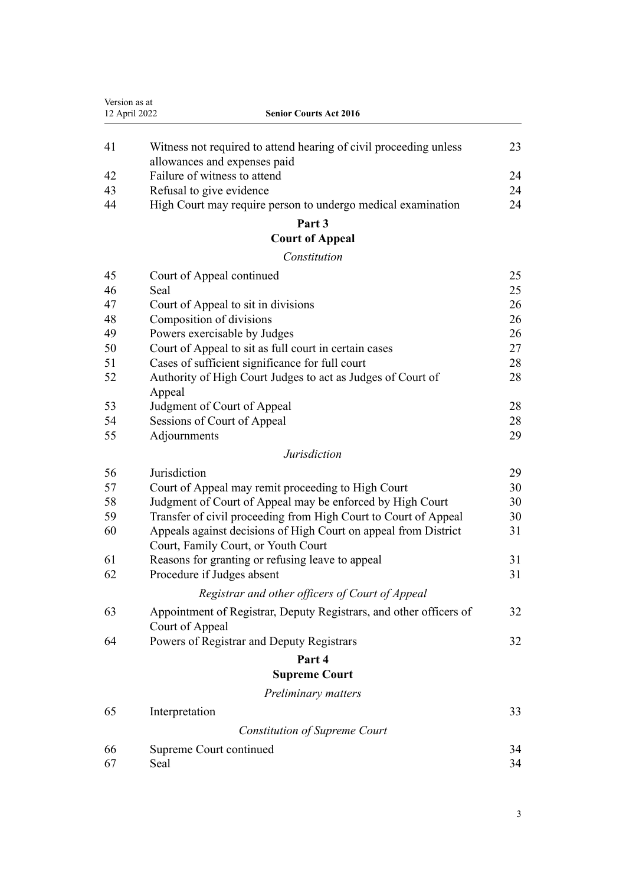| | | |
|---|---|---|
| 41 | Witness not required to attend hearing of civil proceeding unless allowances and expenses paid | 23 |
| 42 | Failure of witness to attend | 24 |
| 43 | Refusal to give evidence | 24 |
| 44 | High Court may require person to undergo medical examination | 24 |

**Part 3**
**Court of Appeal**

*Constitution*

| | | |
|---|---|---|
| 45 | Court of Appeal continued | 25 |
| 46 | Seal | 25 |
| 47 | Court of Appeal to sit in divisions | 26 |
| 48 | Composition of divisions | 26 |
| 49 | Powers exercisable by Judges | 26 |
| 50 | Court of Appeal to sit as full court in certain cases | 27 |
| 51 | Cases of sufficient significance for full court | 28 |
| 52 | Authority of High Court Judges to act as Judges of Court of Appeal | 28 |
| 53 | Judgment of Court of Appeal | 28 |
| 54 | Sessions of Court of Appeal | 28 |
| 55 | Adjournments | 29 |

*Jurisdiction*

| | | |
|---|---|---|
| 56 | Jurisdiction | 29 |
| 57 | Court of Appeal may remit proceeding to High Court | 30 |
| 58 | Judgment of Court of Appeal may be enforced by High Court | 30 |
| 59 | Transfer of civil proceeding from High Court to Court of Appeal | 30 |
| 60 | Appeals against decisions of High Court on appeal from District Court, Family Court, or Youth Court | 31 |
| 61 | Reasons for granting or refusing leave to appeal | 31 |
| 62 | Procedure if Judges absent | 31 |

*Registrar and other officers of Court of Appeal*

| | | |
|---|---|---|
| 63 | Appointment of Registrar, Deputy Registrars, and other officers of Court of Appeal | 32 |
| 64 | Powers of Registrar and Deputy Registrars | 32 |

**Part 4**
**Supreme Court**

*Preliminary matters*

| | | |
|---|---|---|
| 65 | Interpretation | 33 |

*Constitution of Supreme Court*

| | | |
|---|---|---|
| 66 | Supreme Court continued | 34 |
| 67 | Seal | 34 |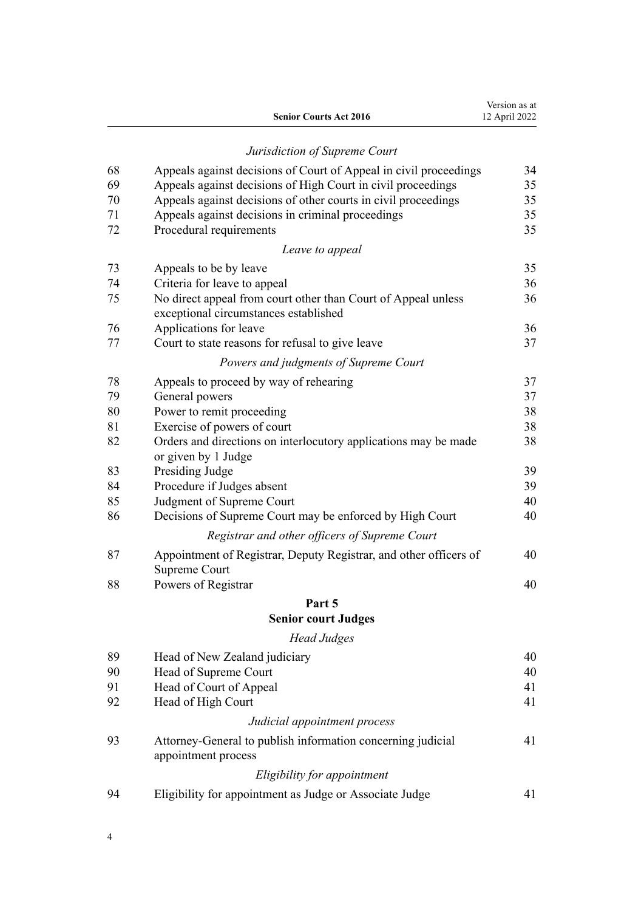*Jurisdiction of Supreme Court*

| | | |
|---|---|---|
| 68 | Appeals against decisions of Court of Appeal in civil proceedings | 34 |
| 69 | Appeals against decisions of High Court in civil proceedings | 35 |
| 70 | Appeals against decisions of other courts in civil proceedings | 35 |
| 71 | Appeals against decisions in criminal proceedings | 35 |
| 72 | Procedural requirements | 35 |

*Leave to appeal*

| | | |
|---|---|---|
| 73 | Appeals to be by leave | 35 |
| 74 | Criteria for leave to appeal | 36 |
| 75 | No direct appeal from court other than Court of Appeal unless exceptional circumstances established | 36 |
| 76 | Applications for leave | 36 |
| 77 | Court to state reasons for refusal to give leave | 37 |

*Powers and judgments of Supreme Court*

| | | |
|---|---|---|
| 78 | Appeals to proceed by way of rehearing | 37 |
| 79 | General powers | 37 |
| 80 | Power to remit proceeding | 38 |
| 81 | Exercise of powers of court | 38 |
| 82 | Orders and directions on interlocutory applications may be made or given by 1 Judge | 38 |
| 83 | Presiding Judge | 39 |
| 84 | Procedure if Judges absent | 39 |
| 85 | Judgment of Supreme Court | 40 |
| 86 | Decisions of Supreme Court may be enforced by High Court | 40 |

*Registrar and other officers of Supreme Court*

| | | |
|---|---|---|
| 87 | Appointment of Registrar, Deputy Registrar, and other officers of Supreme Court | 40 |
| 88 | Powers of Registrar | 40 |

## Part 5
## Senior court Judges

*Head Judges*

| | | |
|---|---|---|
| 89 | Head of New Zealand judiciary | 40 |
| 90 | Head of Supreme Court | 40 |
| 91 | Head of Court of Appeal | 41 |
| 92 | Head of High Court | 41 |

*Judicial appointment process*

| | | |
|---|---|---|
| 93 | Attorney-General to publish information concerning judicial appointment process | 41 |

*Eligibility for appointment*

| | | |
|---|---|---|
| 94 | Eligibility for appointment as Judge or Associate Judge | 41 |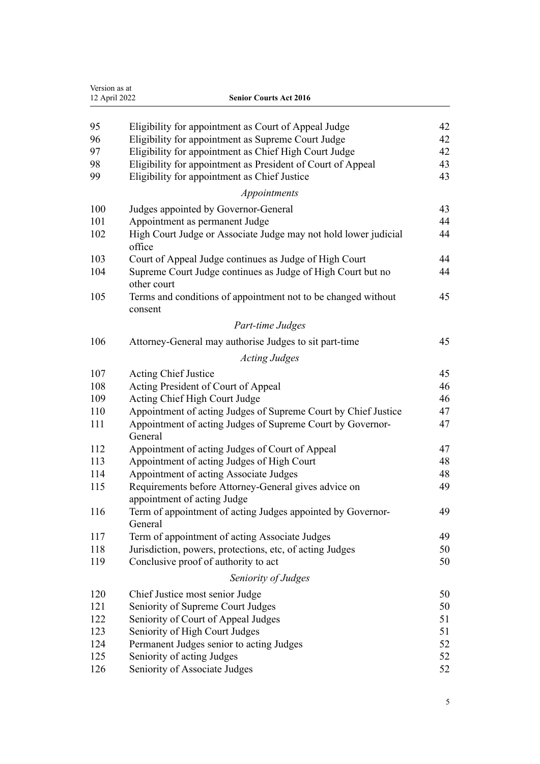| | | |
|---|---|---|
| 95 | Eligibility for appointment as Court of Appeal Judge | 42 |
| 96 | Eligibility for appointment as Supreme Court Judge | 42 |
| 97 | Eligibility for appointment as Chief High Court Judge | 42 |
| 98 | Eligibility for appointment as President of Court of Appeal | 43 |
| 99 | Eligibility for appointment as Chief Justice | 43 |
| | *Appointments* | |
| 100 | Judges appointed by Governor-General | 43 |
| 101 | Appointment as permanent Judge | 44 |
| 102 | High Court Judge or Associate Judge may not hold lower judicial office | 44 |
| 103 | Court of Appeal Judge continues as Judge of High Court | 44 |
| 104 | Supreme Court Judge continues as Judge of High Court but no other court | 44 |
| 105 | Terms and conditions of appointment not to be changed without consent | 45 |
| | *Part-time Judges* | |
| 106 | Attorney-General may authorise Judges to sit part-time | 45 |
| | *Acting Judges* | |
| 107 | Acting Chief Justice | 45 |
| 108 | Acting President of Court of Appeal | 46 |
| 109 | Acting Chief High Court Judge | 46 |
| 110 | Appointment of acting Judges of Supreme Court by Chief Justice | 47 |
| 111 | Appointment of acting Judges of Supreme Court by Governor-General | 47 |
| 112 | Appointment of acting Judges of Court of Appeal | 47 |
| 113 | Appointment of acting Judges of High Court | 48 |
| 114 | Appointment of acting Associate Judges | 48 |
| 115 | Requirements before Attorney-General gives advice on appointment of acting Judge | 49 |
| 116 | Term of appointment of acting Judges appointed by Governor-General | 49 |
| 117 | Term of appointment of acting Associate Judges | 49 |
| 118 | Jurisdiction, powers, protections, etc, of acting Judges | 50 |
| 119 | Conclusive proof of authority to act | 50 |
| | *Seniority of Judges* | |
| 120 | Chief Justice most senior Judge | 50 |
| 121 | Seniority of Supreme Court Judges | 50 |
| 122 | Seniority of Court of Appeal Judges | 51 |
| 123 | Seniority of High Court Judges | 51 |
| 124 | Permanent Judges senior to acting Judges | 52 |
| 125 | Seniority of acting Judges | 52 |
| 126 | Seniority of Associate Judges | 52 |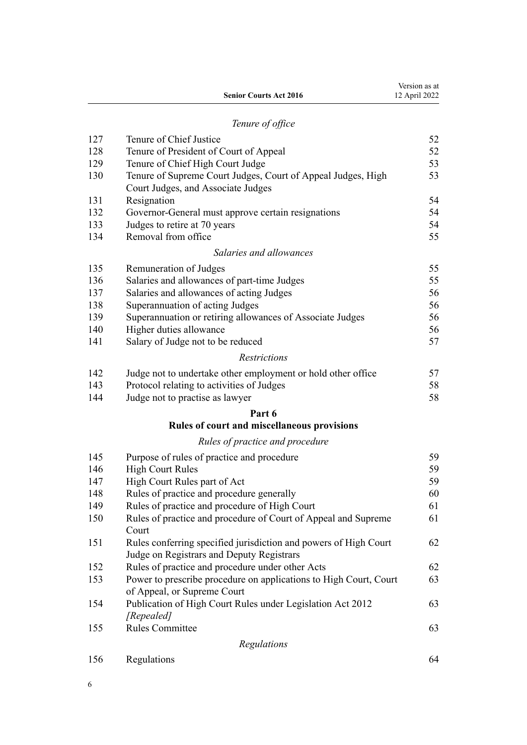*Tenure of office*

| | | |
|---|---|---|
| 127 | Tenure of Chief Justice | 52 |
| 128 | Tenure of President of Court of Appeal | 52 |
| 129 | Tenure of Chief High Court Judge | 53 |
| 130 | Tenure of Supreme Court Judges, Court of Appeal Judges, High Court Judges, and Associate Judges | 53 |
| 131 | Resignation | 54 |
| 132 | Governor-General must approve certain resignations | 54 |
| 133 | Judges to retire at 70 years | 54 |
| 134 | Removal from office | 55 |

*Salaries and allowances*

| | | |
|---|---|---|
| 135 | Remuneration of Judges | 55 |
| 136 | Salaries and allowances of part-time Judges | 55 |
| 137 | Salaries and allowances of acting Judges | 56 |
| 138 | Superannuation of acting Judges | 56 |
| 139 | Superannuation or retiring allowances of Associate Judges | 56 |
| 140 | Higher duties allowance | 56 |
| 141 | Salary of Judge not to be reduced | 57 |

*Restrictions*

| | | |
|---|---|---|
| 142 | Judge not to undertake other employment or hold other office | 57 |
| 143 | Protocol relating to activities of Judges | 58 |
| 144 | Judge not to practise as lawyer | 58 |

**Part 6**
**Rules of court and miscellaneous provisions**

*Rules of practice and procedure*

| | | |
|---|---|---|
| 145 | Purpose of rules of practice and procedure | 59 |
| 146 | High Court Rules | 59 |
| 147 | High Court Rules part of Act | 59 |
| 148 | Rules of practice and procedure generally | 60 |
| 149 | Rules of practice and procedure of High Court | 61 |
| 150 | Rules of practice and procedure of Court of Appeal and Supreme Court | 61 |
| 151 | Rules conferring specified jurisdiction and powers of High Court Judge on Registrars and Deputy Registrars | 62 |
| 152 | Rules of practice and procedure under other Acts | 62 |
| 153 | Power to prescribe procedure on applications to High Court, Court of Appeal, or Supreme Court | 63 |
| 154 | Publication of High Court Rules under Legislation Act 2012 *[Repealed]* | 63 |
| 155 | Rules Committee | 63 |

*Regulations*

| | | |
|---|---|---|
| 156 | Regulations | 64 |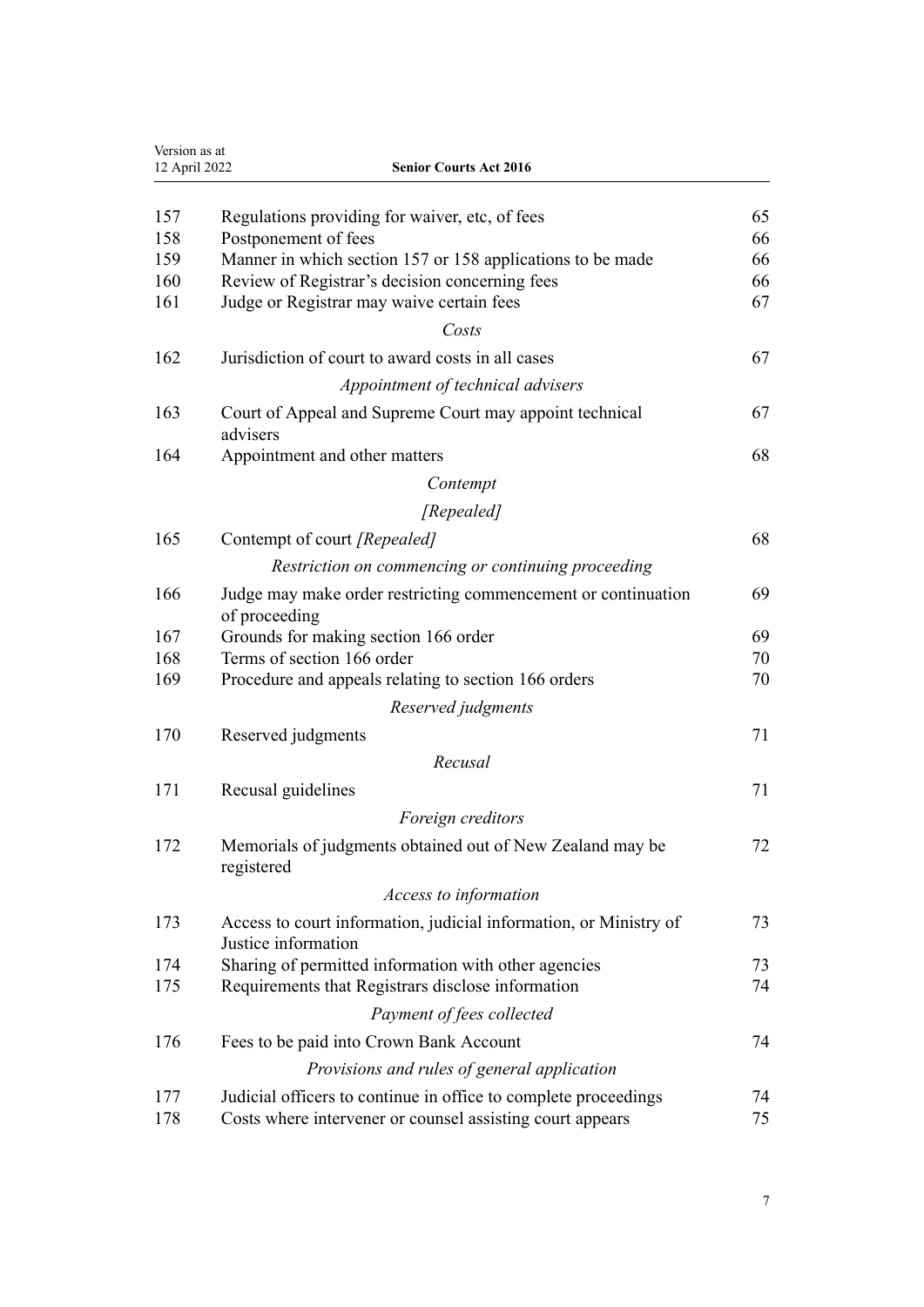| | | |
|---|---|---|
| 157 | Regulations providing for waiver, etc, of fees | 65 |
| 158 | Postponement of fees | 66 |
| 159 | Manner in which section 157 or 158 applications to be made | 66 |
| 160 | Review of Registrar's decision concerning fees | 66 |
| 161 | Judge or Registrar may waive certain fees | 67 |
| | *Costs* | |
| 162 | Jurisdiction of court to award costs in all cases | 67 |
| | *Appointment of technical advisers* | |
| 163 | Court of Appeal and Supreme Court may appoint technical advisers | 67 |
| 164 | Appointment and other matters | 68 |
| | *Contempt* | |
| | *[Repealed]* | |
| 165 | Contempt of court *[Repealed]* | 68 |
| | *Restriction on commencing or continuing proceeding* | |
| 166 | Judge may make order restricting commencement or continuation of proceeding | 69 |
| 167 | Grounds for making section 166 order | 69 |
| 168 | Terms of section 166 order | 70 |
| 169 | Procedure and appeals relating to section 166 orders | 70 |
| | *Reserved judgments* | |
| 170 | Reserved judgments | 71 |
| | *Recusal* | |
| 171 | Recusal guidelines | 71 |
| | *Foreign creditors* | |
| 172 | Memorials of judgments obtained out of New Zealand may be registered | 72 |
| | *Access to information* | |
| 173 | Access to court information, judicial information, or Ministry of Justice information | 73 |
| 174 | Sharing of permitted information with other agencies | 73 |
| 175 | Requirements that Registrars disclose information | 74 |
| | *Payment of fees collected* | |
| 176 | Fees to be paid into Crown Bank Account | 74 |
| | *Provisions and rules of general application* | |
| 177 | Judicial officers to continue in office to complete proceedings | 74 |
| 178 | Costs where intervener or counsel assisting court appears | 75 |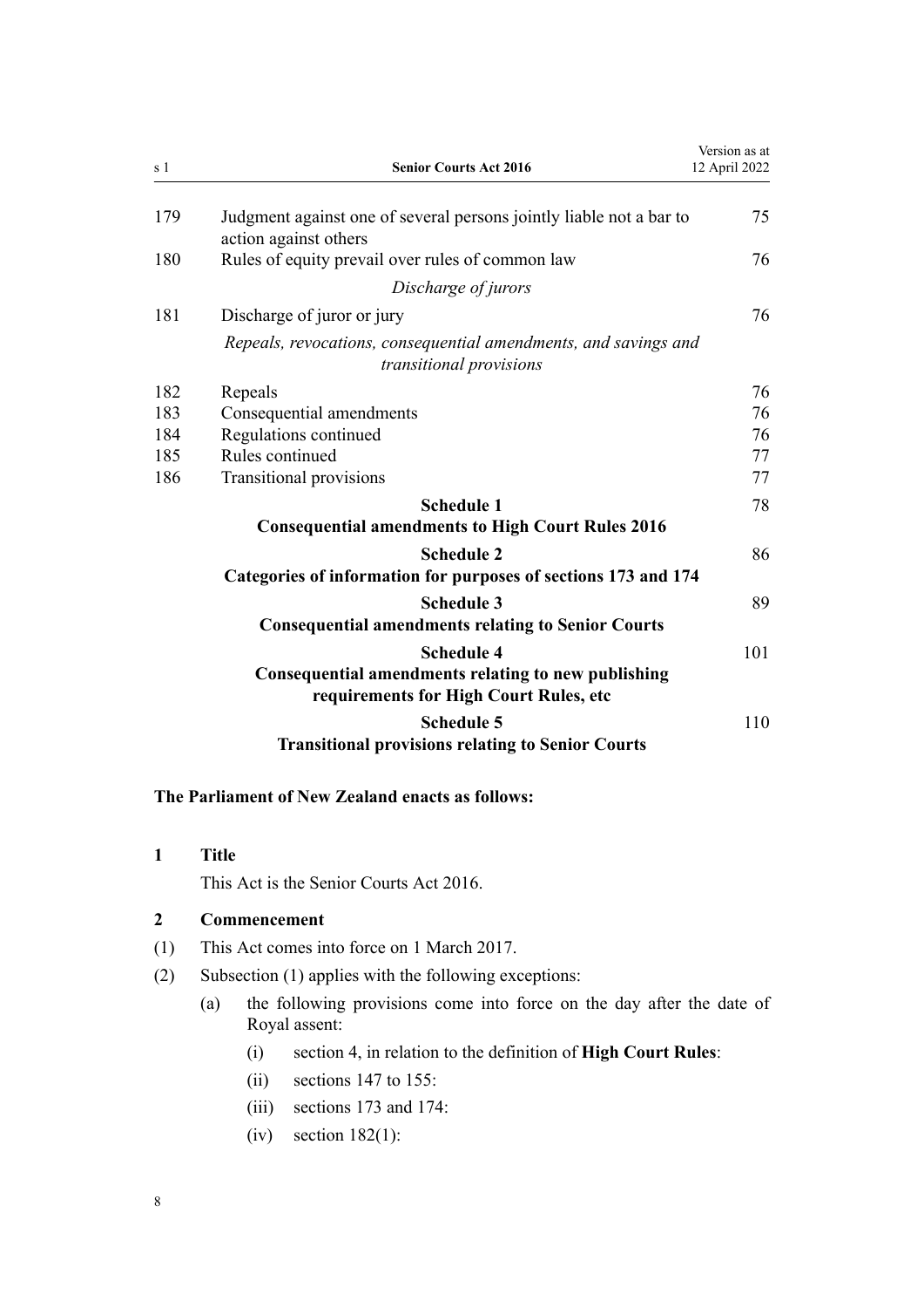| | | |
|---|---|---|
| 179 | Judgment against one of several persons jointly liable not a bar to action against others | 75 |
| 180 | Rules of equity prevail over rules of common law | 76 |
| | *Discharge of jurors* | |
| 181 | Discharge of juror or jury | 76 |
| | *Repeals, revocations, consequential amendments, and savings and transitional provisions* | |
| 182 | Repeals | 76 |
| 183 | Consequential amendments | 76 |
| 184 | Regulations continued | 76 |
| 185 | Rules continued | 77 |
| 186 | Transitional provisions | 77 |
| | **Schedule 1**<br>**Consequential amendments to High Court Rules 2016** | 78 |
| | **Schedule 2**<br>**Categories of information for purposes of sections 173 and 174** | 86 |
| | **Schedule 3**<br>**Consequential amendments relating to Senior Courts** | 89 |
| | **Schedule 4**<br>**Consequential amendments relating to new publishing requirements for High Court Rules, etc** | 101 |
| | **Schedule 5**<br>**Transitional provisions relating to Senior Courts** | 110 |

**The Parliament of New Zealand enacts as follows:**

**1 Title**

This Act is the Senior Courts Act 2016.

**2 Commencement**

(1) This Act comes into force on 1 March 2017.

(2) Subsection (1) applies with the following exceptions:

- (a) the following provisions come into force on the day after the date of Royal assent:
  - (i) section 4, in relation to the definition of **High Court Rules**:
  - (ii) sections 147 to 155:
  - (iii) sections 173 and 174:
  - (iv) section 182(1):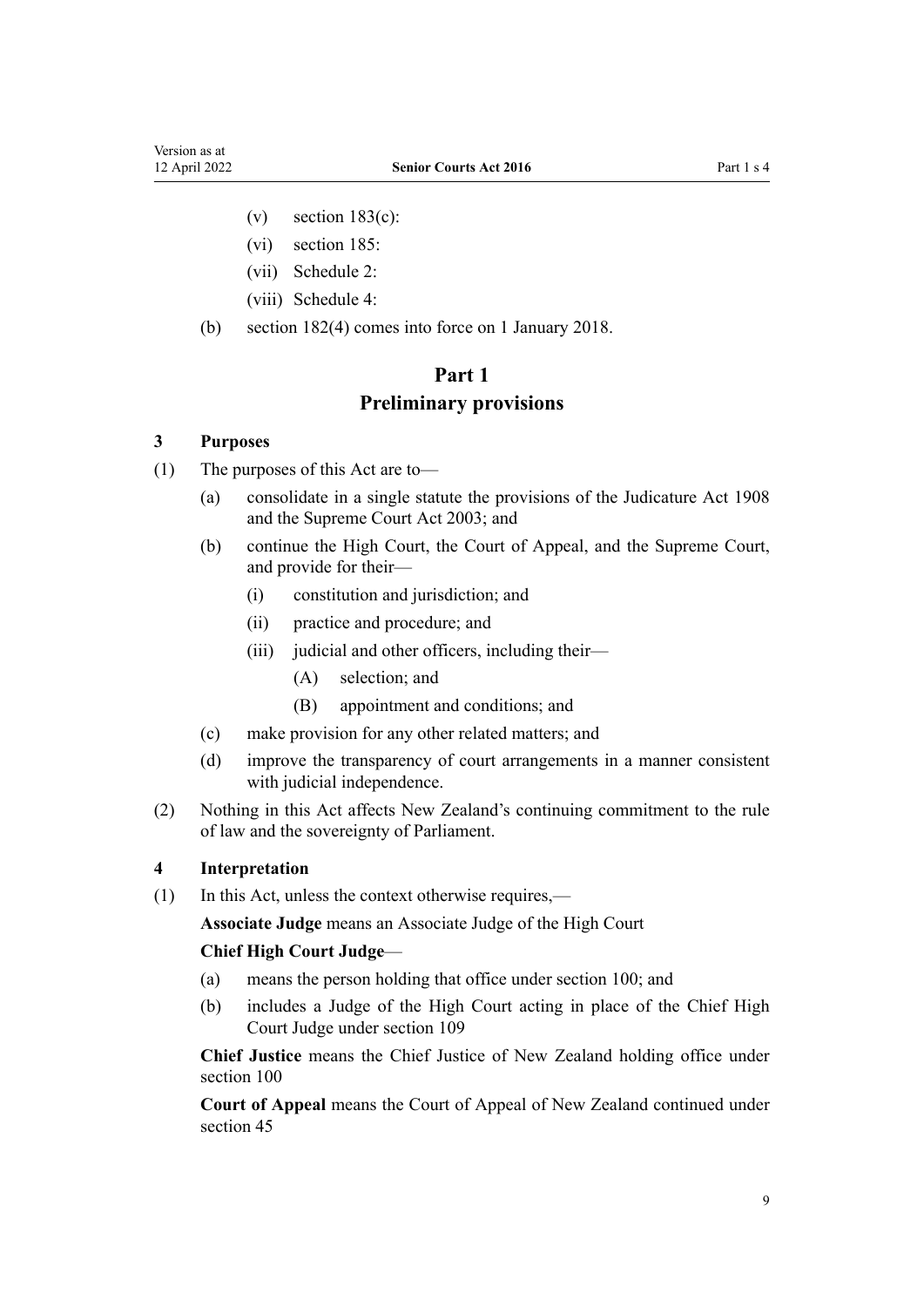(v) section 183(c):

    (vi) section 185:

    (vii) Schedule 2:

    (viii) Schedule 4:

(b) section 182(4) comes into force on 1 January 2018.

# Part 1
# Preliminary provisions

### 3 Purposes

(1) The purposes of this Act are to—

  (a) consolidate in a single statute the provisions of the Judicature Act 1908 and the Supreme Court Act 2003; and

  (b) continue the High Court, the Court of Appeal, and the Supreme Court, and provide for their—

    (i) constitution and jurisdiction; and

    (ii) practice and procedure; and

    (iii) judicial and other officers, including their—

      (A) selection; and

      (B) appointment and conditions; and

  (c) make provision for any other related matters; and

  (d) improve the transparency of court arrangements in a manner consistent with judicial independence.

(2) Nothing in this Act affects New Zealand's continuing commitment to the rule of law and the sovereignty of Parliament.

### 4 Interpretation

(1) In this Act, unless the context otherwise requires,—

**Associate Judge** means an Associate Judge of the High Court

**Chief High Court Judge**—

  (a) means the person holding that office under section 100; and

  (b) includes a Judge of the High Court acting in place of the Chief High Court Judge under section 109

**Chief Justice** means the Chief Justice of New Zealand holding office under section 100

**Court of Appeal** means the Court of Appeal of New Zealand continued under section 45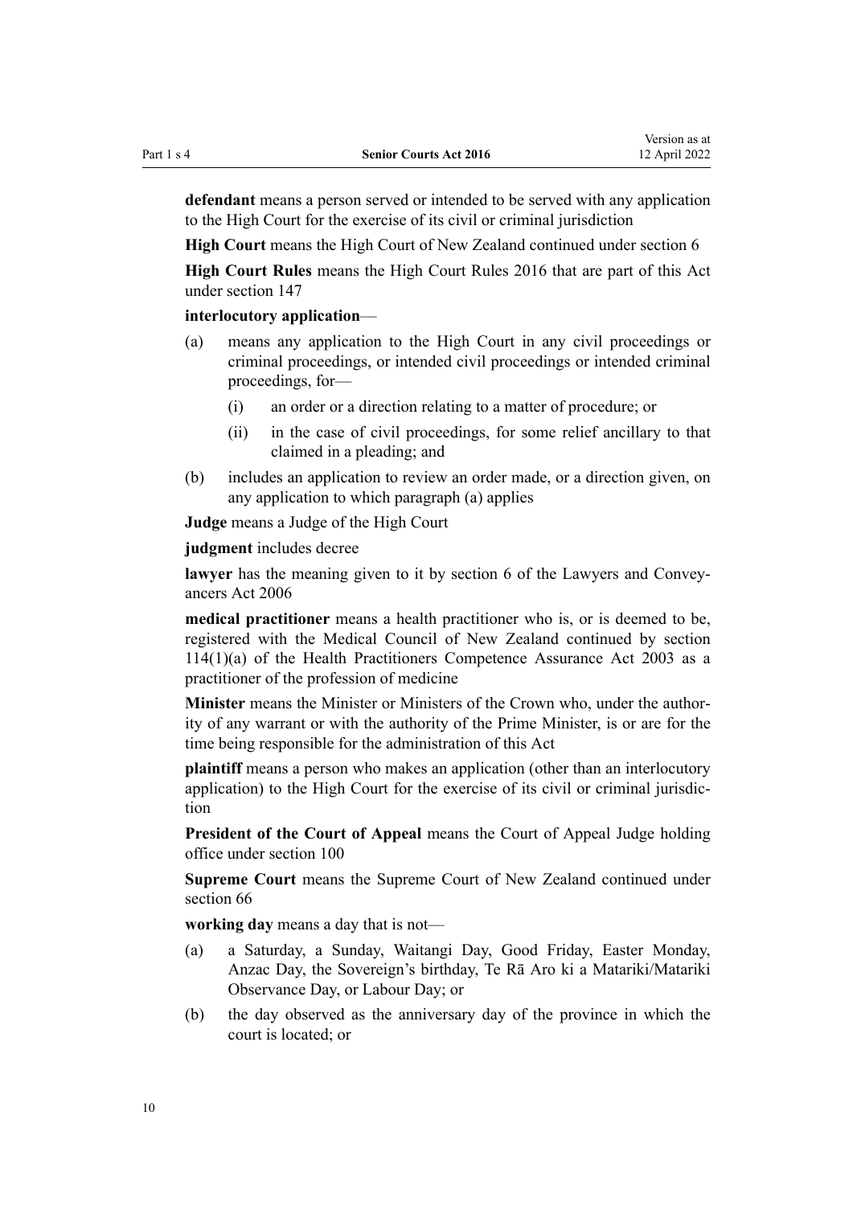**defendant** means a person served or intended to be served with any application to the High Court for the exercise of its civil or criminal jurisdiction

**High Court** means the High Court of New Zealand continued under section 6

**High Court Rules** means the High Court Rules 2016 that are part of this Act under section 147

**interlocutory application**—

(a) means any application to the High Court in any civil proceedings or criminal proceedings, or intended civil proceedings or intended criminal proceedings, for—

  (i) an order or a direction relating to a matter of procedure; or

  (ii) in the case of civil proceedings, for some relief ancillary to that claimed in a pleading; and

(b) includes an application to review an order made, or a direction given, on any application to which paragraph (a) applies

**Judge** means a Judge of the High Court

**judgment** includes decree

**lawyer** has the meaning given to it by section 6 of the Lawyers and Conveyancers Act 2006

**medical practitioner** means a health practitioner who is, or is deemed to be, registered with the Medical Council of New Zealand continued by section 114(1)(a) of the Health Practitioners Competence Assurance Act 2003 as a practitioner of the profession of medicine

**Minister** means the Minister or Ministers of the Crown who, under the authority of any warrant or with the authority of the Prime Minister, is or are for the time being responsible for the administration of this Act

**plaintiff** means a person who makes an application (other than an interlocutory application) to the High Court for the exercise of its civil or criminal jurisdiction

**President of the Court of Appeal** means the Court of Appeal Judge holding office under section 100

**Supreme Court** means the Supreme Court of New Zealand continued under section 66

**working day** means a day that is not—

(a) a Saturday, a Sunday, Waitangi Day, Good Friday, Easter Monday, Anzac Day, the Sovereign's birthday, Te Rā Aro ki a Matariki/Matariki Observance Day, or Labour Day; or

(b) the day observed as the anniversary day of the province in which the court is located; or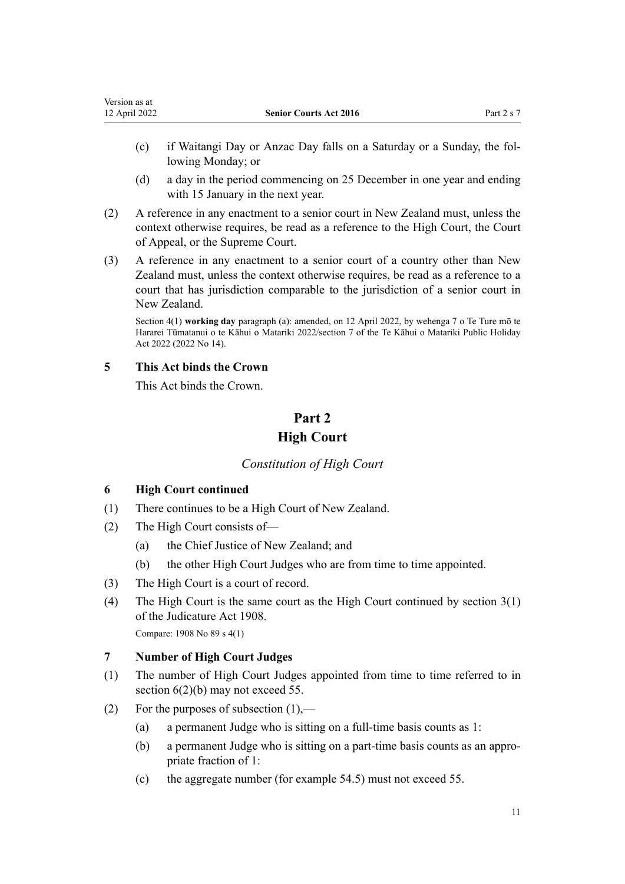(c) if Waitangi Day or Anzac Day falls on a Saturday or a Sunday, the following Monday; or

(d) a day in the period commencing on 25 December in one year and ending with 15 January in the next year.

(2) A reference in any enactment to a senior court in New Zealand must, unless the context otherwise requires, be read as a reference to the High Court, the Court of Appeal, or the Supreme Court.

(3) A reference in any enactment to a senior court of a country other than New Zealand must, unless the context otherwise requires, be read as a reference to a court that has jurisdiction comparable to the jurisdiction of a senior court in New Zealand.

Section 4(1) **working day** paragraph (a): amended, on 12 April 2022, by wehenga 7 o Te Ture mō te Hararei Tūmatanui o te Kāhui o Matariki 2022/section 7 of the Te Kāhui o Matariki Public Holiday Act 2022 (2022 No 14).

### 5 This Act binds the Crown

This Act binds the Crown.

# Part 2
# High Court

## *Constitution of High Court*

### 6 High Court continued

(1) There continues to be a High Court of New Zealand.

(2) The High Court consists of—

(a) the Chief Justice of New Zealand; and

(b) the other High Court Judges who are from time to time appointed.

(3) The High Court is a court of record.

(4) The High Court is the same court as the High Court continued by section 3(1) of the Judicature Act 1908.

Compare: 1908 No 89 s 4(1)

### 7 Number of High Court Judges

(1) The number of High Court Judges appointed from time to time referred to in section 6(2)(b) may not exceed 55.

(2) For the purposes of subsection (1),—

(a) a permanent Judge who is sitting on a full-time basis counts as 1:

(b) a permanent Judge who is sitting on a part-time basis counts as an appropriate fraction of 1:

(c) the aggregate number (for example 54.5) must not exceed 55.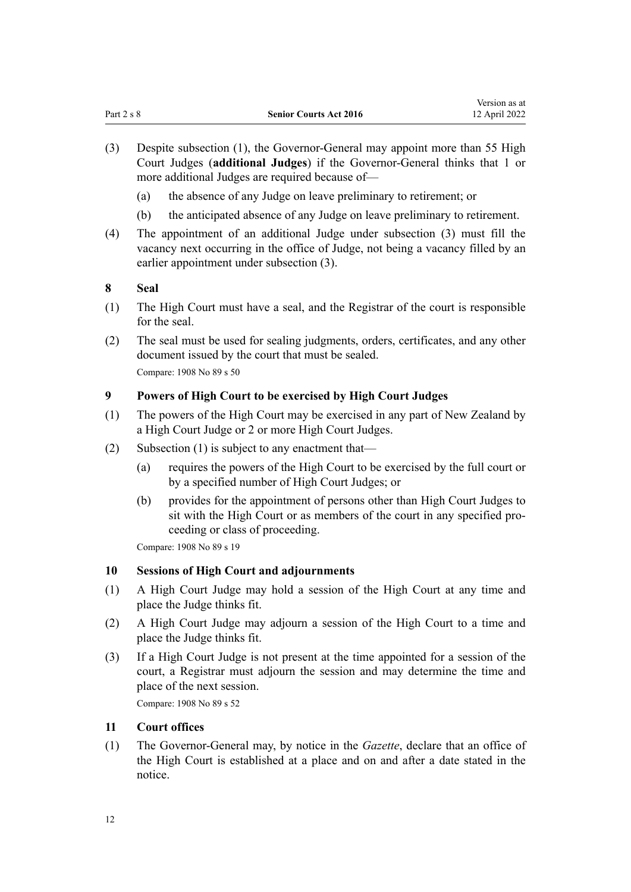(3) Despite subsection (1), the Governor-General may appoint more than 55 High Court Judges (**additional Judges**) if the Governor-General thinks that 1 or more additional Judges are required because of—

  (a) the absence of any Judge on leave preliminary to retirement; or

  (b) the anticipated absence of any Judge on leave preliminary to retirement.

(4) The appointment of an additional Judge under subsection (3) must fill the vacancy next occurring in the office of Judge, not being a vacancy filled by an earlier appointment under subsection (3).

### 8 Seal

(1) The High Court must have a seal, and the Registrar of the court is responsible for the seal.

(2) The seal must be used for sealing judgments, orders, certificates, and any other document issued by the court that must be sealed.

Compare: 1908 No 89 s 50

### 9 Powers of High Court to be exercised by High Court Judges

(1) The powers of the High Court may be exercised in any part of New Zealand by a High Court Judge or 2 or more High Court Judges.

(2) Subsection (1) is subject to any enactment that—

  (a) requires the powers of the High Court to be exercised by the full court or by a specified number of High Court Judges; or

  (b) provides for the appointment of persons other than High Court Judges to sit with the High Court or as members of the court in any specified proceeding or class of proceeding.

Compare: 1908 No 89 s 19

### 10 Sessions of High Court and adjournments

(1) A High Court Judge may hold a session of the High Court at any time and place the Judge thinks fit.

(2) A High Court Judge may adjourn a session of the High Court to a time and place the Judge thinks fit.

(3) If a High Court Judge is not present at the time appointed for a session of the court, a Registrar must adjourn the session and may determine the time and place of the next session.

Compare: 1908 No 89 s 52

### 11 Court offices

(1) The Governor-General may, by notice in the *Gazette*, declare that an office of the High Court is established at a place and on and after a date stated in the notice.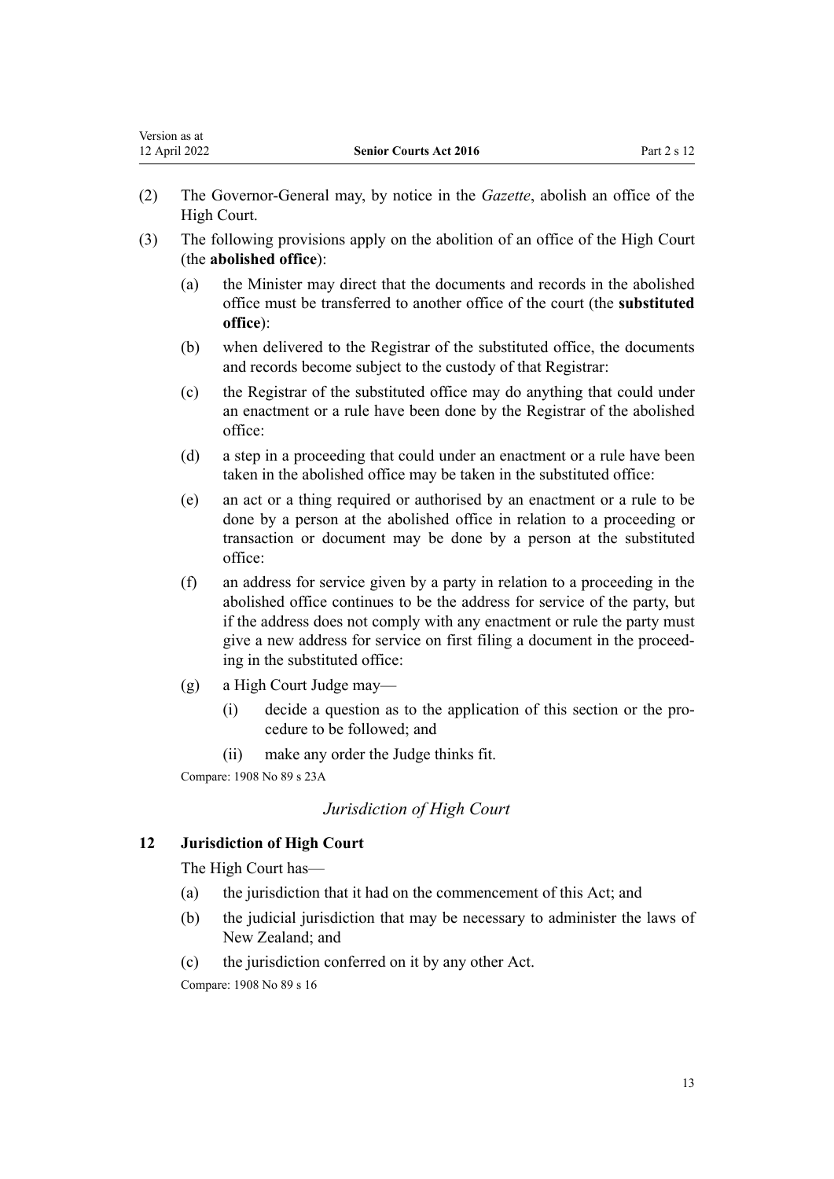(2) The Governor-General may, by notice in the *Gazette*, abolish an office of the High Court.

(3) The following provisions apply on the abolition of an office of the High Court (the **abolished office**):

  (a) the Minister may direct that the documents and records in the abolished office must be transferred to another office of the court (the **substituted office**):

  (b) when delivered to the Registrar of the substituted office, the documents and records become subject to the custody of that Registrar:

  (c) the Registrar of the substituted office may do anything that could under an enactment or a rule have been done by the Registrar of the abolished office:

  (d) a step in a proceeding that could under an enactment or a rule have been taken in the abolished office may be taken in the substituted office:

  (e) an act or a thing required or authorised by an enactment or a rule to be done by a person at the abolished office in relation to a proceeding or transaction or document may be done by a person at the substituted office:

  (f) an address for service given by a party in relation to a proceeding in the abolished office continues to be the address for service of the party, but if the address does not comply with any enactment or rule the party must give a new address for service on first filing a document in the proceeding in the substituted office:

  (g) a High Court Judge may—

    (i) decide a question as to the application of this section or the procedure to be followed; and

    (ii) make any order the Judge thinks fit.

Compare: 1908 No 89 s 23A

### *Jurisdiction of High Court*

## 12 Jurisdiction of High Court

The High Court has—

  (a) the jurisdiction that it had on the commencement of this Act; and

  (b) the judicial jurisdiction that may be necessary to administer the laws of New Zealand; and

  (c) the jurisdiction conferred on it by any other Act.

Compare: 1908 No 89 s 16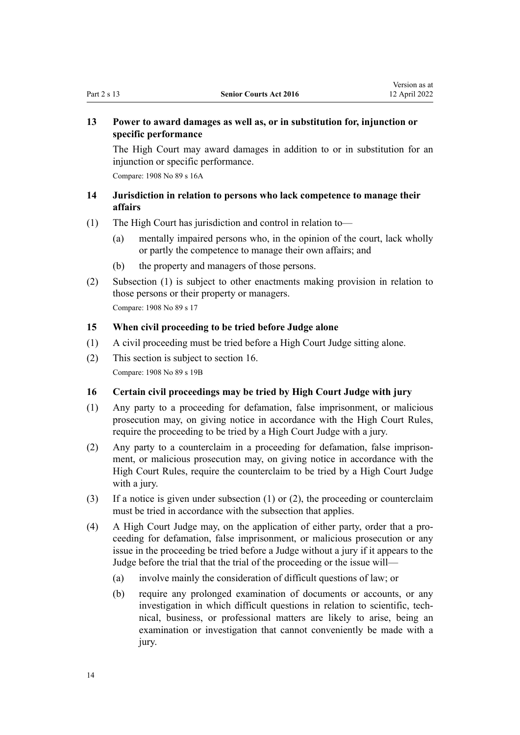### 13 Power to award damages as well as, or in substitution for, injunction or specific performance

The High Court may award damages in addition to or in substitution for an injunction or specific performance.

Compare: 1908 No 89 s 16A

### 14 Jurisdiction in relation to persons who lack competence to manage their affairs

(1) The High Court has jurisdiction and control in relation to—

(a) mentally impaired persons who, in the opinion of the court, lack wholly or partly the competence to manage their own affairs; and

(b) the property and managers of those persons.

(2) Subsection (1) is subject to other enactments making provision in relation to those persons or their property or managers.

Compare: 1908 No 89 s 17

### 15 When civil proceeding to be tried before Judge alone

(1) A civil proceeding must be tried before a High Court Judge sitting alone.

(2) This section is subject to section 16.

Compare: 1908 No 89 s 19B

### 16 Certain civil proceedings may be tried by High Court Judge with jury

(1) Any party to a proceeding for defamation, false imprisonment, or malicious prosecution may, on giving notice in accordance with the High Court Rules, require the proceeding to be tried by a High Court Judge with a jury.

(2) Any party to a counterclaim in a proceeding for defamation, false imprisonment, or malicious prosecution may, on giving notice in accordance with the High Court Rules, require the counterclaim to be tried by a High Court Judge with a jury.

(3) If a notice is given under subsection (1) or (2), the proceeding or counterclaim must be tried in accordance with the subsection that applies.

(4) A High Court Judge may, on the application of either party, order that a proceeding for defamation, false imprisonment, or malicious prosecution or any issue in the proceeding be tried before a Judge without a jury if it appears to the Judge before the trial that the trial of the proceeding or the issue will—

(a) involve mainly the consideration of difficult questions of law; or

(b) require any prolonged examination of documents or accounts, or any investigation in which difficult questions in relation to scientific, technical, business, or professional matters are likely to arise, being an examination or investigation that cannot conveniently be made with a jury.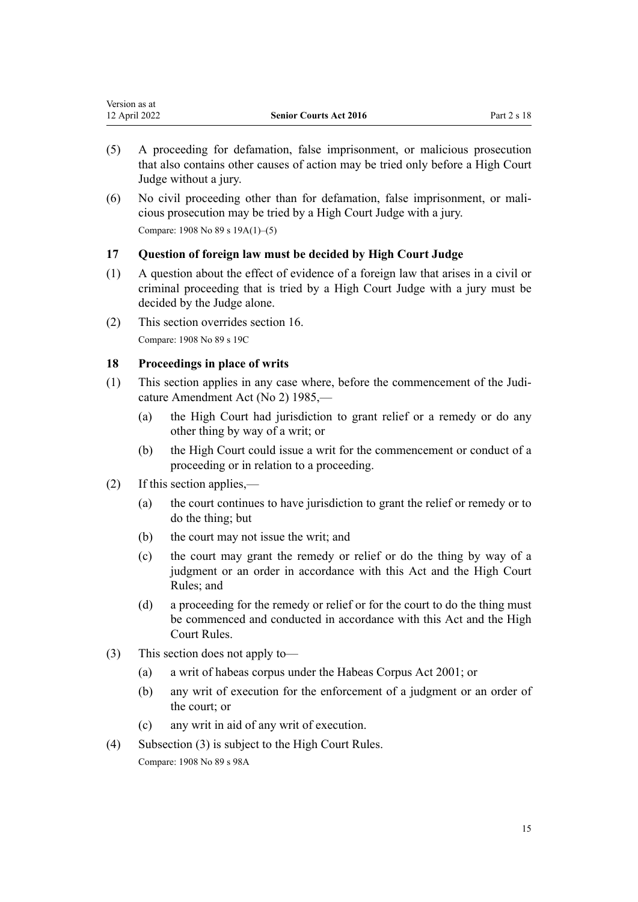(5) A proceeding for defamation, false imprisonment, or malicious prosecution that also contains other causes of action may be tried only before a High Court Judge without a jury.

(6) No civil proceeding other than for defamation, false imprisonment, or malicious prosecution may be tried by a High Court Judge with a jury.

Compare: 1908 No 89 s 19A(1)–(5)

### 17 Question of foreign law must be decided by High Court Judge

(1) A question about the effect of evidence of a foreign law that arises in a civil or criminal proceeding that is tried by a High Court Judge with a jury must be decided by the Judge alone.

(2) This section overrides section 16.

Compare: 1908 No 89 s 19C

### 18 Proceedings in place of writs

(1) This section applies in any case where, before the commencement of the Judicature Amendment Act (No 2) 1985,—

- (a) the High Court had jurisdiction to grant relief or a remedy or do any other thing by way of a writ; or
- (b) the High Court could issue a writ for the commencement or conduct of a proceeding or in relation to a proceeding.

(2) If this section applies,—

- (a) the court continues to have jurisdiction to grant the relief or remedy or to do the thing; but
- (b) the court may not issue the writ; and
- (c) the court may grant the remedy or relief or do the thing by way of a judgment or an order in accordance with this Act and the High Court Rules; and
- (d) a proceeding for the remedy or relief or for the court to do the thing must be commenced and conducted in accordance with this Act and the High Court Rules.

(3) This section does not apply to—

- (a) a writ of habeas corpus under the Habeas Corpus Act 2001; or
- (b) any writ of execution for the enforcement of a judgment or an order of the court; or
- (c) any writ in aid of any writ of execution.

(4) Subsection (3) is subject to the High Court Rules.

Compare: 1908 No 89 s 98A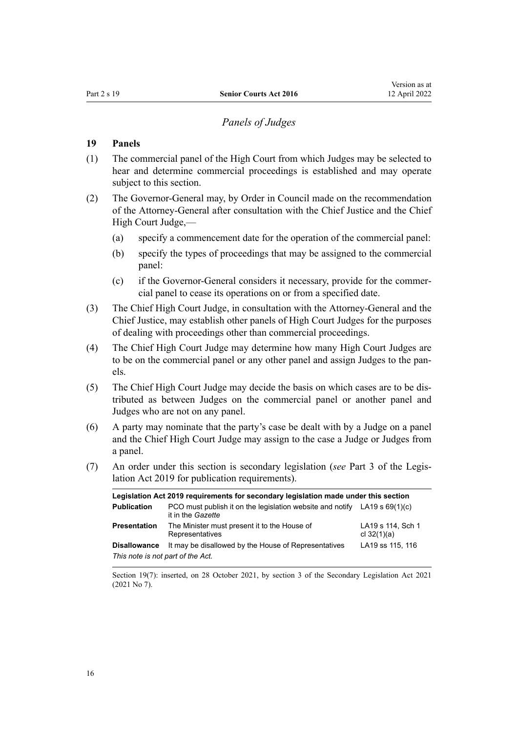## *Panels of Judges*

### 19 Panels

(1) The commercial panel of the High Court from which Judges may be selected to hear and determine commercial proceedings is established and may operate subject to this section.

(2) The Governor-General may, by Order in Council made on the recommendation of the Attorney-General after consultation with the Chief Justice and the Chief High Court Judge,—

- (a) specify a commencement date for the operation of the commercial panel:
- (b) specify the types of proceedings that may be assigned to the commercial panel:
- (c) if the Governor-General considers it necessary, provide for the commercial panel to cease its operations on or from a specified date.

(3) The Chief High Court Judge, in consultation with the Attorney-General and the Chief Justice, may establish other panels of High Court Judges for the purposes of dealing with proceedings other than commercial proceedings.

(4) The Chief High Court Judge may determine how many High Court Judges are to be on the commercial panel or any other panel and assign Judges to the panels.

(5) The Chief High Court Judge may decide the basis on which cases are to be distributed as between Judges on the commercial panel or another panel and Judges who are not on any panel.

(6) A party may nominate that the party's case be dealt with by a Judge on a panel and the Chief High Court Judge may assign to the case a Judge or Judges from a panel.

(7) An order under this section is secondary legislation (*see* Part 3 of the Legislation Act 2019 for publication requirements).

| Legislation Act 2019 requirements for secondary legislation made under this section | | |
|---|---|---|
| **Publication** | PCO must publish it on the legislation website and notify it in the *Gazette* | LA19 s 69(1)(c) |
| **Presentation** | The Minister must present it to the House of Representatives | LA19 s 114, Sch 1 cl 32(1)(a) |
| **Disallowance** | It may be disallowed by the House of Representatives | LA19 ss 115, 116 |

*This note is not part of the Act.*

Section 19(7): inserted, on 28 October 2021, by section 3 of the Secondary Legislation Act 2021 (2021 No 7).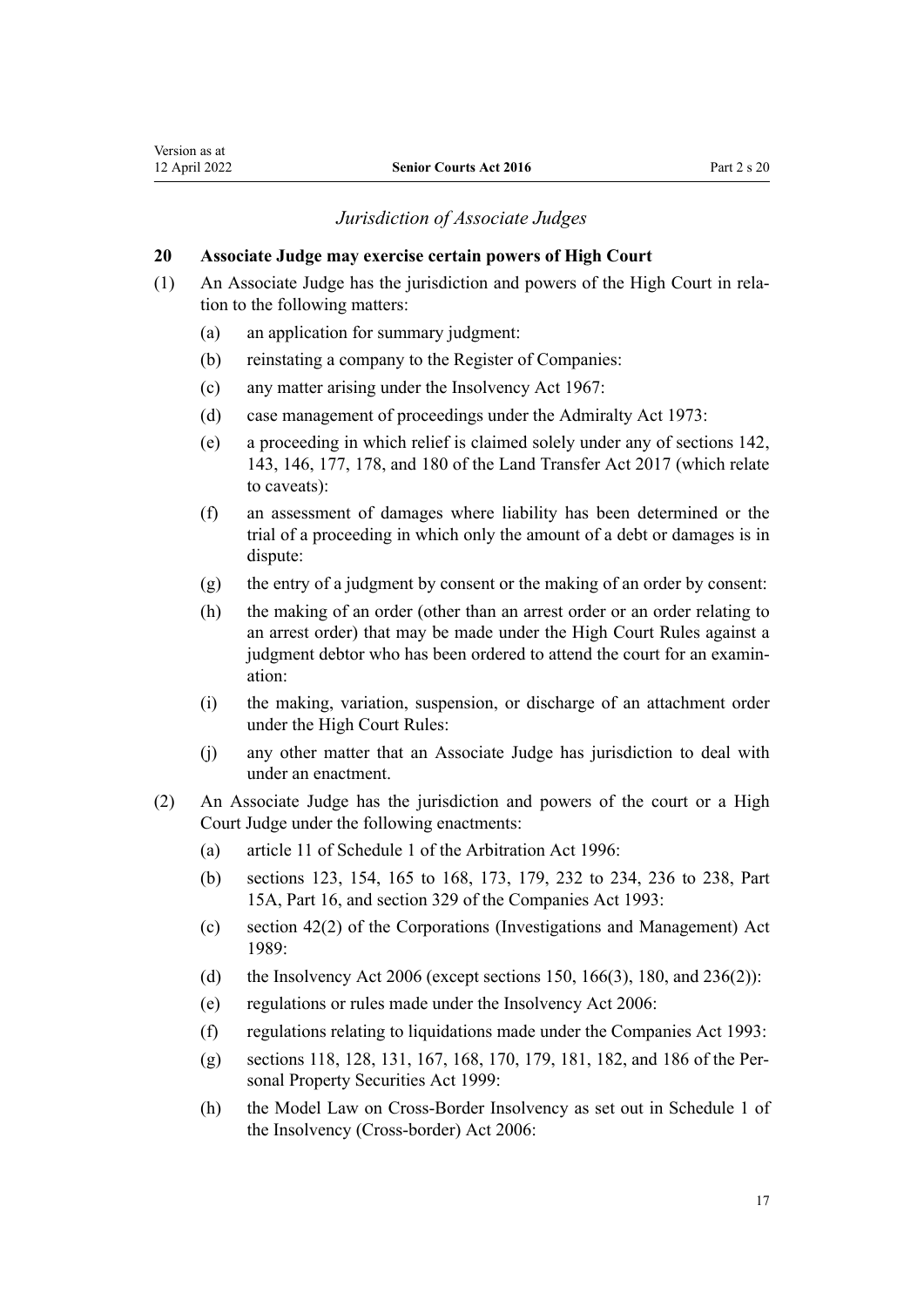*Jurisdiction of Associate Judges*

**20 Associate Judge may exercise certain powers of High Court**

(1) An Associate Judge has the jurisdiction and powers of the High Court in relation to the following matters:

(a) an application for summary judgment:

(b) reinstating a company to the Register of Companies:

(c) any matter arising under the Insolvency Act 1967:

(d) case management of proceedings under the Admiralty Act 1973:

(e) a proceeding in which relief is claimed solely under any of sections 142, 143, 146, 177, 178, and 180 of the Land Transfer Act 2017 (which relate to caveats):

(f) an assessment of damages where liability has been determined or the trial of a proceeding in which only the amount of a debt or damages is in dispute:

(g) the entry of a judgment by consent or the making of an order by consent:

(h) the making of an order (other than an arrest order or an order relating to an arrest order) that may be made under the High Court Rules against a judgment debtor who has been ordered to attend the court for an examination:

(i) the making, variation, suspension, or discharge of an attachment order under the High Court Rules:

(j) any other matter that an Associate Judge has jurisdiction to deal with under an enactment.

(2) An Associate Judge has the jurisdiction and powers of the court or a High Court Judge under the following enactments:

(a) article 11 of Schedule 1 of the Arbitration Act 1996:

(b) sections 123, 154, 165 to 168, 173, 179, 232 to 234, 236 to 238, Part 15A, Part 16, and section 329 of the Companies Act 1993:

(c) section 42(2) of the Corporations (Investigations and Management) Act 1989:

(d) the Insolvency Act 2006 (except sections 150, 166(3), 180, and 236(2)):

(e) regulations or rules made under the Insolvency Act 2006:

(f) regulations relating to liquidations made under the Companies Act 1993:

(g) sections 118, 128, 131, 167, 168, 170, 179, 181, 182, and 186 of the Personal Property Securities Act 1999:

(h) the Model Law on Cross-Border Insolvency as set out in Schedule 1 of the Insolvency (Cross-border) Act 2006: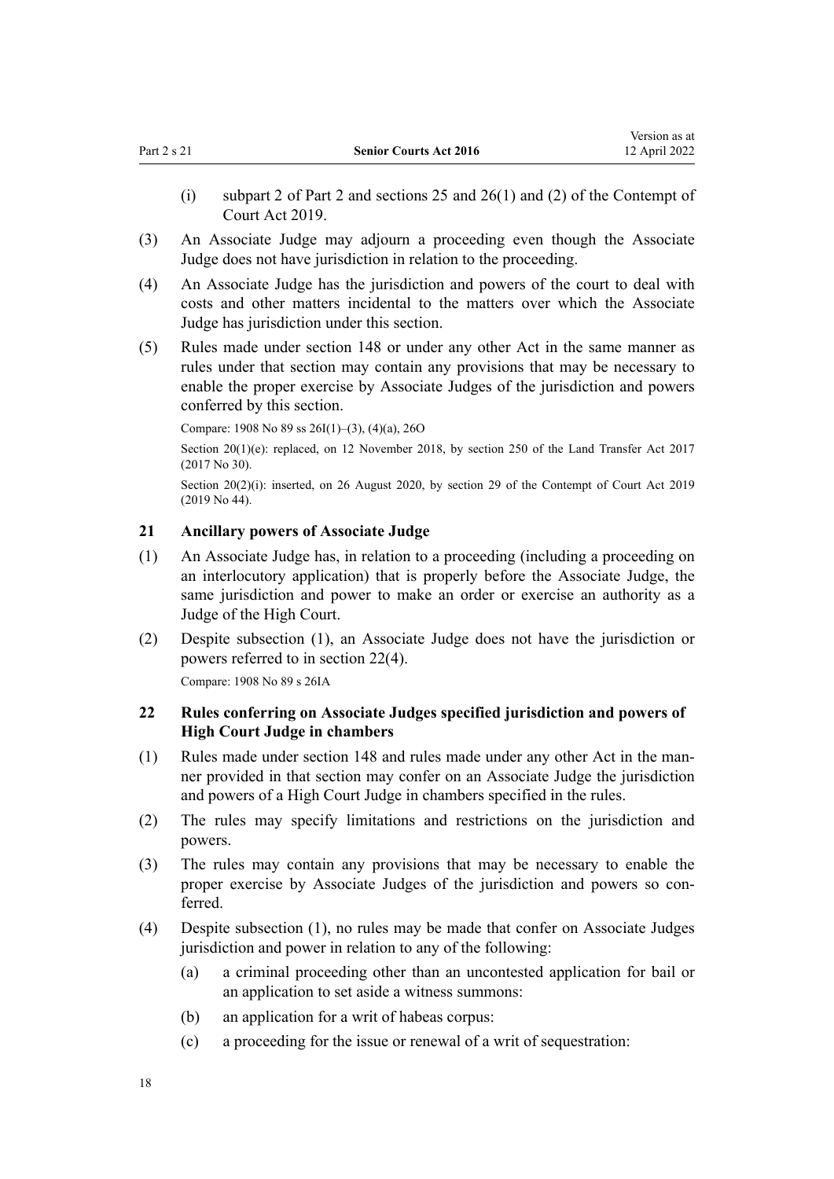(i) subpart 2 of Part 2 and sections 25 and 26(1) and (2) of the Contempt of Court Act 2019.

(3) An Associate Judge may adjourn a proceeding even though the Associate Judge does not have jurisdiction in relation to the proceeding.

(4) An Associate Judge has the jurisdiction and powers of the court to deal with costs and other matters incidental to the matters over which the Associate Judge has jurisdiction under this section.

(5) Rules made under section 148 or under any other Act in the same manner as rules under that section may contain any provisions that may be necessary to enable the proper exercise by Associate Judges of the jurisdiction and powers conferred by this section.

Compare: 1908 No 89 ss 26I(1)–(3), (4)(a), 26O

Section 20(1)(e): replaced, on 12 November 2018, by section 250 of the Land Transfer Act 2017 (2017 No 30).

Section 20(2)(i): inserted, on 26 August 2020, by section 29 of the Contempt of Court Act 2019 (2019 No 44).

### 21 Ancillary powers of Associate Judge

(1) An Associate Judge has, in relation to a proceeding (including a proceeding on an interlocutory application) that is properly before the Associate Judge, the same jurisdiction and power to make an order or exercise an authority as a Judge of the High Court.

(2) Despite subsection (1), an Associate Judge does not have the jurisdiction or powers referred to in section 22(4).

Compare: 1908 No 89 s 26IA

### 22 Rules conferring on Associate Judges specified jurisdiction and powers of High Court Judge in chambers

(1) Rules made under section 148 and rules made under any other Act in the manner provided in that section may confer on an Associate Judge the jurisdiction and powers of a High Court Judge in chambers specified in the rules.

(2) The rules may specify limitations and restrictions on the jurisdiction and powers.

(3) The rules may contain any provisions that may be necessary to enable the proper exercise by Associate Judges of the jurisdiction and powers so conferred.

(4) Despite subsection (1), no rules may be made that confer on Associate Judges jurisdiction and power in relation to any of the following:

(a) a criminal proceeding other than an uncontested application for bail or an application to set aside a witness summons:

(b) an application for a writ of habeas corpus:

(c) a proceeding for the issue or renewal of a writ of sequestration: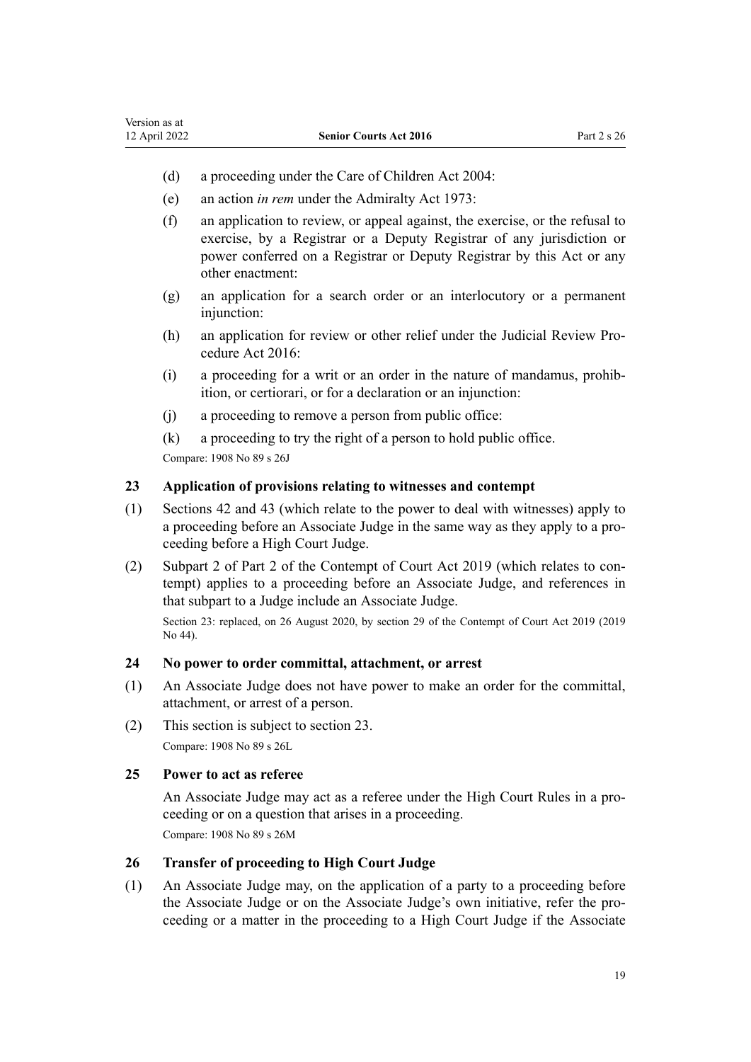(d) a proceeding under the Care of Children Act 2004:

(e) an action *in rem* under the Admiralty Act 1973:

(f) an application to review, or appeal against, the exercise, or the refusal to exercise, by a Registrar or a Deputy Registrar of any jurisdiction or power conferred on a Registrar or Deputy Registrar by this Act or any other enactment:

(g) an application for a search order or an interlocutory or a permanent injunction:

(h) an application for review or other relief under the Judicial Review Procedure Act 2016:

(i) a proceeding for a writ or an order in the nature of mandamus, prohibition, or certiorari, or for a declaration or an injunction:

(j) a proceeding to remove a person from public office:

(k) a proceeding to try the right of a person to hold public office.

Compare: 1908 No 89 s 26J

### 23 Application of provisions relating to witnesses and contempt

(1) Sections 42 and 43 (which relate to the power to deal with witnesses) apply to a proceeding before an Associate Judge in the same way as they apply to a proceeding before a High Court Judge.

(2) Subpart 2 of Part 2 of the Contempt of Court Act 2019 (which relates to contempt) applies to a proceeding before an Associate Judge, and references in that subpart to a Judge include an Associate Judge.

Section 23: replaced, on 26 August 2020, by section 29 of the Contempt of Court Act 2019 (2019 No 44).

### 24 No power to order committal, attachment, or arrest

(1) An Associate Judge does not have power to make an order for the committal, attachment, or arrest of a person.

(2) This section is subject to section 23.

Compare: 1908 No 89 s 26L

### 25 Power to act as referee

An Associate Judge may act as a referee under the High Court Rules in a proceeding or on a question that arises in a proceeding.

Compare: 1908 No 89 s 26M

### 26 Transfer of proceeding to High Court Judge

(1) An Associate Judge may, on the application of a party to a proceeding before the Associate Judge or on the Associate Judge's own initiative, refer the proceeding or a matter in the proceeding to a High Court Judge if the Associate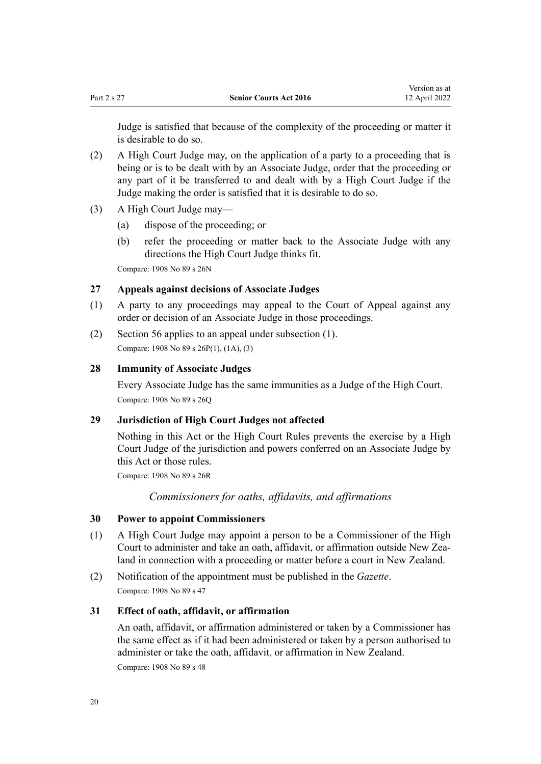Judge is satisfied that because of the complexity of the proceeding or matter it is desirable to do so.

(2) A High Court Judge may, on the application of a party to a proceeding that is being or is to be dealt with by an Associate Judge, order that the proceeding or any part of it be transferred to and dealt with by a High Court Judge if the Judge making the order is satisfied that it is desirable to do so.

(3) A High Court Judge may—

  (a) dispose of the proceeding; or

  (b) refer the proceeding or matter back to the Associate Judge with any directions the High Court Judge thinks fit.

Compare: 1908 No 89 s 26N

### 27 Appeals against decisions of Associate Judges

(1) A party to any proceedings may appeal to the Court of Appeal against any order or decision of an Associate Judge in those proceedings.

(2) Section 56 applies to an appeal under subsection (1).

Compare: 1908 No 89 s 26P(1), (1A), (3)

### 28 Immunity of Associate Judges

Every Associate Judge has the same immunities as a Judge of the High Court.

Compare: 1908 No 89 s 26Q

### 29 Jurisdiction of High Court Judges not affected

Nothing in this Act or the High Court Rules prevents the exercise by a High Court Judge of the jurisdiction and powers conferred on an Associate Judge by this Act or those rules.

Compare: 1908 No 89 s 26R

*Commissioners for oaths, affidavits, and affirmations*

### 30 Power to appoint Commissioners

(1) A High Court Judge may appoint a person to be a Commissioner of the High Court to administer and take an oath, affidavit, or affirmation outside New Zealand in connection with a proceeding or matter before a court in New Zealand.

(2) Notification of the appointment must be published in the *Gazette*.

Compare: 1908 No 89 s 47

### 31 Effect of oath, affidavit, or affirmation

An oath, affidavit, or affirmation administered or taken by a Commissioner has the same effect as if it had been administered or taken by a person authorised to administer or take the oath, affidavit, or affirmation in New Zealand.

Compare: 1908 No 89 s 48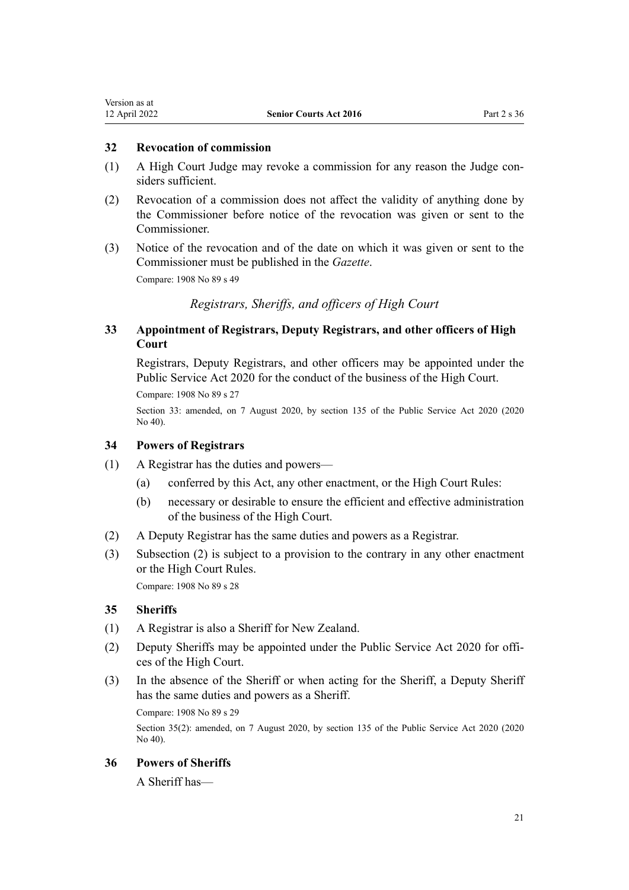### 32 Revocation of commission

(1) A High Court Judge may revoke a commission for any reason the Judge considers sufficient.

(2) Revocation of a commission does not affect the validity of anything done by the Commissioner before notice of the revocation was given or sent to the Commissioner.

(3) Notice of the revocation and of the date on which it was given or sent to the Commissioner must be published in the *Gazette*.

Compare: 1908 No 89 s 49

*Registrars, Sheriffs, and officers of High Court*

### 33 Appointment of Registrars, Deputy Registrars, and other officers of High Court

Registrars, Deputy Registrars, and other officers may be appointed under the Public Service Act 2020 for the conduct of the business of the High Court.

Compare: 1908 No 89 s 27

Section 33: amended, on 7 August 2020, by section 135 of the Public Service Act 2020 (2020 No 40).

### 34 Powers of Registrars

(1) A Registrar has the duties and powers—

(a) conferred by this Act, any other enactment, or the High Court Rules:

(b) necessary or desirable to ensure the efficient and effective administration of the business of the High Court.

(2) A Deputy Registrar has the same duties and powers as a Registrar.

(3) Subsection (2) is subject to a provision to the contrary in any other enactment or the High Court Rules.

Compare: 1908 No 89 s 28

### 35 Sheriffs

(1) A Registrar is also a Sheriff for New Zealand.

(2) Deputy Sheriffs may be appointed under the Public Service Act 2020 for offices of the High Court.

(3) In the absence of the Sheriff or when acting for the Sheriff, a Deputy Sheriff has the same duties and powers as a Sheriff.

Compare: 1908 No 89 s 29

Section 35(2): amended, on 7 August 2020, by section 135 of the Public Service Act 2020 (2020 No 40).

### 36 Powers of Sheriffs

A Sheriff has—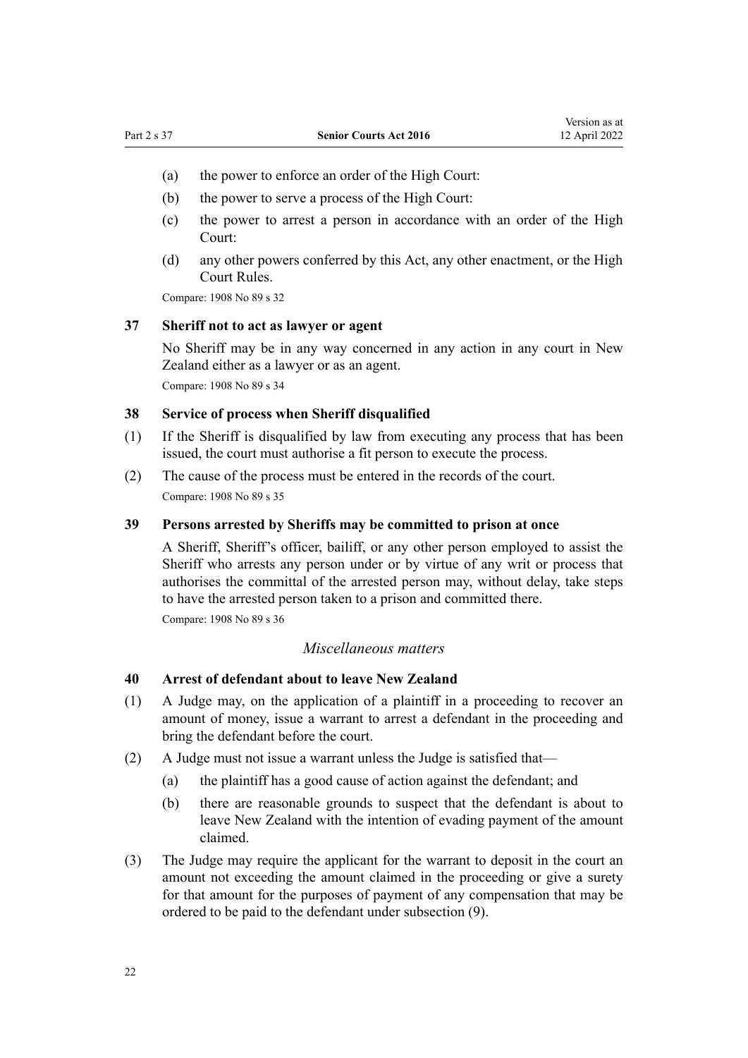(a) the power to enforce an order of the High Court:

(b) the power to serve a process of the High Court:

(c) the power to arrest a person in accordance with an order of the High Court:

(d) any other powers conferred by this Act, any other enactment, or the High Court Rules.

Compare: 1908 No 89 s 32

### 37 Sheriff not to act as lawyer or agent

No Sheriff may be in any way concerned in any action in any court in New Zealand either as a lawyer or as an agent.

Compare: 1908 No 89 s 34

### 38 Service of process when Sheriff disqualified

(1) If the Sheriff is disqualified by law from executing any process that has been issued, the court must authorise a fit person to execute the process.

(2) The cause of the process must be entered in the records of the court.

Compare: 1908 No 89 s 35

### 39 Persons arrested by Sheriffs may be committed to prison at once

A Sheriff, Sheriff's officer, bailiff, or any other person employed to assist the Sheriff who arrests any person under or by virtue of any writ or process that authorises the committal of the arrested person may, without delay, take steps to have the arrested person taken to a prison and committed there.

Compare: 1908 No 89 s 36

*Miscellaneous matters*

### 40 Arrest of defendant about to leave New Zealand

(1) A Judge may, on the application of a plaintiff in a proceeding to recover an amount of money, issue a warrant to arrest a defendant in the proceeding and bring the defendant before the court.

(2) A Judge must not issue a warrant unless the Judge is satisfied that—

(a) the plaintiff has a good cause of action against the defendant; and

(b) there are reasonable grounds to suspect that the defendant is about to leave New Zealand with the intention of evading payment of the amount claimed.

(3) The Judge may require the applicant for the warrant to deposit in the court an amount not exceeding the amount claimed in the proceeding or give a surety for that amount for the purposes of payment of any compensation that may be ordered to be paid to the defendant under subsection (9).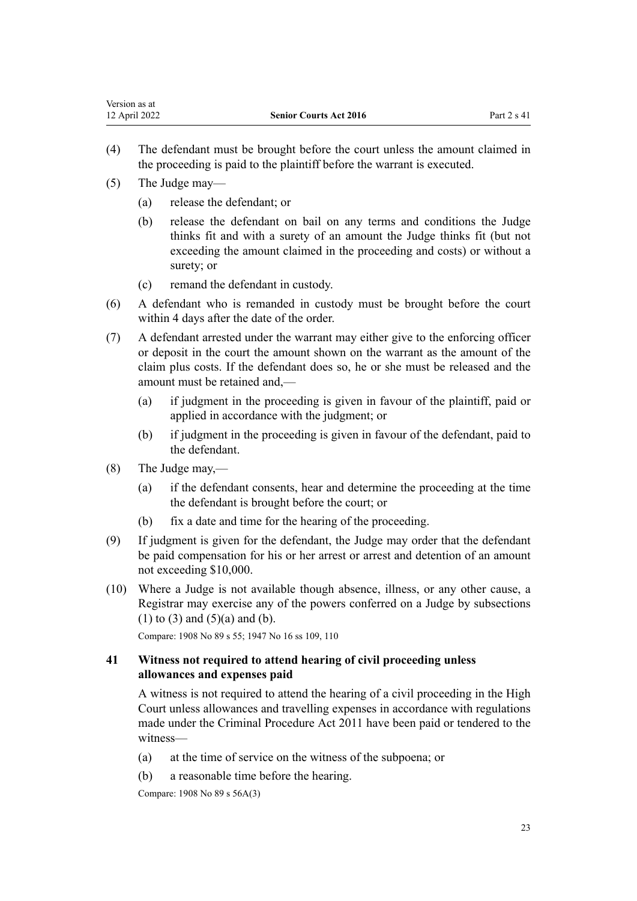(4) The defendant must be brought before the court unless the amount claimed in the proceeding is paid to the plaintiff before the warrant is executed.

(5) The Judge may—

  (a) release the defendant; or

  (b) release the defendant on bail on any terms and conditions the Judge thinks fit and with a surety of an amount the Judge thinks fit (but not exceeding the amount claimed in the proceeding and costs) or without a surety; or

  (c) remand the defendant in custody.

(6) A defendant who is remanded in custody must be brought before the court within 4 days after the date of the order.

(7) A defendant arrested under the warrant may either give to the enforcing officer or deposit in the court the amount shown on the warrant as the amount of the claim plus costs. If the defendant does so, he or she must be released and the amount must be retained and,—

  (a) if judgment in the proceeding is given in favour of the plaintiff, paid or applied in accordance with the judgment; or

  (b) if judgment in the proceeding is given in favour of the defendant, paid to the defendant.

(8) The Judge may,—

  (a) if the defendant consents, hear and determine the proceeding at the time the defendant is brought before the court; or

  (b) fix a date and time for the hearing of the proceeding.

(9) If judgment is given for the defendant, the Judge may order that the defendant be paid compensation for his or her arrest or arrest and detention of an amount not exceeding $10,000.

(10) Where a Judge is not available though absence, illness, or any other cause, a Registrar may exercise any of the powers conferred on a Judge by subsections (1) to (3) and (5)(a) and (b).

Compare: 1908 No 89 s 55; 1947 No 16 ss 109, 110

### 41 Witness not required to attend hearing of civil proceeding unless allowances and expenses paid

A witness is not required to attend the hearing of a civil proceeding in the High Court unless allowances and travelling expenses in accordance with regulations made under the Criminal Procedure Act 2011 have been paid or tendered to the witness—

  (a) at the time of service on the witness of the subpoena; or

  (b) a reasonable time before the hearing.

Compare: 1908 No 89 s 56A(3)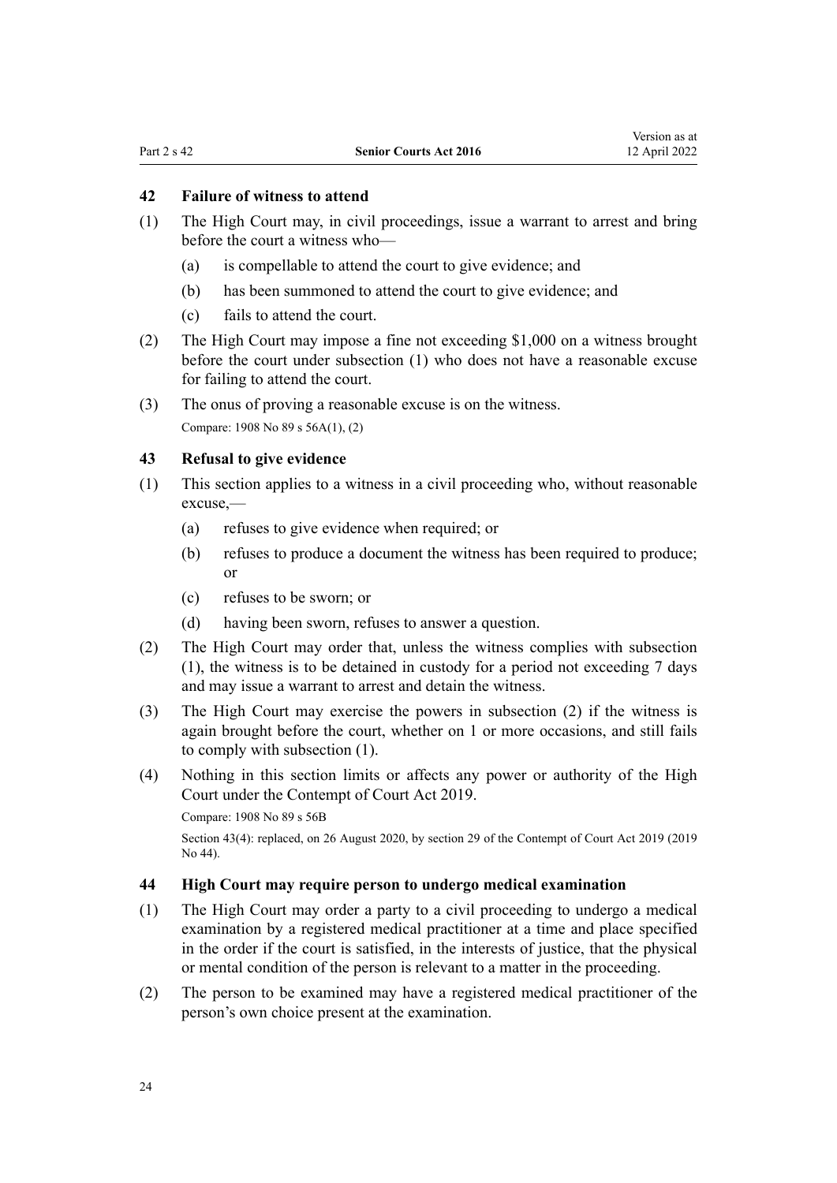## 42 Failure of witness to attend

(1) The High Court may, in civil proceedings, issue a warrant to arrest and bring before the court a witness who—

  (a) is compellable to attend the court to give evidence; and

  (b) has been summoned to attend the court to give evidence; and

  (c) fails to attend the court.

(2) The High Court may impose a fine not exceeding $1,000 on a witness brought before the court under subsection (1) who does not have a reasonable excuse for failing to attend the court.

(3) The onus of proving a reasonable excuse is on the witness.

Compare: 1908 No 89 s 56A(1), (2)

## 43 Refusal to give evidence

(1) This section applies to a witness in a civil proceeding who, without reasonable excuse,—

  (a) refuses to give evidence when required; or

  (b) refuses to produce a document the witness has been required to produce; or

  (c) refuses to be sworn; or

  (d) having been sworn, refuses to answer a question.

(2) The High Court may order that, unless the witness complies with subsection (1), the witness is to be detained in custody for a period not exceeding 7 days and may issue a warrant to arrest and detain the witness.

(3) The High Court may exercise the powers in subsection (2) if the witness is again brought before the court, whether on 1 or more occasions, and still fails to comply with subsection (1).

(4) Nothing in this section limits or affects any power or authority of the High Court under the Contempt of Court Act 2019.

Compare: 1908 No 89 s 56B

Section 43(4): replaced, on 26 August 2020, by section 29 of the Contempt of Court Act 2019 (2019 No 44).

## 44 High Court may require person to undergo medical examination

(1) The High Court may order a party to a civil proceeding to undergo a medical examination by a registered medical practitioner at a time and place specified in the order if the court is satisfied, in the interests of justice, that the physical or mental condition of the person is relevant to a matter in the proceeding.

(2) The person to be examined may have a registered medical practitioner of the person's own choice present at the examination.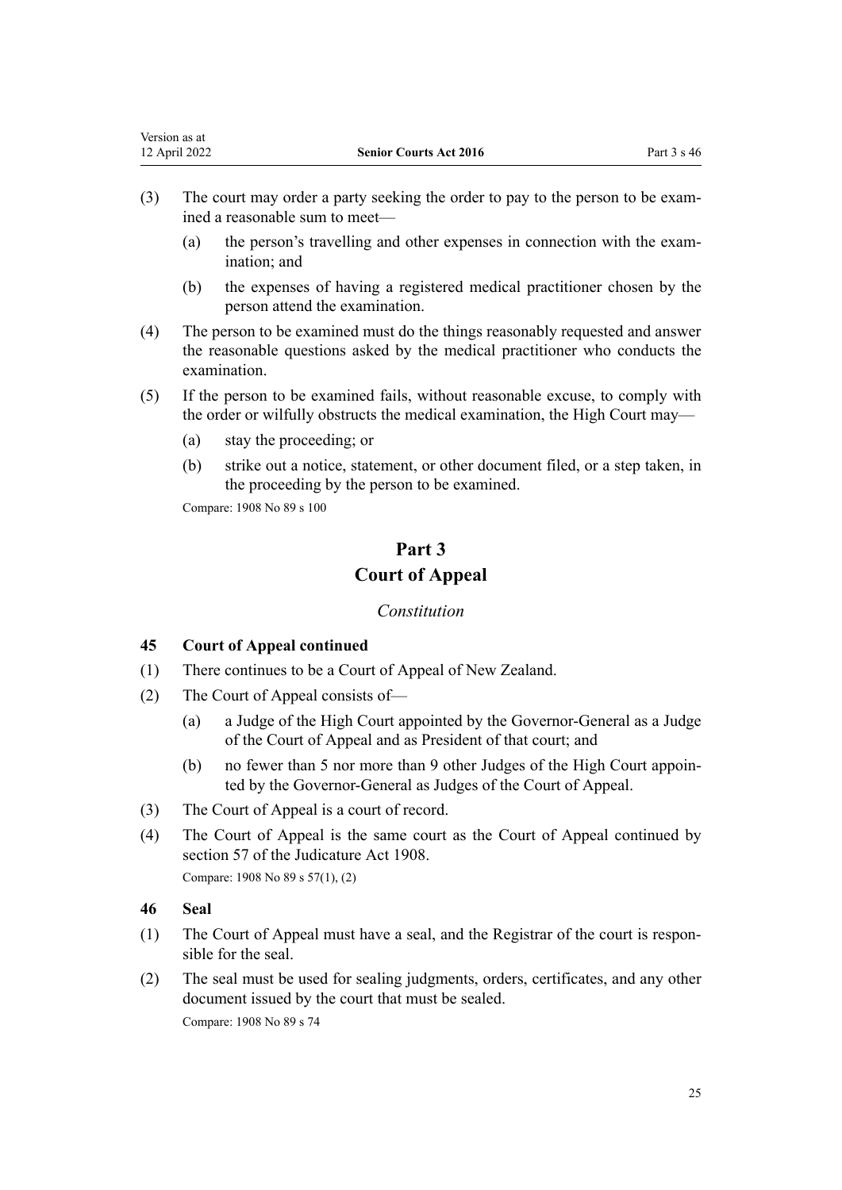(3) The court may order a party seeking the order to pay to the person to be examined a reasonable sum to meet—

(a) the person's travelling and other expenses in connection with the examination; and

(b) the expenses of having a registered medical practitioner chosen by the person attend the examination.

(4) The person to be examined must do the things reasonably requested and answer the reasonable questions asked by the medical practitioner who conducts the examination.

(5) If the person to be examined fails, without reasonable excuse, to comply with the order or wilfully obstructs the medical examination, the High Court may—

(a) stay the proceeding; or

(b) strike out a notice, statement, or other document filed, or a step taken, in the proceeding by the person to be examined.

Compare: 1908 No 89 s 100

# Part 3
# Court of Appeal

*Constitution*

### 45 Court of Appeal continued

(1) There continues to be a Court of Appeal of New Zealand.

(2) The Court of Appeal consists of—

(a) a Judge of the High Court appointed by the Governor-General as a Judge of the Court of Appeal and as President of that court; and

(b) no fewer than 5 nor more than 9 other Judges of the High Court appointed by the Governor-General as Judges of the Court of Appeal.

(3) The Court of Appeal is a court of record.

(4) The Court of Appeal is the same court as the Court of Appeal continued by section 57 of the Judicature Act 1908.

Compare: 1908 No 89 s 57(1), (2)

### 46 Seal

(1) The Court of Appeal must have a seal, and the Registrar of the court is responsible for the seal.

(2) The seal must be used for sealing judgments, orders, certificates, and any other document issued by the court that must be sealed.

Compare: 1908 No 89 s 74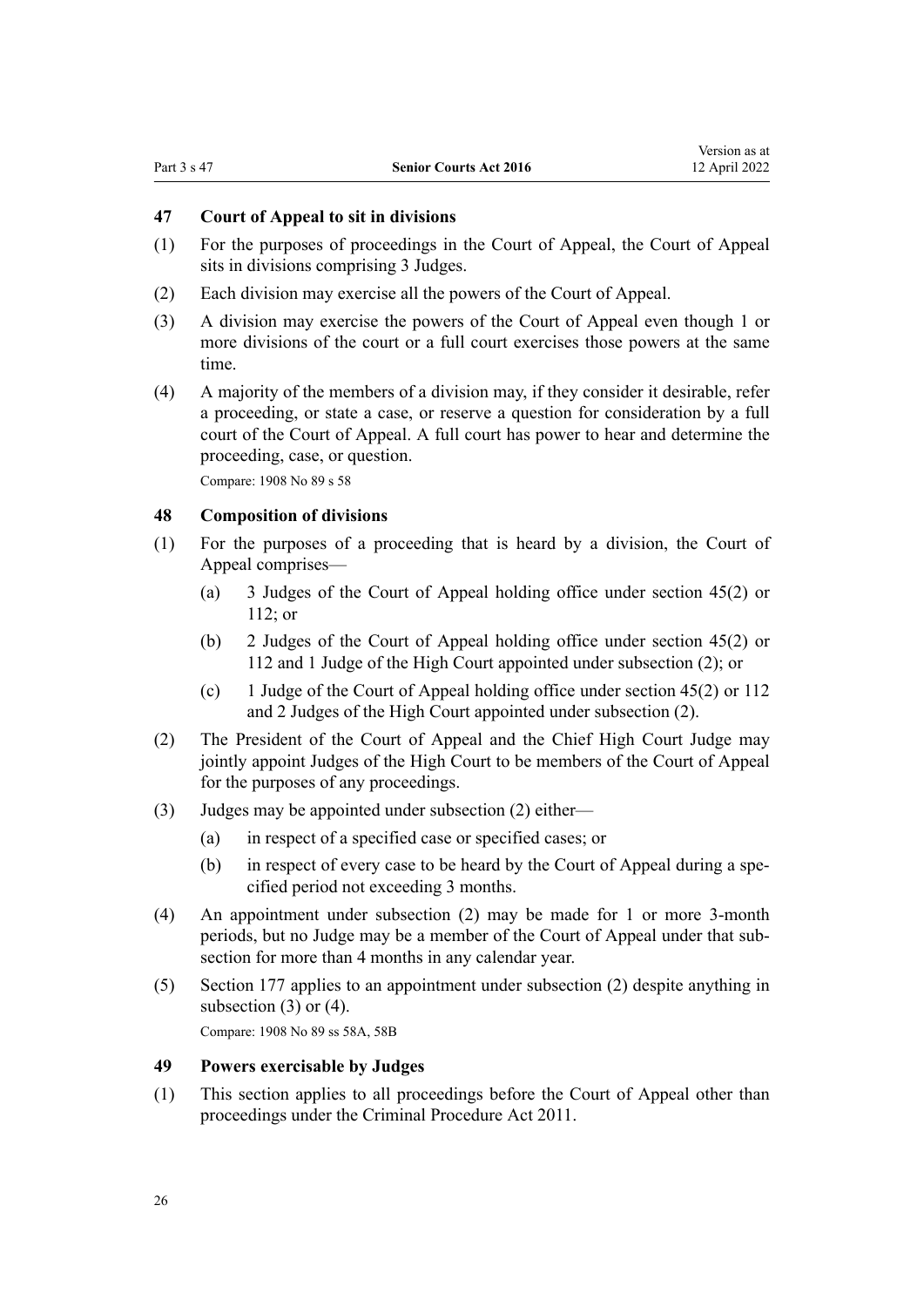### 47 Court of Appeal to sit in divisions

(1) For the purposes of proceedings in the Court of Appeal, the Court of Appeal sits in divisions comprising 3 Judges.

(2) Each division may exercise all the powers of the Court of Appeal.

(3) A division may exercise the powers of the Court of Appeal even though 1 or more divisions of the court or a full court exercises those powers at the same time.

(4) A majority of the members of a division may, if they consider it desirable, refer a proceeding, or state a case, or reserve a question for consideration by a full court of the Court of Appeal. A full court has power to hear and determine the proceeding, case, or question.

Compare: 1908 No 89 s 58

### 48 Composition of divisions

(1) For the purposes of a proceeding that is heard by a division, the Court of Appeal comprises—

   (a) 3 Judges of the Court of Appeal holding office under section 45(2) or 112; or

   (b) 2 Judges of the Court of Appeal holding office under section 45(2) or 112 and 1 Judge of the High Court appointed under subsection (2); or

   (c) 1 Judge of the Court of Appeal holding office under section 45(2) or 112 and 2 Judges of the High Court appointed under subsection (2).

(2) The President of the Court of Appeal and the Chief High Court Judge may jointly appoint Judges of the High Court to be members of the Court of Appeal for the purposes of any proceedings.

(3) Judges may be appointed under subsection (2) either—

   (a) in respect of a specified case or specified cases; or

   (b) in respect of every case to be heard by the Court of Appeal during a specified period not exceeding 3 months.

(4) An appointment under subsection (2) may be made for 1 or more 3-month periods, but no Judge may be a member of the Court of Appeal under that subsection for more than 4 months in any calendar year.

(5) Section 177 applies to an appointment under subsection (2) despite anything in subsection (3) or (4).

Compare: 1908 No 89 ss 58A, 58B

### 49 Powers exercisable by Judges

(1) This section applies to all proceedings before the Court of Appeal other than proceedings under the Criminal Procedure Act 2011.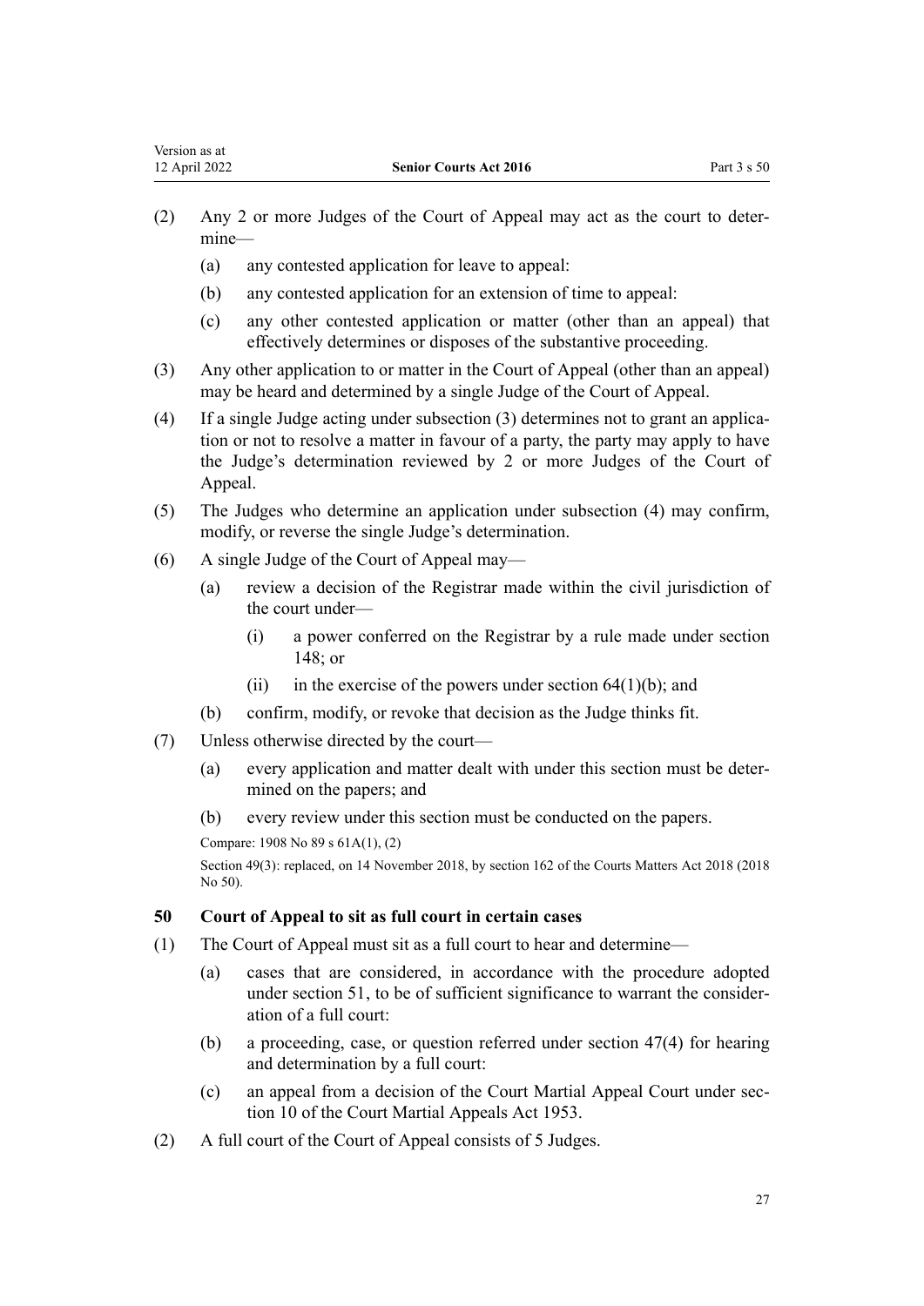(2) Any 2 or more Judges of the Court of Appeal may act as the court to determine—

(a) any contested application for leave to appeal:

(b) any contested application for an extension of time to appeal:

(c) any other contested application or matter (other than an appeal) that effectively determines or disposes of the substantive proceeding.

(3) Any other application to or matter in the Court of Appeal (other than an appeal) may be heard and determined by a single Judge of the Court of Appeal.

(4) If a single Judge acting under subsection (3) determines not to grant an application or not to resolve a matter in favour of a party, the party may apply to have the Judge's determination reviewed by 2 or more Judges of the Court of Appeal.

(5) The Judges who determine an application under subsection (4) may confirm, modify, or reverse the single Judge's determination.

(6) A single Judge of the Court of Appeal may—

(a) review a decision of the Registrar made within the civil jurisdiction of the court under—

(i) a power conferred on the Registrar by a rule made under section 148; or

(ii) in the exercise of the powers under section 64(1)(b); and

(b) confirm, modify, or revoke that decision as the Judge thinks fit.

(7) Unless otherwise directed by the court—

(a) every application and matter dealt with under this section must be determined on the papers; and

(b) every review under this section must be conducted on the papers.

Compare: 1908 No 89 s 61A(1), (2)

Section 49(3): replaced, on 14 November 2018, by section 162 of the Courts Matters Act 2018 (2018 No 50).

### 50 Court of Appeal to sit as full court in certain cases

(1) The Court of Appeal must sit as a full court to hear and determine—

(a) cases that are considered, in accordance with the procedure adopted under section 51, to be of sufficient significance to warrant the consideration of a full court:

(b) a proceeding, case, or question referred under section 47(4) for hearing and determination by a full court:

(c) an appeal from a decision of the Court Martial Appeal Court under section 10 of the Court Martial Appeals Act 1953.

(2) A full court of the Court of Appeal consists of 5 Judges.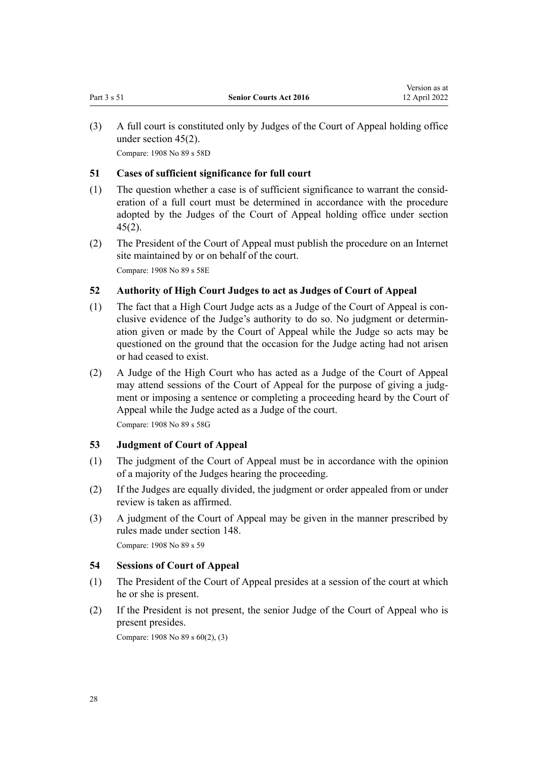(3) A full court is constituted only by Judges of the Court of Appeal holding office under section 45(2).

Compare: 1908 No 89 s 58D

### 51 Cases of sufficient significance for full court

(1) The question whether a case is of sufficient significance to warrant the consideration of a full court must be determined in accordance with the procedure adopted by the Judges of the Court of Appeal holding office under section 45(2).

(2) The President of the Court of Appeal must publish the procedure on an Internet site maintained by or on behalf of the court.

Compare: 1908 No 89 s 58E

### 52 Authority of High Court Judges to act as Judges of Court of Appeal

(1) The fact that a High Court Judge acts as a Judge of the Court of Appeal is conclusive evidence of the Judge's authority to do so. No judgment or determination given or made by the Court of Appeal while the Judge so acts may be questioned on the ground that the occasion for the Judge acting had not arisen or had ceased to exist.

(2) A Judge of the High Court who has acted as a Judge of the Court of Appeal may attend sessions of the Court of Appeal for the purpose of giving a judgment or imposing a sentence or completing a proceeding heard by the Court of Appeal while the Judge acted as a Judge of the court.

Compare: 1908 No 89 s 58G

### 53 Judgment of Court of Appeal

(1) The judgment of the Court of Appeal must be in accordance with the opinion of a majority of the Judges hearing the proceeding.

(2) If the Judges are equally divided, the judgment or order appealed from or under review is taken as affirmed.

(3) A judgment of the Court of Appeal may be given in the manner prescribed by rules made under section 148.

Compare: 1908 No 89 s 59

### 54 Sessions of Court of Appeal

(1) The President of the Court of Appeal presides at a session of the court at which he or she is present.

(2) If the President is not present, the senior Judge of the Court of Appeal who is present presides.

Compare: 1908 No 89 s 60(2), (3)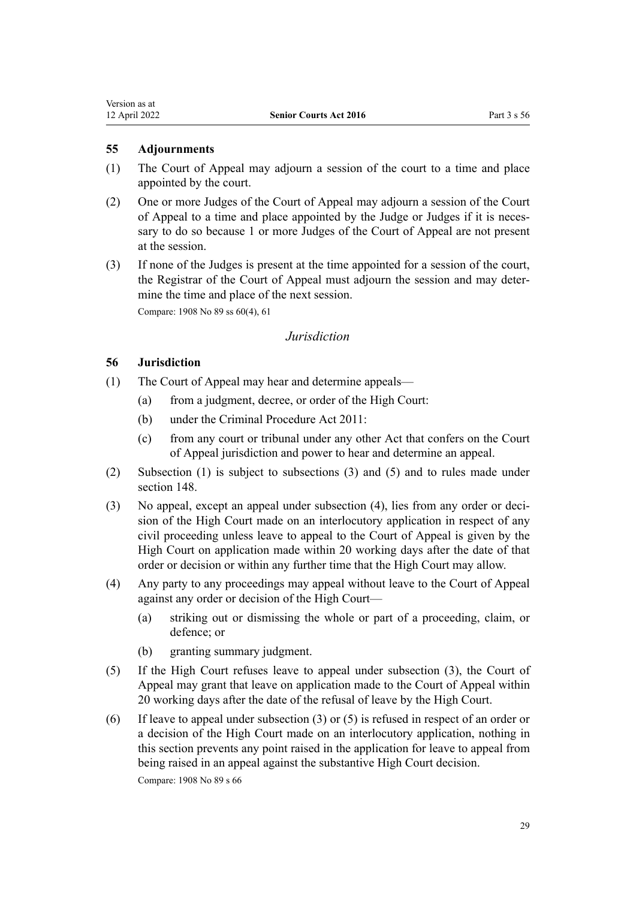### 55 Adjournments

(1) The Court of Appeal may adjourn a session of the court to a time and place appointed by the court.

(2) One or more Judges of the Court of Appeal may adjourn a session of the Court of Appeal to a time and place appointed by the Judge or Judges if it is necessary to do so because 1 or more Judges of the Court of Appeal are not present at the session.

(3) If none of the Judges is present at the time appointed for a session of the court, the Registrar of the Court of Appeal must adjourn the session and may determine the time and place of the next session.

Compare: 1908 No 89 ss 60(4), 61

## *Jurisdiction*

### 56 Jurisdiction

(1) The Court of Appeal may hear and determine appeals—

(a) from a judgment, decree, or order of the High Court:

(b) under the Criminal Procedure Act 2011:

(c) from any court or tribunal under any other Act that confers on the Court of Appeal jurisdiction and power to hear and determine an appeal.

(2) Subsection (1) is subject to subsections (3) and (5) and to rules made under section 148.

(3) No appeal, except an appeal under subsection (4), lies from any order or decision of the High Court made on an interlocutory application in respect of any civil proceeding unless leave to appeal to the Court of Appeal is given by the High Court on application made within 20 working days after the date of that order or decision or within any further time that the High Court may allow.

(4) Any party to any proceedings may appeal without leave to the Court of Appeal against any order or decision of the High Court—

(a) striking out or dismissing the whole or part of a proceeding, claim, or defence; or

(b) granting summary judgment.

(5) If the High Court refuses leave to appeal under subsection (3), the Court of Appeal may grant that leave on application made to the Court of Appeal within 20 working days after the date of the refusal of leave by the High Court.

(6) If leave to appeal under subsection (3) or (5) is refused in respect of an order or a decision of the High Court made on an interlocutory application, nothing in this section prevents any point raised in the application for leave to appeal from being raised in an appeal against the substantive High Court decision.

Compare: 1908 No 89 s 66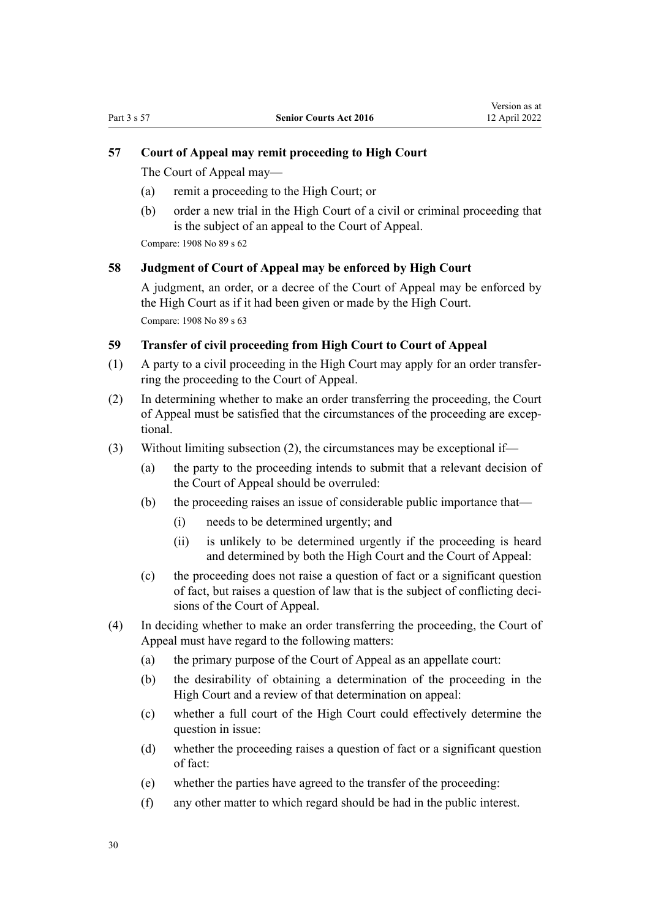## 57 Court of Appeal may remit proceeding to High Court

The Court of Appeal may—

(a) remit a proceeding to the High Court; or

(b) order a new trial in the High Court of a civil or criminal proceeding that is the subject of an appeal to the Court of Appeal.

Compare: 1908 No 89 s 62

## 58 Judgment of Court of Appeal may be enforced by High Court

A judgment, an order, or a decree of the Court of Appeal may be enforced by the High Court as if it had been given or made by the High Court.

Compare: 1908 No 89 s 63

## 59 Transfer of civil proceeding from High Court to Court of Appeal

(1) A party to a civil proceeding in the High Court may apply for an order transferring the proceeding to the Court of Appeal.

(2) In determining whether to make an order transferring the proceeding, the Court of Appeal must be satisfied that the circumstances of the proceeding are exceptional.

(3) Without limiting subsection (2), the circumstances may be exceptional if—

(a) the party to the proceeding intends to submit that a relevant decision of the Court of Appeal should be overruled:

(b) the proceeding raises an issue of considerable public importance that—

(i) needs to be determined urgently; and

(ii) is unlikely to be determined urgently if the proceeding is heard and determined by both the High Court and the Court of Appeal:

(c) the proceeding does not raise a question of fact or a significant question of fact, but raises a question of law that is the subject of conflicting decisions of the Court of Appeal.

(4) In deciding whether to make an order transferring the proceeding, the Court of Appeal must have regard to the following matters:

(a) the primary purpose of the Court of Appeal as an appellate court:

(b) the desirability of obtaining a determination of the proceeding in the High Court and a review of that determination on appeal:

(c) whether a full court of the High Court could effectively determine the question in issue:

(d) whether the proceeding raises a question of fact or a significant question of fact:

(e) whether the parties have agreed to the transfer of the proceeding:

(f) any other matter to which regard should be had in the public interest.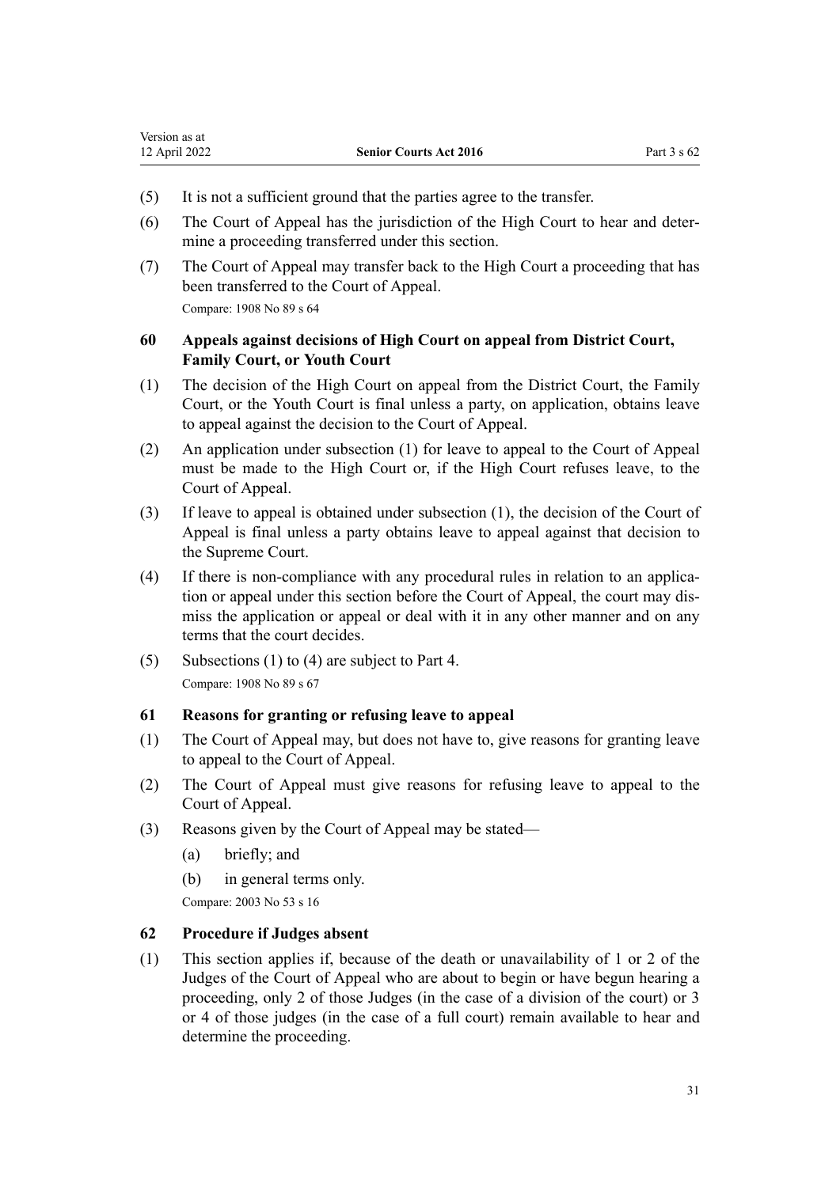(5) It is not a sufficient ground that the parties agree to the transfer.

(6) The Court of Appeal has the jurisdiction of the High Court to hear and determine a proceeding transferred under this section.

(7) The Court of Appeal may transfer back to the High Court a proceeding that has been transferred to the Court of Appeal.

Compare: 1908 No 89 s 64

### 60 Appeals against decisions of High Court on appeal from District Court, Family Court, or Youth Court

(1) The decision of the High Court on appeal from the District Court, the Family Court, or the Youth Court is final unless a party, on application, obtains leave to appeal against the decision to the Court of Appeal.

(2) An application under subsection (1) for leave to appeal to the Court of Appeal must be made to the High Court or, if the High Court refuses leave, to the Court of Appeal.

(3) If leave to appeal is obtained under subsection (1), the decision of the Court of Appeal is final unless a party obtains leave to appeal against that decision to the Supreme Court.

(4) If there is non-compliance with any procedural rules in relation to an application or appeal under this section before the Court of Appeal, the court may dismiss the application or appeal or deal with it in any other manner and on any terms that the court decides.

(5) Subsections (1) to (4) are subject to Part 4.

Compare: 1908 No 89 s 67

### 61 Reasons for granting or refusing leave to appeal

(1) The Court of Appeal may, but does not have to, give reasons for granting leave to appeal to the Court of Appeal.

(2) The Court of Appeal must give reasons for refusing leave to appeal to the Court of Appeal.

(3) Reasons given by the Court of Appeal may be stated—

  (a) briefly; and

  (b) in general terms only.

Compare: 2003 No 53 s 16

### 62 Procedure if Judges absent

(1) This section applies if, because of the death or unavailability of 1 or 2 of the Judges of the Court of Appeal who are about to begin or have begun hearing a proceeding, only 2 of those Judges (in the case of a division of the court) or 3 or 4 of those judges (in the case of a full court) remain available to hear and determine the proceeding.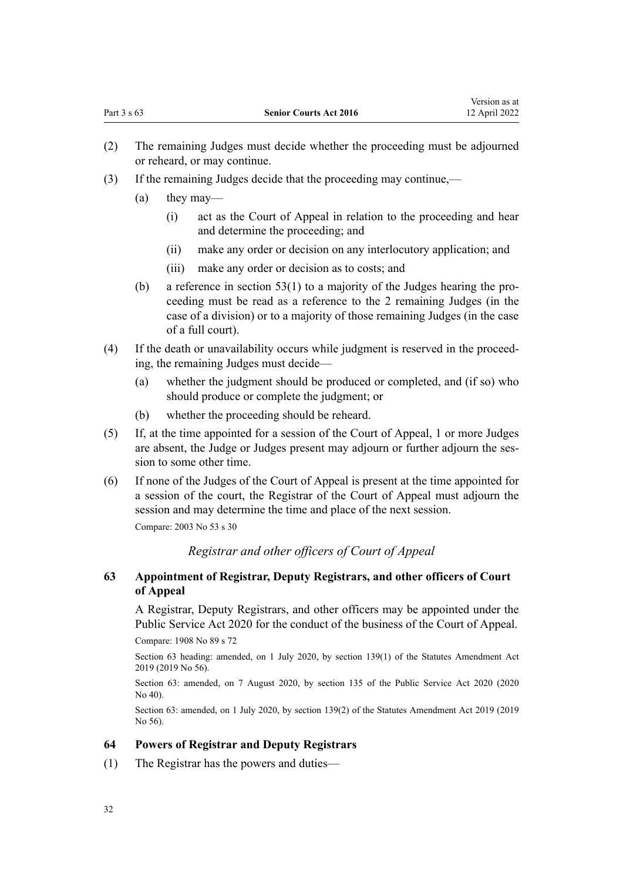(2) The remaining Judges must decide whether the proceeding must be adjourned or reheard, or may continue.

(3) If the remaining Judges decide that the proceeding may continue,—

 (a) they may—

  (i) act as the Court of Appeal in relation to the proceeding and hear and determine the proceeding; and

  (ii) make any order or decision on any interlocutory application; and

  (iii) make any order or decision as to costs; and

 (b) a reference in section 53(1) to a majority of the Judges hearing the proceeding must be read as a reference to the 2 remaining Judges (in the case of a division) or to a majority of those remaining Judges (in the case of a full court).

(4) If the death or unavailability occurs while judgment is reserved in the proceeding, the remaining Judges must decide—

 (a) whether the judgment should be produced or completed, and (if so) who should produce or complete the judgment; or

 (b) whether the proceeding should be reheard.

(5) If, at the time appointed for a session of the Court of Appeal, 1 or more Judges are absent, the Judge or Judges present may adjourn or further adjourn the session to some other time.

(6) If none of the Judges of the Court of Appeal is present at the time appointed for a session of the court, the Registrar of the Court of Appeal must adjourn the session and may determine the time and place of the next session.

Compare: 2003 No 53 s 30

*Registrar and other officers of Court of Appeal*

**63 Appointment of Registrar, Deputy Registrars, and other officers of Court of Appeal**

A Registrar, Deputy Registrars, and other officers may be appointed under the Public Service Act 2020 for the conduct of the business of the Court of Appeal.

Compare: 1908 No 89 s 72

Section 63 heading: amended, on 1 July 2020, by section 139(1) of the Statutes Amendment Act 2019 (2019 No 56).

Section 63: amended, on 7 August 2020, by section 135 of the Public Service Act 2020 (2020 No 40).

Section 63: amended, on 1 July 2020, by section 139(2) of the Statutes Amendment Act 2019 (2019 No 56).

**64 Powers of Registrar and Deputy Registrars**

(1) The Registrar has the powers and duties—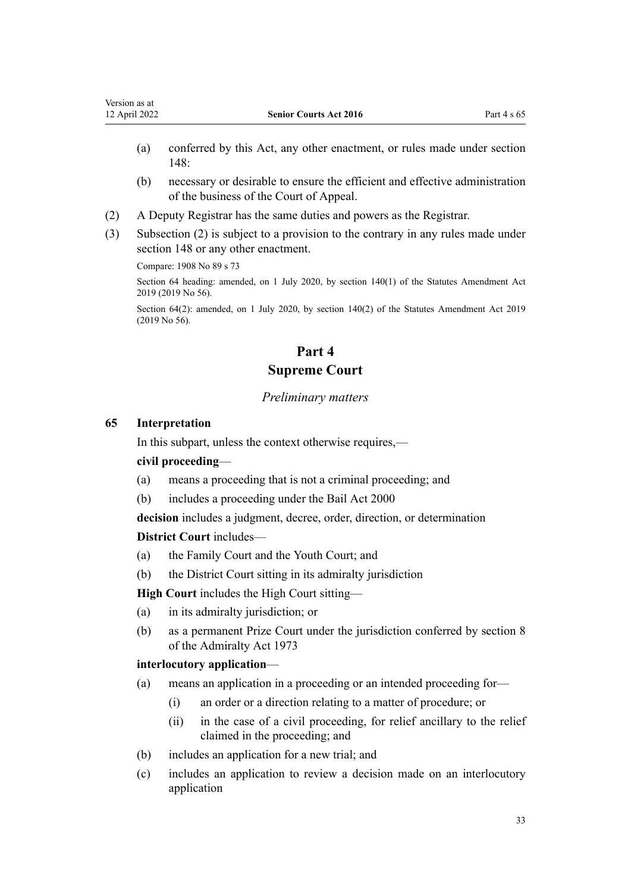- (a) conferred by this Act, any other enactment, or rules made under section 148:
- (b) necessary or desirable to ensure the efficient and effective administration of the business of the Court of Appeal.

(2) A Deputy Registrar has the same duties and powers as the Registrar.

(3) Subsection (2) is subject to a provision to the contrary in any rules made under section 148 or any other enactment.

Compare: 1908 No 89 s 73

Section 64 heading: amended, on 1 July 2020, by section 140(1) of the Statutes Amendment Act 2019 (2019 No 56).

Section 64(2): amended, on 1 July 2020, by section 140(2) of the Statutes Amendment Act 2019 (2019 No 56).

# Part 4
# Supreme Court

*Preliminary matters*

### 65 Interpretation

In this subpart, unless the context otherwise requires,—

**civil proceeding**—

- (a) means a proceeding that is not a criminal proceeding; and
- (b) includes a proceeding under the Bail Act 2000

**decision** includes a judgment, decree, order, direction, or determination

**District Court** includes—

- (a) the Family Court and the Youth Court; and
- (b) the District Court sitting in its admiralty jurisdiction

**High Court** includes the High Court sitting—

- (a) in its admiralty jurisdiction; or
- (b) as a permanent Prize Court under the jurisdiction conferred by section 8 of the Admiralty Act 1973

**interlocutory application**—

- (a) means an application in a proceeding or an intended proceeding for—
  - (i) an order or a direction relating to a matter of procedure; or
  - (ii) in the case of a civil proceeding, for relief ancillary to the relief claimed in the proceeding; and
- (b) includes an application for a new trial; and
- (c) includes an application to review a decision made on an interlocutory application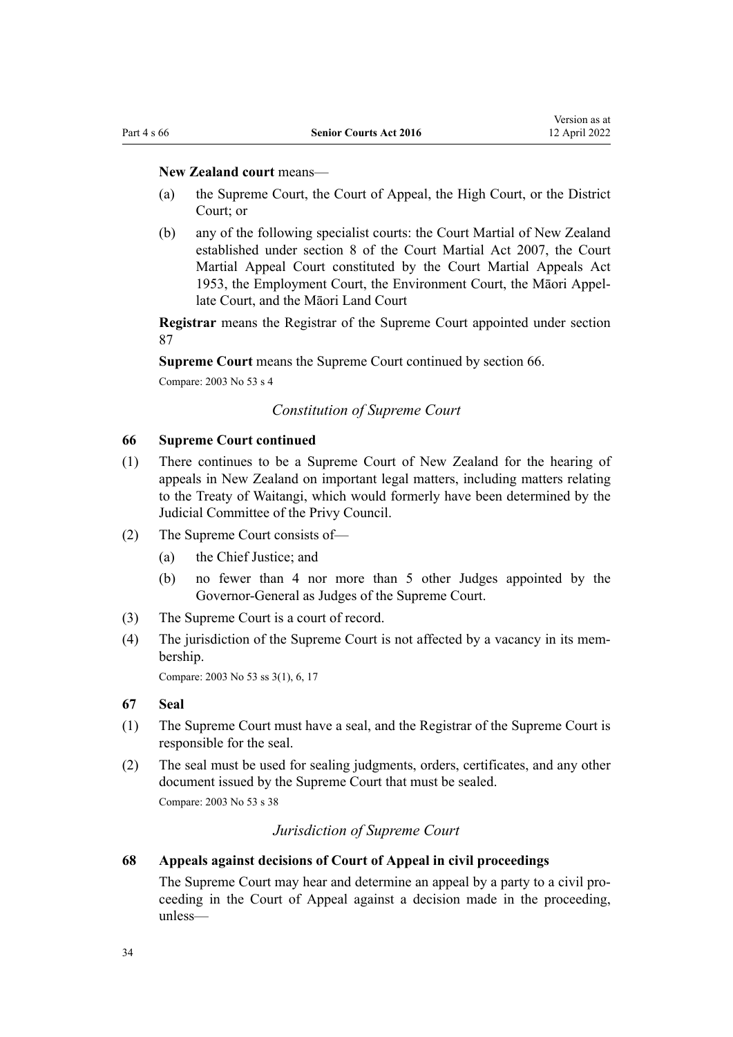**New Zealand court** means—

(a) the Supreme Court, the Court of Appeal, the High Court, or the District Court; or

(b) any of the following specialist courts: the Court Martial of New Zealand established under section 8 of the Court Martial Act 2007, the Court Martial Appeal Court constituted by the Court Martial Appeals Act 1953, the Employment Court, the Environment Court, the Māori Appellate Court, and the Māori Land Court

**Registrar** means the Registrar of the Supreme Court appointed under section 87

**Supreme Court** means the Supreme Court continued by section 66.

Compare: 2003 No 53 s 4

*Constitution of Supreme Court*

### 66 Supreme Court continued

(1) There continues to be a Supreme Court of New Zealand for the hearing of appeals in New Zealand on important legal matters, including matters relating to the Treaty of Waitangi, which would formerly have been determined by the Judicial Committee of the Privy Council.

(2) The Supreme Court consists of—

(a) the Chief Justice; and

(b) no fewer than 4 nor more than 5 other Judges appointed by the Governor-General as Judges of the Supreme Court.

(3) The Supreme Court is a court of record.

(4) The jurisdiction of the Supreme Court is not affected by a vacancy in its membership.

Compare: 2003 No 53 ss 3(1), 6, 17

### 67 Seal

(1) The Supreme Court must have a seal, and the Registrar of the Supreme Court is responsible for the seal.

(2) The seal must be used for sealing judgments, orders, certificates, and any other document issued by the Supreme Court that must be sealed.

Compare: 2003 No 53 s 38

*Jurisdiction of Supreme Court*

### 68 Appeals against decisions of Court of Appeal in civil proceedings

The Supreme Court may hear and determine an appeal by a party to a civil proceeding in the Court of Appeal against a decision made in the proceeding, unless—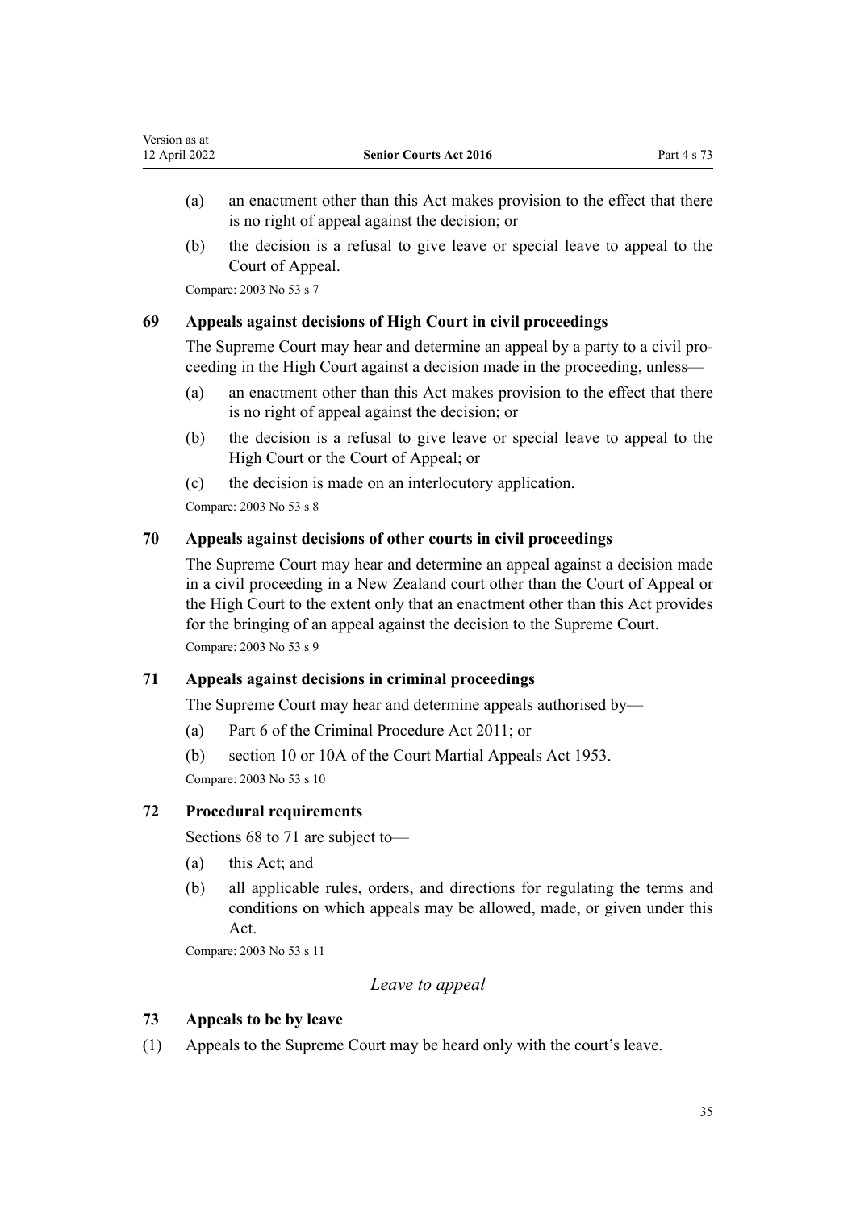(a) an enactment other than this Act makes provision to the effect that there is no right of appeal against the decision; or

(b) the decision is a refusal to give leave or special leave to appeal to the Court of Appeal.

Compare: 2003 No 53 s 7

### 69 Appeals against decisions of High Court in civil proceedings

The Supreme Court may hear and determine an appeal by a party to a civil proceeding in the High Court against a decision made in the proceeding, unless—

(a) an enactment other than this Act makes provision to the effect that there is no right of appeal against the decision; or

(b) the decision is a refusal to give leave or special leave to appeal to the High Court or the Court of Appeal; or

(c) the decision is made on an interlocutory application.

Compare: 2003 No 53 s 8

### 70 Appeals against decisions of other courts in civil proceedings

The Supreme Court may hear and determine an appeal against a decision made in a civil proceeding in a New Zealand court other than the Court of Appeal or the High Court to the extent only that an enactment other than this Act provides for the bringing of an appeal against the decision to the Supreme Court.

Compare: 2003 No 53 s 9

### 71 Appeals against decisions in criminal proceedings

The Supreme Court may hear and determine appeals authorised by—

(a) Part 6 of the Criminal Procedure Act 2011; or

(b) section 10 or 10A of the Court Martial Appeals Act 1953.

Compare: 2003 No 53 s 10

### 72 Procedural requirements

Sections 68 to 71 are subject to—

(a) this Act; and

(b) all applicable rules, orders, and directions for regulating the terms and conditions on which appeals may be allowed, made, or given under this Act.

Compare: 2003 No 53 s 11

*Leave to appeal*

### 73 Appeals to be by leave

(1) Appeals to the Supreme Court may be heard only with the court's leave.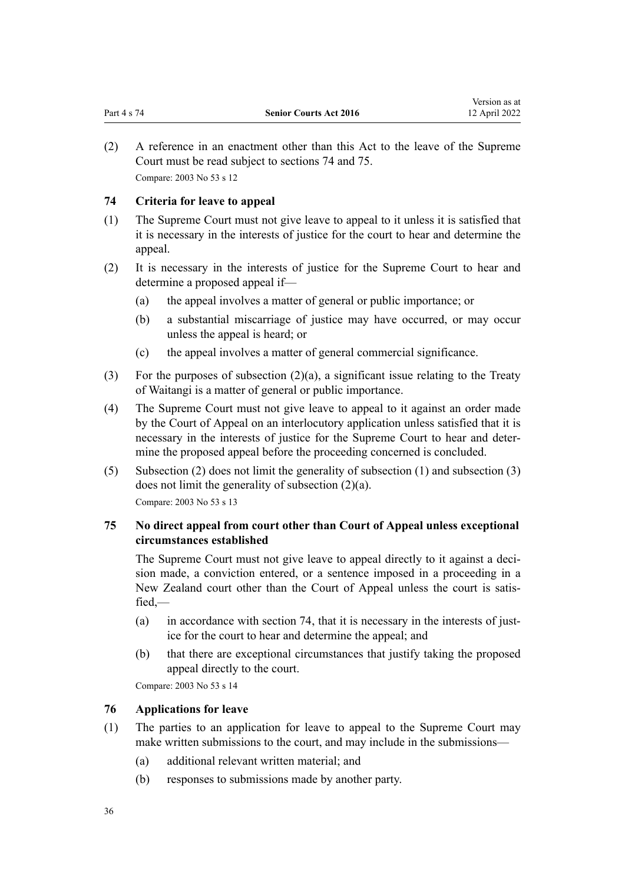(2) A reference in an enactment other than this Act to the leave of the Supreme Court must be read subject to sections 74 and 75.

Compare: 2003 No 53 s 12

### 74 Criteria for leave to appeal

(1) The Supreme Court must not give leave to appeal to it unless it is satisfied that it is necessary in the interests of justice for the court to hear and determine the appeal.

(2) It is necessary in the interests of justice for the Supreme Court to hear and determine a proposed appeal if—

- (a) the appeal involves a matter of general or public importance; or
- (b) a substantial miscarriage of justice may have occurred, or may occur unless the appeal is heard; or
- (c) the appeal involves a matter of general commercial significance.

(3) For the purposes of subsection (2)(a), a significant issue relating to the Treaty of Waitangi is a matter of general or public importance.

(4) The Supreme Court must not give leave to appeal to it against an order made by the Court of Appeal on an interlocutory application unless satisfied that it is necessary in the interests of justice for the Supreme Court to hear and determine the proposed appeal before the proceeding concerned is concluded.

(5) Subsection (2) does not limit the generality of subsection (1) and subsection (3) does not limit the generality of subsection (2)(a).

Compare: 2003 No 53 s 13

### 75 No direct appeal from court other than Court of Appeal unless exceptional circumstances established

The Supreme Court must not give leave to appeal directly to it against a decision made, a conviction entered, or a sentence imposed in a proceeding in a New Zealand court other than the Court of Appeal unless the court is satisfied,—

- (a) in accordance with section 74, that it is necessary in the interests of justice for the court to hear and determine the appeal; and
- (b) that there are exceptional circumstances that justify taking the proposed appeal directly to the court.

Compare: 2003 No 53 s 14

### 76 Applications for leave

(1) The parties to an application for leave to appeal to the Supreme Court may make written submissions to the court, and may include in the submissions—

- (a) additional relevant written material; and
- (b) responses to submissions made by another party.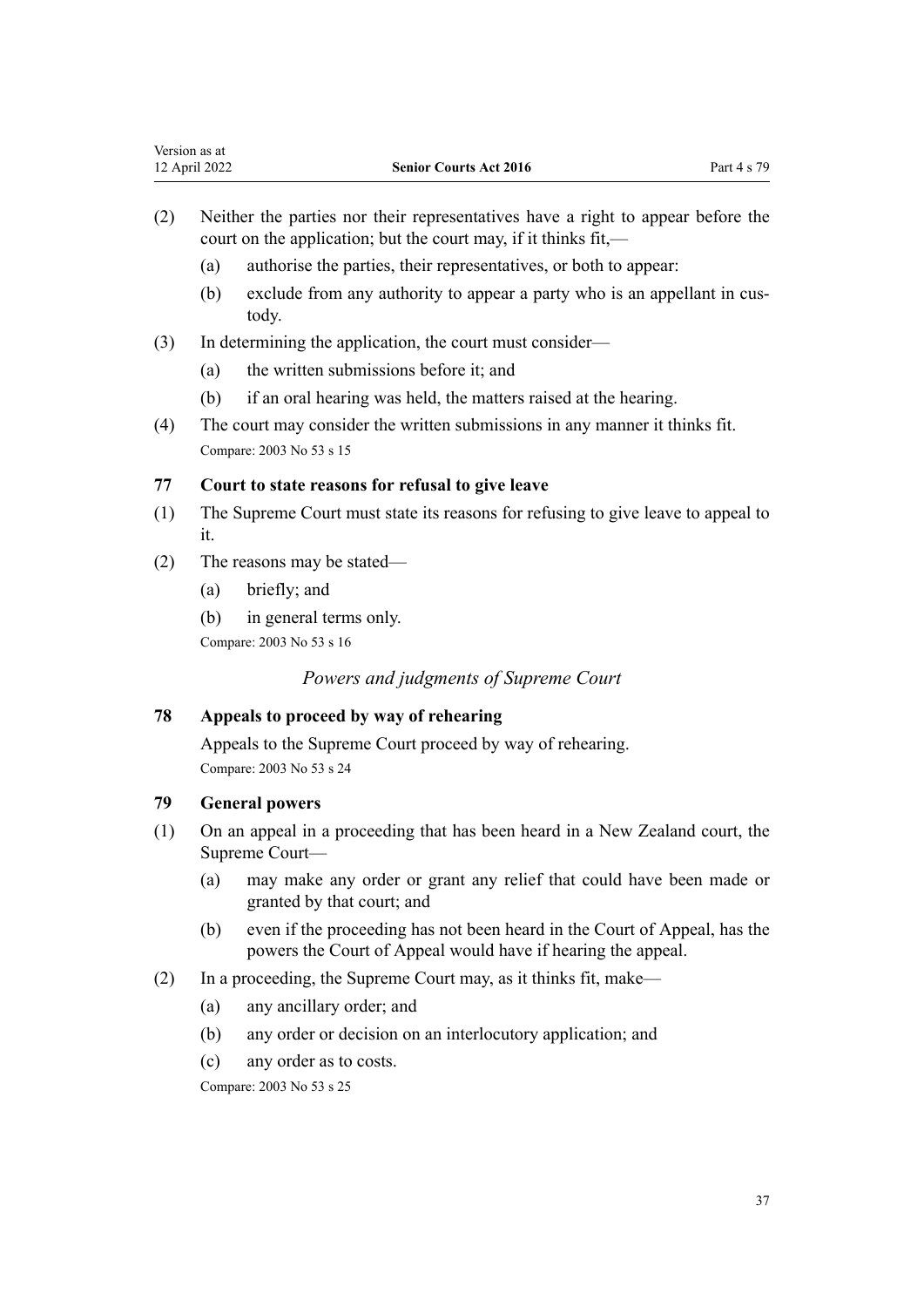(2) Neither the parties nor their representatives have a right to appear before the court on the application; but the court may, if it thinks fit,—

(a) authorise the parties, their representatives, or both to appear:

(b) exclude from any authority to appear a party who is an appellant in custody.

(3) In determining the application, the court must consider—

(a) the written submissions before it; and

(b) if an oral hearing was held, the matters raised at the hearing.

(4) The court may consider the written submissions in any manner it thinks fit.

Compare: 2003 No 53 s 15

### 77 Court to state reasons for refusal to give leave

(1) The Supreme Court must state its reasons for refusing to give leave to appeal to it.

(2) The reasons may be stated—

(a) briefly; and

(b) in general terms only.

Compare: 2003 No 53 s 16

## *Powers and judgments of Supreme Court*

### 78 Appeals to proceed by way of rehearing

Appeals to the Supreme Court proceed by way of rehearing.

Compare: 2003 No 53 s 24

### 79 General powers

(1) On an appeal in a proceeding that has been heard in a New Zealand court, the Supreme Court—

(a) may make any order or grant any relief that could have been made or granted by that court; and

(b) even if the proceeding has not been heard in the Court of Appeal, has the powers the Court of Appeal would have if hearing the appeal.

(2) In a proceeding, the Supreme Court may, as it thinks fit, make—

(a) any ancillary order; and

(b) any order or decision on an interlocutory application; and

(c) any order as to costs.

Compare: 2003 No 53 s 25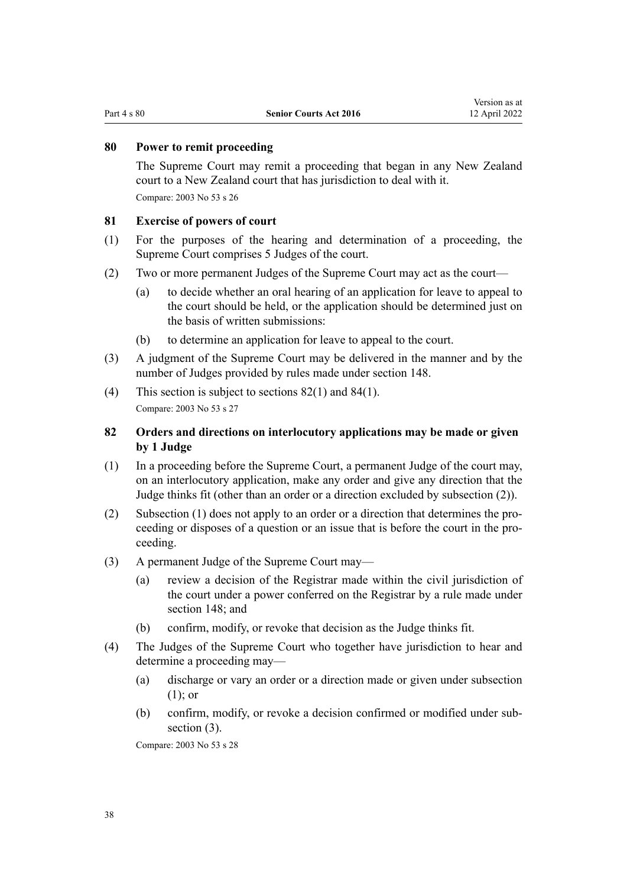### 80 Power to remit proceeding

The Supreme Court may remit a proceeding that began in any New Zealand court to a New Zealand court that has jurisdiction to deal with it.

Compare: 2003 No 53 s 26

### 81 Exercise of powers of court

(1) For the purposes of the hearing and determination of a proceeding, the Supreme Court comprises 5 Judges of the court.

(2) Two or more permanent Judges of the Supreme Court may act as the court—

(a) to decide whether an oral hearing of an application for leave to appeal to the court should be held, or the application should be determined just on the basis of written submissions:

(b) to determine an application for leave to appeal to the court.

(3) A judgment of the Supreme Court may be delivered in the manner and by the number of Judges provided by rules made under section 148.

(4) This section is subject to sections 82(1) and 84(1).

Compare: 2003 No 53 s 27

### 82 Orders and directions on interlocutory applications may be made or given by 1 Judge

(1) In a proceeding before the Supreme Court, a permanent Judge of the court may, on an interlocutory application, make any order and give any direction that the Judge thinks fit (other than an order or a direction excluded by subsection (2)).

(2) Subsection (1) does not apply to an order or a direction that determines the proceeding or disposes of a question or an issue that is before the court in the proceeding.

(3) A permanent Judge of the Supreme Court may—

(a) review a decision of the Registrar made within the civil jurisdiction of the court under a power conferred on the Registrar by a rule made under section 148; and

(b) confirm, modify, or revoke that decision as the Judge thinks fit.

(4) The Judges of the Supreme Court who together have jurisdiction to hear and determine a proceeding may—

(a) discharge or vary an order or a direction made or given under subsection (1); or

(b) confirm, modify, or revoke a decision confirmed or modified under subsection (3).

Compare: 2003 No 53 s 28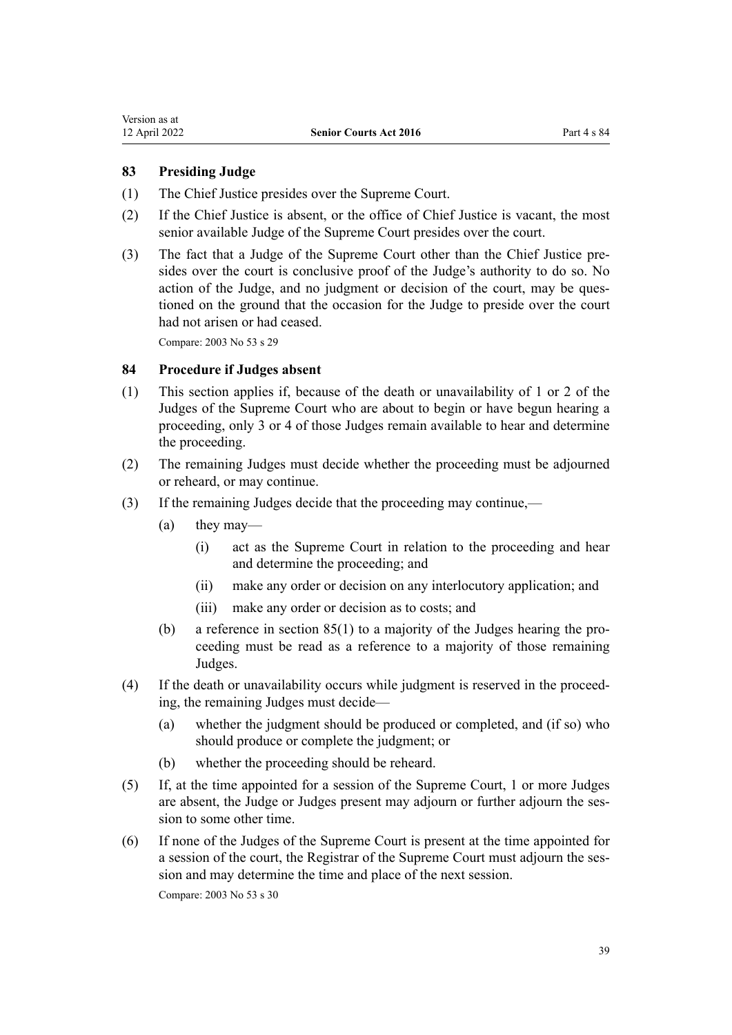### 83 Presiding Judge

(1) The Chief Justice presides over the Supreme Court.

(2) If the Chief Justice is absent, or the office of Chief Justice is vacant, the most senior available Judge of the Supreme Court presides over the court.

(3) The fact that a Judge of the Supreme Court other than the Chief Justice presides over the court is conclusive proof of the Judge's authority to do so. No action of the Judge, and no judgment or decision of the court, may be questioned on the ground that the occasion for the Judge to preside over the court had not arisen or had ceased.

Compare: 2003 No 53 s 29

### 84 Procedure if Judges absent

(1) This section applies if, because of the death or unavailability of 1 or 2 of the Judges of the Supreme Court who are about to begin or have begun hearing a proceeding, only 3 or 4 of those Judges remain available to hear and determine the proceeding.

(2) The remaining Judges must decide whether the proceeding must be adjourned or reheard, or may continue.

(3) If the remaining Judges decide that the proceeding may continue,—

- (a) they may—
  - (i) act as the Supreme Court in relation to the proceeding and hear and determine the proceeding; and
  - (ii) make any order or decision on any interlocutory application; and
  - (iii) make any order or decision as to costs; and
- (b) a reference in section 85(1) to a majority of the Judges hearing the proceeding must be read as a reference to a majority of those remaining Judges.

(4) If the death or unavailability occurs while judgment is reserved in the proceeding, the remaining Judges must decide—

- (a) whether the judgment should be produced or completed, and (if so) who should produce or complete the judgment; or
- (b) whether the proceeding should be reheard.

(5) If, at the time appointed for a session of the Supreme Court, 1 or more Judges are absent, the Judge or Judges present may adjourn or further adjourn the session to some other time.

(6) If none of the Judges of the Supreme Court is present at the time appointed for a session of the court, the Registrar of the Supreme Court must adjourn the session and may determine the time and place of the next session.

Compare: 2003 No 53 s 30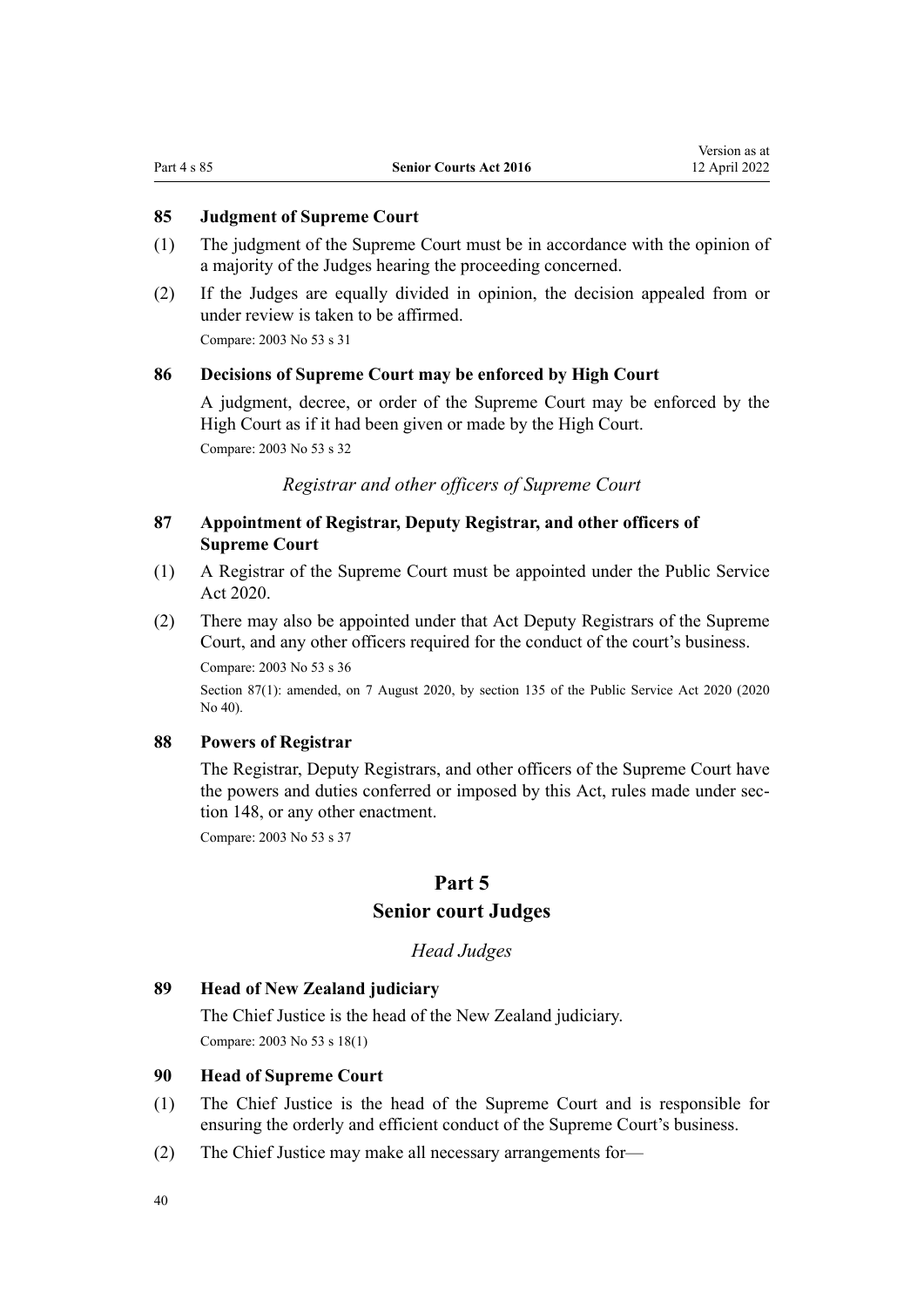### 85 Judgment of Supreme Court

(1) The judgment of the Supreme Court must be in accordance with the opinion of a majority of the Judges hearing the proceeding concerned.

(2) If the Judges are equally divided in opinion, the decision appealed from or under review is taken to be affirmed.

Compare: 2003 No 53 s 31

### 86 Decisions of Supreme Court may be enforced by High Court

A judgment, decree, or order of the Supreme Court may be enforced by the High Court as if it had been given or made by the High Court.

Compare: 2003 No 53 s 32

*Registrar and other officers of Supreme Court*

### 87 Appointment of Registrar, Deputy Registrar, and other officers of Supreme Court

(1) A Registrar of the Supreme Court must be appointed under the Public Service Act 2020.

(2) There may also be appointed under that Act Deputy Registrars of the Supreme Court, and any other officers required for the conduct of the court's business.

Compare: 2003 No 53 s 36

Section 87(1): amended, on 7 August 2020, by section 135 of the Public Service Act 2020 (2020 No 40).

### 88 Powers of Registrar

The Registrar, Deputy Registrars, and other officers of the Supreme Court have the powers and duties conferred or imposed by this Act, rules made under section 148, or any other enactment.

Compare: 2003 No 53 s 37

## Part 5
## Senior court Judges

*Head Judges*

### 89 Head of New Zealand judiciary

The Chief Justice is the head of the New Zealand judiciary.

Compare: 2003 No 53 s 18(1)

### 90 Head of Supreme Court

(1) The Chief Justice is the head of the Supreme Court and is responsible for ensuring the orderly and efficient conduct of the Supreme Court's business.

(2) The Chief Justice may make all necessary arrangements for—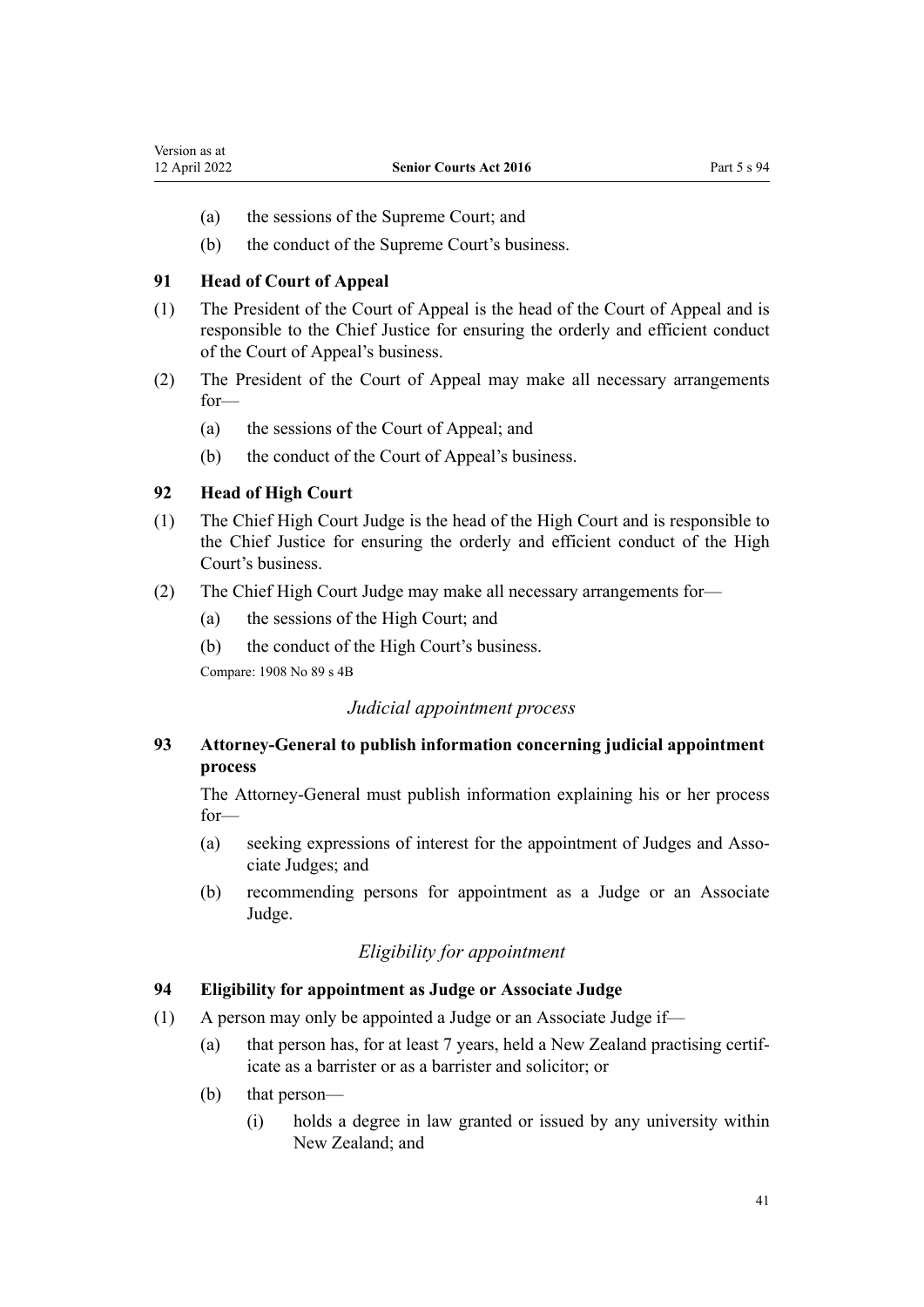(a) the sessions of the Supreme Court; and

(b) the conduct of the Supreme Court's business.

### 91 Head of Court of Appeal

(1) The President of the Court of Appeal is the head of the Court of Appeal and is responsible to the Chief Justice for ensuring the orderly and efficient conduct of the Court of Appeal's business.

(2) The President of the Court of Appeal may make all necessary arrangements for—

(a) the sessions of the Court of Appeal; and

(b) the conduct of the Court of Appeal's business.

### 92 Head of High Court

(1) The Chief High Court Judge is the head of the High Court and is responsible to the Chief Justice for ensuring the orderly and efficient conduct of the High Court's business.

(2) The Chief High Court Judge may make all necessary arrangements for—

(a) the sessions of the High Court; and

(b) the conduct of the High Court's business.

Compare: 1908 No 89 s 4B

*Judicial appointment process*

### 93 Attorney-General to publish information concerning judicial appointment process

The Attorney-General must publish information explaining his or her process for—

(a) seeking expressions of interest for the appointment of Judges and Associate Judges; and

(b) recommending persons for appointment as a Judge or an Associate Judge.

*Eligibility for appointment*

### 94 Eligibility for appointment as Judge or Associate Judge

(1) A person may only be appointed a Judge or an Associate Judge if—

(a) that person has, for at least 7 years, held a New Zealand practising certificate as a barrister or as a barrister and solicitor; or

(b) that person—

(i) holds a degree in law granted or issued by any university within New Zealand; and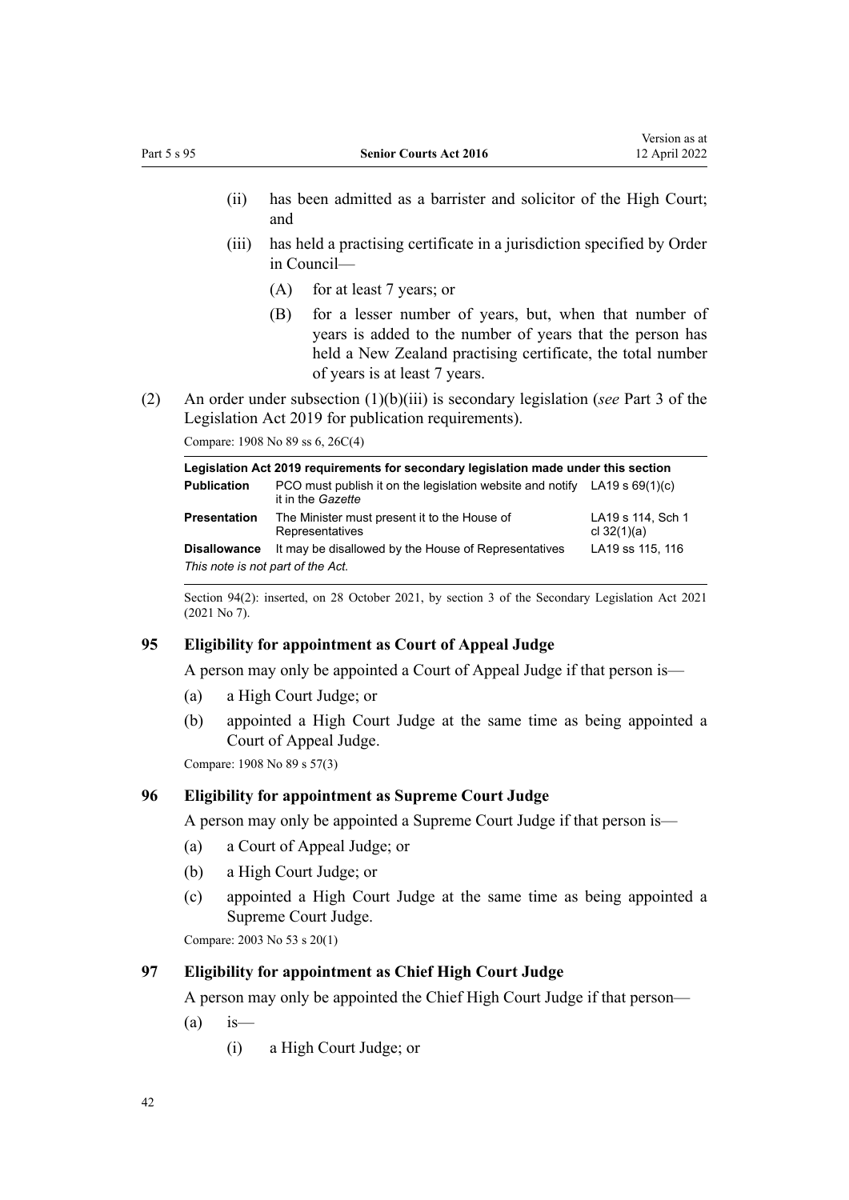(ii) has been admitted as a barrister and solicitor of the High Court; and

(iii) has held a practising certificate in a jurisdiction specified by Order in Council—

(A) for at least 7 years; or

(B) for a lesser number of years, but, when that number of years is added to the number of years that the person has held a New Zealand practising certificate, the total number of years is at least 7 years.

(2) An order under subsection (1)(b)(iii) is secondary legislation (*see* Part 3 of the Legislation Act 2019 for publication requirements).

Compare: 1908 No 89 ss 6, 26C(4)

| Legislation Act 2019 requirements for secondary legislation made under this section | | |
|---|---|---|
| **Publication** | PCO must publish it on the legislation website and notify it in the *Gazette* | LA19 s 69(1)(c) |
| **Presentation** | The Minister must present it to the House of Representatives | LA19 s 114, Sch 1 cl 32(1)(a) |
| **Disallowance** | It may be disallowed by the House of Representatives | LA19 ss 115, 116 |
| *This note is not part of the Act.* | | |

Section 94(2): inserted, on 28 October 2021, by section 3 of the Secondary Legislation Act 2021 (2021 No 7).

### 95 Eligibility for appointment as Court of Appeal Judge

A person may only be appointed a Court of Appeal Judge if that person is—

(a) a High Court Judge; or

(b) appointed a High Court Judge at the same time as being appointed a Court of Appeal Judge.

Compare: 1908 No 89 s 57(3)

### 96 Eligibility for appointment as Supreme Court Judge

A person may only be appointed a Supreme Court Judge if that person is—

(a) a Court of Appeal Judge; or

(b) a High Court Judge; or

(c) appointed a High Court Judge at the same time as being appointed a Supreme Court Judge.

Compare: 2003 No 53 s 20(1)

### 97 Eligibility for appointment as Chief High Court Judge

A person may only be appointed the Chief High Court Judge if that person—

(a) is—

(i) a High Court Judge; or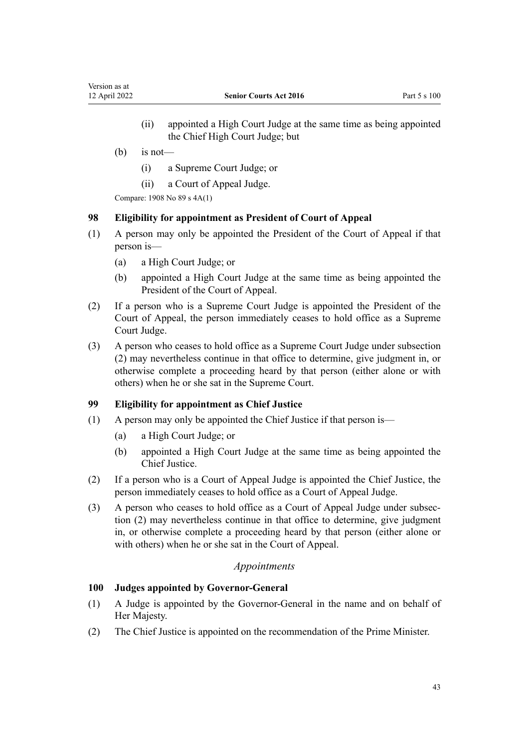(ii) appointed a High Court Judge at the same time as being appointed the Chief High Court Judge; but

(b) is not—

(i) a Supreme Court Judge; or

(ii) a Court of Appeal Judge.

Compare: 1908 No 89 s 4A(1)

### 98 Eligibility for appointment as President of Court of Appeal

(1) A person may only be appointed the President of the Court of Appeal if that person is—

(a) a High Court Judge; or

(b) appointed a High Court Judge at the same time as being appointed the President of the Court of Appeal.

(2) If a person who is a Supreme Court Judge is appointed the President of the Court of Appeal, the person immediately ceases to hold office as a Supreme Court Judge.

(3) A person who ceases to hold office as a Supreme Court Judge under subsection (2) may nevertheless continue in that office to determine, give judgment in, or otherwise complete a proceeding heard by that person (either alone or with others) when he or she sat in the Supreme Court.

### 99 Eligibility for appointment as Chief Justice

(1) A person may only be appointed the Chief Justice if that person is—

(a) a High Court Judge; or

(b) appointed a High Court Judge at the same time as being appointed the Chief Justice.

(2) If a person who is a Court of Appeal Judge is appointed the Chief Justice, the person immediately ceases to hold office as a Court of Appeal Judge.

(3) A person who ceases to hold office as a Court of Appeal Judge under subsection (2) may nevertheless continue in that office to determine, give judgment in, or otherwise complete a proceeding heard by that person (either alone or with others) when he or she sat in the Court of Appeal.

*Appointments*

### 100 Judges appointed by Governor-General

(1) A Judge is appointed by the Governor-General in the name and on behalf of Her Majesty.

(2) The Chief Justice is appointed on the recommendation of the Prime Minister.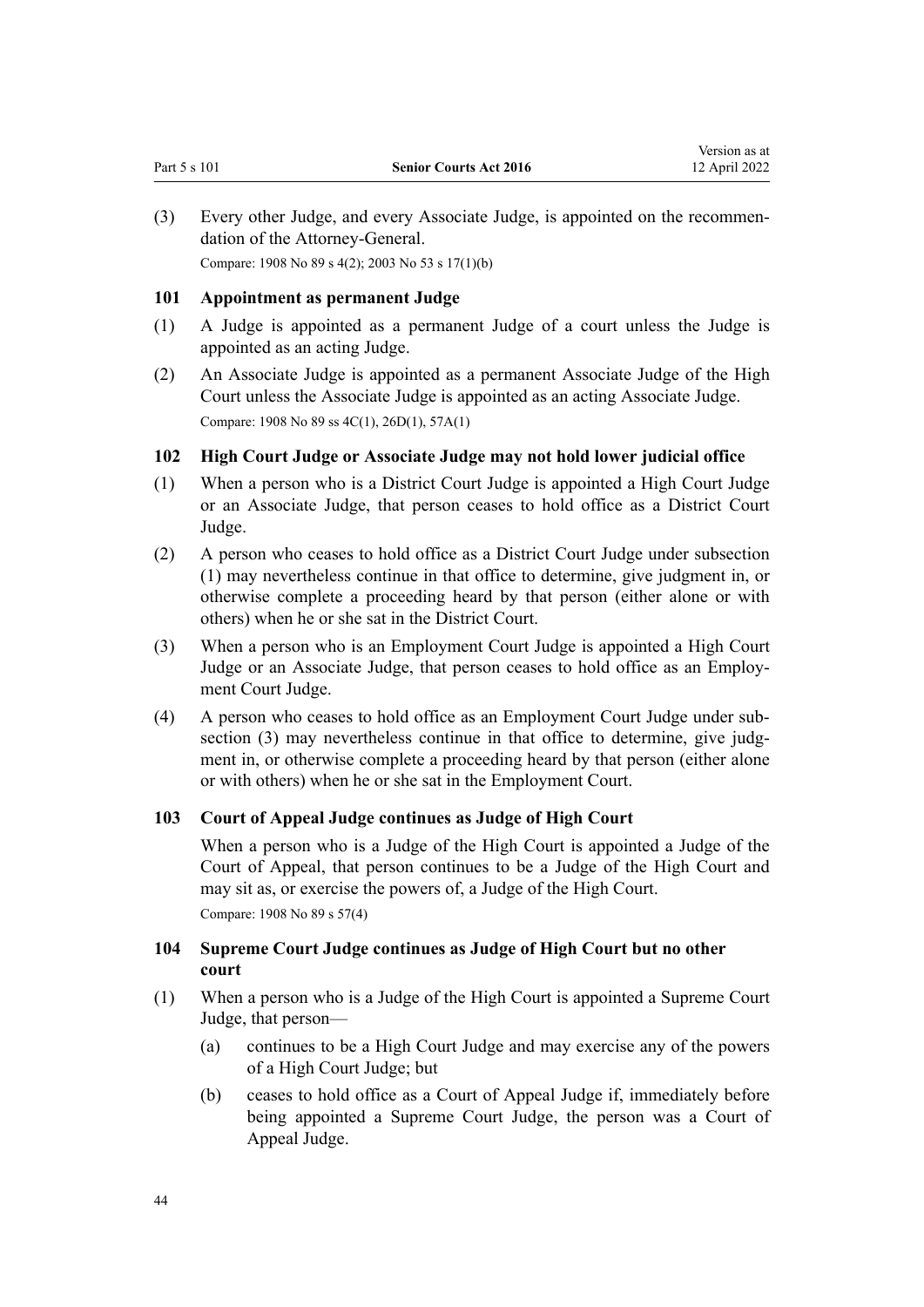(3) Every other Judge, and every Associate Judge, is appointed on the recommendation of the Attorney-General.

Compare: 1908 No 89 s 4(2); 2003 No 53 s 17(1)(b)

### 101 Appointment as permanent Judge

(1) A Judge is appointed as a permanent Judge of a court unless the Judge is appointed as an acting Judge.

(2) An Associate Judge is appointed as a permanent Associate Judge of the High Court unless the Associate Judge is appointed as an acting Associate Judge.

Compare: 1908 No 89 ss 4C(1), 26D(1), 57A(1)

### 102 High Court Judge or Associate Judge may not hold lower judicial office

(1) When a person who is a District Court Judge is appointed a High Court Judge or an Associate Judge, that person ceases to hold office as a District Court Judge.

(2) A person who ceases to hold office as a District Court Judge under subsection (1) may nevertheless continue in that office to determine, give judgment in, or otherwise complete a proceeding heard by that person (either alone or with others) when he or she sat in the District Court.

(3) When a person who is an Employment Court Judge is appointed a High Court Judge or an Associate Judge, that person ceases to hold office as an Employment Court Judge.

(4) A person who ceases to hold office as an Employment Court Judge under subsection (3) may nevertheless continue in that office to determine, give judgment in, or otherwise complete a proceeding heard by that person (either alone or with others) when he or she sat in the Employment Court.

### 103 Court of Appeal Judge continues as Judge of High Court

When a person who is a Judge of the High Court is appointed a Judge of the Court of Appeal, that person continues to be a Judge of the High Court and may sit as, or exercise the powers of, a Judge of the High Court.

Compare: 1908 No 89 s 57(4)

### 104 Supreme Court Judge continues as Judge of High Court but no other court

(1) When a person who is a Judge of the High Court is appointed a Supreme Court Judge, that person—

(a) continues to be a High Court Judge and may exercise any of the powers of a High Court Judge; but

(b) ceases to hold office as a Court of Appeal Judge if, immediately before being appointed a Supreme Court Judge, the person was a Court of Appeal Judge.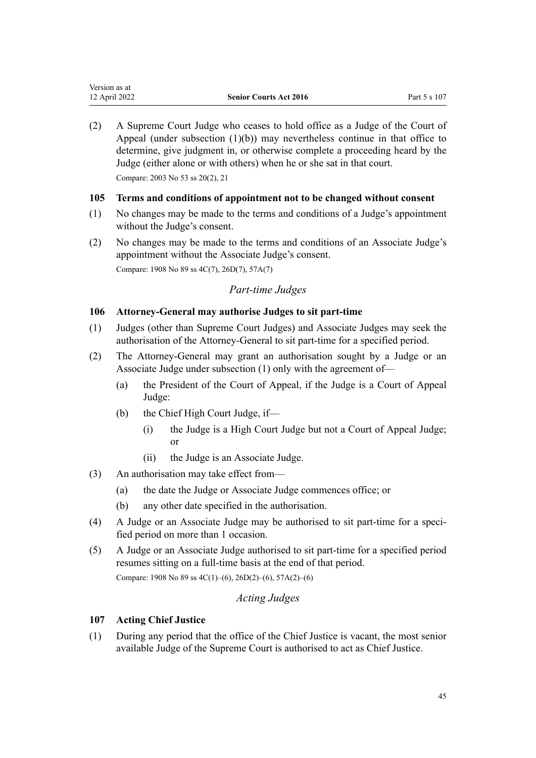(2) A Supreme Court Judge who ceases to hold office as a Judge of the Court of Appeal (under subsection (1)(b)) may nevertheless continue in that office to determine, give judgment in, or otherwise complete a proceeding heard by the Judge (either alone or with others) when he or she sat in that court.

Compare: 2003 No 53 ss 20(2), 21

### 105 Terms and conditions of appointment not to be changed without consent

(1) No changes may be made to the terms and conditions of a Judge's appointment without the Judge's consent.

(2) No changes may be made to the terms and conditions of an Associate Judge's appointment without the Associate Judge's consent.

Compare: 1908 No 89 ss 4C(7), 26D(7), 57A(7)

*Part-time Judges*

### 106 Attorney-General may authorise Judges to sit part-time

(1) Judges (other than Supreme Court Judges) and Associate Judges may seek the authorisation of the Attorney-General to sit part-time for a specified period.

(2) The Attorney-General may grant an authorisation sought by a Judge or an Associate Judge under subsection (1) only with the agreement of—

- (a) the President of the Court of Appeal, if the Judge is a Court of Appeal Judge:
- (b) the Chief High Court Judge, if—
  - (i) the Judge is a High Court Judge but not a Court of Appeal Judge; or
  - (ii) the Judge is an Associate Judge.

(3) An authorisation may take effect from—

- (a) the date the Judge or Associate Judge commences office; or
- (b) any other date specified in the authorisation.

(4) A Judge or an Associate Judge may be authorised to sit part-time for a specified period on more than 1 occasion.

(5) A Judge or an Associate Judge authorised to sit part-time for a specified period resumes sitting on a full-time basis at the end of that period.

Compare: 1908 No 89 ss 4C(1)–(6), 26D(2)–(6), 57A(2)–(6)

*Acting Judges*

### 107 Acting Chief Justice

(1) During any period that the office of the Chief Justice is vacant, the most senior available Judge of the Supreme Court is authorised to act as Chief Justice.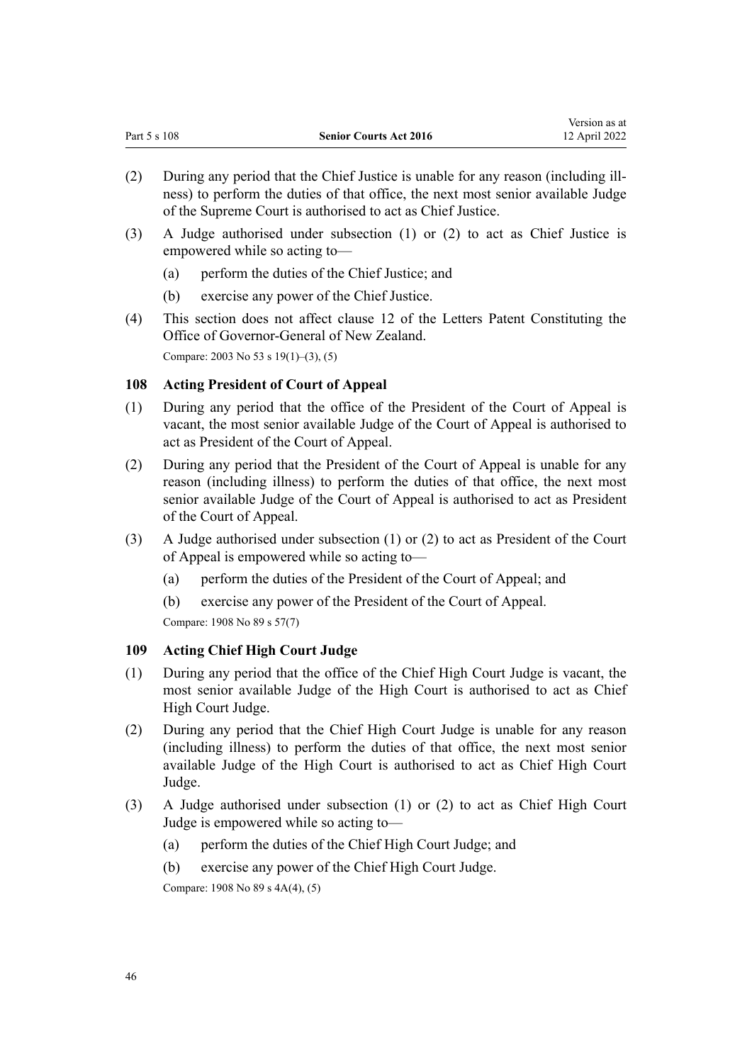(2) During any period that the Chief Justice is unable for any reason (including illness) to perform the duties of that office, the next most senior available Judge of the Supreme Court is authorised to act as Chief Justice.

(3) A Judge authorised under subsection (1) or (2) to act as Chief Justice is empowered while so acting to—

(a) perform the duties of the Chief Justice; and

(b) exercise any power of the Chief Justice.

(4) This section does not affect clause 12 of the Letters Patent Constituting the Office of Governor-General of New Zealand.

Compare: 2003 No 53 s 19(1)–(3), (5)

### 108 Acting President of Court of Appeal

(1) During any period that the office of the President of the Court of Appeal is vacant, the most senior available Judge of the Court of Appeal is authorised to act as President of the Court of Appeal.

(2) During any period that the President of the Court of Appeal is unable for any reason (including illness) to perform the duties of that office, the next most senior available Judge of the Court of Appeal is authorised to act as President of the Court of Appeal.

(3) A Judge authorised under subsection (1) or (2) to act as President of the Court of Appeal is empowered while so acting to—

(a) perform the duties of the President of the Court of Appeal; and

(b) exercise any power of the President of the Court of Appeal.

Compare: 1908 No 89 s 57(7)

### 109 Acting Chief High Court Judge

(1) During any period that the office of the Chief High Court Judge is vacant, the most senior available Judge of the High Court is authorised to act as Chief High Court Judge.

(2) During any period that the Chief High Court Judge is unable for any reason (including illness) to perform the duties of that office, the next most senior available Judge of the High Court is authorised to act as Chief High Court Judge.

(3) A Judge authorised under subsection (1) or (2) to act as Chief High Court Judge is empowered while so acting to—

(a) perform the duties of the Chief High Court Judge; and

(b) exercise any power of the Chief High Court Judge.

Compare: 1908 No 89 s 4A(4), (5)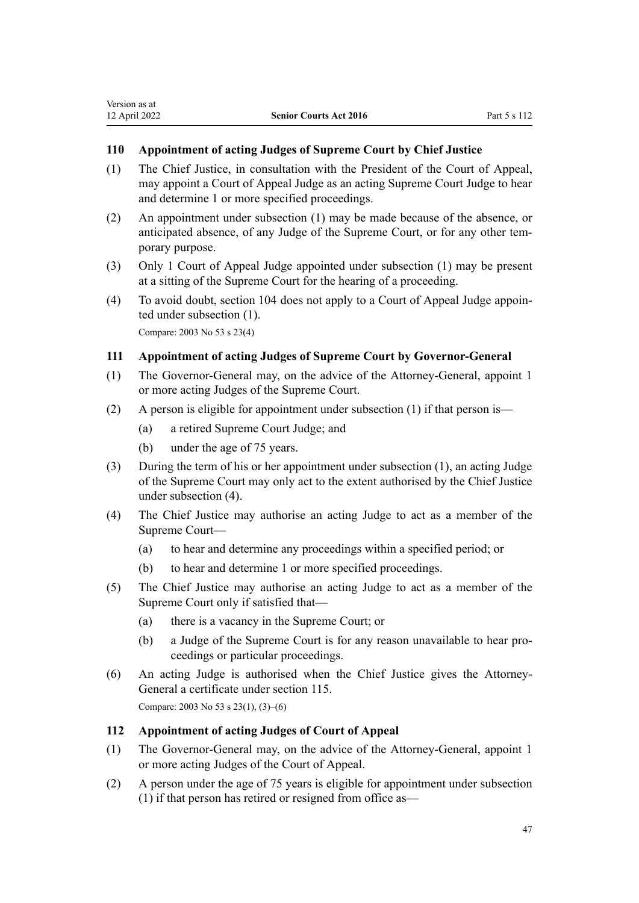### 110 Appointment of acting Judges of Supreme Court by Chief Justice

(1) The Chief Justice, in consultation with the President of the Court of Appeal, may appoint a Court of Appeal Judge as an acting Supreme Court Judge to hear and determine 1 or more specified proceedings.

(2) An appointment under subsection (1) may be made because of the absence, or anticipated absence, of any Judge of the Supreme Court, or for any other temporary purpose.

(3) Only 1 Court of Appeal Judge appointed under subsection (1) may be present at a sitting of the Supreme Court for the hearing of a proceeding.

(4) To avoid doubt, section 104 does not apply to a Court of Appeal Judge appointed under subsection (1).

Compare: 2003 No 53 s 23(4)

### 111 Appointment of acting Judges of Supreme Court by Governor-General

(1) The Governor-General may, on the advice of the Attorney-General, appoint 1 or more acting Judges of the Supreme Court.

(2) A person is eligible for appointment under subsection (1) if that person is—

  (a) a retired Supreme Court Judge; and

  (b) under the age of 75 years.

(3) During the term of his or her appointment under subsection (1), an acting Judge of the Supreme Court may only act to the extent authorised by the Chief Justice under subsection (4).

(4) The Chief Justice may authorise an acting Judge to act as a member of the Supreme Court—

  (a) to hear and determine any proceedings within a specified period; or

  (b) to hear and determine 1 or more specified proceedings.

(5) The Chief Justice may authorise an acting Judge to act as a member of the Supreme Court only if satisfied that—

  (a) there is a vacancy in the Supreme Court; or

  (b) a Judge of the Supreme Court is for any reason unavailable to hear proceedings or particular proceedings.

(6) An acting Judge is authorised when the Chief Justice gives the Attorney-General a certificate under section 115.

Compare: 2003 No 53 s 23(1), (3)–(6)

### 112 Appointment of acting Judges of Court of Appeal

(1) The Governor-General may, on the advice of the Attorney-General, appoint 1 or more acting Judges of the Court of Appeal.

(2) A person under the age of 75 years is eligible for appointment under subsection (1) if that person has retired or resigned from office as—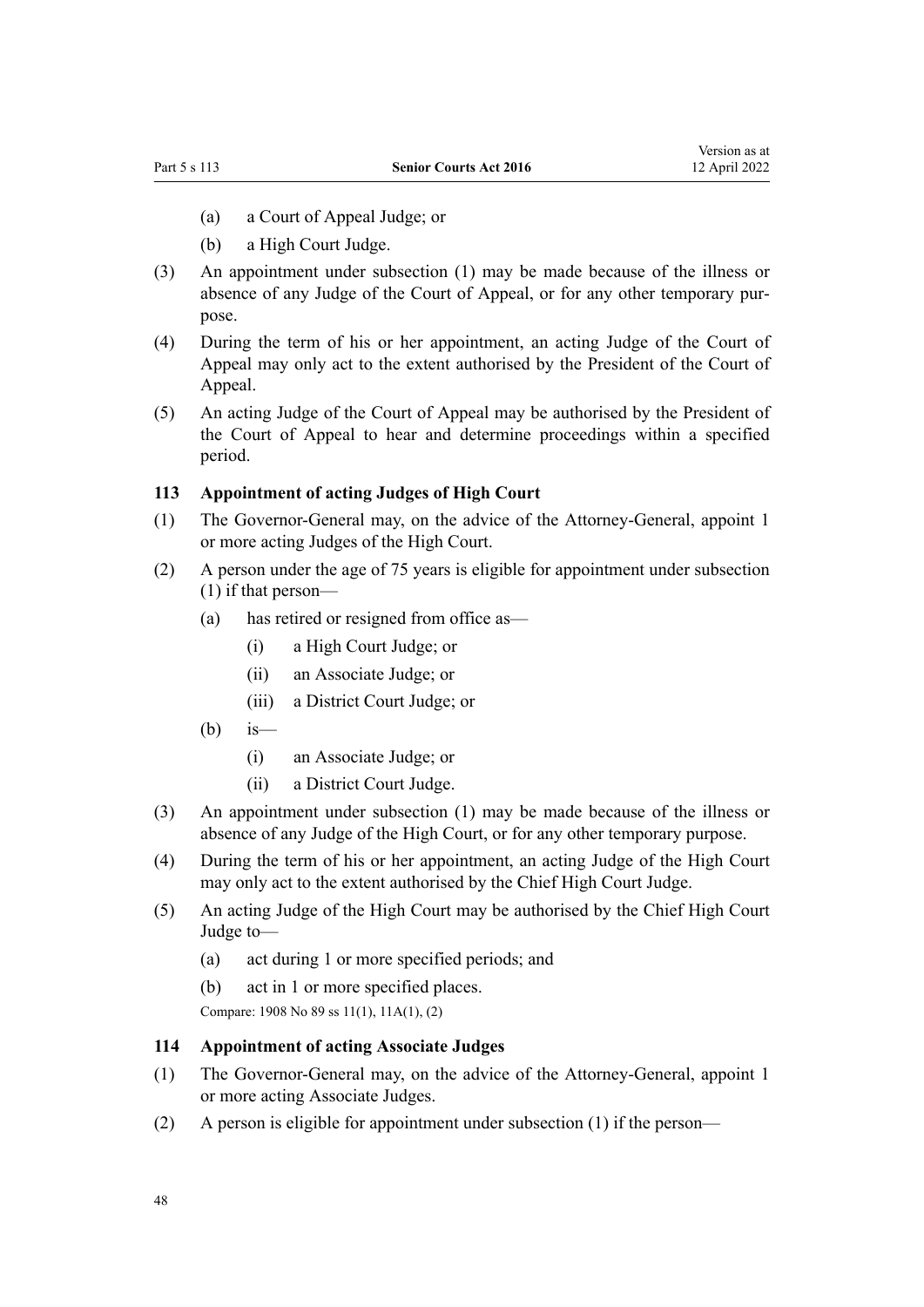(a) a Court of Appeal Judge; or

(b) a High Court Judge.

(3) An appointment under subsection (1) may be made because of the illness or absence of any Judge of the Court of Appeal, or for any other temporary purpose.

(4) During the term of his or her appointment, an acting Judge of the Court of Appeal may only act to the extent authorised by the President of the Court of Appeal.

(5) An acting Judge of the Court of Appeal may be authorised by the President of the Court of Appeal to hear and determine proceedings within a specified period.

### 113 Appointment of acting Judges of High Court

(1) The Governor-General may, on the advice of the Attorney-General, appoint 1 or more acting Judges of the High Court.

(2) A person under the age of 75 years is eligible for appointment under subsection (1) if that person—

(a) has retired or resigned from office as—

(i) a High Court Judge; or

(ii) an Associate Judge; or

(iii) a District Court Judge; or

(b) is—

(i) an Associate Judge; or

(ii) a District Court Judge.

(3) An appointment under subsection (1) may be made because of the illness or absence of any Judge of the High Court, or for any other temporary purpose.

(4) During the term of his or her appointment, an acting Judge of the High Court may only act to the extent authorised by the Chief High Court Judge.

(5) An acting Judge of the High Court may be authorised by the Chief High Court Judge to—

(a) act during 1 or more specified periods; and

(b) act in 1 or more specified places.

Compare: 1908 No 89 ss 11(1), 11A(1), (2)

### 114 Appointment of acting Associate Judges

(1) The Governor-General may, on the advice of the Attorney-General, appoint 1 or more acting Associate Judges.

(2) A person is eligible for appointment under subsection (1) if the person—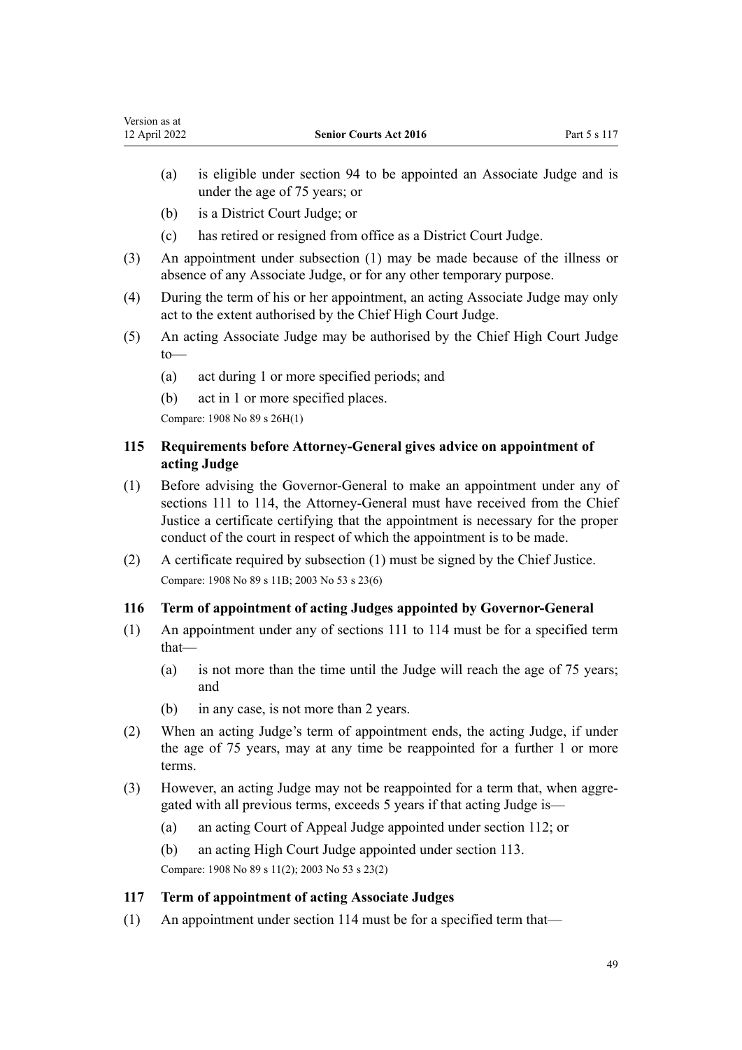(a) is eligible under section 94 to be appointed an Associate Judge and is under the age of 75 years; or

(b) is a District Court Judge; or

(c) has retired or resigned from office as a District Court Judge.

(3) An appointment under subsection (1) may be made because of the illness or absence of any Associate Judge, or for any other temporary purpose.

(4) During the term of his or her appointment, an acting Associate Judge may only act to the extent authorised by the Chief High Court Judge.

(5) An acting Associate Judge may be authorised by the Chief High Court Judge to—

(a) act during 1 or more specified periods; and

(b) act in 1 or more specified places.

Compare: 1908 No 89 s 26H(1)

### 115 Requirements before Attorney-General gives advice on appointment of acting Judge

(1) Before advising the Governor-General to make an appointment under any of sections 111 to 114, the Attorney-General must have received from the Chief Justice a certificate certifying that the appointment is necessary for the proper conduct of the court in respect of which the appointment is to be made.

(2) A certificate required by subsection (1) must be signed by the Chief Justice.

Compare: 1908 No 89 s 11B; 2003 No 53 s 23(6)

### 116 Term of appointment of acting Judges appointed by Governor-General

(1) An appointment under any of sections 111 to 114 must be for a specified term that—

(a) is not more than the time until the Judge will reach the age of 75 years; and

(b) in any case, is not more than 2 years.

(2) When an acting Judge's term of appointment ends, the acting Judge, if under the age of 75 years, may at any time be reappointed for a further 1 or more terms.

(3) However, an acting Judge may not be reappointed for a term that, when aggregated with all previous terms, exceeds 5 years if that acting Judge is—

(a) an acting Court of Appeal Judge appointed under section 112; or

(b) an acting High Court Judge appointed under section 113.

Compare: 1908 No 89 s 11(2); 2003 No 53 s 23(2)

### 117 Term of appointment of acting Associate Judges

(1) An appointment under section 114 must be for a specified term that—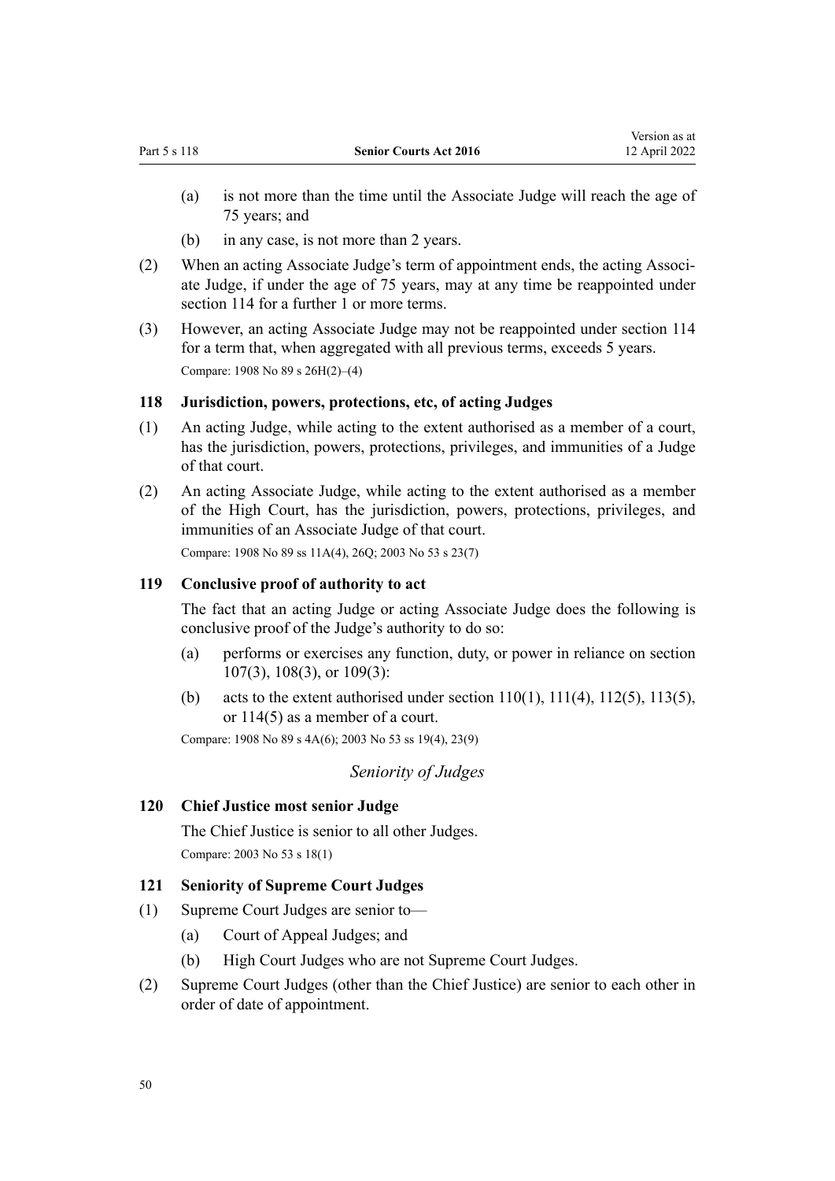(a) is not more than the time until the Associate Judge will reach the age of 75 years; and

(b) in any case, is not more than 2 years.

(2) When an acting Associate Judge's term of appointment ends, the acting Associate Judge, if under the age of 75 years, may at any time be reappointed under section 114 for a further 1 or more terms.

(3) However, an acting Associate Judge may not be reappointed under section 114 for a term that, when aggregated with all previous terms, exceeds 5 years.

Compare: 1908 No 89 s 26H(2)–(4)

### 118 Jurisdiction, powers, protections, etc, of acting Judges

(1) An acting Judge, while acting to the extent authorised as a member of a court, has the jurisdiction, powers, protections, privileges, and immunities of a Judge of that court.

(2) An acting Associate Judge, while acting to the extent authorised as a member of the High Court, has the jurisdiction, powers, protections, privileges, and immunities of an Associate Judge of that court.

Compare: 1908 No 89 ss 11A(4), 26Q; 2003 No 53 s 23(7)

### 119 Conclusive proof of authority to act

The fact that an acting Judge or acting Associate Judge does the following is conclusive proof of the Judge's authority to do so:

(a) performs or exercises any function, duty, or power in reliance on section 107(3), 108(3), or 109(3):

(b) acts to the extent authorised under section 110(1), 111(4), 112(5), 113(5), or 114(5) as a member of a court.

Compare: 1908 No 89 s 4A(6); 2003 No 53 ss 19(4), 23(9)

## *Seniority of Judges*

### 120 Chief Justice most senior Judge

The Chief Justice is senior to all other Judges.

Compare: 2003 No 53 s 18(1)

### 121 Seniority of Supreme Court Judges

(1) Supreme Court Judges are senior to—

(a) Court of Appeal Judges; and

(b) High Court Judges who are not Supreme Court Judges.

(2) Supreme Court Judges (other than the Chief Justice) are senior to each other in order of date of appointment.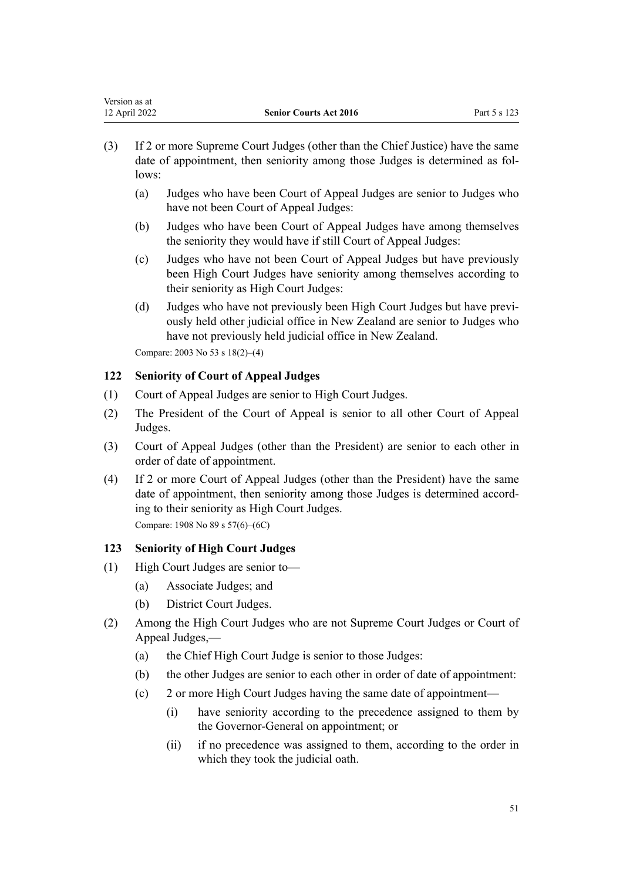(3) If 2 or more Supreme Court Judges (other than the Chief Justice) have the same date of appointment, then seniority among those Judges is determined as follows:

  (a) Judges who have been Court of Appeal Judges are senior to Judges who have not been Court of Appeal Judges:

  (b) Judges who have been Court of Appeal Judges have among themselves the seniority they would have if still Court of Appeal Judges:

  (c) Judges who have not been Court of Appeal Judges but have previously been High Court Judges have seniority among themselves according to their seniority as High Court Judges:

  (d) Judges who have not previously been High Court Judges but have previously held other judicial office in New Zealand are senior to Judges who have not previously held judicial office in New Zealand.

Compare: 2003 No 53 s 18(2)–(4)

### 122 Seniority of Court of Appeal Judges

(1) Court of Appeal Judges are senior to High Court Judges.

(2) The President of the Court of Appeal is senior to all other Court of Appeal Judges.

(3) Court of Appeal Judges (other than the President) are senior to each other in order of date of appointment.

(4) If 2 or more Court of Appeal Judges (other than the President) have the same date of appointment, then seniority among those Judges is determined according to their seniority as High Court Judges.

Compare: 1908 No 89 s 57(6)–(6C)

### 123 Seniority of High Court Judges

(1) High Court Judges are senior to—

  (a) Associate Judges; and

  (b) District Court Judges.

(2) Among the High Court Judges who are not Supreme Court Judges or Court of Appeal Judges,—

  (a) the Chief High Court Judge is senior to those Judges:

  (b) the other Judges are senior to each other in order of date of appointment:

  (c) 2 or more High Court Judges having the same date of appointment—

    (i) have seniority according to the precedence assigned to them by the Governor-General on appointment; or

    (ii) if no precedence was assigned to them, according to the order in which they took the judicial oath.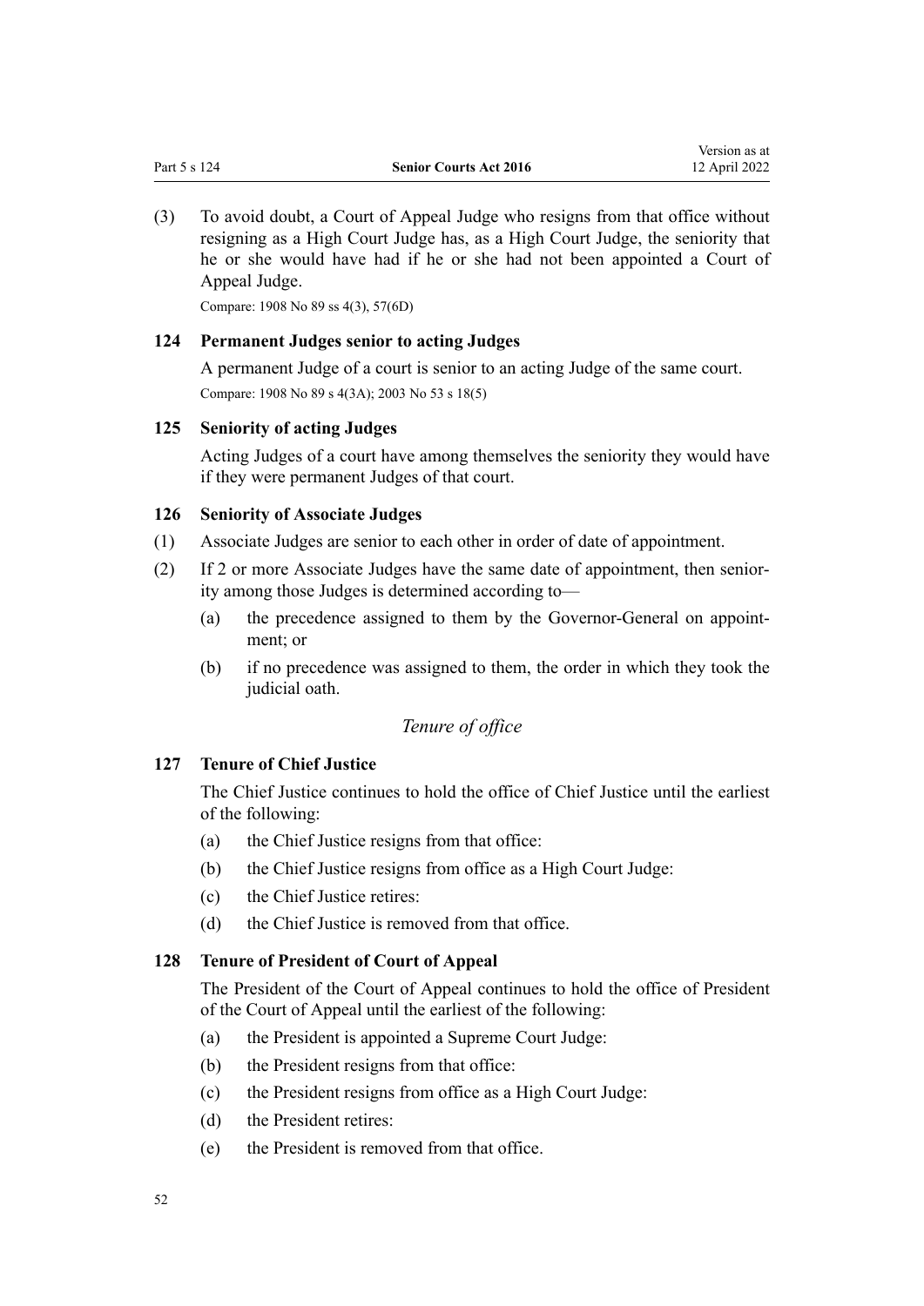(3) To avoid doubt, a Court of Appeal Judge who resigns from that office without resigning as a High Court Judge has, as a High Court Judge, the seniority that he or she would have had if he or she had not been appointed a Court of Appeal Judge.

Compare: 1908 No 89 ss 4(3), 57(6D)

### 124 Permanent Judges senior to acting Judges

A permanent Judge of a court is senior to an acting Judge of the same court.

Compare: 1908 No 89 s 4(3A); 2003 No 53 s 18(5)

### 125 Seniority of acting Judges

Acting Judges of a court have among themselves the seniority they would have if they were permanent Judges of that court.

### 126 Seniority of Associate Judges

(1) Associate Judges are senior to each other in order of date of appointment.

(2) If 2 or more Associate Judges have the same date of appointment, then seniority among those Judges is determined according to—

- (a) the precedence assigned to them by the Governor-General on appointment; or
- (b) if no precedence was assigned to them, the order in which they took the judicial oath.

*Tenure of office*

### 127 Tenure of Chief Justice

The Chief Justice continues to hold the office of Chief Justice until the earliest of the following:

- (a) the Chief Justice resigns from that office:
- (b) the Chief Justice resigns from office as a High Court Judge:
- (c) the Chief Justice retires:
- (d) the Chief Justice is removed from that office.

### 128 Tenure of President of Court of Appeal

The President of the Court of Appeal continues to hold the office of President of the Court of Appeal until the earliest of the following:

- (a) the President is appointed a Supreme Court Judge:
- (b) the President resigns from that office:
- (c) the President resigns from office as a High Court Judge:
- (d) the President retires:
- (e) the President is removed from that office.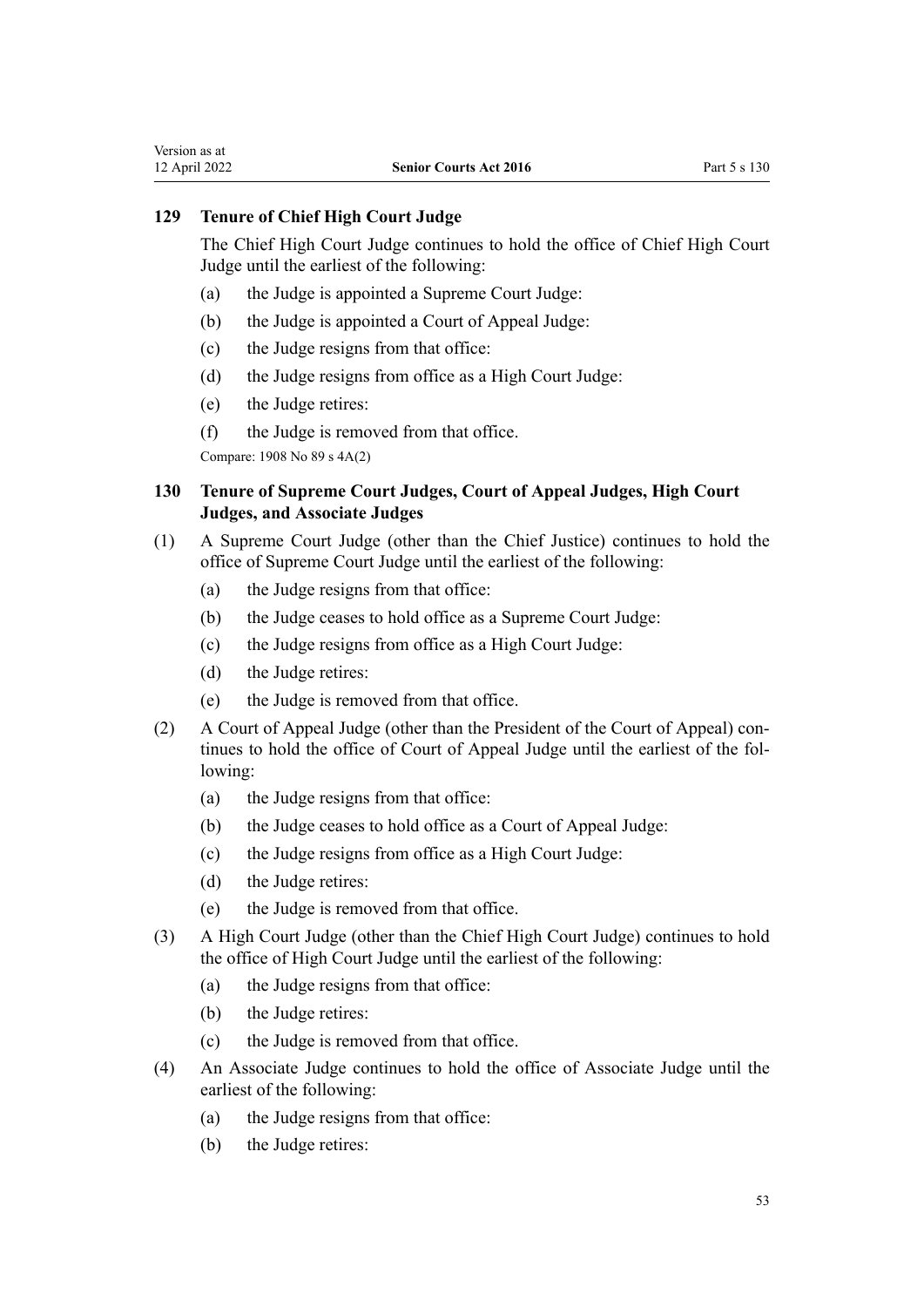### 129 Tenure of Chief High Court Judge

The Chief High Court Judge continues to hold the office of Chief High Court Judge until the earliest of the following:

(a) the Judge is appointed a Supreme Court Judge:

(b) the Judge is appointed a Court of Appeal Judge:

(c) the Judge resigns from that office:

(d) the Judge resigns from office as a High Court Judge:

(e) the Judge retires:

(f) the Judge is removed from that office.

Compare: 1908 No 89 s 4A(2)

### 130 Tenure of Supreme Court Judges, Court of Appeal Judges, High Court Judges, and Associate Judges

(1) A Supreme Court Judge (other than the Chief Justice) continues to hold the office of Supreme Court Judge until the earliest of the following:

(a) the Judge resigns from that office:

(b) the Judge ceases to hold office as a Supreme Court Judge:

(c) the Judge resigns from office as a High Court Judge:

(d) the Judge retires:

(e) the Judge is removed from that office.

(2) A Court of Appeal Judge (other than the President of the Court of Appeal) continues to hold the office of Court of Appeal Judge until the earliest of the following:

(a) the Judge resigns from that office:

(b) the Judge ceases to hold office as a Court of Appeal Judge:

(c) the Judge resigns from office as a High Court Judge:

(d) the Judge retires:

(e) the Judge is removed from that office.

(3) A High Court Judge (other than the Chief High Court Judge) continues to hold the office of High Court Judge until the earliest of the following:

(a) the Judge resigns from that office:

(b) the Judge retires:

(c) the Judge is removed from that office.

(4) An Associate Judge continues to hold the office of Associate Judge until the earliest of the following:

(a) the Judge resigns from that office:

(b) the Judge retires: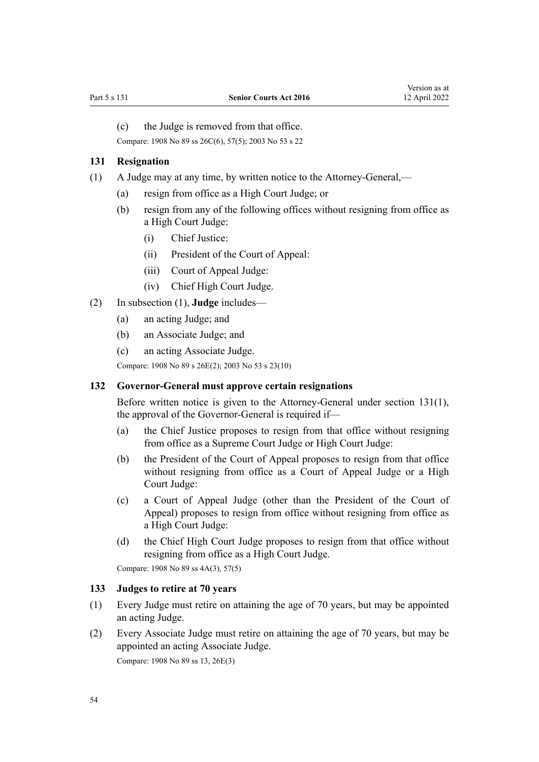(c) the Judge is removed from that office.

Compare: 1908 No 89 ss 26C(6), 57(5); 2003 No 53 s 22

### 131 Resignation

(1) A Judge may at any time, by written notice to the Attorney-General,—

  (a) resign from office as a High Court Judge; or

  (b) resign from any of the following offices without resigning from office as a High Court Judge:

    (i) Chief Justice:

    (ii) President of the Court of Appeal:

    (iii) Court of Appeal Judge:

    (iv) Chief High Court Judge.

(2) In subsection (1), **Judge** includes—

  (a) an acting Judge; and

  (b) an Associate Judge; and

  (c) an acting Associate Judge.

Compare: 1908 No 89 s 26E(2); 2003 No 53 s 23(10)

### 132 Governor-General must approve certain resignations

Before written notice is given to the Attorney-General under section 131(1), the approval of the Governor-General is required if—

  (a) the Chief Justice proposes to resign from that office without resigning from office as a Supreme Court Judge or High Court Judge:

  (b) the President of the Court of Appeal proposes to resign from that office without resigning from office as a Court of Appeal Judge or a High Court Judge:

  (c) a Court of Appeal Judge (other than the President of the Court of Appeal) proposes to resign from office without resigning from office as a High Court Judge:

  (d) the Chief High Court Judge proposes to resign from that office without resigning from office as a High Court Judge.

Compare: 1908 No 89 ss 4A(3), 57(5)

### 133 Judges to retire at 70 years

(1) Every Judge must retire on attaining the age of 70 years, but may be appointed an acting Judge.

(2) Every Associate Judge must retire on attaining the age of 70 years, but may be appointed an acting Associate Judge.

Compare: 1908 No 89 ss 13, 26E(3)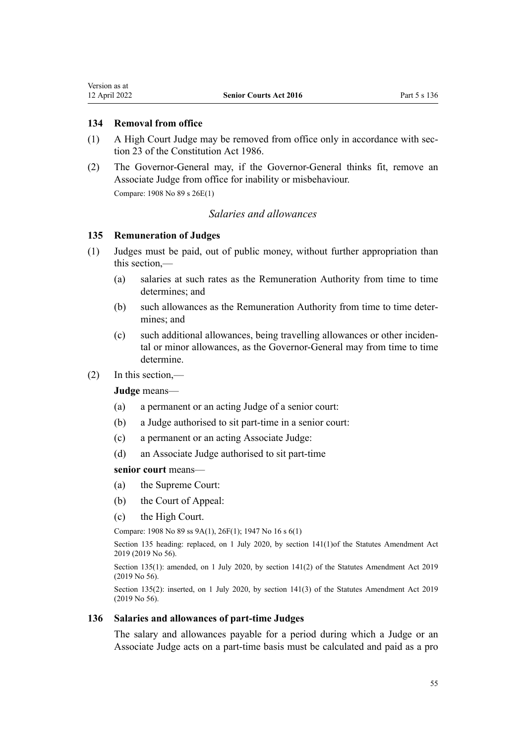### 134 Removal from office

(1) A High Court Judge may be removed from office only in accordance with section 23 of the Constitution Act 1986.

(2) The Governor-General may, if the Governor-General thinks fit, remove an Associate Judge from office for inability or misbehaviour.

Compare: 1908 No 89 s 26E(1)

*Salaries and allowances*

### 135 Remuneration of Judges

(1) Judges must be paid, out of public money, without further appropriation than this section,—

  (a) salaries at such rates as the Remuneration Authority from time to time determines; and

  (b) such allowances as the Remuneration Authority from time to time determines; and

  (c) such additional allowances, being travelling allowances or other incidental or minor allowances, as the Governor-General may from time to time determine.

(2) In this section,—

**Judge** means—

  (a) a permanent or an acting Judge of a senior court:

  (b) a Judge authorised to sit part-time in a senior court:

  (c) a permanent or an acting Associate Judge:

  (d) an Associate Judge authorised to sit part-time

**senior court** means—

  (a) the Supreme Court:

  (b) the Court of Appeal:

  (c) the High Court.

Compare: 1908 No 89 ss 9A(1), 26F(1); 1947 No 16 s 6(1)

Section 135 heading: replaced, on 1 July 2020, by section 141(1)of the Statutes Amendment Act 2019 (2019 No 56).

Section 135(1): amended, on 1 July 2020, by section 141(2) of the Statutes Amendment Act 2019 (2019 No 56).

Section 135(2): inserted, on 1 July 2020, by section 141(3) of the Statutes Amendment Act 2019 (2019 No 56).

### 136 Salaries and allowances of part-time Judges

The salary and allowances payable for a period during which a Judge or an Associate Judge acts on a part-time basis must be calculated and paid as a pro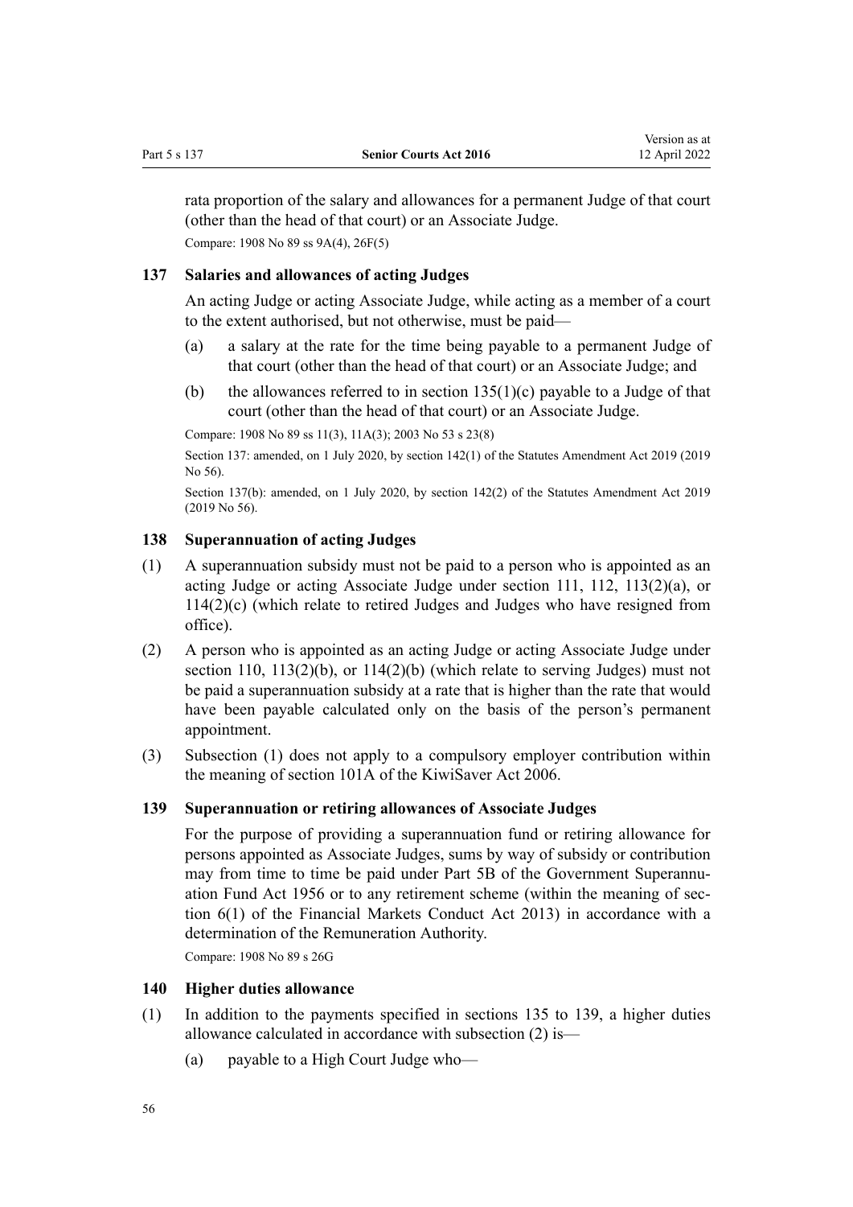rata proportion of the salary and allowances for a permanent Judge of that court (other than the head of that court) or an Associate Judge.

Compare: 1908 No 89 ss 9A(4), 26F(5)

### 137 Salaries and allowances of acting Judges

An acting Judge or acting Associate Judge, while acting as a member of a court to the extent authorised, but not otherwise, must be paid—

(a) a salary at the rate for the time being payable to a permanent Judge of that court (other than the head of that court) or an Associate Judge; and

(b) the allowances referred to in section 135(1)(c) payable to a Judge of that court (other than the head of that court) or an Associate Judge.

Compare: 1908 No 89 ss 11(3), 11A(3); 2003 No 53 s 23(8)

Section 137: amended, on 1 July 2020, by section 142(1) of the Statutes Amendment Act 2019 (2019 No 56).

Section 137(b): amended, on 1 July 2020, by section 142(2) of the Statutes Amendment Act 2019 (2019 No 56).

### 138 Superannuation of acting Judges

(1) A superannuation subsidy must not be paid to a person who is appointed as an acting Judge or acting Associate Judge under section 111, 112, 113(2)(a), or 114(2)(c) (which relate to retired Judges and Judges who have resigned from office).

(2) A person who is appointed as an acting Judge or acting Associate Judge under section 110, 113(2)(b), or 114(2)(b) (which relate to serving Judges) must not be paid a superannuation subsidy at a rate that is higher than the rate that would have been payable calculated only on the basis of the person's permanent appointment.

(3) Subsection (1) does not apply to a compulsory employer contribution within the meaning of section 101A of the KiwiSaver Act 2006.

### 139 Superannuation or retiring allowances of Associate Judges

For the purpose of providing a superannuation fund or retiring allowance for persons appointed as Associate Judges, sums by way of subsidy or contribution may from time to time be paid under Part 5B of the Government Superannuation Fund Act 1956 or to any retirement scheme (within the meaning of section 6(1) of the Financial Markets Conduct Act 2013) in accordance with a determination of the Remuneration Authority.

Compare: 1908 No 89 s 26G

### 140 Higher duties allowance

(1) In addition to the payments specified in sections 135 to 139, a higher duties allowance calculated in accordance with subsection (2) is—

(a) payable to a High Court Judge who—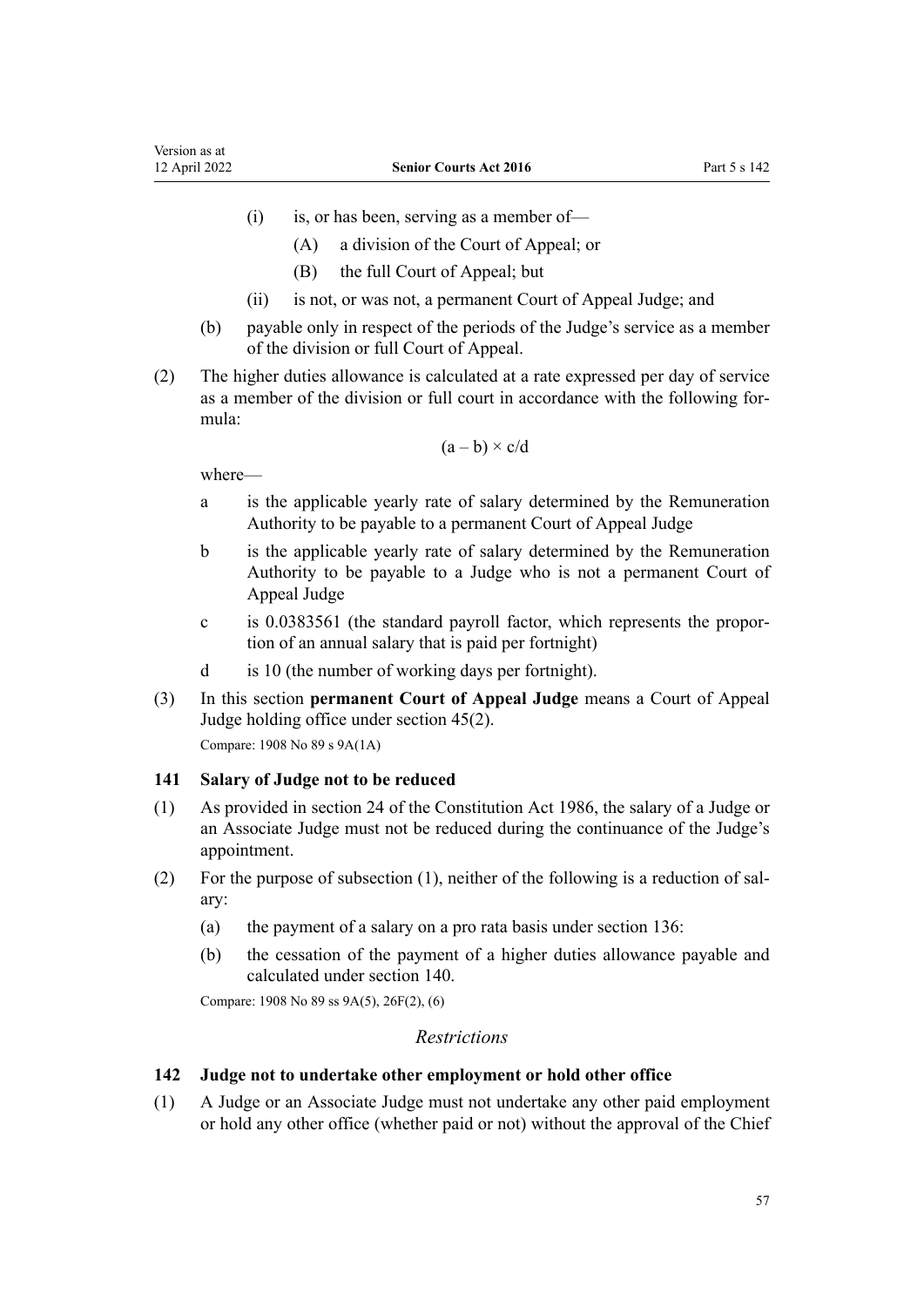(i) is, or has been, serving as a member of—

(A) a division of the Court of Appeal; or

(B) the full Court of Appeal; but

(ii) is not, or was not, a permanent Court of Appeal Judge; and

(b) payable only in respect of the periods of the Judge's service as a member of the division or full Court of Appeal.

(2) The higher duties allowance is calculated at a rate expressed per day of service as a member of the division or full court in accordance with the following formula:

$$(a - b) \times c/d$$

where—

a is the applicable yearly rate of salary determined by the Remuneration Authority to be payable to a permanent Court of Appeal Judge

b is the applicable yearly rate of salary determined by the Remuneration Authority to be payable to a Judge who is not a permanent Court of Appeal Judge

c is 0.0383561 (the standard payroll factor, which represents the proportion of an annual salary that is paid per fortnight)

d is 10 (the number of working days per fortnight).

(3) In this section **permanent Court of Appeal Judge** means a Court of Appeal Judge holding office under section 45(2).

Compare: 1908 No 89 s 9A(1A)

### 141 Salary of Judge not to be reduced

(1) As provided in section 24 of the Constitution Act 1986, the salary of a Judge or an Associate Judge must not be reduced during the continuance of the Judge's appointment.

(2) For the purpose of subsection (1), neither of the following is a reduction of salary:

(a) the payment of a salary on a pro rata basis under section 136:

(b) the cessation of the payment of a higher duties allowance payable and calculated under section 140.

Compare: 1908 No 89 ss 9A(5), 26F(2), (6)

## *Restrictions*

### 142 Judge not to undertake other employment or hold other office

(1) A Judge or an Associate Judge must not undertake any other paid employment or hold any other office (whether paid or not) without the approval of the Chief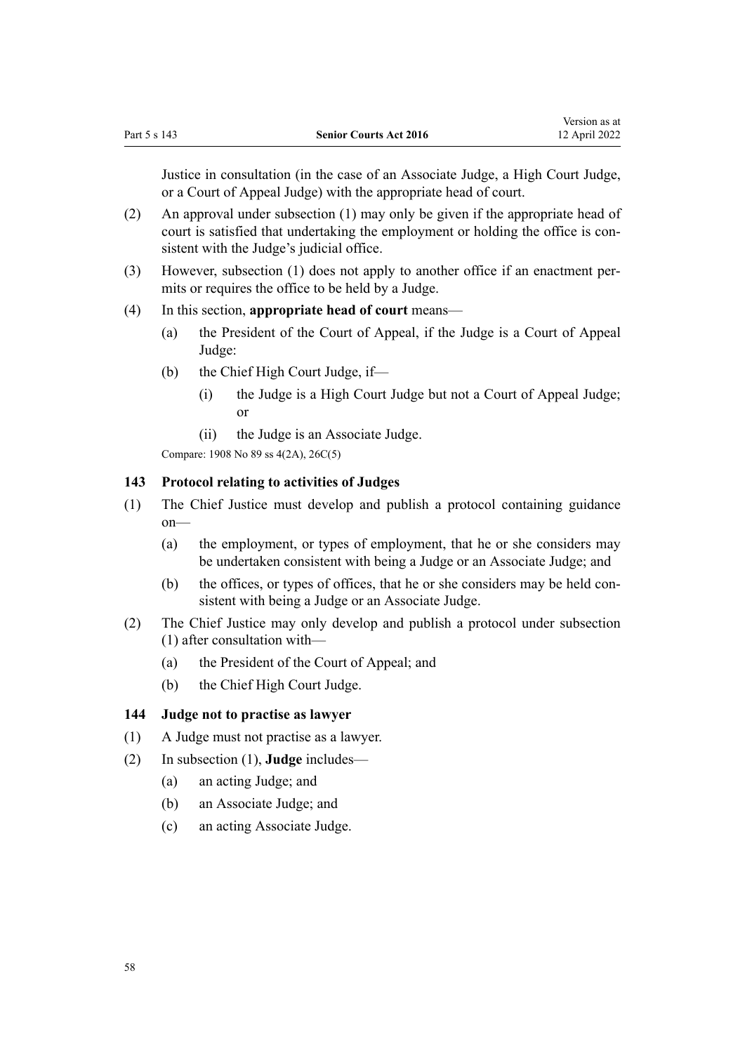Justice in consultation (in the case of an Associate Judge, a High Court Judge, or a Court of Appeal Judge) with the appropriate head of court.

(2) An approval under subsection (1) may only be given if the appropriate head of court is satisfied that undertaking the employment or holding the office is consistent with the Judge's judicial office.

(3) However, subsection (1) does not apply to another office if an enactment permits or requires the office to be held by a Judge.

(4) In this section, **appropriate head of court** means—

- (a) the President of the Court of Appeal, if the Judge is a Court of Appeal Judge:
- (b) the Chief High Court Judge, if—
  - (i) the Judge is a High Court Judge but not a Court of Appeal Judge; or
  - (ii) the Judge is an Associate Judge.

Compare: 1908 No 89 ss 4(2A), 26C(5)

### 143 Protocol relating to activities of Judges

(1) The Chief Justice must develop and publish a protocol containing guidance on—

- (a) the employment, or types of employment, that he or she considers may be undertaken consistent with being a Judge or an Associate Judge; and
- (b) the offices, or types of offices, that he or she considers may be held consistent with being a Judge or an Associate Judge.

(2) The Chief Justice may only develop and publish a protocol under subsection (1) after consultation with—

- (a) the President of the Court of Appeal; and
- (b) the Chief High Court Judge.

### 144 Judge not to practise as lawyer

(1) A Judge must not practise as a lawyer.

(2) In subsection (1), **Judge** includes—

- (a) an acting Judge; and
- (b) an Associate Judge; and
- (c) an acting Associate Judge.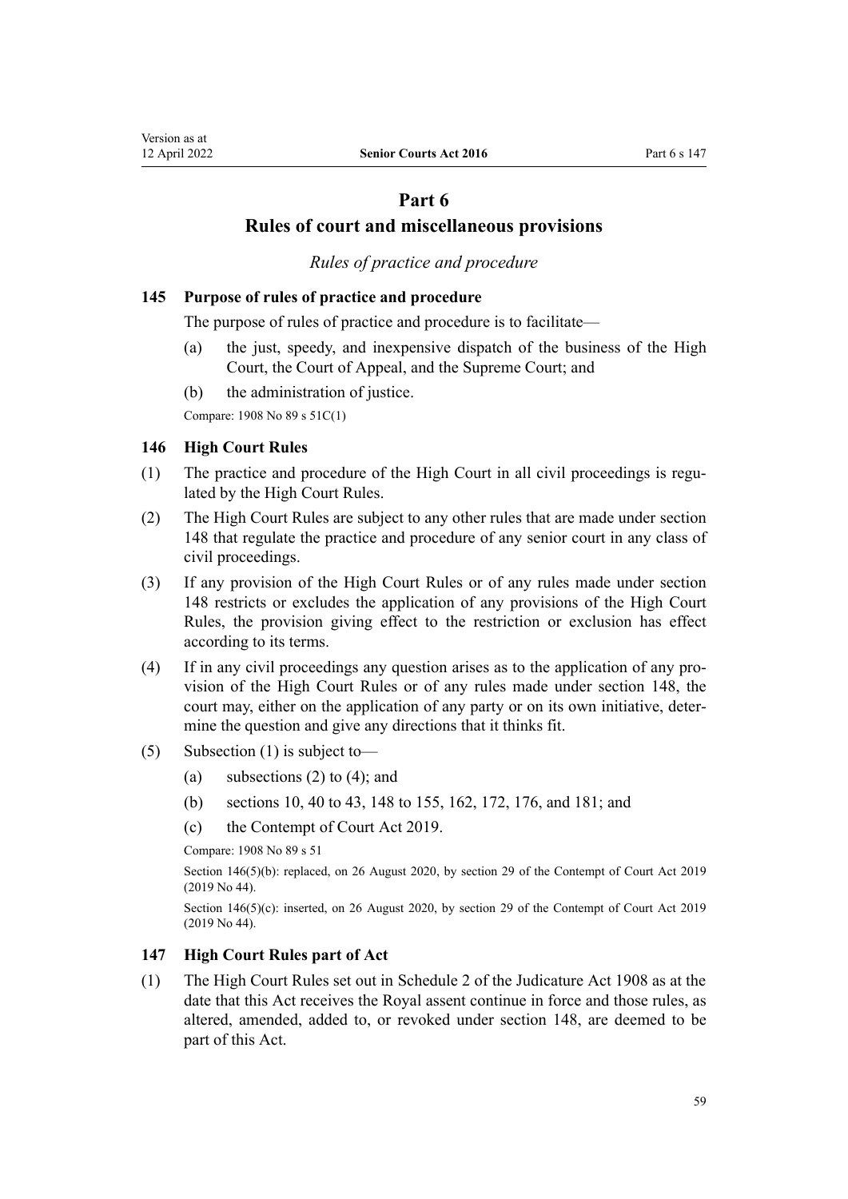# Part 6

# Rules of court and miscellaneous provisions

*Rules of practice and procedure*

### 145 Purpose of rules of practice and procedure

The purpose of rules of practice and procedure is to facilitate—

- (a) the just, speedy, and inexpensive dispatch of the business of the High Court, the Court of Appeal, and the Supreme Court; and
- (b) the administration of justice.

Compare: 1908 No 89 s 51C(1)

### 146 High Court Rules

(1) The practice and procedure of the High Court in all civil proceedings is regulated by the High Court Rules.

(2) The High Court Rules are subject to any other rules that are made under section 148 that regulate the practice and procedure of any senior court in any class of civil proceedings.

(3) If any provision of the High Court Rules or of any rules made under section 148 restricts or excludes the application of any provisions of the High Court Rules, the provision giving effect to the restriction or exclusion has effect according to its terms.

(4) If in any civil proceedings any question arises as to the application of any provision of the High Court Rules or of any rules made under section 148, the court may, either on the application of any party or on its own initiative, determine the question and give any directions that it thinks fit.

(5) Subsection (1) is subject to—

- (a) subsections (2) to (4); and
- (b) sections 10, 40 to 43, 148 to 155, 162, 172, 176, and 181; and
- (c) the Contempt of Court Act 2019.

Compare: 1908 No 89 s 51

Section 146(5)(b): replaced, on 26 August 2020, by section 29 of the Contempt of Court Act 2019 (2019 No 44).

Section 146(5)(c): inserted, on 26 August 2020, by section 29 of the Contempt of Court Act 2019 (2019 No 44).

### 147 High Court Rules part of Act

(1) The High Court Rules set out in Schedule 2 of the Judicature Act 1908 as at the date that this Act receives the Royal assent continue in force and those rules, as altered, amended, added to, or revoked under section 148, are deemed to be part of this Act.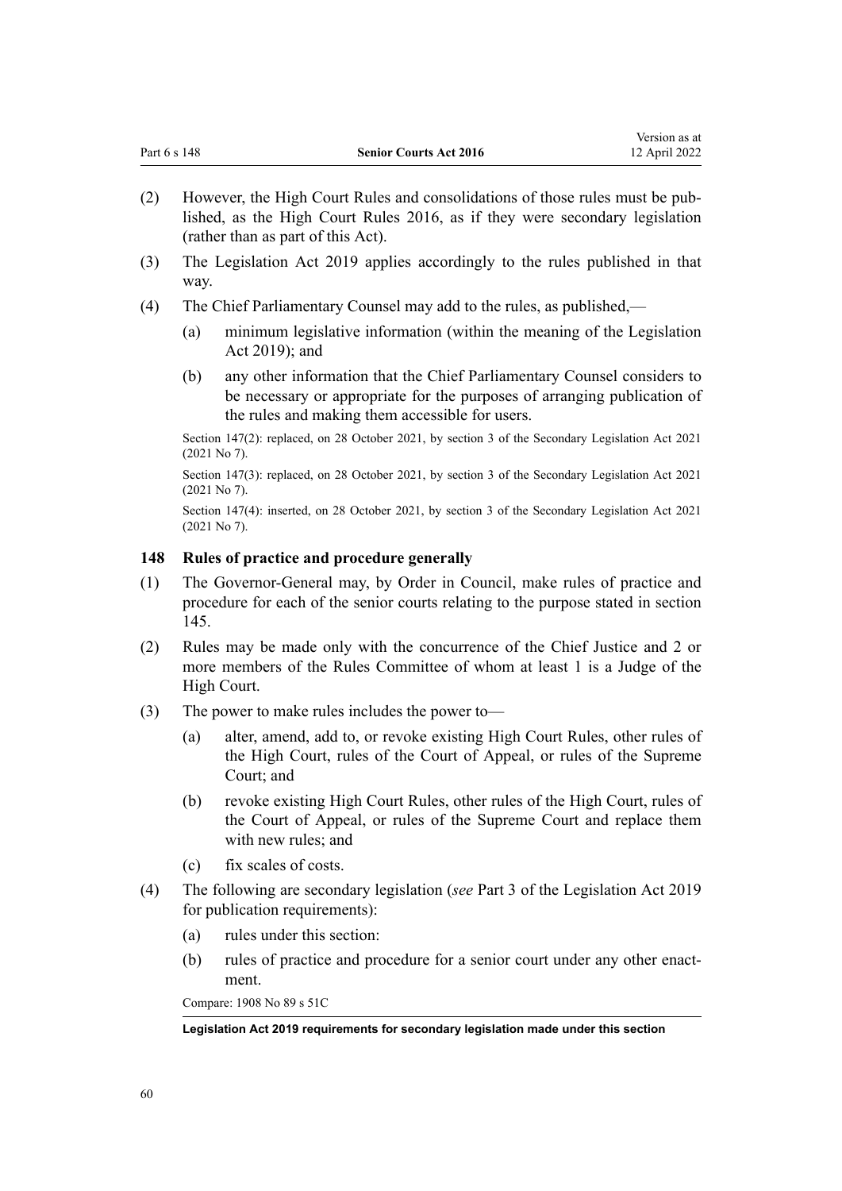(2) However, the High Court Rules and consolidations of those rules must be published, as the High Court Rules 2016, as if they were secondary legislation (rather than as part of this Act).

(3) The Legislation Act 2019 applies accordingly to the rules published in that way.

(4) The Chief Parliamentary Counsel may add to the rules, as published,—

(a) minimum legislative information (within the meaning of the Legislation Act 2019); and

(b) any other information that the Chief Parliamentary Counsel considers to be necessary or appropriate for the purposes of arranging publication of the rules and making them accessible for users.

Section 147(2): replaced, on 28 October 2021, by section 3 of the Secondary Legislation Act 2021 (2021 No 7).

Section 147(3): replaced, on 28 October 2021, by section 3 of the Secondary Legislation Act 2021 (2021 No 7).

Section 147(4): inserted, on 28 October 2021, by section 3 of the Secondary Legislation Act 2021 (2021 No 7).

### 148 Rules of practice and procedure generally

(1) The Governor-General may, by Order in Council, make rules of practice and procedure for each of the senior courts relating to the purpose stated in section 145.

(2) Rules may be made only with the concurrence of the Chief Justice and 2 or more members of the Rules Committee of whom at least 1 is a Judge of the High Court.

(3) The power to make rules includes the power to—

(a) alter, amend, add to, or revoke existing High Court Rules, other rules of the High Court, rules of the Court of Appeal, or rules of the Supreme Court; and

(b) revoke existing High Court Rules, other rules of the High Court, rules of the Court of Appeal, or rules of the Supreme Court and replace them with new rules; and

(c) fix scales of costs.

(4) The following are secondary legislation (*see* Part 3 of the Legislation Act 2019 for publication requirements):

(a) rules under this section:

(b) rules of practice and procedure for a senior court under any other enactment.

Compare: 1908 No 89 s 51C

**Legislation Act 2019 requirements for secondary legislation made under this section**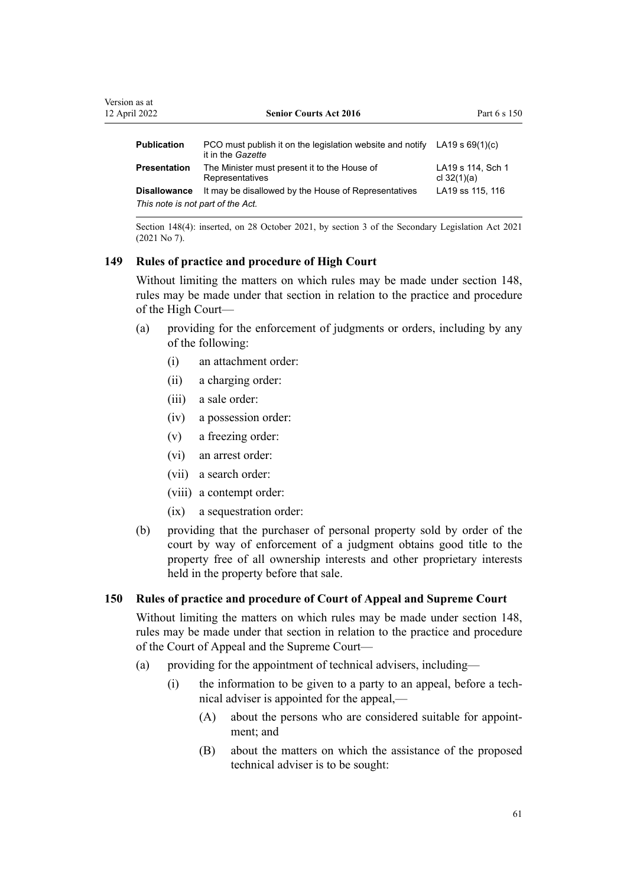| | | |
|---|---|---|
| **Publication** | PCO must publish it on the legislation website and notify it in the *Gazette* | LA19 s 69(1)(c) |
| **Presentation** | The Minister must present it to the House of Representatives | LA19 s 114, Sch 1 cl 32(1)(a) |
| **Disallowance** | It may be disallowed by the House of Representatives | LA19 ss 115, 116 |

*This note is not part of the Act.*

Section 148(4): inserted, on 28 October 2021, by section 3 of the Secondary Legislation Act 2021 (2021 No 7).

### 149 Rules of practice and procedure of High Court

Without limiting the matters on which rules may be made under section 148, rules may be made under that section in relation to the practice and procedure of the High Court—

- (a) providing for the enforcement of judgments or orders, including by any of the following:
  - (i) an attachment order:
  - (ii) a charging order:
  - (iii) a sale order:
  - (iv) a possession order:
  - (v) a freezing order:
  - (vi) an arrest order:
  - (vii) a search order:
  - (viii) a contempt order:
  - (ix) a sequestration order:
- (b) providing that the purchaser of personal property sold by order of the court by way of enforcement of a judgment obtains good title to the property free of all ownership interests and other proprietary interests held in the property before that sale.

### 150 Rules of practice and procedure of Court of Appeal and Supreme Court

Without limiting the matters on which rules may be made under section 148, rules may be made under that section in relation to the practice and procedure of the Court of Appeal and the Supreme Court—

- (a) providing for the appointment of technical advisers, including—
  - (i) the information to be given to a party to an appeal, before a technical adviser is appointed for the appeal,—
    - (A) about the persons who are considered suitable for appointment; and
    - (B) about the matters on which the assistance of the proposed technical adviser is to be sought: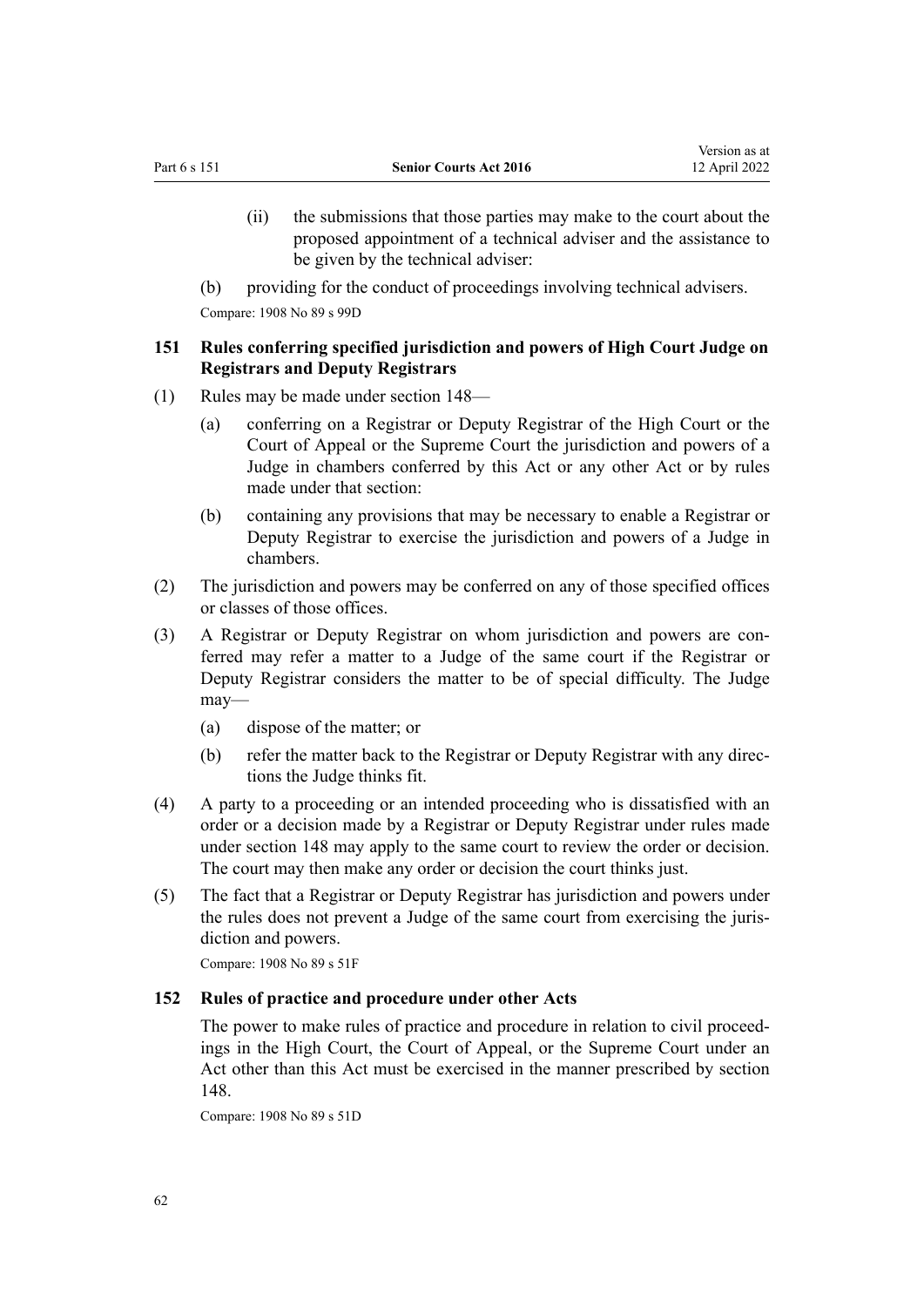(ii) the submissions that those parties may make to the court about the proposed appointment of a technical adviser and the assistance to be given by the technical adviser:

(b) providing for the conduct of proceedings involving technical advisers.

Compare: 1908 No 89 s 99D

### 151 Rules conferring specified jurisdiction and powers of High Court Judge on Registrars and Deputy Registrars

(1) Rules may be made under section 148—

(a) conferring on a Registrar or Deputy Registrar of the High Court or the Court of Appeal or the Supreme Court the jurisdiction and powers of a Judge in chambers conferred by this Act or any other Act or by rules made under that section:

(b) containing any provisions that may be necessary to enable a Registrar or Deputy Registrar to exercise the jurisdiction and powers of a Judge in chambers.

(2) The jurisdiction and powers may be conferred on any of those specified offices or classes of those offices.

(3) A Registrar or Deputy Registrar on whom jurisdiction and powers are conferred may refer a matter to a Judge of the same court if the Registrar or Deputy Registrar considers the matter to be of special difficulty. The Judge may—

(a) dispose of the matter; or

(b) refer the matter back to the Registrar or Deputy Registrar with any directions the Judge thinks fit.

(4) A party to a proceeding or an intended proceeding who is dissatisfied with an order or a decision made by a Registrar or Deputy Registrar under rules made under section 148 may apply to the same court to review the order or decision. The court may then make any order or decision the court thinks just.

(5) The fact that a Registrar or Deputy Registrar has jurisdiction and powers under the rules does not prevent a Judge of the same court from exercising the jurisdiction and powers.

Compare: 1908 No 89 s 51F

### 152 Rules of practice and procedure under other Acts

The power to make rules of practice and procedure in relation to civil proceedings in the High Court, the Court of Appeal, or the Supreme Court under an Act other than this Act must be exercised in the manner prescribed by section 148.

Compare: 1908 No 89 s 51D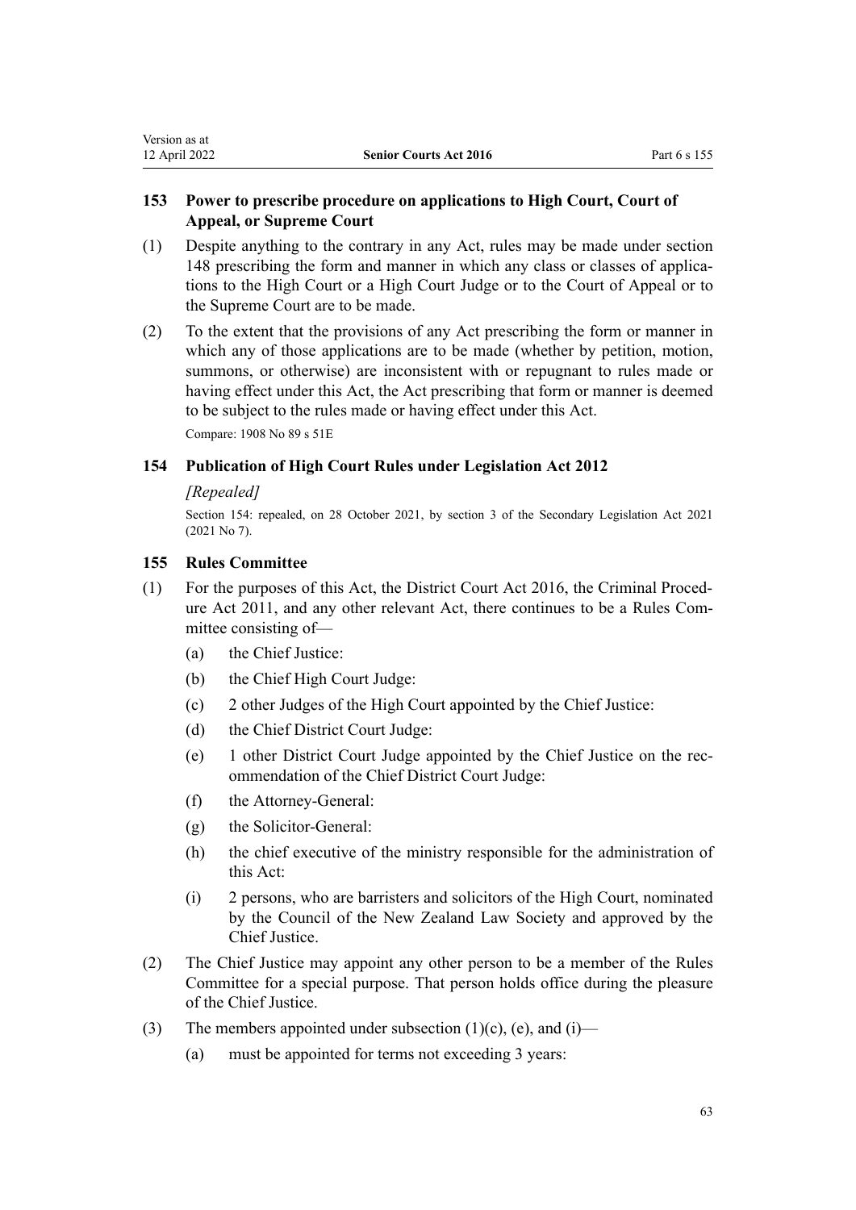### 153 Power to prescribe procedure on applications to High Court, Court of Appeal, or Supreme Court

(1) Despite anything to the contrary in any Act, rules may be made under section 148 prescribing the form and manner in which any class or classes of applications to the High Court or a High Court Judge or to the Court of Appeal or to the Supreme Court are to be made.

(2) To the extent that the provisions of any Act prescribing the form or manner in which any of those applications are to be made (whether by petition, motion, summons, or otherwise) are inconsistent with or repugnant to rules made or having effect under this Act, the Act prescribing that form or manner is deemed to be subject to the rules made or having effect under this Act.

Compare: 1908 No 89 s 51E

### 154 Publication of High Court Rules under Legislation Act 2012

*[Repealed]*

Section 154: repealed, on 28 October 2021, by section 3 of the Secondary Legislation Act 2021 (2021 No 7).

### 155 Rules Committee

(1) For the purposes of this Act, the District Court Act 2016, the Criminal Procedure Act 2011, and any other relevant Act, there continues to be a Rules Committee consisting of—

- (a) the Chief Justice:
- (b) the Chief High Court Judge:
- (c) 2 other Judges of the High Court appointed by the Chief Justice:
- (d) the Chief District Court Judge:
- (e) 1 other District Court Judge appointed by the Chief Justice on the recommendation of the Chief District Court Judge:
- (f) the Attorney-General:
- (g) the Solicitor-General:
- (h) the chief executive of the ministry responsible for the administration of this Act:
- (i) 2 persons, who are barristers and solicitors of the High Court, nominated by the Council of the New Zealand Law Society and approved by the Chief Justice.

(2) The Chief Justice may appoint any other person to be a member of the Rules Committee for a special purpose. That person holds office during the pleasure of the Chief Justice.

(3) The members appointed under subsection (1)(c), (e), and (i)—

- (a) must be appointed for terms not exceeding 3 years: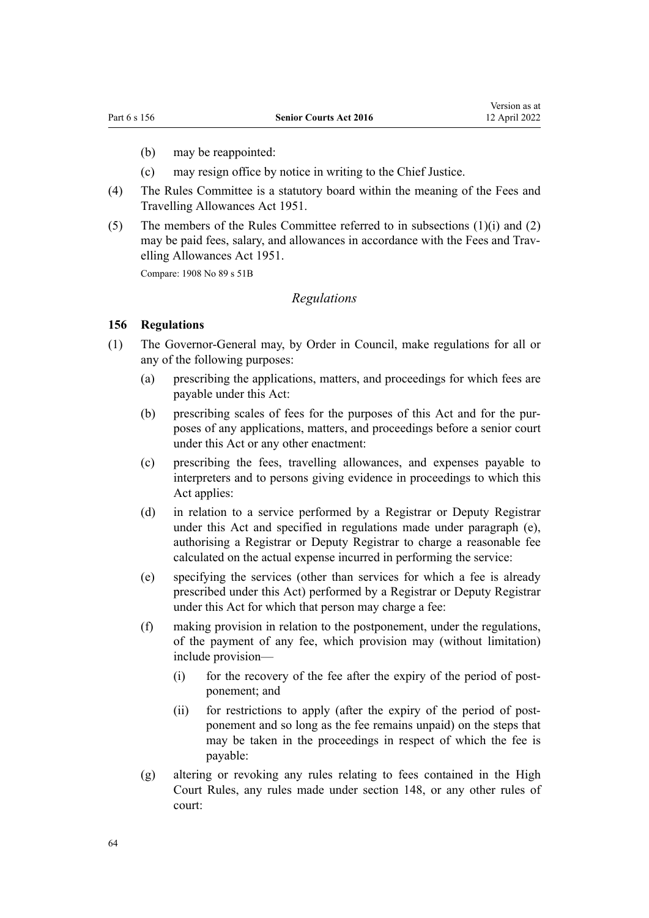(b) may be reappointed:

(c) may resign office by notice in writing to the Chief Justice.

(4) The Rules Committee is a statutory board within the meaning of the Fees and Travelling Allowances Act 1951.

(5) The members of the Rules Committee referred to in subsections (1)(i) and (2) may be paid fees, salary, and allowances in accordance with the Fees and Travelling Allowances Act 1951.

Compare: 1908 No 89 s 51B

*Regulations*

### 156 Regulations

(1) The Governor-General may, by Order in Council, make regulations for all or any of the following purposes:

(a) prescribing the applications, matters, and proceedings for which fees are payable under this Act:

(b) prescribing scales of fees for the purposes of this Act and for the purposes of any applications, matters, and proceedings before a senior court under this Act or any other enactment:

(c) prescribing the fees, travelling allowances, and expenses payable to interpreters and to persons giving evidence in proceedings to which this Act applies:

(d) in relation to a service performed by a Registrar or Deputy Registrar under this Act and specified in regulations made under paragraph (e), authorising a Registrar or Deputy Registrar to charge a reasonable fee calculated on the actual expense incurred in performing the service:

(e) specifying the services (other than services for which a fee is already prescribed under this Act) performed by a Registrar or Deputy Registrar under this Act for which that person may charge a fee:

(f) making provision in relation to the postponement, under the regulations, of the payment of any fee, which provision may (without limitation) include provision—

(i) for the recovery of the fee after the expiry of the period of postponement; and

(ii) for restrictions to apply (after the expiry of the period of postponement and so long as the fee remains unpaid) on the steps that may be taken in the proceedings in respect of which the fee is payable:

(g) altering or revoking any rules relating to fees contained in the High Court Rules, any rules made under section 148, or any other rules of court: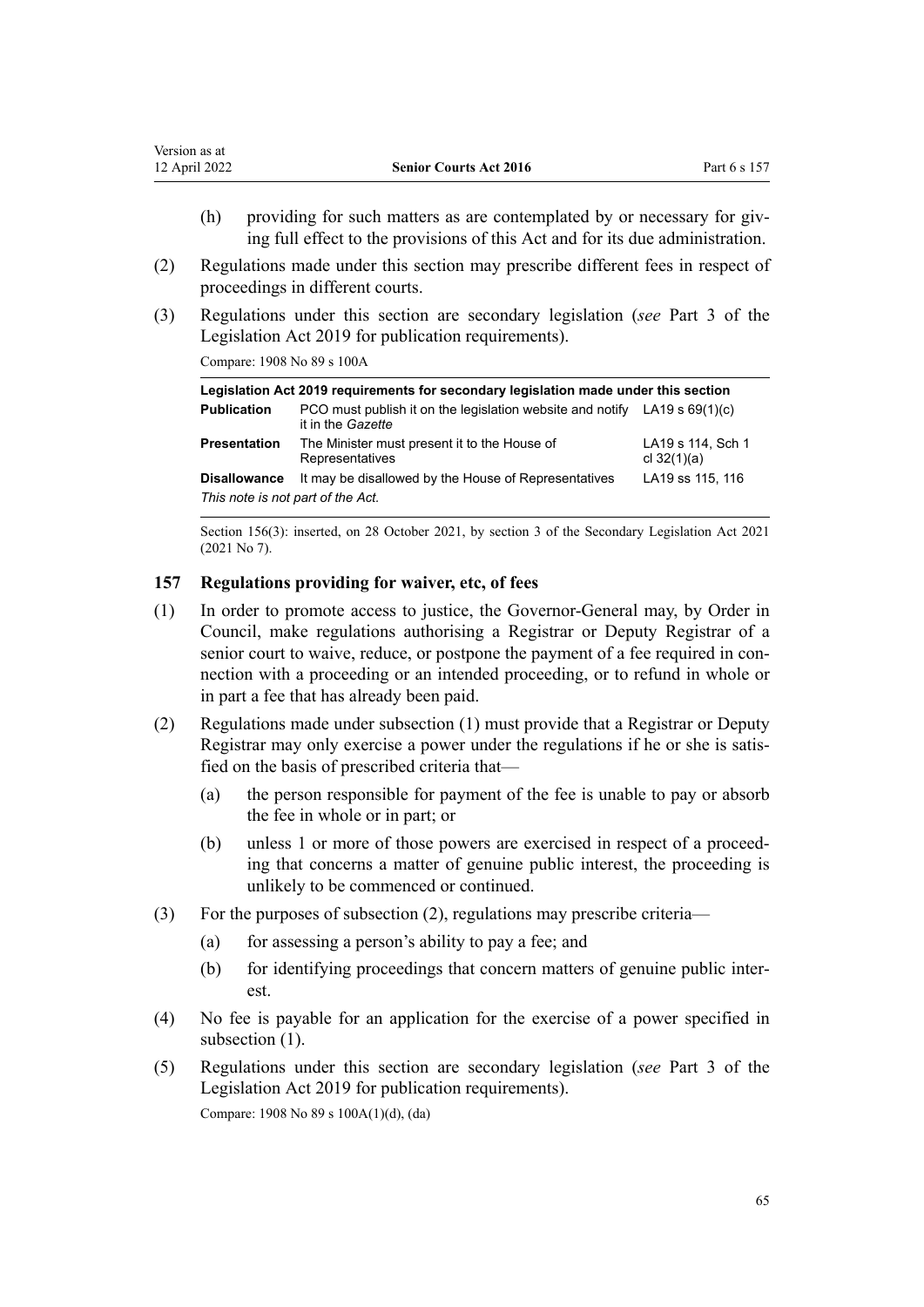(h) providing for such matters as are contemplated by or necessary for giving full effect to the provisions of this Act and for its due administration.

(2) Regulations made under this section may prescribe different fees in respect of proceedings in different courts.

(3) Regulations under this section are secondary legislation (*see* Part 3 of the Legislation Act 2019 for publication requirements).

Compare: 1908 No 89 s 100A

| **Legislation Act 2019 requirements for secondary legislation made under this section** | | |
|---|---|---|
| **Publication** | PCO must publish it on the legislation website and notify it in the *Gazette* | LA19 s 69(1)(c) |
| **Presentation** | The Minister must present it to the House of Representatives | LA19 s 114, Sch 1 cl 32(1)(a) |
| **Disallowance** | It may be disallowed by the House of Representatives | LA19 ss 115, 116 |
| *This note is not part of the Act.* | | |

Section 156(3): inserted, on 28 October 2021, by section 3 of the Secondary Legislation Act 2021 (2021 No 7).

### 157 Regulations providing for waiver, etc, of fees

(1) In order to promote access to justice, the Governor-General may, by Order in Council, make regulations authorising a Registrar or Deputy Registrar of a senior court to waive, reduce, or postpone the payment of a fee required in connection with a proceeding or an intended proceeding, or to refund in whole or in part a fee that has already been paid.

(2) Regulations made under subsection (1) must provide that a Registrar or Deputy Registrar may only exercise a power under the regulations if he or she is satisfied on the basis of prescribed criteria that—

(a) the person responsible for payment of the fee is unable to pay or absorb the fee in whole or in part; or

(b) unless 1 or more of those powers are exercised in respect of a proceeding that concerns a matter of genuine public interest, the proceeding is unlikely to be commenced or continued.

(3) For the purposes of subsection (2), regulations may prescribe criteria—

(a) for assessing a person's ability to pay a fee; and

(b) for identifying proceedings that concern matters of genuine public interest.

(4) No fee is payable for an application for the exercise of a power specified in subsection (1).

(5) Regulations under this section are secondary legislation (*see* Part 3 of the Legislation Act 2019 for publication requirements).

Compare: 1908 No 89 s 100A(1)(d), (da)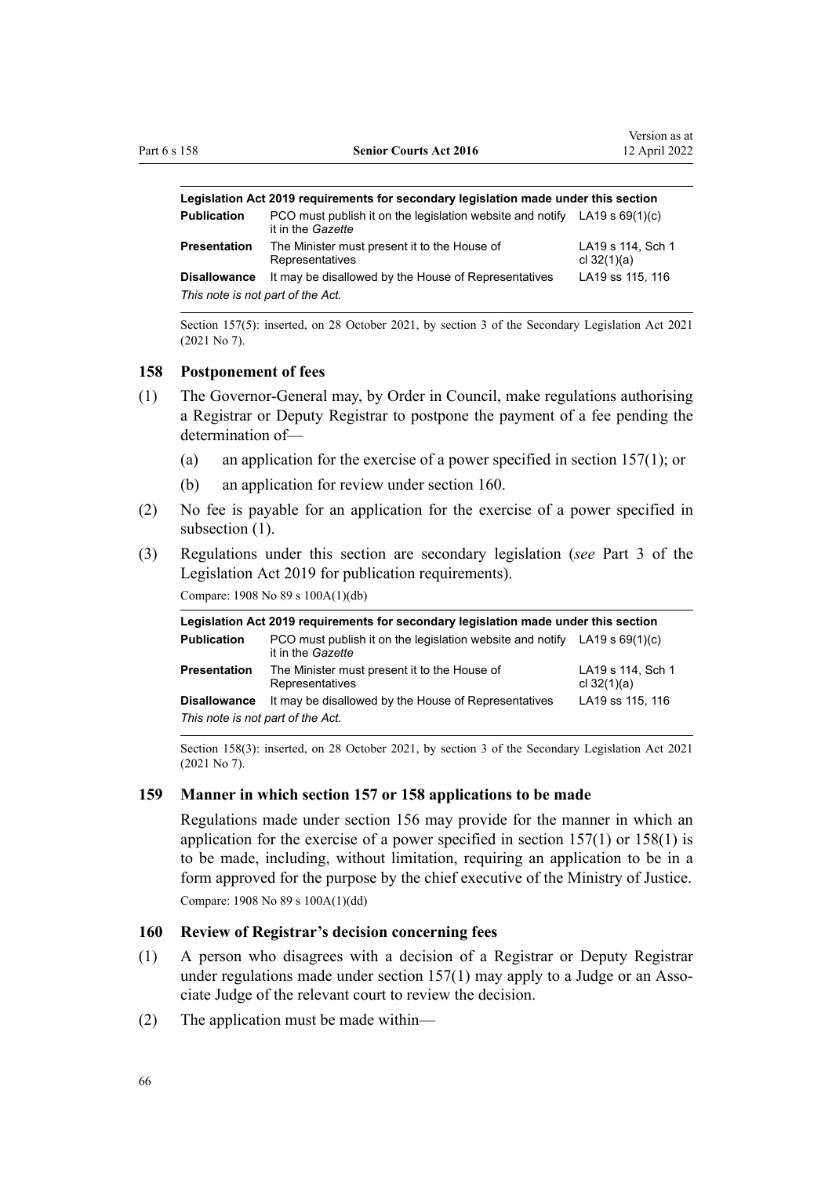| Legislation Act 2019 requirements for secondary legislation made under this section | | |
|---|---|---|
| **Publication** | PCO must publish it on the legislation website and notify it in the *Gazette* | LA19 s 69(1)(c) |
| **Presentation** | The Minister must present it to the House of Representatives | LA19 s 114, Sch 1 cl 32(1)(a) |
| **Disallowance** | It may be disallowed by the House of Representatives | LA19 ss 115, 116 |
| *This note is not part of the Act.* | | |

Section 157(5): inserted, on 28 October 2021, by section 3 of the Secondary Legislation Act 2021 (2021 No 7).

### 158 Postponement of fees

(1) The Governor-General may, by Order in Council, make regulations authorising a Registrar or Deputy Registrar to postpone the payment of a fee pending the determination of—

(a) an application for the exercise of a power specified in section 157(1); or

(b) an application for review under section 160.

(2) No fee is payable for an application for the exercise of a power specified in subsection (1).

(3) Regulations under this section are secondary legislation (*see* Part 3 of the Legislation Act 2019 for publication requirements).

Compare: 1908 No 89 s 100A(1)(db)

| Legislation Act 2019 requirements for secondary legislation made under this section | | |
|---|---|---|
| **Publication** | PCO must publish it on the legislation website and notify it in the *Gazette* | LA19 s 69(1)(c) |
| **Presentation** | The Minister must present it to the House of Representatives | LA19 s 114, Sch 1 cl 32(1)(a) |
| **Disallowance** | It may be disallowed by the House of Representatives | LA19 ss 115, 116 |
| *This note is not part of the Act.* | | |

Section 158(3): inserted, on 28 October 2021, by section 3 of the Secondary Legislation Act 2021 (2021 No 7).

### 159 Manner in which section 157 or 158 applications to be made

Regulations made under section 156 may provide for the manner in which an application for the exercise of a power specified in section 157(1) or 158(1) is to be made, including, without limitation, requiring an application to be in a form approved for the purpose by the chief executive of the Ministry of Justice.

Compare: 1908 No 89 s 100A(1)(dd)

### 160 Review of Registrar's decision concerning fees

(1) A person who disagrees with a decision of a Registrar or Deputy Registrar under regulations made under section 157(1) may apply to a Judge or an Associate Judge of the relevant court to review the decision.

(2) The application must be made within—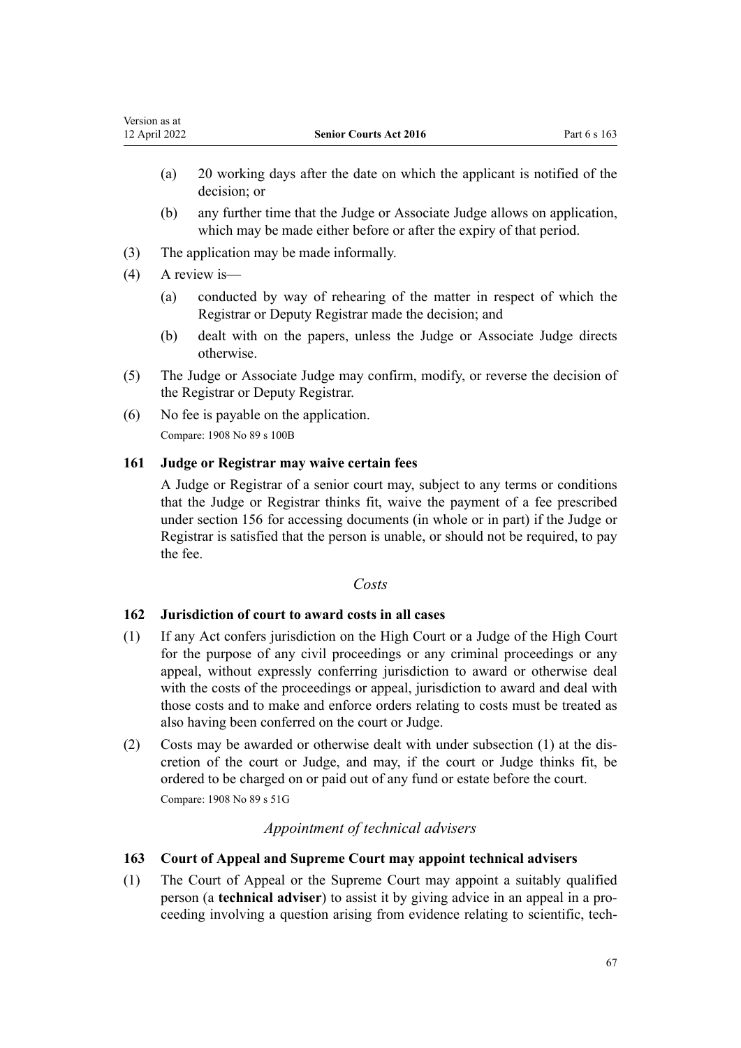(a) 20 working days after the date on which the applicant is notified of the decision; or

(b) any further time that the Judge or Associate Judge allows on application, which may be made either before or after the expiry of that period.

(3) The application may be made informally.

(4) A review is—

(a) conducted by way of rehearing of the matter in respect of which the Registrar or Deputy Registrar made the decision; and

(b) dealt with on the papers, unless the Judge or Associate Judge directs otherwise.

(5) The Judge or Associate Judge may confirm, modify, or reverse the decision of the Registrar or Deputy Registrar.

(6) No fee is payable on the application.

Compare: 1908 No 89 s 100B

### 161 Judge or Registrar may waive certain fees

A Judge or Registrar of a senior court may, subject to any terms or conditions that the Judge or Registrar thinks fit, waive the payment of a fee prescribed under section 156 for accessing documents (in whole or in part) if the Judge or Registrar is satisfied that the person is unable, or should not be required, to pay the fee.

*Costs*

### 162 Jurisdiction of court to award costs in all cases

(1) If any Act confers jurisdiction on the High Court or a Judge of the High Court for the purpose of any civil proceedings or any criminal proceedings or any appeal, without expressly conferring jurisdiction to award or otherwise deal with the costs of the proceedings or appeal, jurisdiction to award and deal with those costs and to make and enforce orders relating to costs must be treated as also having been conferred on the court or Judge.

(2) Costs may be awarded or otherwise dealt with under subsection (1) at the discretion of the court or Judge, and may, if the court or Judge thinks fit, be ordered to be charged on or paid out of any fund or estate before the court.

Compare: 1908 No 89 s 51G

*Appointment of technical advisers*

### 163 Court of Appeal and Supreme Court may appoint technical advisers

(1) The Court of Appeal or the Supreme Court may appoint a suitably qualified person (a **technical adviser**) to assist it by giving advice in an appeal in a proceeding involving a question arising from evidence relating to scientific, tech-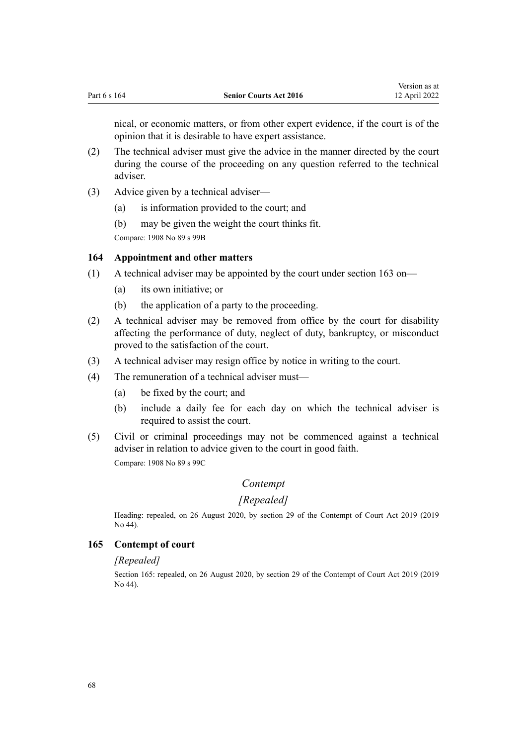nical, or economic matters, or from other expert evidence, if the court is of the opinion that it is desirable to have expert assistance.

(2) The technical adviser must give the advice in the manner directed by the court during the course of the proceeding on any question referred to the technical adviser.

(3) Advice given by a technical adviser—

  (a) is information provided to the court; and

  (b) may be given the weight the court thinks fit.

Compare: 1908 No 89 s 99B

### 164 Appointment and other matters

(1) A technical adviser may be appointed by the court under section 163 on—

  (a) its own initiative; or

  (b) the application of a party to the proceeding.

(2) A technical adviser may be removed from office by the court for disability affecting the performance of duty, neglect of duty, bankruptcy, or misconduct proved to the satisfaction of the court.

(3) A technical adviser may resign office by notice in writing to the court.

(4) The remuneration of a technical adviser must—

  (a) be fixed by the court; and

  (b) include a daily fee for each day on which the technical adviser is required to assist the court.

(5) Civil or criminal proceedings may not be commenced against a technical adviser in relation to advice given to the court in good faith.

Compare: 1908 No 89 s 99C

*Contempt*

*[Repealed]*

Heading: repealed, on 26 August 2020, by section 29 of the Contempt of Court Act 2019 (2019 No 44).

### 165 Contempt of court

*[Repealed]*

Section 165: repealed, on 26 August 2020, by section 29 of the Contempt of Court Act 2019 (2019 No 44).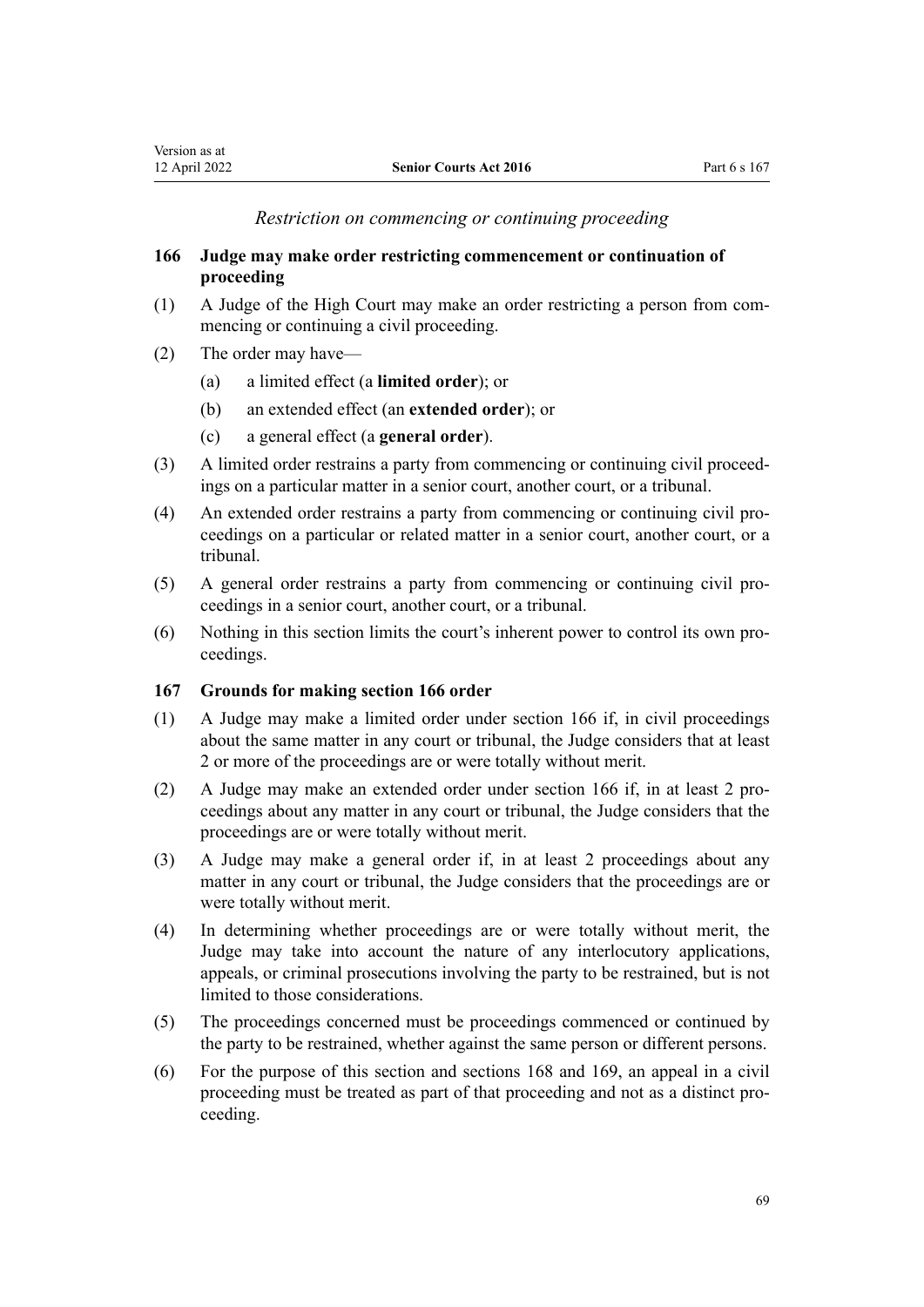*Restriction on commencing or continuing proceeding*

### 166 Judge may make order restricting commencement or continuation of proceeding

(1) A Judge of the High Court may make an order restricting a person from commencing or continuing a civil proceeding.

(2) The order may have—

(a) a limited effect (a **limited order**); or

(b) an extended effect (an **extended order**); or

(c) a general effect (a **general order**).

(3) A limited order restrains a party from commencing or continuing civil proceedings on a particular matter in a senior court, another court, or a tribunal.

(4) An extended order restrains a party from commencing or continuing civil proceedings on a particular or related matter in a senior court, another court, or a tribunal.

(5) A general order restrains a party from commencing or continuing civil proceedings in a senior court, another court, or a tribunal.

(6) Nothing in this section limits the court's inherent power to control its own proceedings.

### 167 Grounds for making section 166 order

(1) A Judge may make a limited order under section 166 if, in civil proceedings about the same matter in any court or tribunal, the Judge considers that at least 2 or more of the proceedings are or were totally without merit.

(2) A Judge may make an extended order under section 166 if, in at least 2 proceedings about any matter in any court or tribunal, the Judge considers that the proceedings are or were totally without merit.

(3) A Judge may make a general order if, in at least 2 proceedings about any matter in any court or tribunal, the Judge considers that the proceedings are or were totally without merit.

(4) In determining whether proceedings are or were totally without merit, the Judge may take into account the nature of any interlocutory applications, appeals, or criminal prosecutions involving the party to be restrained, but is not limited to those considerations.

(5) The proceedings concerned must be proceedings commenced or continued by the party to be restrained, whether against the same person or different persons.

(6) For the purpose of this section and sections 168 and 169, an appeal in a civil proceeding must be treated as part of that proceeding and not as a distinct proceeding.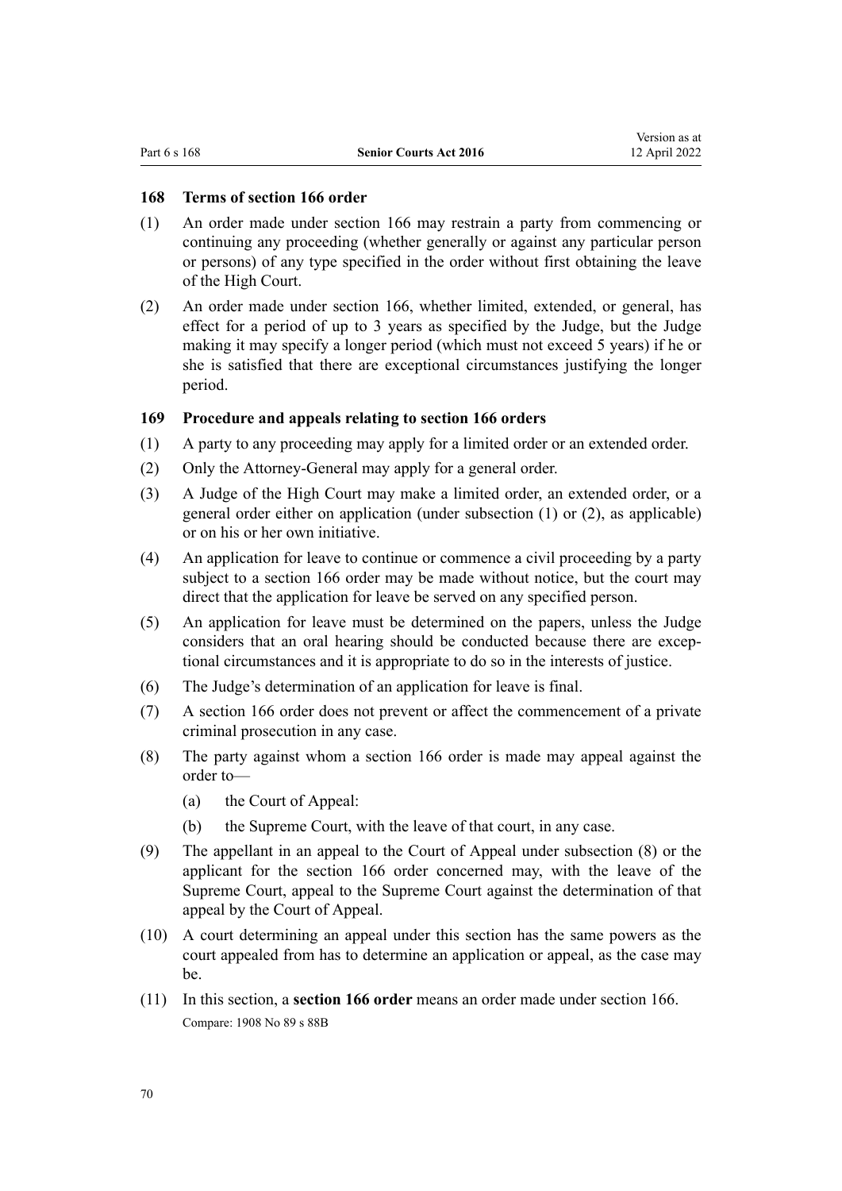### 168 Terms of section 166 order

(1) An order made under section 166 may restrain a party from commencing or continuing any proceeding (whether generally or against any particular person or persons) of any type specified in the order without first obtaining the leave of the High Court.

(2) An order made under section 166, whether limited, extended, or general, has effect for a period of up to 3 years as specified by the Judge, but the Judge making it may specify a longer period (which must not exceed 5 years) if he or she is satisfied that there are exceptional circumstances justifying the longer period.

### 169 Procedure and appeals relating to section 166 orders

(1) A party to any proceeding may apply for a limited order or an extended order.

(2) Only the Attorney-General may apply for a general order.

(3) A Judge of the High Court may make a limited order, an extended order, or a general order either on application (under subsection (1) or (2), as applicable) or on his or her own initiative.

(4) An application for leave to continue or commence a civil proceeding by a party subject to a section 166 order may be made without notice, but the court may direct that the application for leave be served on any specified person.

(5) An application for leave must be determined on the papers, unless the Judge considers that an oral hearing should be conducted because there are exceptional circumstances and it is appropriate to do so in the interests of justice.

(6) The Judge's determination of an application for leave is final.

(7) A section 166 order does not prevent or affect the commencement of a private criminal prosecution in any case.

(8) The party against whom a section 166 order is made may appeal against the order to—

  (a) the Court of Appeal:

  (b) the Supreme Court, with the leave of that court, in any case.

(9) The appellant in an appeal to the Court of Appeal under subsection (8) or the applicant for the section 166 order concerned may, with the leave of the Supreme Court, appeal to the Supreme Court against the determination of that appeal by the Court of Appeal.

(10) A court determining an appeal under this section has the same powers as the court appealed from has to determine an application or appeal, as the case may be.

(11) In this section, a **section 166 order** means an order made under section 166.

Compare: 1908 No 89 s 88B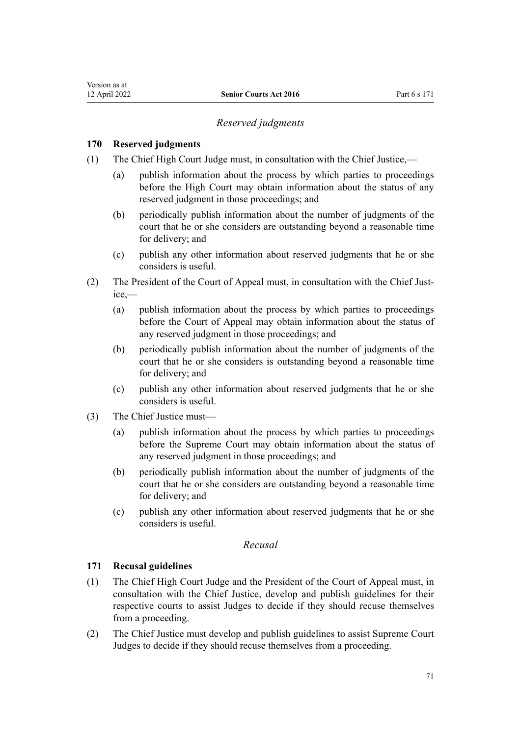*Reserved judgments*

**170 Reserved judgments**

(1) The Chief High Court Judge must, in consultation with the Chief Justice,—

- (a) publish information about the process by which parties to proceedings before the High Court may obtain information about the status of any reserved judgment in those proceedings; and
- (b) periodically publish information about the number of judgments of the court that he or she considers are outstanding beyond a reasonable time for delivery; and
- (c) publish any other information about reserved judgments that he or she considers is useful.

(2) The President of the Court of Appeal must, in consultation with the Chief Justice,—

- (a) publish information about the process by which parties to proceedings before the Court of Appeal may obtain information about the status of any reserved judgment in those proceedings; and
- (b) periodically publish information about the number of judgments of the court that he or she considers is outstanding beyond a reasonable time for delivery; and
- (c) publish any other information about reserved judgments that he or she considers is useful.

(3) The Chief Justice must—

- (a) publish information about the process by which parties to proceedings before the Supreme Court may obtain information about the status of any reserved judgment in those proceedings; and
- (b) periodically publish information about the number of judgments of the court that he or she considers are outstanding beyond a reasonable time for delivery; and
- (c) publish any other information about reserved judgments that he or she considers is useful.

*Recusal*

**171 Recusal guidelines**

(1) The Chief High Court Judge and the President of the Court of Appeal must, in consultation with the Chief Justice, develop and publish guidelines for their respective courts to assist Judges to decide if they should recuse themselves from a proceeding.

(2) The Chief Justice must develop and publish guidelines to assist Supreme Court Judges to decide if they should recuse themselves from a proceeding.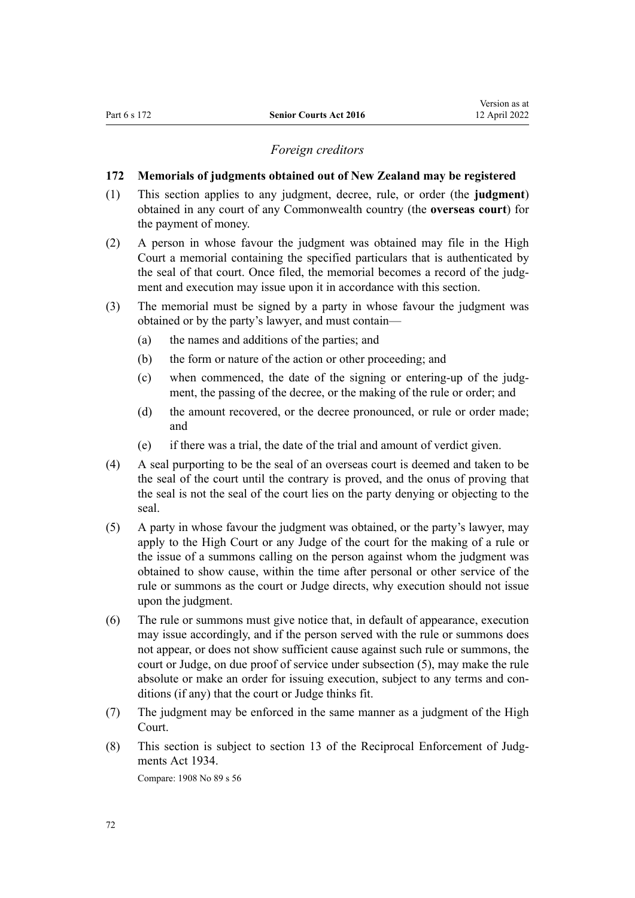## *Foreign creditors*

### 172 Memorials of judgments obtained out of New Zealand may be registered

(1) This section applies to any judgment, decree, rule, or order (the **judgment**) obtained in any court of any Commonwealth country (the **overseas court**) for the payment of money.

(2) A person in whose favour the judgment was obtained may file in the High Court a memorial containing the specified particulars that is authenticated by the seal of that court. Once filed, the memorial becomes a record of the judgment and execution may issue upon it in accordance with this section.

(3) The memorial must be signed by a party in whose favour the judgment was obtained or by the party's lawyer, and must contain—

- (a) the names and additions of the parties; and
- (b) the form or nature of the action or other proceeding; and
- (c) when commenced, the date of the signing or entering-up of the judgment, the passing of the decree, or the making of the rule or order; and
- (d) the amount recovered, or the decree pronounced, or rule or order made; and
- (e) if there was a trial, the date of the trial and amount of verdict given.

(4) A seal purporting to be the seal of an overseas court is deemed and taken to be the seal of the court until the contrary is proved, and the onus of proving that the seal is not the seal of the court lies on the party denying or objecting to the seal.

(5) A party in whose favour the judgment was obtained, or the party's lawyer, may apply to the High Court or any Judge of the court for the making of a rule or the issue of a summons calling on the person against whom the judgment was obtained to show cause, within the time after personal or other service of the rule or summons as the court or Judge directs, why execution should not issue upon the judgment.

(6) The rule or summons must give notice that, in default of appearance, execution may issue accordingly, and if the person served with the rule or summons does not appear, or does not show sufficient cause against such rule or summons, the court or Judge, on due proof of service under subsection (5), may make the rule absolute or make an order for issuing execution, subject to any terms and conditions (if any) that the court or Judge thinks fit.

(7) The judgment may be enforced in the same manner as a judgment of the High Court.

(8) This section is subject to section 13 of the Reciprocal Enforcement of Judgments Act 1934.

Compare: 1908 No 89 s 56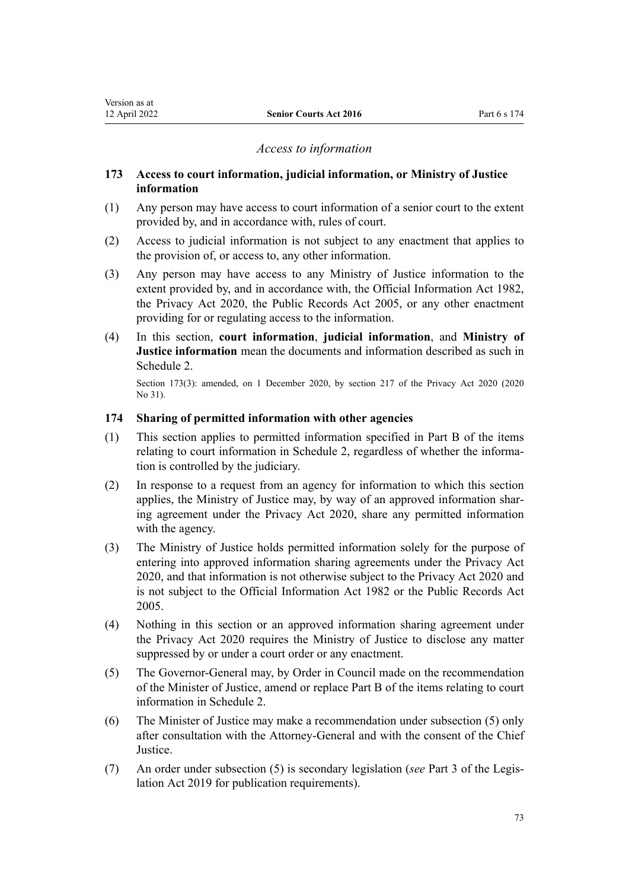*Access to information*

### 173 Access to court information, judicial information, or Ministry of Justice information

(1) Any person may have access to court information of a senior court to the extent provided by, and in accordance with, rules of court.

(2) Access to judicial information is not subject to any enactment that applies to the provision of, or access to, any other information.

(3) Any person may have access to any Ministry of Justice information to the extent provided by, and in accordance with, the Official Information Act 1982, the Privacy Act 2020, the Public Records Act 2005, or any other enactment providing for or regulating access to the information.

(4) In this section, **court information**, **judicial information**, and **Ministry of Justice information** mean the documents and information described as such in Schedule 2.

Section 173(3): amended, on 1 December 2020, by section 217 of the Privacy Act 2020 (2020 No 31).

### 174 Sharing of permitted information with other agencies

(1) This section applies to permitted information specified in Part B of the items relating to court information in Schedule 2, regardless of whether the information is controlled by the judiciary.

(2) In response to a request from an agency for information to which this section applies, the Ministry of Justice may, by way of an approved information sharing agreement under the Privacy Act 2020, share any permitted information with the agency.

(3) The Ministry of Justice holds permitted information solely for the purpose of entering into approved information sharing agreements under the Privacy Act 2020, and that information is not otherwise subject to the Privacy Act 2020 and is not subject to the Official Information Act 1982 or the Public Records Act 2005.

(4) Nothing in this section or an approved information sharing agreement under the Privacy Act 2020 requires the Ministry of Justice to disclose any matter suppressed by or under a court order or any enactment.

(5) The Governor-General may, by Order in Council made on the recommendation of the Minister of Justice, amend or replace Part B of the items relating to court information in Schedule 2.

(6) The Minister of Justice may make a recommendation under subsection (5) only after consultation with the Attorney-General and with the consent of the Chief Justice.

(7) An order under subsection (5) is secondary legislation (*see* Part 3 of the Legislation Act 2019 for publication requirements).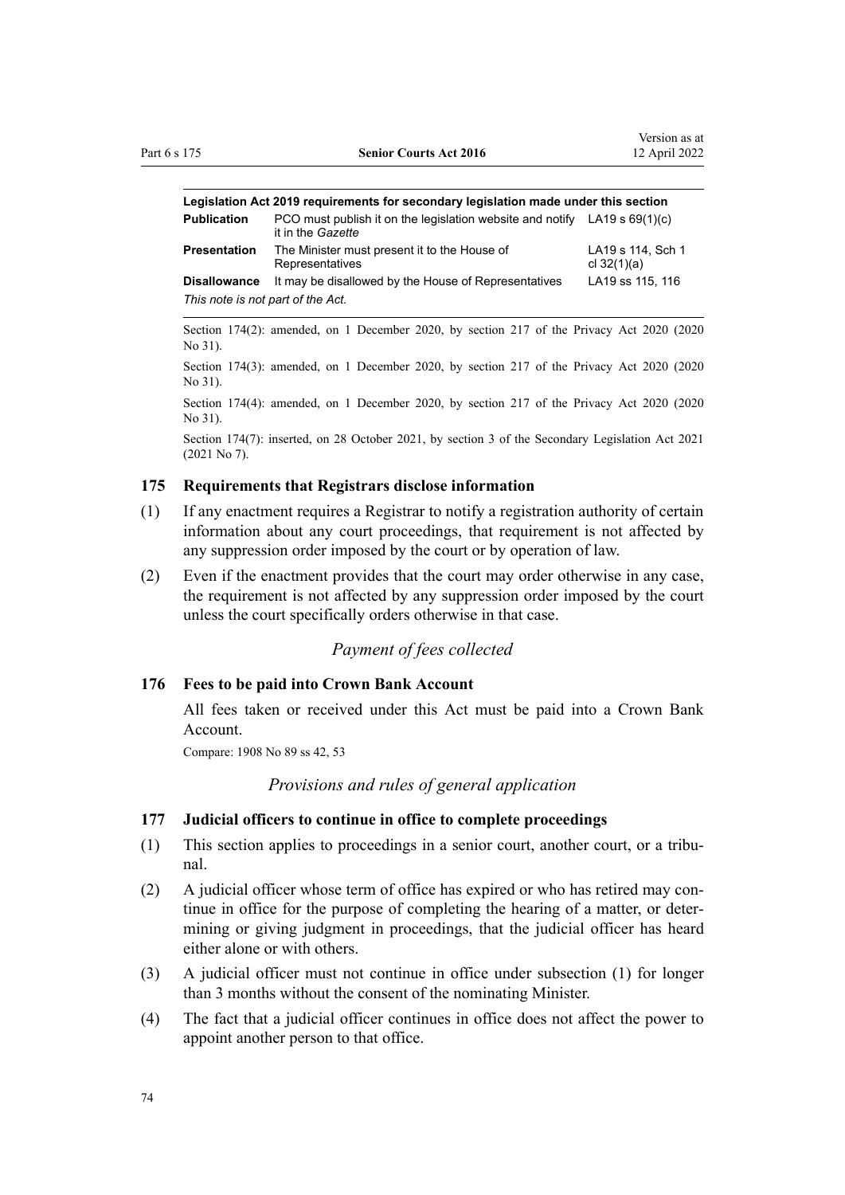| Legislation Act 2019 requirements for secondary legislation made under this section | | |
|---|---|---|
| **Publication** | PCO must publish it on the legislation website and notify it in the *Gazette* | LA19 s 69(1)(c) |
| **Presentation** | The Minister must present it to the House of Representatives | LA19 s 114, Sch 1 cl 32(1)(a) |
| **Disallowance** | It may be disallowed by the House of Representatives | LA19 ss 115, 116 |
| *This note is not part of the Act.* | | |

Section 174(2): amended, on 1 December 2020, by section 217 of the Privacy Act 2020 (2020 No 31).

Section 174(3): amended, on 1 December 2020, by section 217 of the Privacy Act 2020 (2020 No 31).

Section 174(4): amended, on 1 December 2020, by section 217 of the Privacy Act 2020 (2020 No 31).

Section 174(7): inserted, on 28 October 2021, by section 3 of the Secondary Legislation Act 2021 (2021 No 7).

### 175 Requirements that Registrars disclose information

(1) If any enactment requires a Registrar to notify a registration authority of certain information about any court proceedings, that requirement is not affected by any suppression order imposed by the court or by operation of law.

(2) Even if the enactment provides that the court may order otherwise in any case, the requirement is not affected by any suppression order imposed by the court unless the court specifically orders otherwise in that case.

*Payment of fees collected*

### 176 Fees to be paid into Crown Bank Account

All fees taken or received under this Act must be paid into a Crown Bank Account.

Compare: 1908 No 89 ss 42, 53

*Provisions and rules of general application*

### 177 Judicial officers to continue in office to complete proceedings

(1) This section applies to proceedings in a senior court, another court, or a tribunal.

(2) A judicial officer whose term of office has expired or who has retired may continue in office for the purpose of completing the hearing of a matter, or determining or giving judgment in proceedings, that the judicial officer has heard either alone or with others.

(3) A judicial officer must not continue in office under subsection (1) for longer than 3 months without the consent of the nominating Minister.

(4) The fact that a judicial officer continues in office does not affect the power to appoint another person to that office.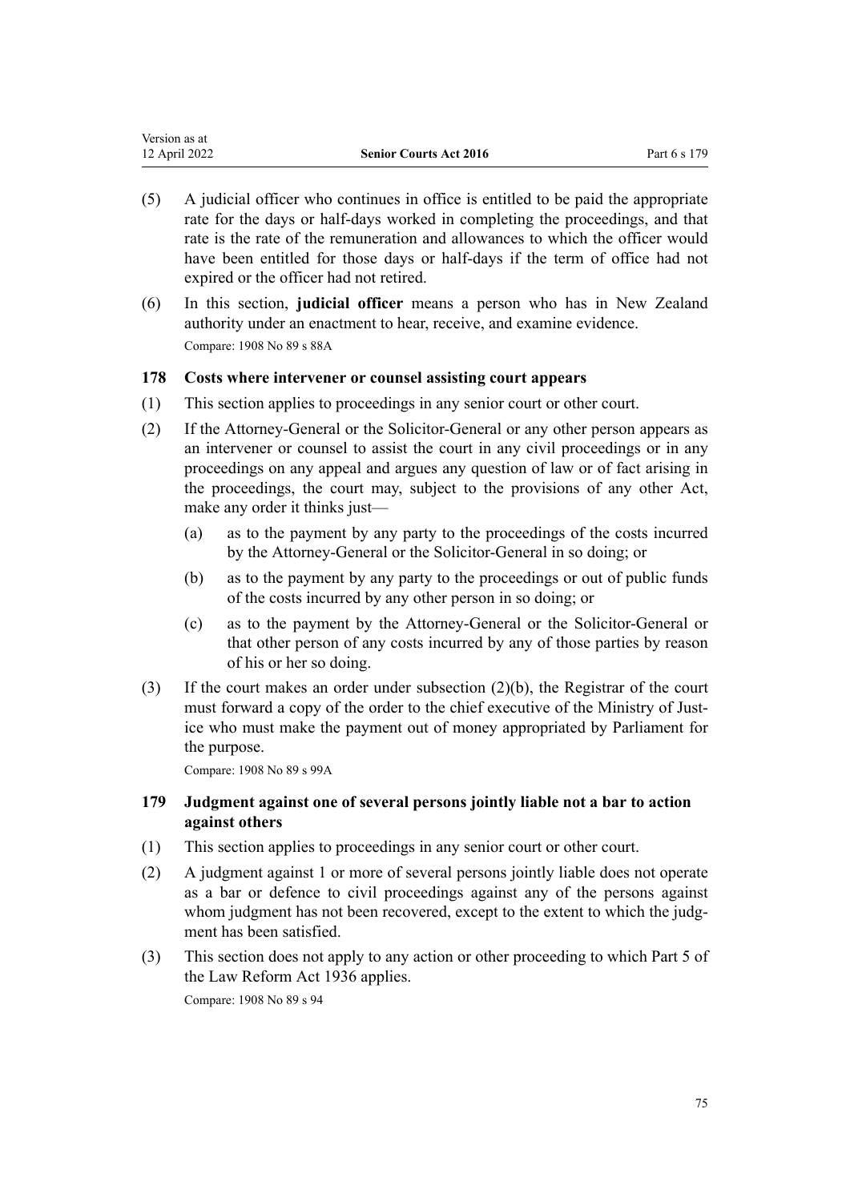(5) A judicial officer who continues in office is entitled to be paid the appropriate rate for the days or half-days worked in completing the proceedings, and that rate is the rate of the remuneration and allowances to which the officer would have been entitled for those days or half-days if the term of office had not expired or the officer had not retired.

(6) In this section, **judicial officer** means a person who has in New Zealand authority under an enactment to hear, receive, and examine evidence.

Compare: 1908 No 89 s 88A

### 178 Costs where intervener or counsel assisting court appears

(1) This section applies to proceedings in any senior court or other court.

(2) If the Attorney-General or the Solicitor-General or any other person appears as an intervener or counsel to assist the court in any civil proceedings or in any proceedings on any appeal and argues any question of law or of fact arising in the proceedings, the court may, subject to the provisions of any other Act, make any order it thinks just—

- (a) as to the payment by any party to the proceedings of the costs incurred by the Attorney-General or the Solicitor-General in so doing; or
- (b) as to the payment by any party to the proceedings or out of public funds of the costs incurred by any other person in so doing; or
- (c) as to the payment by the Attorney-General or the Solicitor-General or that other person of any costs incurred by any of those parties by reason of his or her so doing.

(3) If the court makes an order under subsection (2)(b), the Registrar of the court must forward a copy of the order to the chief executive of the Ministry of Justice who must make the payment out of money appropriated by Parliament for the purpose.

Compare: 1908 No 89 s 99A

### 179 Judgment against one of several persons jointly liable not a bar to action against others

(1) This section applies to proceedings in any senior court or other court.

(2) A judgment against 1 or more of several persons jointly liable does not operate as a bar or defence to civil proceedings against any of the persons against whom judgment has not been recovered, except to the extent to which the judgment has been satisfied.

(3) This section does not apply to any action or other proceeding to which Part 5 of the Law Reform Act 1936 applies.

Compare: 1908 No 89 s 94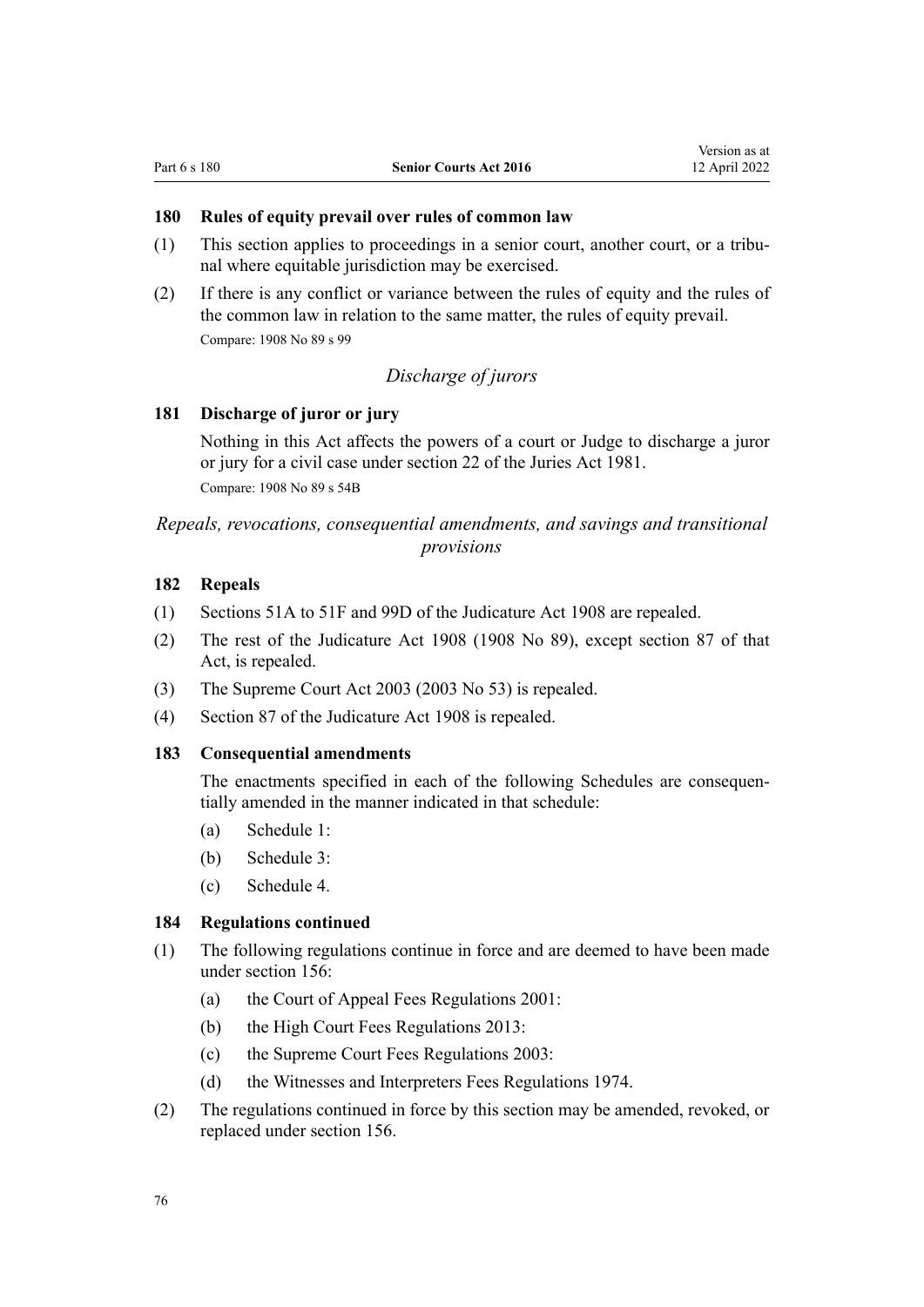### 180 Rules of equity prevail over rules of common law

(1) This section applies to proceedings in a senior court, another court, or a tribunal where equitable jurisdiction may be exercised.

(2) If there is any conflict or variance between the rules of equity and the rules of the common law in relation to the same matter, the rules of equity prevail.

Compare: 1908 No 89 s 99

## *Discharge of jurors*

### 181 Discharge of juror or jury

Nothing in this Act affects the powers of a court or Judge to discharge a juror or jury for a civil case under section 22 of the Juries Act 1981.

Compare: 1908 No 89 s 54B

## *Repeals, revocations, consequential amendments, and savings and transitional provisions*

### 182 Repeals

(1) Sections 51A to 51F and 99D of the Judicature Act 1908 are repealed.

(2) The rest of the Judicature Act 1908 (1908 No 89), except section 87 of that Act, is repealed.

(3) The Supreme Court Act 2003 (2003 No 53) is repealed.

(4) Section 87 of the Judicature Act 1908 is repealed.

### 183 Consequential amendments

The enactments specified in each of the following Schedules are consequentially amended in the manner indicated in that schedule:

- (a) Schedule 1:
- (b) Schedule 3:
- (c) Schedule 4.

### 184 Regulations continued

(1) The following regulations continue in force and are deemed to have been made under section 156:

- (a) the Court of Appeal Fees Regulations 2001:
- (b) the High Court Fees Regulations 2013:
- (c) the Supreme Court Fees Regulations 2003:
- (d) the Witnesses and Interpreters Fees Regulations 1974.

(2) The regulations continued in force by this section may be amended, revoked, or replaced under section 156.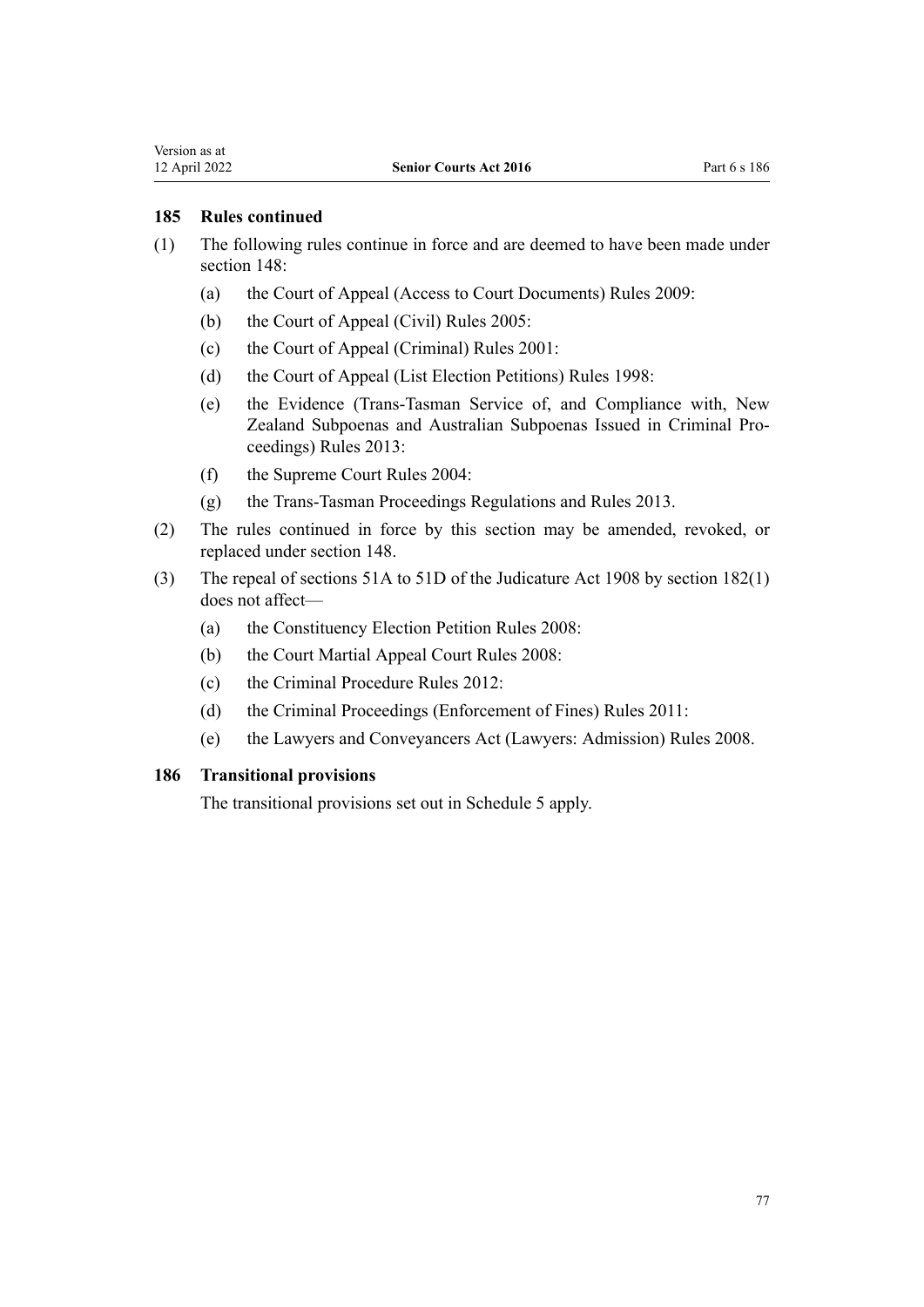### 185 Rules continued

(1) The following rules continue in force and are deemed to have been made under section 148:

- (a) the Court of Appeal (Access to Court Documents) Rules 2009:
- (b) the Court of Appeal (Civil) Rules 2005:
- (c) the Court of Appeal (Criminal) Rules 2001:
- (d) the Court of Appeal (List Election Petitions) Rules 1998:
- (e) the Evidence (Trans-Tasman Service of, and Compliance with, New Zealand Subpoenas and Australian Subpoenas Issued in Criminal Proceedings) Rules 2013:
- (f) the Supreme Court Rules 2004:
- (g) the Trans-Tasman Proceedings Regulations and Rules 2013.

(2) The rules continued in force by this section may be amended, revoked, or replaced under section 148.

(3) The repeal of sections 51A to 51D of the Judicature Act 1908 by section 182(1) does not affect—

- (a) the Constituency Election Petition Rules 2008:
- (b) the Court Martial Appeal Court Rules 2008:
- (c) the Criminal Procedure Rules 2012:
- (d) the Criminal Proceedings (Enforcement of Fines) Rules 2011:
- (e) the Lawyers and Conveyancers Act (Lawyers: Admission) Rules 2008.

### 186 Transitional provisions

The transitional provisions set out in Schedule 5 apply.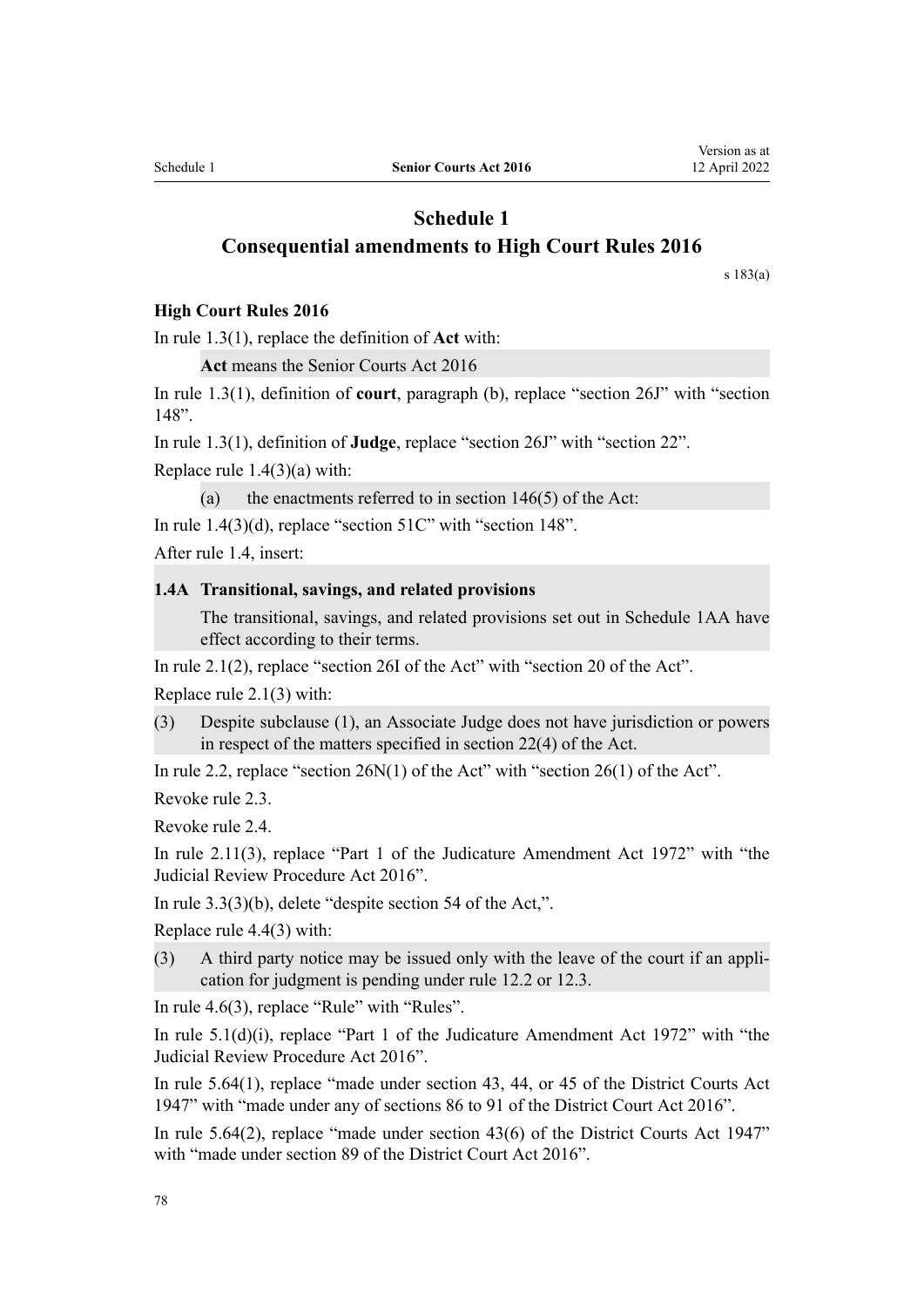# Schedule 1
# Consequential amendments to High Court Rules 2016

s 183(a)

**High Court Rules 2016**

In rule 1.3(1), replace the definition of **Act** with:

> **Act** means the Senior Courts Act 2016

In rule 1.3(1), definition of **court**, paragraph (b), replace “section 26J” with “section 148”.

In rule 1.3(1), definition of **Judge**, replace “section 26J” with “section 22”.

Replace rule 1.4(3)(a) with:

> (a) the enactments referred to in section 146(5) of the Act:

In rule 1.4(3)(d), replace “section 51C” with “section 148”.

After rule 1.4, insert:

> **1.4A Transitional, savings, and related provisions**
>
> The transitional, savings, and related provisions set out in Schedule 1AA have effect according to their terms.

In rule 2.1(2), replace “section 26I of the Act” with “section 20 of the Act”.

Replace rule 2.1(3) with:

> (3) Despite subclause (1), an Associate Judge does not have jurisdiction or powers in respect of the matters specified in section 22(4) of the Act.

In rule 2.2, replace “section 26N(1) of the Act” with “section 26(1) of the Act”.

Revoke rule 2.3.

Revoke rule 2.4.

In rule 2.11(3), replace “Part 1 of the Judicature Amendment Act 1972” with “the Judicial Review Procedure Act 2016”.

In rule 3.3(3)(b), delete “despite section 54 of the Act,”.

Replace rule 4.4(3) with:

> (3) A third party notice may be issued only with the leave of the court if an application for judgment is pending under rule 12.2 or 12.3.

In rule 4.6(3), replace “Rule” with “Rules”.

In rule 5.1(d)(i), replace “Part 1 of the Judicature Amendment Act 1972” with “the Judicial Review Procedure Act 2016”.

In rule 5.64(1), replace “made under section 43, 44, or 45 of the District Courts Act 1947” with “made under any of sections 86 to 91 of the District Court Act 2016”.

In rule 5.64(2), replace “made under section 43(6) of the District Courts Act 1947” with “made under section 89 of the District Court Act 2016”.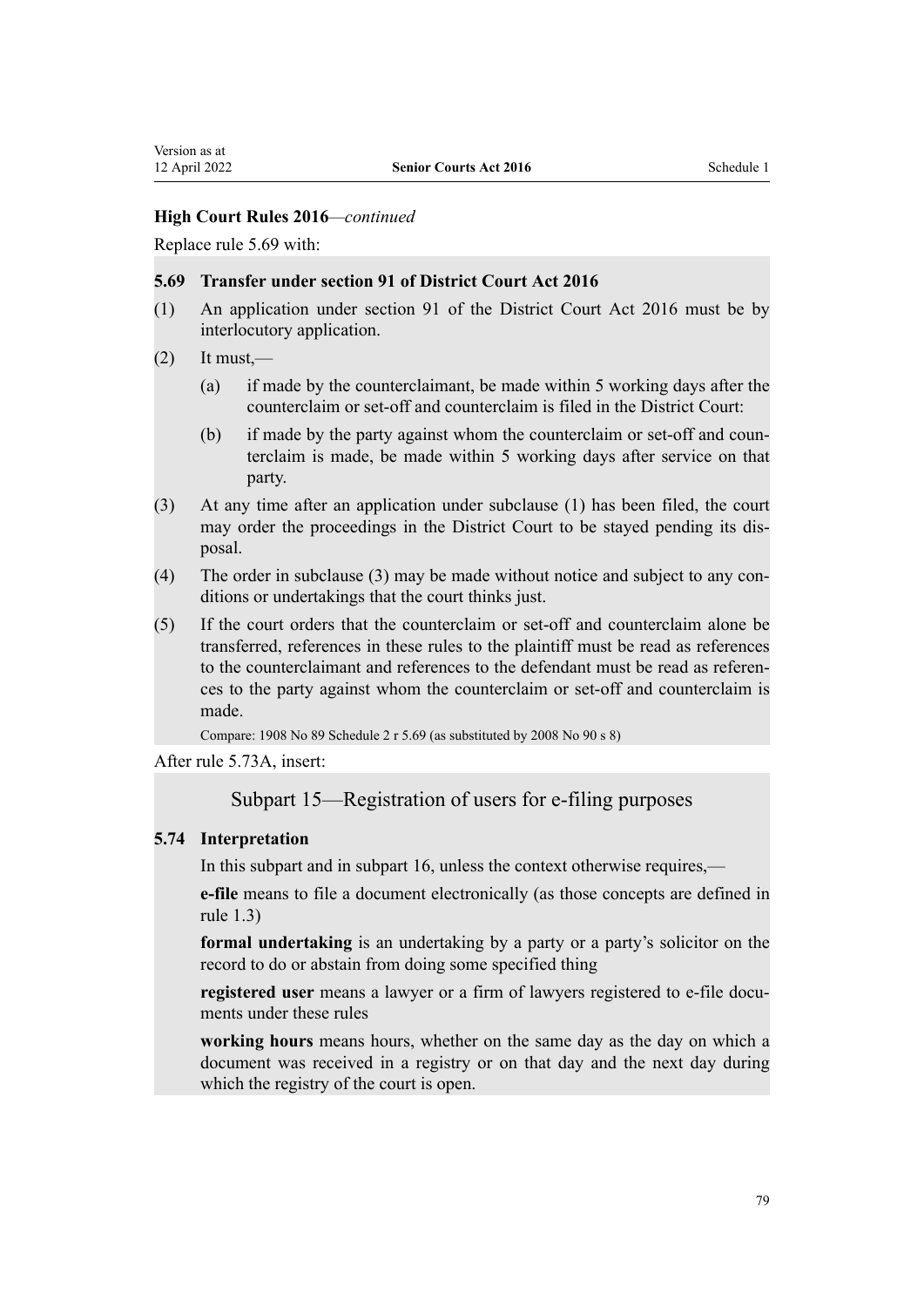**High Court Rules 2016**—*continued*

Replace rule 5.69 with:

**5.69 Transfer under section 91 of District Court Act 2016**

(1) An application under section 91 of the District Court Act 2016 must be by interlocutory application.

(2) It must,—

(a) if made by the counterclaimant, be made within 5 working days after the counterclaim or set-off and counterclaim is filed in the District Court:

(b) if made by the party against whom the counterclaim or set-off and counterclaim is made, be made within 5 working days after service on that party.

(3) At any time after an application under subclause (1) has been filed, the court may order the proceedings in the District Court to be stayed pending its disposal.

(4) The order in subclause (3) may be made without notice and subject to any conditions or undertakings that the court thinks just.

(5) If the court orders that the counterclaim or set-off and counterclaim alone be transferred, references in these rules to the plaintiff must be read as references to the counterclaimant and references to the defendant must be read as references to the party against whom the counterclaim or set-off and counterclaim is made.

Compare: 1908 No 89 Schedule 2 r 5.69 (as substituted by 2008 No 90 s 8)

After rule 5.73A, insert:

## Subpart 15—Registration of users for e-filing purposes

**5.74 Interpretation**

In this subpart and in subpart 16, unless the context otherwise requires,—

**e-file** means to file a document electronically (as those concepts are defined in rule 1.3)

**formal undertaking** is an undertaking by a party or a party's solicitor on the record to do or abstain from doing some specified thing

**registered user** means a lawyer or a firm of lawyers registered to e-file documents under these rules

**working hours** means hours, whether on the same day as the day on which a document was received in a registry or on that day and the next day during which the registry of the court is open.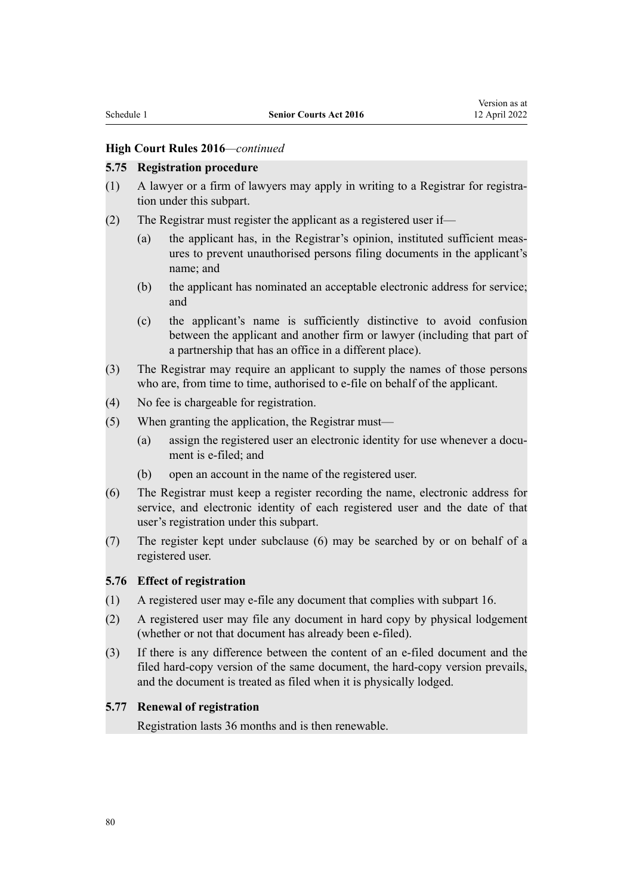**High Court Rules 2016**—*continued*

### 5.75 Registration procedure

(1) A lawyer or a firm of lawyers may apply in writing to a Registrar for registration under this subpart.

(2) The Registrar must register the applicant as a registered user if—

- (a) the applicant has, in the Registrar's opinion, instituted sufficient measures to prevent unauthorised persons filing documents in the applicant's name; and
- (b) the applicant has nominated an acceptable electronic address for service; and
- (c) the applicant's name is sufficiently distinctive to avoid confusion between the applicant and another firm or lawyer (including that part of a partnership that has an office in a different place).

(3) The Registrar may require an applicant to supply the names of those persons who are, from time to time, authorised to e-file on behalf of the applicant.

(4) No fee is chargeable for registration.

(5) When granting the application, the Registrar must—

- (a) assign the registered user an electronic identity for use whenever a document is e-filed; and
- (b) open an account in the name of the registered user.

(6) The Registrar must keep a register recording the name, electronic address for service, and electronic identity of each registered user and the date of that user's registration under this subpart.

(7) The register kept under subclause (6) may be searched by or on behalf of a registered user.

### 5.76 Effect of registration

(1) A registered user may e-file any document that complies with subpart 16.

(2) A registered user may file any document in hard copy by physical lodgement (whether or not that document has already been e-filed).

(3) If there is any difference between the content of an e-filed document and the filed hard-copy version of the same document, the hard-copy version prevails, and the document is treated as filed when it is physically lodged.

### 5.77 Renewal of registration

Registration lasts 36 months and is then renewable.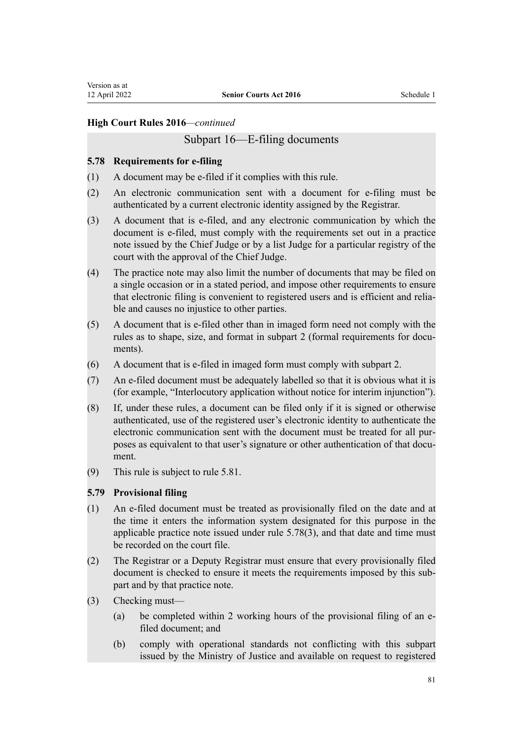**High Court Rules 2016***—continued*

## Subpart 16—E-filing documents

### 5.78 Requirements for e-filing

(1) A document may be e-filed if it complies with this rule.

(2) An electronic communication sent with a document for e-filing must be authenticated by a current electronic identity assigned by the Registrar.

(3) A document that is e-filed, and any electronic communication by which the document is e-filed, must comply with the requirements set out in a practice note issued by the Chief Judge or by a list Judge for a particular registry of the court with the approval of the Chief Judge.

(4) The practice note may also limit the number of documents that may be filed on a single occasion or in a stated period, and impose other requirements to ensure that electronic filing is convenient to registered users and is efficient and reliable and causes no injustice to other parties.

(5) A document that is e-filed other than in imaged form need not comply with the rules as to shape, size, and format in subpart 2 (formal requirements for documents).

(6) A document that is e-filed in imaged form must comply with subpart 2.

(7) An e-filed document must be adequately labelled so that it is obvious what it is (for example, "Interlocutory application without notice for interim injunction").

(8) If, under these rules, a document can be filed only if it is signed or otherwise authenticated, use of the registered user's electronic identity to authenticate the electronic communication sent with the document must be treated for all purposes as equivalent to that user's signature or other authentication of that document.

(9) This rule is subject to rule 5.81.

### 5.79 Provisional filing

(1) An e-filed document must be treated as provisionally filed on the date and at the time it enters the information system designated for this purpose in the applicable practice note issued under rule 5.78(3), and that date and time must be recorded on the court file.

(2) The Registrar or a Deputy Registrar must ensure that every provisionally filed document is checked to ensure it meets the requirements imposed by this subpart and by that practice note.

(3) Checking must—

   (a) be completed within 2 working hours of the provisional filing of an e-filed document; and

   (b) comply with operational standards not conflicting with this subpart issued by the Ministry of Justice and available on request to registered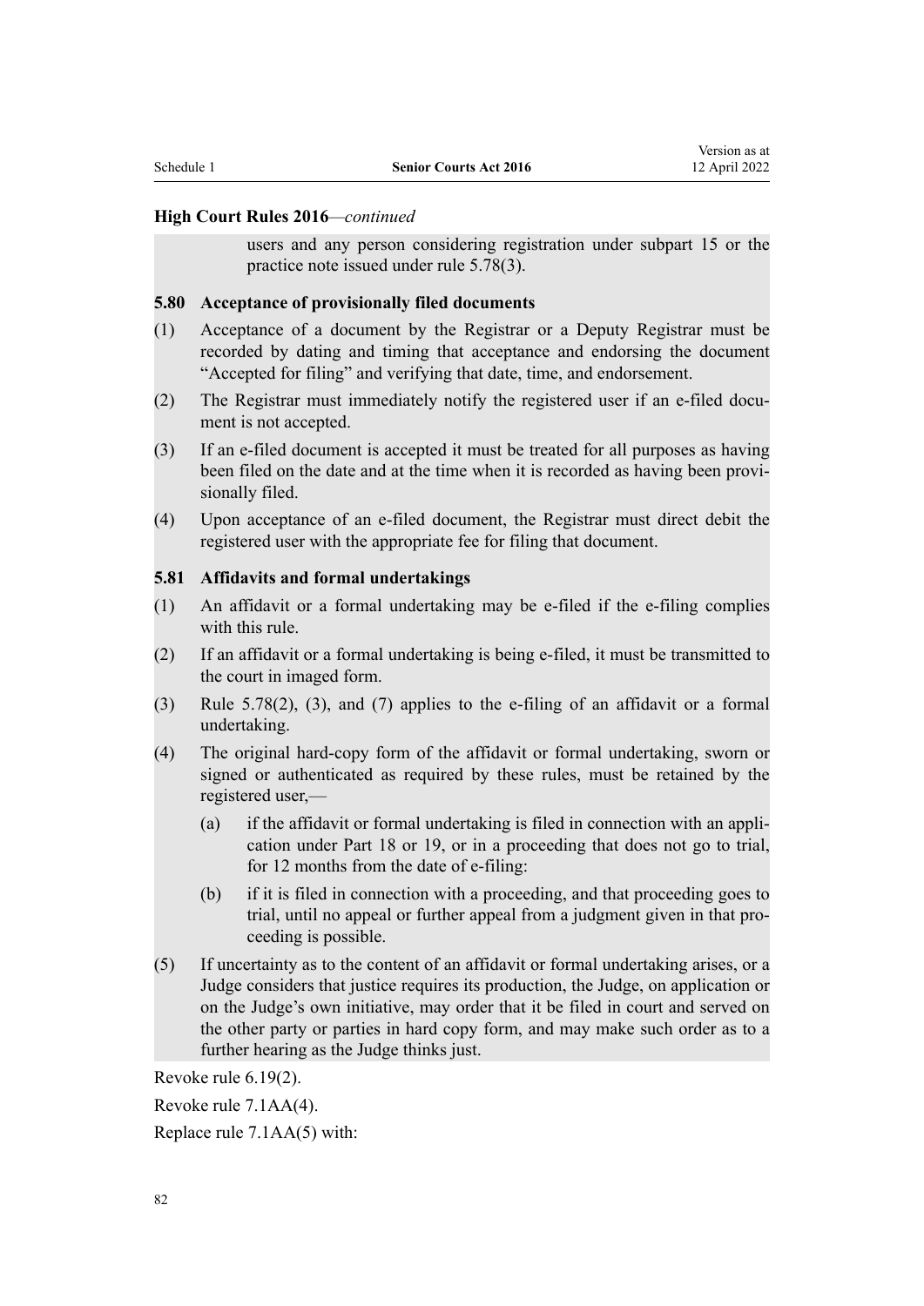**High Court Rules 2016***—continued*

users and any person considering registration under subpart 15 or the practice note issued under rule 5.78(3).

### 5.80 Acceptance of provisionally filed documents

(1) Acceptance of a document by the Registrar or a Deputy Registrar must be recorded by dating and timing that acceptance and endorsing the document "Accepted for filing" and verifying that date, time, and endorsement.

(2) The Registrar must immediately notify the registered user if an e-filed document is not accepted.

(3) If an e-filed document is accepted it must be treated for all purposes as having been filed on the date and at the time when it is recorded as having been provisionally filed.

(4) Upon acceptance of an e-filed document, the Registrar must direct debit the registered user with the appropriate fee for filing that document.

### 5.81 Affidavits and formal undertakings

(1) An affidavit or a formal undertaking may be e-filed if the e-filing complies with this rule.

(2) If an affidavit or a formal undertaking is being e-filed, it must be transmitted to the court in imaged form.

(3) Rule 5.78(2), (3), and (7) applies to the e-filing of an affidavit or a formal undertaking.

(4) The original hard-copy form of the affidavit or formal undertaking, sworn or signed or authenticated as required by these rules, must be retained by the registered user,—

  (a) if the affidavit or formal undertaking is filed in connection with an application under Part 18 or 19, or in a proceeding that does not go to trial, for 12 months from the date of e-filing:

  (b) if it is filed in connection with a proceeding, and that proceeding goes to trial, until no appeal or further appeal from a judgment given in that proceeding is possible.

(5) If uncertainty as to the content of an affidavit or formal undertaking arises, or a Judge considers that justice requires its production, the Judge, on application or on the Judge's own initiative, may order that it be filed in court and served on the other party or parties in hard copy form, and may make such order as to a further hearing as the Judge thinks just.

Revoke rule 6.19(2).

Revoke rule 7.1AA(4).

Replace rule 7.1AA(5) with: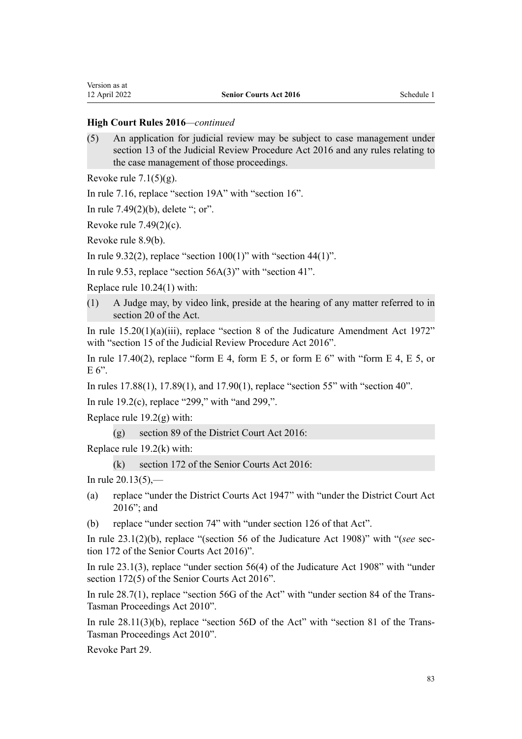**High Court Rules 2016**—*continued*

(5) An application for judicial review may be subject to case management under section 13 of the Judicial Review Procedure Act 2016 and any rules relating to the case management of those proceedings.

Revoke rule 7.1(5)(g).

In rule 7.16, replace "section 19A" with "section 16".

In rule 7.49(2)(b), delete "; or".

Revoke rule 7.49(2)(c).

Revoke rule 8.9(b).

In rule 9.32(2), replace "section 100(1)" with "section 44(1)".

In rule 9.53, replace "section 56A(3)" with "section 41".

Replace rule 10.24(1) with:

(1) A Judge may, by video link, preside at the hearing of any matter referred to in section 20 of the Act.

In rule 15.20(1)(a)(iii), replace "section 8 of the Judicature Amendment Act 1972" with "section 15 of the Judicial Review Procedure Act 2016".

In rule 17.40(2), replace "form E 4, form E 5, or form E 6" with "form E 4, E 5, or E 6".

In rules 17.88(1), 17.89(1), and 17.90(1), replace "section 55" with "section 40".

In rule 19.2(c), replace "299," with "and 299,".

Replace rule 19.2(g) with:

(g) section 89 of the District Court Act 2016:

Replace rule 19.2(k) with:

(k) section 172 of the Senior Courts Act 2016:

In rule 20.13(5),—

(a) replace "under the District Courts Act 1947" with "under the District Court Act 2016"; and

(b) replace "under section 74" with "under section 126 of that Act".

In rule 23.1(2)(b), replace "(section 56 of the Judicature Act 1908)" with "(*see* section 172 of the Senior Courts Act 2016)".

In rule 23.1(3), replace "under section 56(4) of the Judicature Act 1908" with "under section 172(5) of the Senior Courts Act 2016".

In rule 28.7(1), replace "section 56G of the Act" with "under section 84 of the Trans-Tasman Proceedings Act 2010".

In rule 28.11(3)(b), replace "section 56D of the Act" with "section 81 of the Trans-Tasman Proceedings Act 2010".

Revoke Part 29.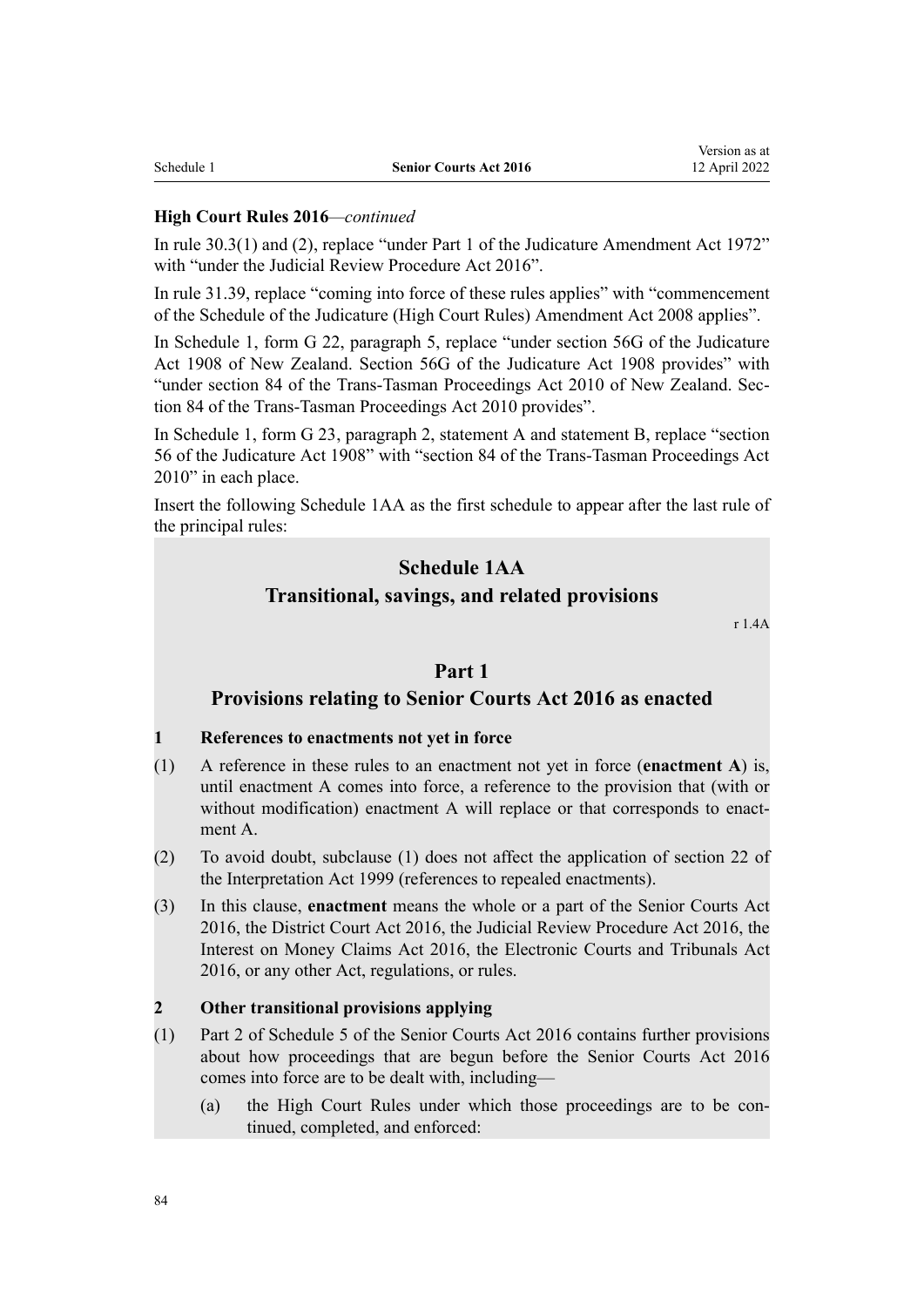**High Court Rules 2016**—*continued*

In rule 30.3(1) and (2), replace “under Part 1 of the Judicature Amendment Act 1972” with “under the Judicial Review Procedure Act 2016”.

In rule 31.39, replace “coming into force of these rules applies” with “commencement of the Schedule of the Judicature (High Court Rules) Amendment Act 2008 applies”.

In Schedule 1, form G 22, paragraph 5, replace “under section 56G of the Judicature Act 1908 of New Zealand. Section 56G of the Judicature Act 1908 provides” with “under section 84 of the Trans-Tasman Proceedings Act 2010 of New Zealand. Section 84 of the Trans-Tasman Proceedings Act 2010 provides”.

In Schedule 1, form G 23, paragraph 2, statement A and statement B, replace “section 56 of the Judicature Act 1908” with “section 84 of the Trans-Tasman Proceedings Act 2010” in each place.

Insert the following Schedule 1AA as the first schedule to appear after the last rule of the principal rules:

## Schedule 1AA
## Transitional, savings, and related provisions

r 1.4A

### Part 1
### Provisions relating to Senior Courts Act 2016 as enacted

**1 References to enactments not yet in force**

(1) A reference in these rules to an enactment not yet in force (**enactment A**) is, until enactment A comes into force, a reference to the provision that (with or without modification) enactment A will replace or that corresponds to enactment A.

(2) To avoid doubt, subclause (1) does not affect the application of section 22 of the Interpretation Act 1999 (references to repealed enactments).

(3) In this clause, **enactment** means the whole or a part of the Senior Courts Act 2016, the District Court Act 2016, the Judicial Review Procedure Act 2016, the Interest on Money Claims Act 2016, the Electronic Courts and Tribunals Act 2016, or any other Act, regulations, or rules.

**2 Other transitional provisions applying**

(1) Part 2 of Schedule 5 of the Senior Courts Act 2016 contains further provisions about how proceedings that are begun before the Senior Courts Act 2016 comes into force are to be dealt with, including—

(a) the High Court Rules under which those proceedings are to be continued, completed, and enforced: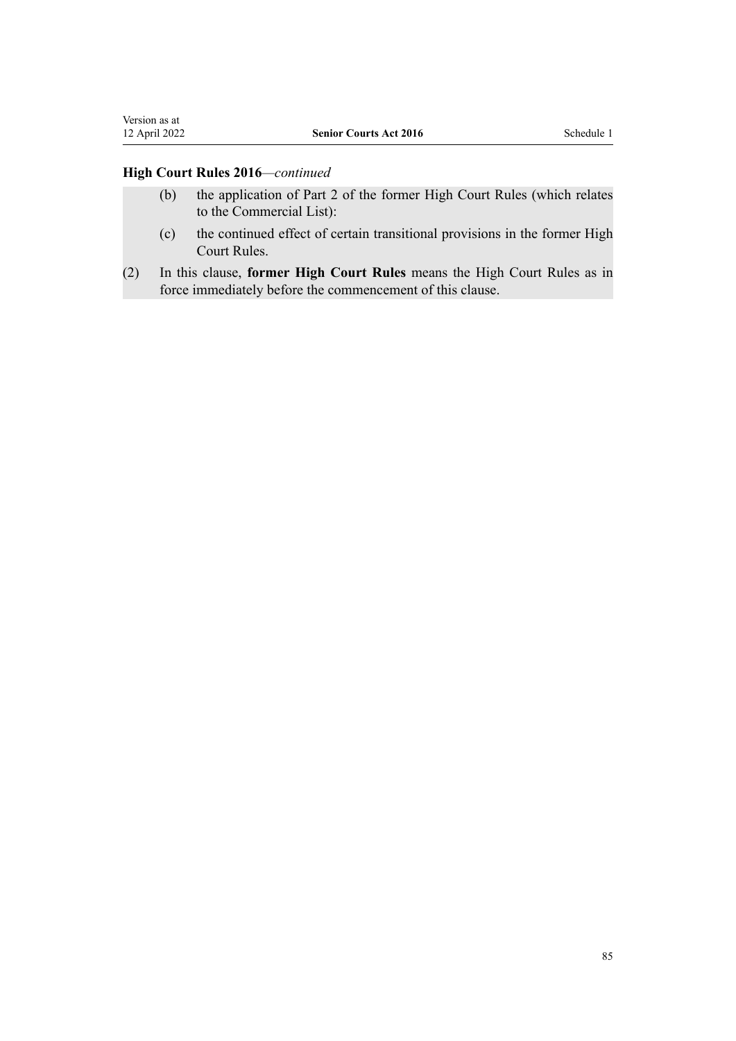**High Court Rules 2016**—*continued*

(b) the application of Part 2 of the former High Court Rules (which relates to the Commercial List):

(c) the continued effect of certain transitional provisions in the former High Court Rules.

(2) In this clause, **former High Court Rules** means the High Court Rules as in force immediately before the commencement of this clause.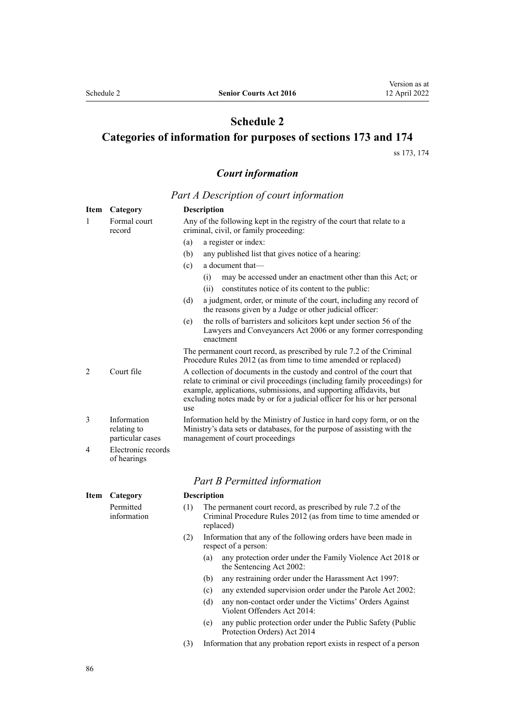# Schedule 2
# Categories of information for purposes of sections 173 and 174

ss 173, 174

## *Court information*

### *Part A Description of court information*

| Item | Category | Description |
|---|---|---|
| 1 | Formal court record | Any of the following kept in the registry of the court that relate to a criminal, civil, or family proceeding:<br>(a) a register or index:<br>(b) any published list that gives notice of a hearing:<br>(c) a document that—<br>(i) may be accessed under an enactment other than this Act; or<br>(ii) constitutes notice of its content to the public:<br>(d) a judgment, order, or minute of the court, including any record of the reasons given by a Judge or other judicial officer:<br>(e) the rolls of barristers and solicitors kept under section 56 of the Lawyers and Conveyancers Act 2006 or any former corresponding enactment<br>The permanent court record, as prescribed by rule 7.2 of the Criminal Procedure Rules 2012 (as from time to time amended or replaced) |
| 2 | Court file | A collection of documents in the custody and control of the court that relate to criminal or civil proceedings (including family proceedings) for example, applications, submissions, and supporting affidavits, but excluding notes made by or for a judicial officer for his or her personal use |
| 3 | Information relating to particular cases | Information held by the Ministry of Justice in hard copy form, or on the Ministry's data sets or databases, for the purpose of assisting with the management of court proceedings |
| 4 | Electronic records of hearings | |

### *Part B Permitted information*

| Item | Category | Description |
|---|---|---|
| | Permitted information | (1) The permanent court record, as prescribed by rule 7.2 of the Criminal Procedure Rules 2012 (as from time to time amended or replaced)<br>(2) Information that any of the following orders have been made in respect of a person:<br>(a) any protection order under the Family Violence Act 2018 or the Sentencing Act 2002:<br>(b) any restraining order under the Harassment Act 1997:<br>(c) any extended supervision order under the Parole Act 2002:<br>(d) any non-contact order under the Victims' Orders Against Violent Offenders Act 2014:<br>(e) any public protection order under the Public Safety (Public Protection Orders) Act 2014<br>(3) Information that any probation report exists in respect of a person |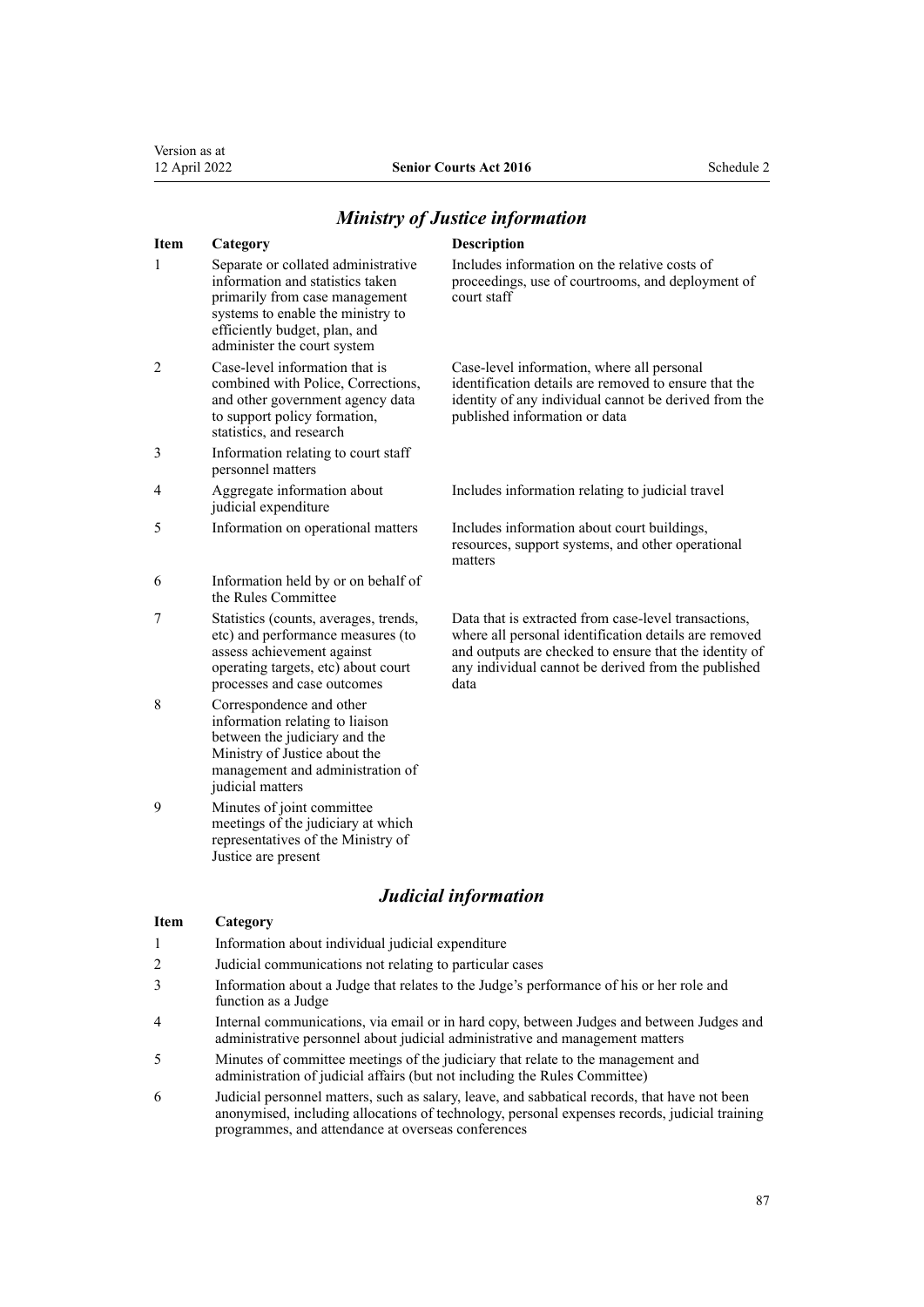## *Ministry of Justice information*

| Item | Category | Description |
| --- | --- | --- |
| 1 | Separate or collated administrative information and statistics taken primarily from case management systems to enable the ministry to efficiently budget, plan, and administer the court system | Includes information on the relative costs of proceedings, use of courtrooms, and deployment of court staff |
| 2 | Case-level information that is combined with Police, Corrections, and other government agency data to support policy formation, statistics, and research | Case-level information, where all personal identification details are removed to ensure that the identity of any individual cannot be derived from the published information or data |
| 3 | Information relating to court staff personnel matters | |
| 4 | Aggregate information about judicial expenditure | Includes information relating to judicial travel |
| 5 | Information on operational matters | Includes information about court buildings, resources, support systems, and other operational matters |
| 6 | Information held by or on behalf of the Rules Committee | |
| 7 | Statistics (counts, averages, trends, etc) and performance measures (to assess achievement against operating targets, etc) about court processes and case outcomes | Data that is extracted from case-level transactions, where all personal identification details are removed and outputs are checked to ensure that the identity of any individual cannot be derived from the published data |
| 8 | Correspondence and other information relating to liaison between the judiciary and the Ministry of Justice about the management and administration of judicial matters | |
| 9 | Minutes of joint committee meetings of the judiciary at which representatives of the Ministry of Justice are present | |

## *Judicial information*

| Item | Category |
| --- | --- |
| 1 | Information about individual judicial expenditure |
| 2 | Judicial communications not relating to particular cases |
| 3 | Information about a Judge that relates to the Judge's performance of his or her role and function as a Judge |
| 4 | Internal communications, via email or in hard copy, between Judges and between Judges and administrative personnel about judicial administrative and management matters |
| 5 | Minutes of committee meetings of the judiciary that relate to the management and administration of judicial affairs (but not including the Rules Committee) |
| 6 | Judicial personnel matters, such as salary, leave, and sabbatical records, that have not been anonymised, including allocations of technology, personal expenses records, judicial training programmes, and attendance at overseas conferences |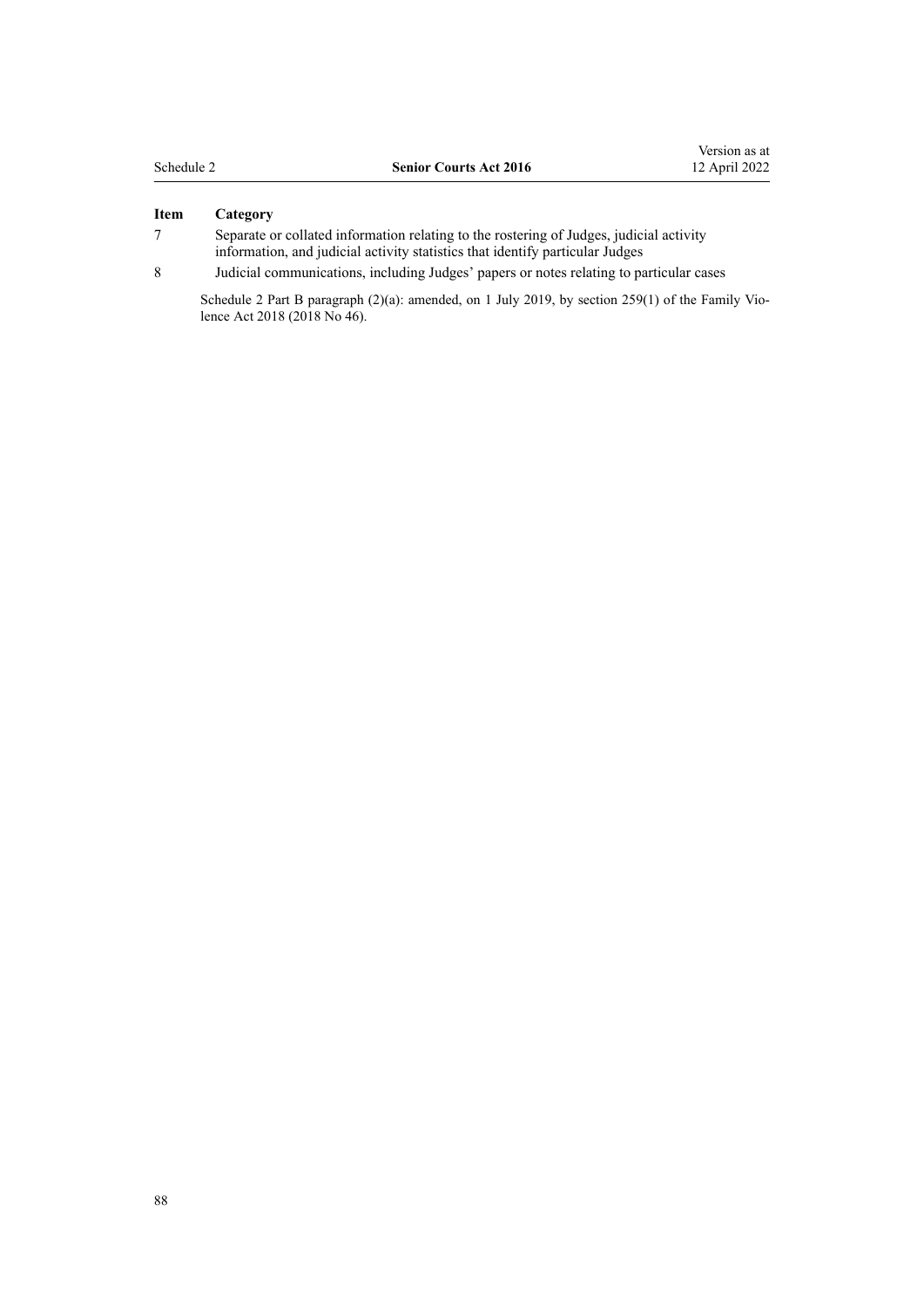| Item | Category |
|---|---|
| 7 | Separate or collated information relating to the rostering of Judges, judicial activity information, and judicial activity statistics that identify particular Judges |
| 8 | Judicial communications, including Judges' papers or notes relating to particular cases |

Schedule 2 Part B paragraph (2)(a): amended, on 1 July 2019, by section 259(1) of the Family Violence Act 2018 (2018 No 46).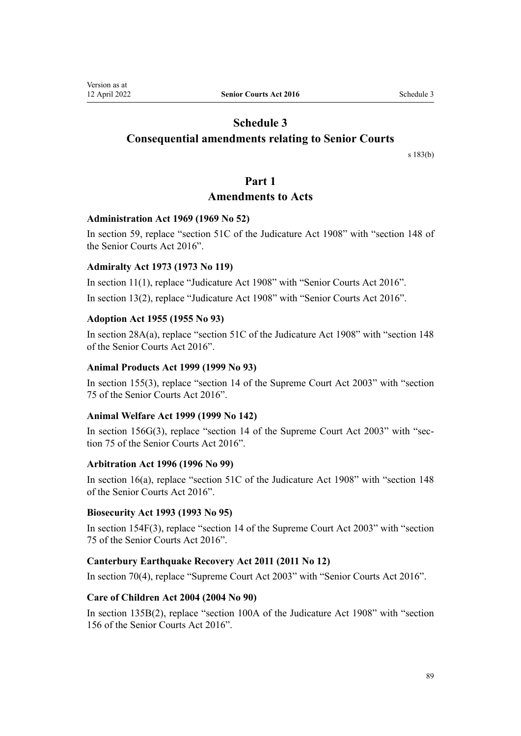# Schedule 3
## Consequential amendments relating to Senior Courts

s 183(b)

## Part 1
## Amendments to Acts

### Administration Act 1969 (1969 No 52)

In section 59, replace "section 51C of the Judicature Act 1908" with "section 148 of the Senior Courts Act 2016".

### Admiralty Act 1973 (1973 No 119)

In section 11(1), replace "Judicature Act 1908" with "Senior Courts Act 2016".

In section 13(2), replace "Judicature Act 1908" with "Senior Courts Act 2016".

### Adoption Act 1955 (1955 No 93)

In section 28A(a), replace "section 51C of the Judicature Act 1908" with "section 148 of the Senior Courts Act 2016".

### Animal Products Act 1999 (1999 No 93)

In section 155(3), replace "section 14 of the Supreme Court Act 2003" with "section 75 of the Senior Courts Act 2016".

### Animal Welfare Act 1999 (1999 No 142)

In section 156G(3), replace "section 14 of the Supreme Court Act 2003" with "section 75 of the Senior Courts Act 2016".

### Arbitration Act 1996 (1996 No 99)

In section 16(a), replace "section 51C of the Judicature Act 1908" with "section 148 of the Senior Courts Act 2016".

### Biosecurity Act 1993 (1993 No 95)

In section 154F(3), replace "section 14 of the Supreme Court Act 2003" with "section 75 of the Senior Courts Act 2016".

### Canterbury Earthquake Recovery Act 2011 (2011 No 12)

In section 70(4), replace "Supreme Court Act 2003" with "Senior Courts Act 2016".

### Care of Children Act 2004 (2004 No 90)

In section 135B(2), replace "section 100A of the Judicature Act 1908" with "section 156 of the Senior Courts Act 2016".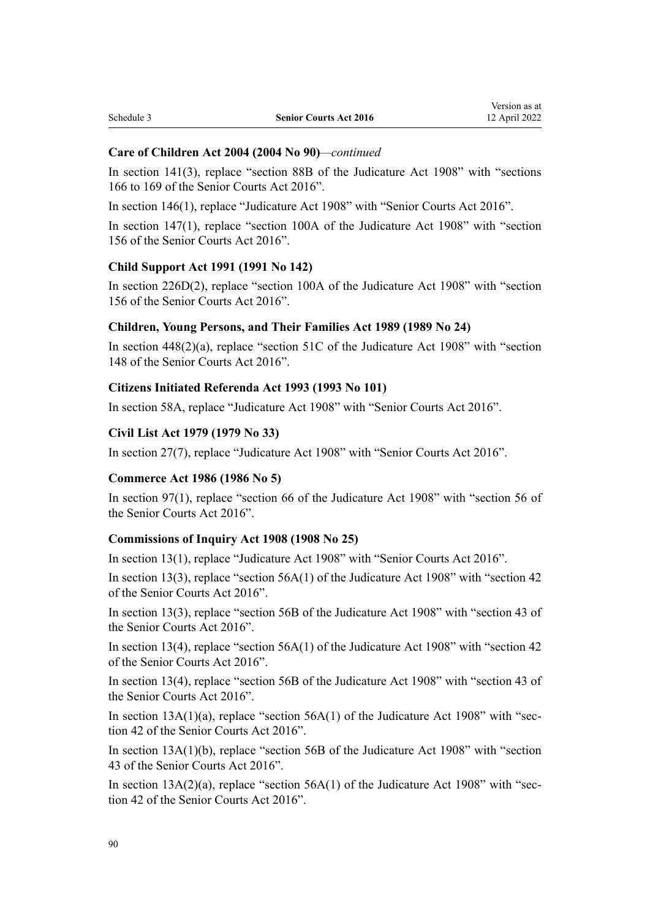**Care of Children Act 2004 (2004 No 90)**—*continued*

In section 141(3), replace "section 88B of the Judicature Act 1908" with "sections 166 to 169 of the Senior Courts Act 2016".

In section 146(1), replace "Judicature Act 1908" with "Senior Courts Act 2016".

In section 147(1), replace "section 100A of the Judicature Act 1908" with "section 156 of the Senior Courts Act 2016".

**Child Support Act 1991 (1991 No 142)**

In section 226D(2), replace "section 100A of the Judicature Act 1908" with "section 156 of the Senior Courts Act 2016".

**Children, Young Persons, and Their Families Act 1989 (1989 No 24)**

In section 448(2)(a), replace "section 51C of the Judicature Act 1908" with "section 148 of the Senior Courts Act 2016".

**Citizens Initiated Referenda Act 1993 (1993 No 101)**

In section 58A, replace "Judicature Act 1908" with "Senior Courts Act 2016".

**Civil List Act 1979 (1979 No 33)**

In section 27(7), replace "Judicature Act 1908" with "Senior Courts Act 2016".

**Commerce Act 1986 (1986 No 5)**

In section 97(1), replace "section 66 of the Judicature Act 1908" with "section 56 of the Senior Courts Act 2016".

**Commissions of Inquiry Act 1908 (1908 No 25)**

In section 13(1), replace "Judicature Act 1908" with "Senior Courts Act 2016".

In section 13(3), replace "section 56A(1) of the Judicature Act 1908" with "section 42 of the Senior Courts Act 2016".

In section 13(3), replace "section 56B of the Judicature Act 1908" with "section 43 of the Senior Courts Act 2016".

In section 13(4), replace "section 56A(1) of the Judicature Act 1908" with "section 42 of the Senior Courts Act 2016".

In section 13(4), replace "section 56B of the Judicature Act 1908" with "section 43 of the Senior Courts Act 2016".

In section 13A(1)(a), replace "section 56A(1) of the Judicature Act 1908" with "section 42 of the Senior Courts Act 2016".

In section 13A(1)(b), replace "section 56B of the Judicature Act 1908" with "section 43 of the Senior Courts Act 2016".

In section 13A(2)(a), replace "section 56A(1) of the Judicature Act 1908" with "section 42 of the Senior Courts Act 2016".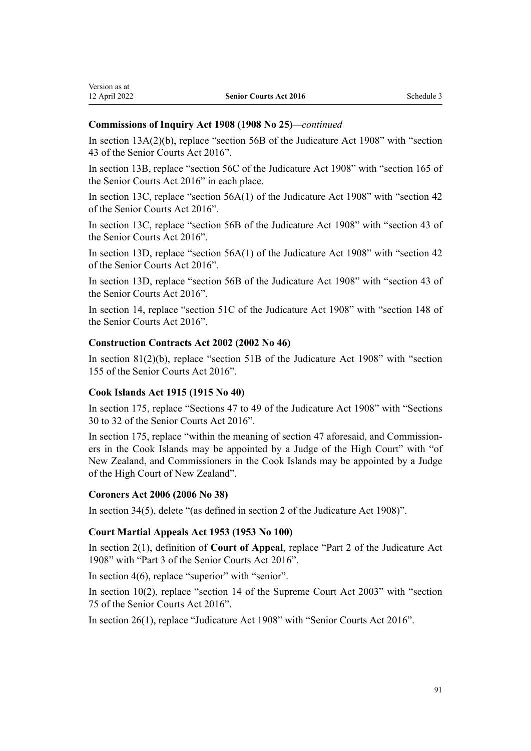### Commissions of Inquiry Act 1908 (1908 No 25)—*continued*

In section 13A(2)(b), replace "section 56B of the Judicature Act 1908" with "section 43 of the Senior Courts Act 2016".

In section 13B, replace "section 56C of the Judicature Act 1908" with "section 165 of the Senior Courts Act 2016" in each place.

In section 13C, replace "section 56A(1) of the Judicature Act 1908" with "section 42 of the Senior Courts Act 2016".

In section 13C, replace "section 56B of the Judicature Act 1908" with "section 43 of the Senior Courts Act 2016".

In section 13D, replace "section 56A(1) of the Judicature Act 1908" with "section 42 of the Senior Courts Act 2016".

In section 13D, replace "section 56B of the Judicature Act 1908" with "section 43 of the Senior Courts Act 2016".

In section 14, replace "section 51C of the Judicature Act 1908" with "section 148 of the Senior Courts Act 2016".

### Construction Contracts Act 2002 (2002 No 46)

In section 81(2)(b), replace "section 51B of the Judicature Act 1908" with "section 155 of the Senior Courts Act 2016".

### Cook Islands Act 1915 (1915 No 40)

In section 175, replace "Sections 47 to 49 of the Judicature Act 1908" with "Sections 30 to 32 of the Senior Courts Act 2016".

In section 175, replace "within the meaning of section 47 aforesaid, and Commissioners in the Cook Islands may be appointed by a Judge of the High Court" with "of New Zealand, and Commissioners in the Cook Islands may be appointed by a Judge of the High Court of New Zealand".

### Coroners Act 2006 (2006 No 38)

In section 34(5), delete "(as defined in section 2 of the Judicature Act 1908)".

### Court Martial Appeals Act 1953 (1953 No 100)

In section 2(1), definition of **Court of Appeal**, replace "Part 2 of the Judicature Act 1908" with "Part 3 of the Senior Courts Act 2016".

In section 4(6), replace "superior" with "senior".

In section 10(2), replace "section 14 of the Supreme Court Act 2003" with "section 75 of the Senior Courts Act 2016".

In section 26(1), replace "Judicature Act 1908" with "Senior Courts Act 2016".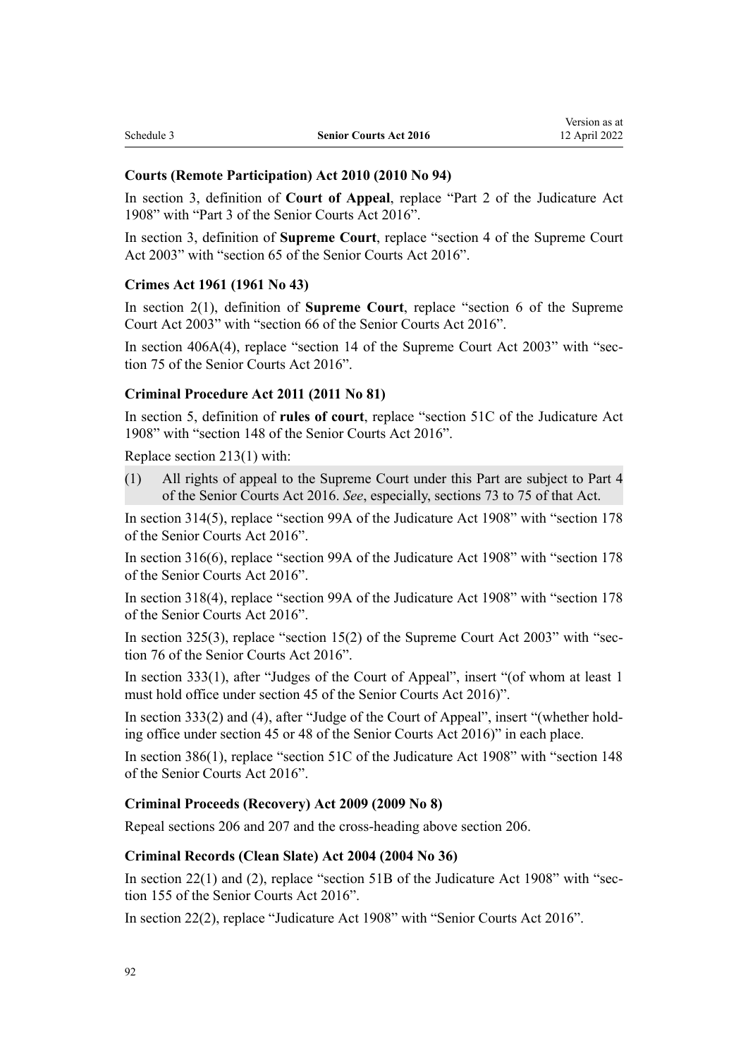### Courts (Remote Participation) Act 2010 (2010 No 94)

In section 3, definition of **Court of Appeal**, replace “Part 2 of the Judicature Act 1908” with “Part 3 of the Senior Courts Act 2016”.

In section 3, definition of **Supreme Court**, replace “section 4 of the Supreme Court Act 2003” with “section 65 of the Senior Courts Act 2016”.

### Crimes Act 1961 (1961 No 43)

In section 2(1), definition of **Supreme Court**, replace “section 6 of the Supreme Court Act 2003” with “section 66 of the Senior Courts Act 2016”.

In section 406A(4), replace “section 14 of the Supreme Court Act 2003” with “section 75 of the Senior Courts Act 2016”.

### Criminal Procedure Act 2011 (2011 No 81)

In section 5, definition of **rules of court**, replace “section 51C of the Judicature Act 1908” with “section 148 of the Senior Courts Act 2016”.

Replace section 213(1) with:

(1) All rights of appeal to the Supreme Court under this Part are subject to Part 4 of the Senior Courts Act 2016. *See*, especially, sections 73 to 75 of that Act.

In section 314(5), replace “section 99A of the Judicature Act 1908” with “section 178 of the Senior Courts Act 2016”.

In section 316(6), replace “section 99A of the Judicature Act 1908” with “section 178 of the Senior Courts Act 2016”.

In section 318(4), replace “section 99A of the Judicature Act 1908” with “section 178 of the Senior Courts Act 2016”.

In section 325(3), replace “section 15(2) of the Supreme Court Act 2003” with “section 76 of the Senior Courts Act 2016”.

In section 333(1), after “Judges of the Court of Appeal”, insert “(of whom at least 1 must hold office under section 45 of the Senior Courts Act 2016)”.

In section 333(2) and (4), after “Judge of the Court of Appeal”, insert “(whether holding office under section 45 or 48 of the Senior Courts Act 2016)” in each place.

In section 386(1), replace “section 51C of the Judicature Act 1908” with “section 148 of the Senior Courts Act 2016”.

### Criminal Proceeds (Recovery) Act 2009 (2009 No 8)

Repeal sections 206 and 207 and the cross-heading above section 206.

### Criminal Records (Clean Slate) Act 2004 (2004 No 36)

In section 22(1) and (2), replace “section 51B of the Judicature Act 1908” with “section 155 of the Senior Courts Act 2016”.

In section 22(2), replace “Judicature Act 1908” with “Senior Courts Act 2016”.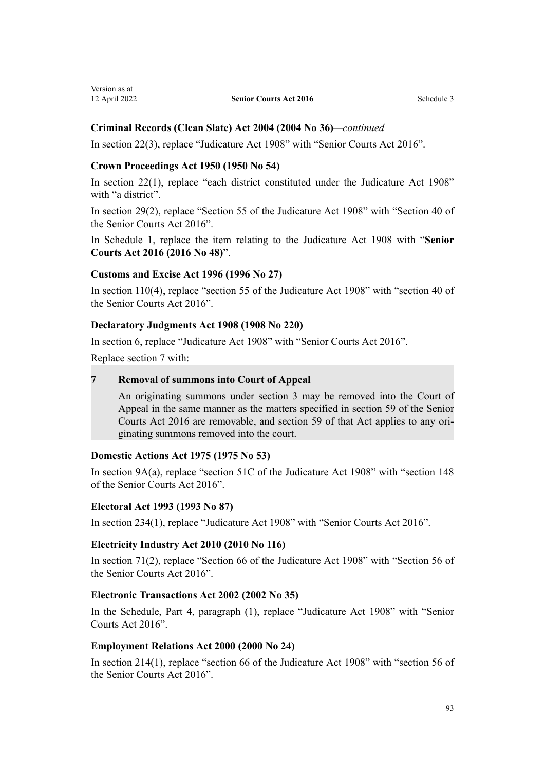**Criminal Records (Clean Slate) Act 2004 (2004 No 36)**—*continued*

In section 22(3), replace "Judicature Act 1908" with "Senior Courts Act 2016".

**Crown Proceedings Act 1950 (1950 No 54)**

In section 22(1), replace "each district constituted under the Judicature Act 1908" with "a district".

In section 29(2), replace "Section 55 of the Judicature Act 1908" with "Section 40 of the Senior Courts Act 2016".

In Schedule 1, replace the item relating to the Judicature Act 1908 with "**Senior Courts Act 2016 (2016 No 48)**".

**Customs and Excise Act 1996 (1996 No 27)**

In section 110(4), replace "section 55 of the Judicature Act 1908" with "section 40 of the Senior Courts Act 2016".

**Declaratory Judgments Act 1908 (1908 No 220)**

In section 6, replace "Judicature Act 1908" with "Senior Courts Act 2016".

Replace section 7 with:

> **7 Removal of summons into Court of Appeal**
>
> An originating summons under section 3 may be removed into the Court of Appeal in the same manner as the matters specified in section 59 of the Senior Courts Act 2016 are removable, and section 59 of that Act applies to any originating summons removed into the court.

**Domestic Actions Act 1975 (1975 No 53)**

In section 9A(a), replace "section 51C of the Judicature Act 1908" with "section 148 of the Senior Courts Act 2016".

**Electoral Act 1993 (1993 No 87)**

In section 234(1), replace "Judicature Act 1908" with "Senior Courts Act 2016".

**Electricity Industry Act 2010 (2010 No 116)**

In section 71(2), replace "Section 66 of the Judicature Act 1908" with "Section 56 of the Senior Courts Act 2016".

**Electronic Transactions Act 2002 (2002 No 35)**

In the Schedule, Part 4, paragraph (1), replace "Judicature Act 1908" with "Senior Courts Act 2016".

**Employment Relations Act 2000 (2000 No 24)**

In section 214(1), replace "section 66 of the Judicature Act 1908" with "section 56 of the Senior Courts Act 2016".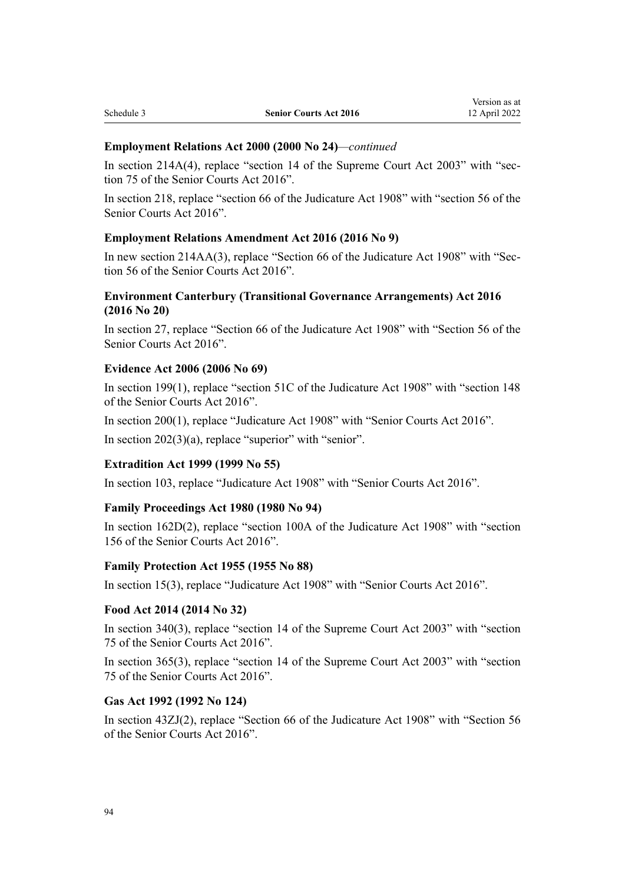**Employment Relations Act 2000 (2000 No 24)***—continued*

In section 214A(4), replace "section 14 of the Supreme Court Act 2003" with "section 75 of the Senior Courts Act 2016".

In section 218, replace "section 66 of the Judicature Act 1908" with "section 56 of the Senior Courts Act 2016".

**Employment Relations Amendment Act 2016 (2016 No 9)**

In new section 214AA(3), replace "Section 66 of the Judicature Act 1908" with "Section 56 of the Senior Courts Act 2016".

**Environment Canterbury (Transitional Governance Arrangements) Act 2016 (2016 No 20)**

In section 27, replace "Section 66 of the Judicature Act 1908" with "Section 56 of the Senior Courts Act 2016".

**Evidence Act 2006 (2006 No 69)**

In section 199(1), replace "section 51C of the Judicature Act 1908" with "section 148 of the Senior Courts Act 2016".

In section 200(1), replace "Judicature Act 1908" with "Senior Courts Act 2016".

In section 202(3)(a), replace "superior" with "senior".

**Extradition Act 1999 (1999 No 55)**

In section 103, replace "Judicature Act 1908" with "Senior Courts Act 2016".

**Family Proceedings Act 1980 (1980 No 94)**

In section 162D(2), replace "section 100A of the Judicature Act 1908" with "section 156 of the Senior Courts Act 2016".

**Family Protection Act 1955 (1955 No 88)**

In section 15(3), replace "Judicature Act 1908" with "Senior Courts Act 2016".

**Food Act 2014 (2014 No 32)**

In section 340(3), replace "section 14 of the Supreme Court Act 2003" with "section 75 of the Senior Courts Act 2016".

In section 365(3), replace "section 14 of the Supreme Court Act 2003" with "section 75 of the Senior Courts Act 2016".

**Gas Act 1992 (1992 No 124)**

In section 43ZJ(2), replace "Section 66 of the Judicature Act 1908" with "Section 56 of the Senior Courts Act 2016".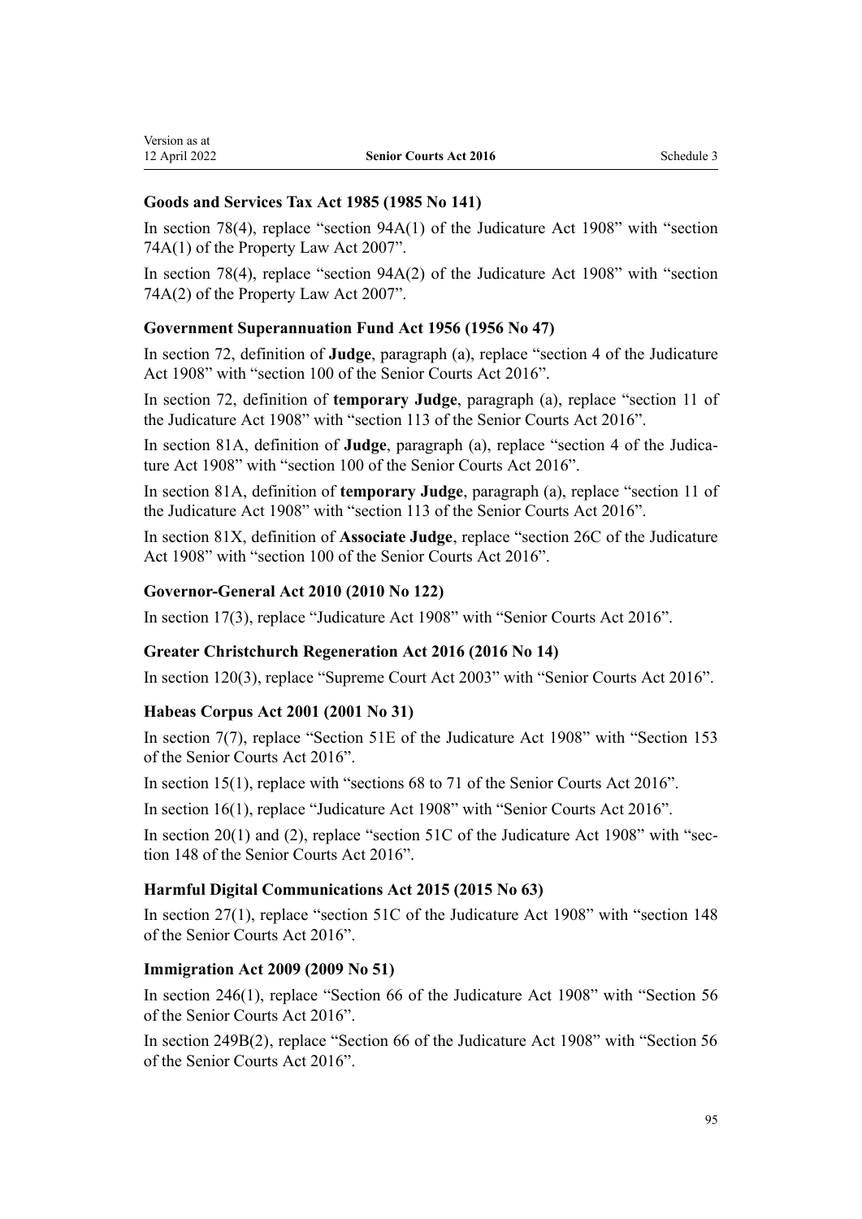**Goods and Services Tax Act 1985 (1985 No 141)**

In section 78(4), replace "section 94A(1) of the Judicature Act 1908" with "section 74A(1) of the Property Law Act 2007".

In section 78(4), replace "section 94A(2) of the Judicature Act 1908" with "section 74A(2) of the Property Law Act 2007".

**Government Superannuation Fund Act 1956 (1956 No 47)**

In section 72, definition of **Judge**, paragraph (a), replace "section 4 of the Judicature Act 1908" with "section 100 of the Senior Courts Act 2016".

In section 72, definition of **temporary Judge**, paragraph (a), replace "section 11 of the Judicature Act 1908" with "section 113 of the Senior Courts Act 2016".

In section 81A, definition of **Judge**, paragraph (a), replace "section 4 of the Judicature Act 1908" with "section 100 of the Senior Courts Act 2016".

In section 81A, definition of **temporary Judge**, paragraph (a), replace "section 11 of the Judicature Act 1908" with "section 113 of the Senior Courts Act 2016".

In section 81X, definition of **Associate Judge**, replace "section 26C of the Judicature Act 1908" with "section 100 of the Senior Courts Act 2016".

**Governor-General Act 2010 (2010 No 122)**

In section 17(3), replace "Judicature Act 1908" with "Senior Courts Act 2016".

**Greater Christchurch Regeneration Act 2016 (2016 No 14)**

In section 120(3), replace "Supreme Court Act 2003" with "Senior Courts Act 2016".

**Habeas Corpus Act 2001 (2001 No 31)**

In section 7(7), replace "Section 51E of the Judicature Act 1908" with "Section 153 of the Senior Courts Act 2016".

In section 15(1), replace with "sections 68 to 71 of the Senior Courts Act 2016".

In section 16(1), replace "Judicature Act 1908" with "Senior Courts Act 2016".

In section 20(1) and (2), replace "section 51C of the Judicature Act 1908" with "section 148 of the Senior Courts Act 2016".

**Harmful Digital Communications Act 2015 (2015 No 63)**

In section 27(1), replace "section 51C of the Judicature Act 1908" with "section 148 of the Senior Courts Act 2016".

**Immigration Act 2009 (2009 No 51)**

In section 246(1), replace "Section 66 of the Judicature Act 1908" with "Section 56 of the Senior Courts Act 2016".

In section 249B(2), replace "Section 66 of the Judicature Act 1908" with "Section 56 of the Senior Courts Act 2016".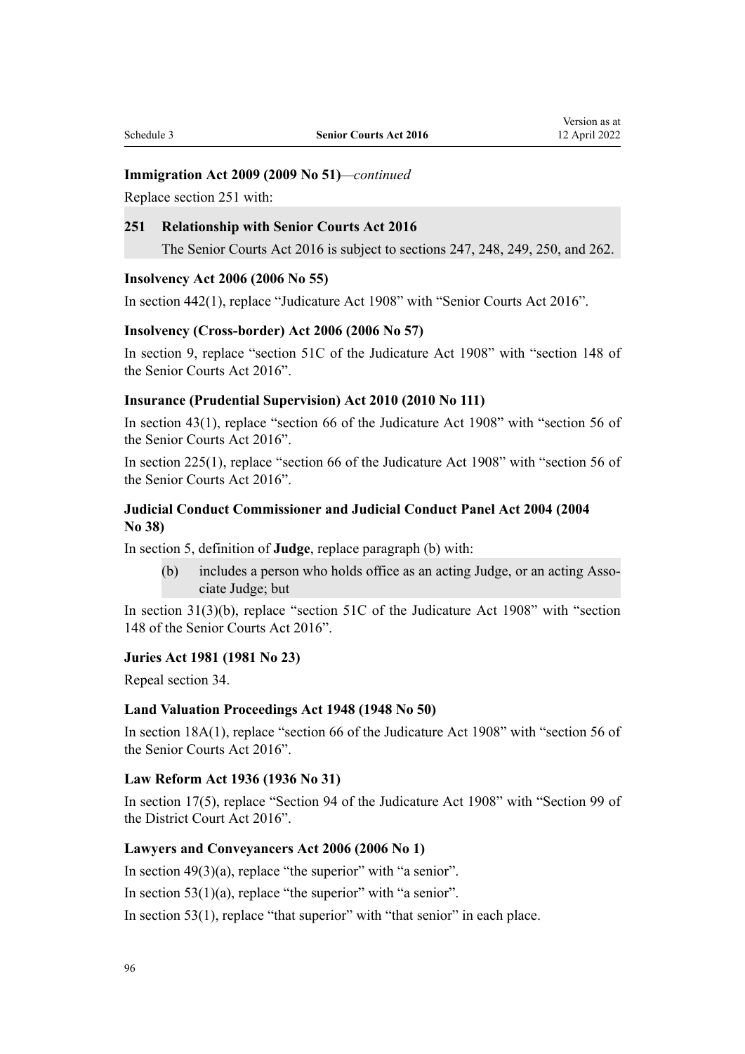**Immigration Act 2009 (2009 No 51)**—*continued*

Replace section 251 with:

> **251 Relationship with Senior Courts Act 2016**
>
> The Senior Courts Act 2016 is subject to sections 247, 248, 249, 250, and 262.

**Insolvency Act 2006 (2006 No 55)**

In section 442(1), replace "Judicature Act 1908" with "Senior Courts Act 2016".

**Insolvency (Cross-border) Act 2006 (2006 No 57)**

In section 9, replace "section 51C of the Judicature Act 1908" with "section 148 of the Senior Courts Act 2016".

**Insurance (Prudential Supervision) Act 2010 (2010 No 111)**

In section 43(1), replace "section 66 of the Judicature Act 1908" with "section 56 of the Senior Courts Act 2016".

In section 225(1), replace "section 66 of the Judicature Act 1908" with "section 56 of the Senior Courts Act 2016".

**Judicial Conduct Commissioner and Judicial Conduct Panel Act 2004 (2004 No 38)**

In section 5, definition of **Judge**, replace paragraph (b) with:

> (b) includes a person who holds office as an acting Judge, or an acting Associate Judge; but

In section 31(3)(b), replace "section 51C of the Judicature Act 1908" with "section 148 of the Senior Courts Act 2016".

**Juries Act 1981 (1981 No 23)**

Repeal section 34.

**Land Valuation Proceedings Act 1948 (1948 No 50)**

In section 18A(1), replace "section 66 of the Judicature Act 1908" with "section 56 of the Senior Courts Act 2016".

**Law Reform Act 1936 (1936 No 31)**

In section 17(5), replace "Section 94 of the Judicature Act 1908" with "Section 99 of the District Court Act 2016".

**Lawyers and Conveyancers Act 2006 (2006 No 1)**

In section 49(3)(a), replace "the superior" with "a senior".

In section 53(1)(a), replace "the superior" with "a senior".

In section 53(1), replace "that superior" with "that senior" in each place.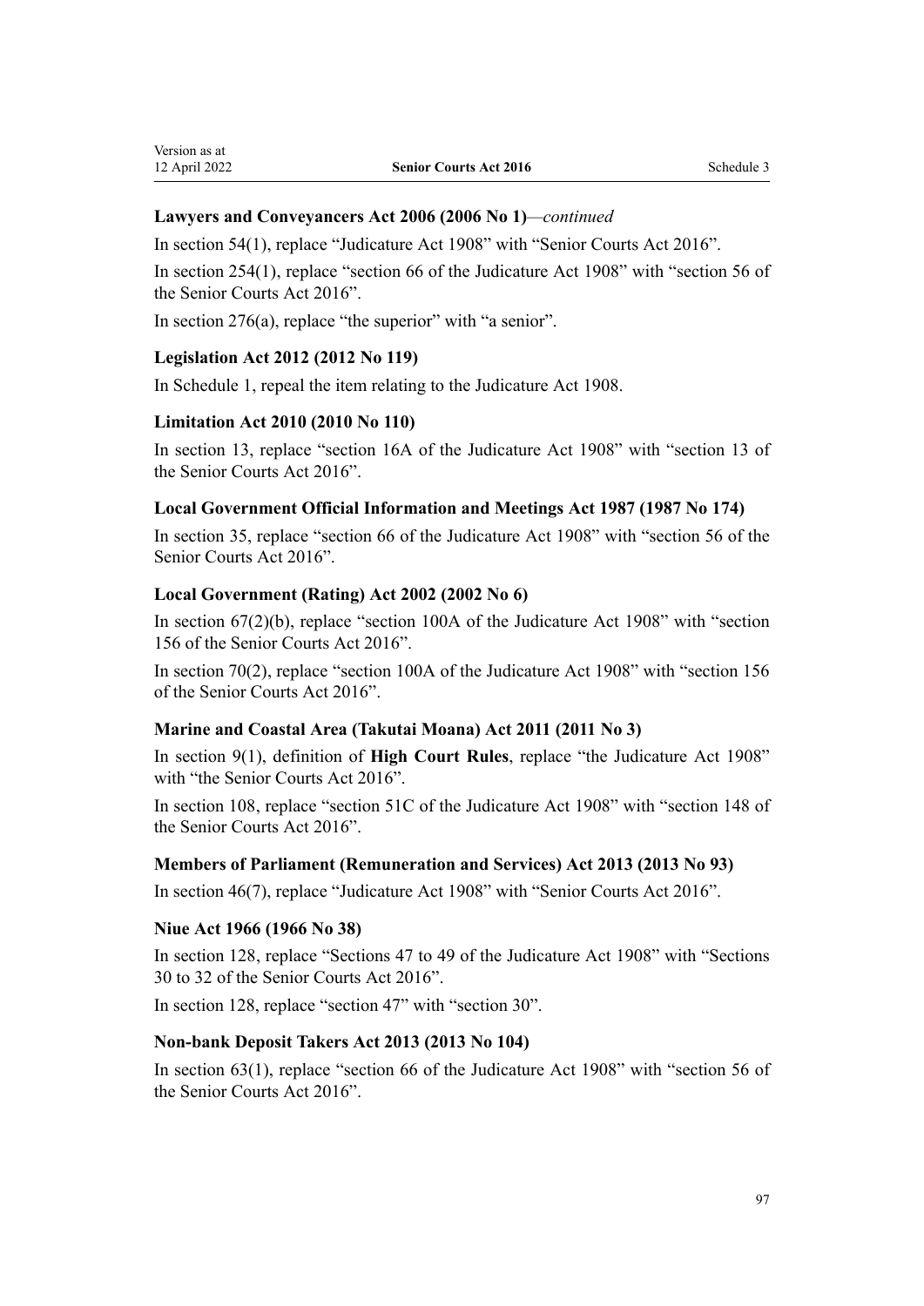### Lawyers and Conveyancers Act 2006 (2006 No 1)—*continued*

In section 54(1), replace "Judicature Act 1908" with "Senior Courts Act 2016".

In section 254(1), replace "section 66 of the Judicature Act 1908" with "section 56 of the Senior Courts Act 2016".

In section 276(a), replace "the superior" with "a senior".

### Legislation Act 2012 (2012 No 119)

In Schedule 1, repeal the item relating to the Judicature Act 1908.

### Limitation Act 2010 (2010 No 110)

In section 13, replace "section 16A of the Judicature Act 1908" with "section 13 of the Senior Courts Act 2016".

### Local Government Official Information and Meetings Act 1987 (1987 No 174)

In section 35, replace "section 66 of the Judicature Act 1908" with "section 56 of the Senior Courts Act 2016".

### Local Government (Rating) Act 2002 (2002 No 6)

In section 67(2)(b), replace "section 100A of the Judicature Act 1908" with "section 156 of the Senior Courts Act 2016".

In section 70(2), replace "section 100A of the Judicature Act 1908" with "section 156 of the Senior Courts Act 2016".

### Marine and Coastal Area (Takutai Moana) Act 2011 (2011 No 3)

In section 9(1), definition of **High Court Rules**, replace "the Judicature Act 1908" with "the Senior Courts Act 2016".

In section 108, replace "section 51C of the Judicature Act 1908" with "section 148 of the Senior Courts Act 2016".

### Members of Parliament (Remuneration and Services) Act 2013 (2013 No 93)

In section 46(7), replace "Judicature Act 1908" with "Senior Courts Act 2016".

### Niue Act 1966 (1966 No 38)

In section 128, replace "Sections 47 to 49 of the Judicature Act 1908" with "Sections 30 to 32 of the Senior Courts Act 2016".

In section 128, replace "section 47" with "section 30".

### Non-bank Deposit Takers Act 2013 (2013 No 104)

In section 63(1), replace "section 66 of the Judicature Act 1908" with "section 56 of the Senior Courts Act 2016".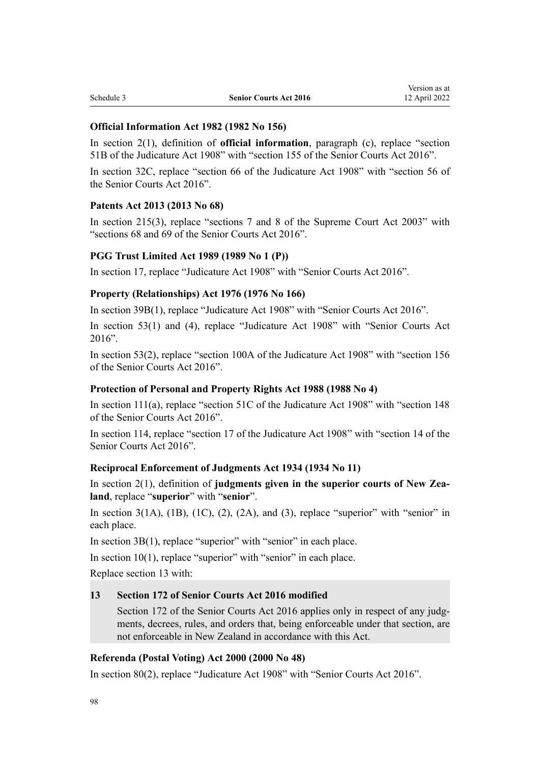**Official Information Act 1982 (1982 No 156)**

In section 2(1), definition of **official information**, paragraph (c), replace "section 51B of the Judicature Act 1908" with "section 155 of the Senior Courts Act 2016".

In section 32C, replace "section 66 of the Judicature Act 1908" with "section 56 of the Senior Courts Act 2016".

**Patents Act 2013 (2013 No 68)**

In section 215(3), replace "sections 7 and 8 of the Supreme Court Act 2003" with "sections 68 and 69 of the Senior Courts Act 2016".

**PGG Trust Limited Act 1989 (1989 No 1 (P))**

In section 17, replace "Judicature Act 1908" with "Senior Courts Act 2016".

**Property (Relationships) Act 1976 (1976 No 166)**

In section 39B(1), replace "Judicature Act 1908" with "Senior Courts Act 2016".

In section 53(1) and (4), replace "Judicature Act 1908" with "Senior Courts Act 2016".

In section 53(2), replace "section 100A of the Judicature Act 1908" with "section 156 of the Senior Courts Act 2016".

**Protection of Personal and Property Rights Act 1988 (1988 No 4)**

In section 111(a), replace "section 51C of the Judicature Act 1908" with "section 148 of the Senior Courts Act 2016".

In section 114, replace "section 17 of the Judicature Act 1908" with "section 14 of the Senior Courts Act 2016".

**Reciprocal Enforcement of Judgments Act 1934 (1934 No 11)**

In section 2(1), definition of **judgments given in the superior courts of New Zealand**, replace "**superior**" with "**senior**".

In section 3(1A), (1B), (1C), (2), (2A), and (3), replace "superior" with "senior" in each place.

In section 3B(1), replace "superior" with "senior" in each place.

In section 10(1), replace "superior" with "senior" in each place.

Replace section 13 with:

> **13 Section 172 of Senior Courts Act 2016 modified**
>
> Section 172 of the Senior Courts Act 2016 applies only in respect of any judgments, decrees, rules, and orders that, being enforceable under that section, are not enforceable in New Zealand in accordance with this Act.

**Referenda (Postal Voting) Act 2000 (2000 No 48)**

In section 80(2), replace "Judicature Act 1908" with "Senior Courts Act 2016".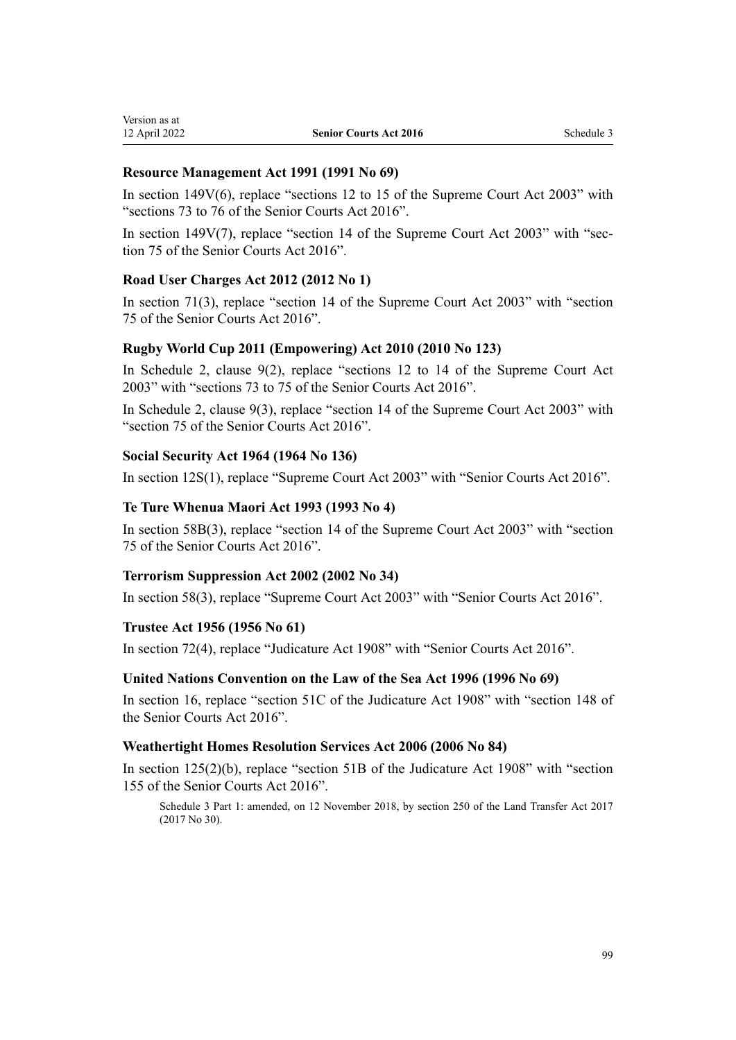**Resource Management Act 1991 (1991 No 69)**

In section 149V(6), replace "sections 12 to 15 of the Supreme Court Act 2003" with "sections 73 to 76 of the Senior Courts Act 2016".

In section 149V(7), replace "section 14 of the Supreme Court Act 2003" with "section 75 of the Senior Courts Act 2016".

**Road User Charges Act 2012 (2012 No 1)**

In section 71(3), replace "section 14 of the Supreme Court Act 2003" with "section 75 of the Senior Courts Act 2016".

**Rugby World Cup 2011 (Empowering) Act 2010 (2010 No 123)**

In Schedule 2, clause 9(2), replace "sections 12 to 14 of the Supreme Court Act 2003" with "sections 73 to 75 of the Senior Courts Act 2016".

In Schedule 2, clause 9(3), replace "section 14 of the Supreme Court Act 2003" with "section 75 of the Senior Courts Act 2016".

**Social Security Act 1964 (1964 No 136)**

In section 12S(1), replace "Supreme Court Act 2003" with "Senior Courts Act 2016".

**Te Ture Whenua Maori Act 1993 (1993 No 4)**

In section 58B(3), replace "section 14 of the Supreme Court Act 2003" with "section 75 of the Senior Courts Act 2016".

**Terrorism Suppression Act 2002 (2002 No 34)**

In section 58(3), replace "Supreme Court Act 2003" with "Senior Courts Act 2016".

**Trustee Act 1956 (1956 No 61)**

In section 72(4), replace "Judicature Act 1908" with "Senior Courts Act 2016".

**United Nations Convention on the Law of the Sea Act 1996 (1996 No 69)**

In section 16, replace "section 51C of the Judicature Act 1908" with "section 148 of the Senior Courts Act 2016".

**Weathertight Homes Resolution Services Act 2006 (2006 No 84)**

In section 125(2)(b), replace "section 51B of the Judicature Act 1908" with "section 155 of the Senior Courts Act 2016".

Schedule 3 Part 1: amended, on 12 November 2018, by section 250 of the Land Transfer Act 2017 (2017 No 30).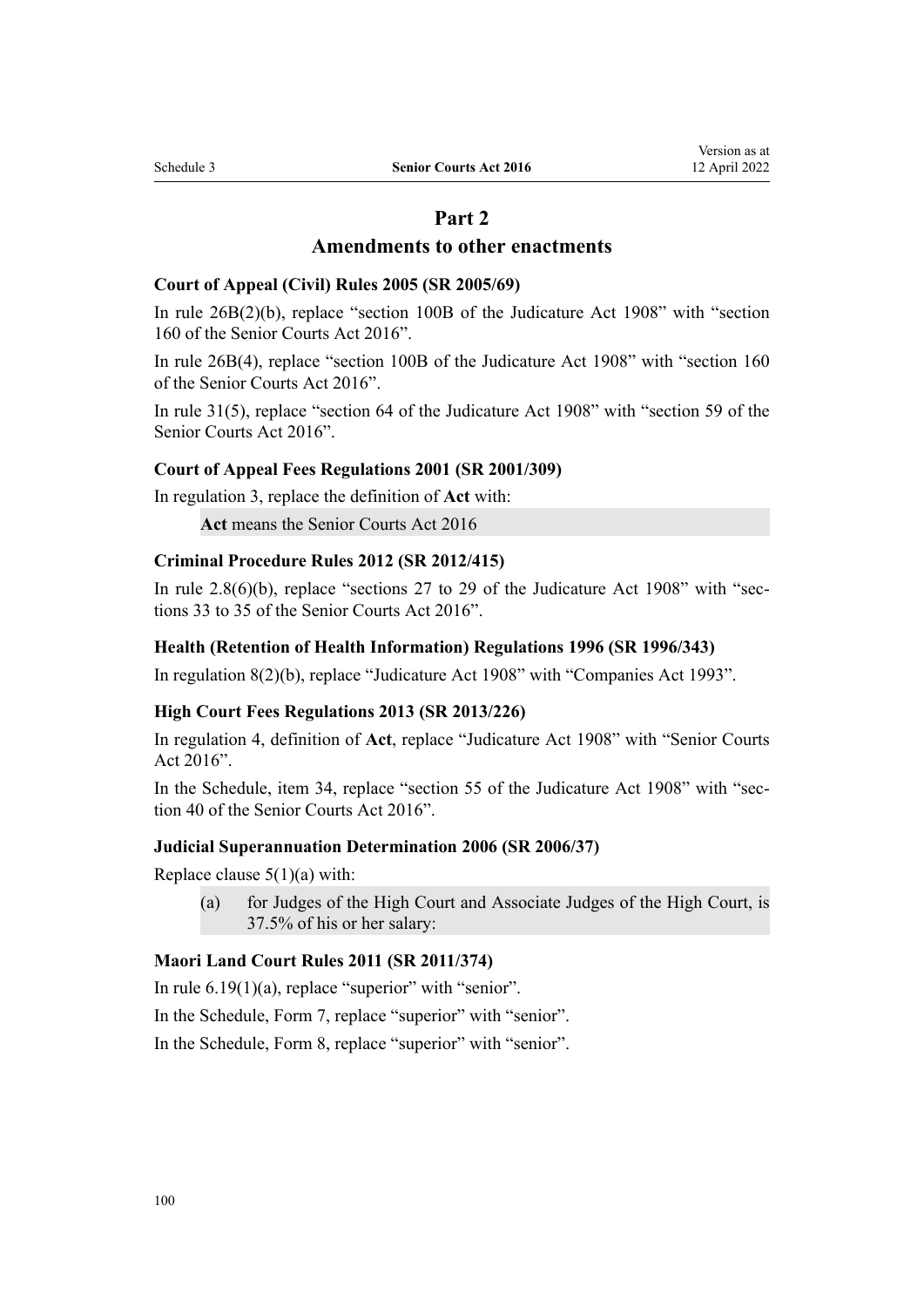## Part 2
## Amendments to other enactments

**Court of Appeal (Civil) Rules 2005 (SR 2005/69)**

In rule 26B(2)(b), replace "section 100B of the Judicature Act 1908" with "section 160 of the Senior Courts Act 2016".

In rule 26B(4), replace "section 100B of the Judicature Act 1908" with "section 160 of the Senior Courts Act 2016".

In rule 31(5), replace "section 64 of the Judicature Act 1908" with "section 59 of the Senior Courts Act 2016".

**Court of Appeal Fees Regulations 2001 (SR 2001/309)**

In regulation 3, replace the definition of **Act** with:

> **Act** means the Senior Courts Act 2016

**Criminal Procedure Rules 2012 (SR 2012/415)**

In rule 2.8(6)(b), replace "sections 27 to 29 of the Judicature Act 1908" with "sections 33 to 35 of the Senior Courts Act 2016".

**Health (Retention of Health Information) Regulations 1996 (SR 1996/343)**

In regulation 8(2)(b), replace "Judicature Act 1908" with "Companies Act 1993".

**High Court Fees Regulations 2013 (SR 2013/226)**

In regulation 4, definition of **Act**, replace "Judicature Act 1908" with "Senior Courts Act 2016".

In the Schedule, item 34, replace "section 55 of the Judicature Act 1908" with "section 40 of the Senior Courts Act 2016".

**Judicial Superannuation Determination 2006 (SR 2006/37)**

Replace clause 5(1)(a) with:

> (a) for Judges of the High Court and Associate Judges of the High Court, is 37.5% of his or her salary:

**Maori Land Court Rules 2011 (SR 2011/374)**

In rule 6.19(1)(a), replace "superior" with "senior".

In the Schedule, Form 7, replace "superior" with "senior".

In the Schedule, Form 8, replace "superior" with "senior".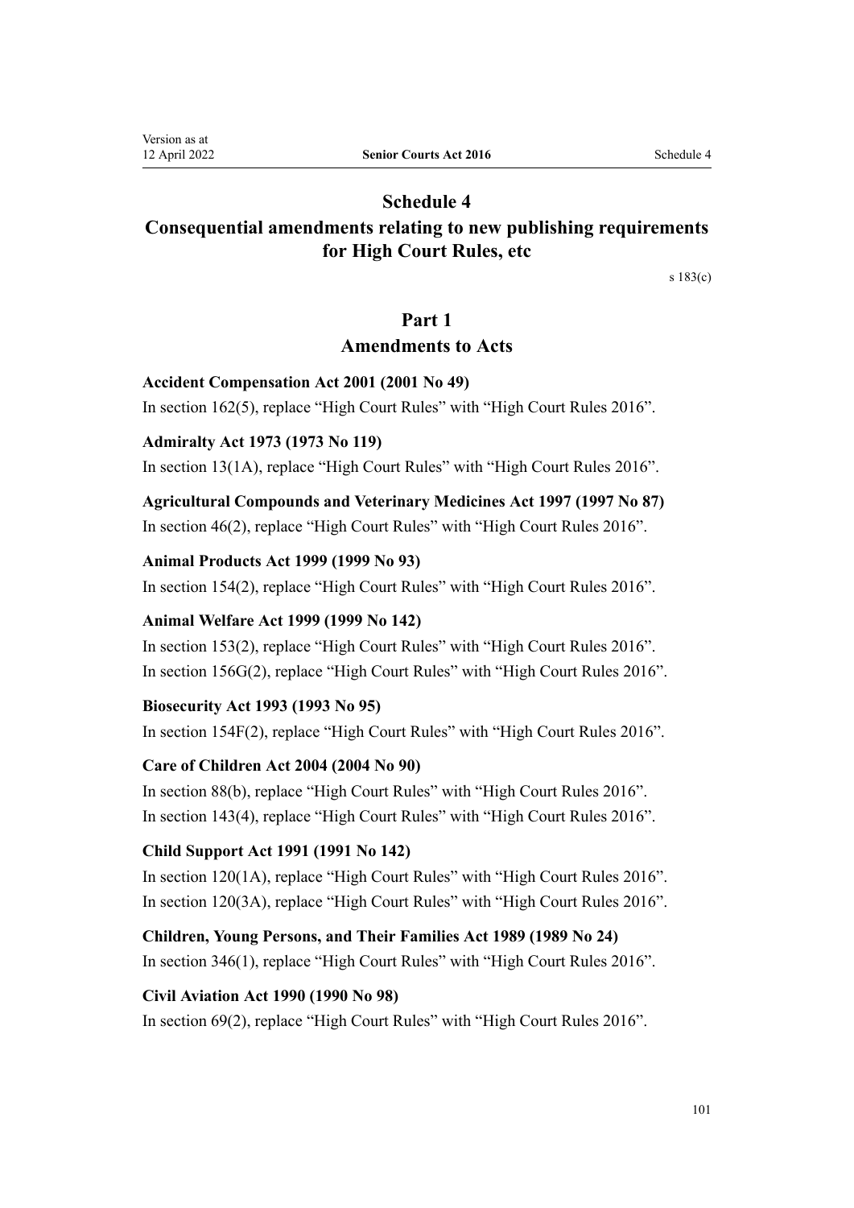# Schedule 4

## Consequential amendments relating to new publishing requirements for High Court Rules, etc

s 183(c)

## Part 1

## Amendments to Acts

**Accident Compensation Act 2001 (2001 No 49)**

In section 162(5), replace "High Court Rules" with "High Court Rules 2016".

**Admiralty Act 1973 (1973 No 119)**

In section 13(1A), replace "High Court Rules" with "High Court Rules 2016".

**Agricultural Compounds and Veterinary Medicines Act 1997 (1997 No 87)**

In section 46(2), replace "High Court Rules" with "High Court Rules 2016".

**Animal Products Act 1999 (1999 No 93)**

In section 154(2), replace "High Court Rules" with "High Court Rules 2016".

**Animal Welfare Act 1999 (1999 No 142)**

In section 153(2), replace "High Court Rules" with "High Court Rules 2016".

In section 156G(2), replace "High Court Rules" with "High Court Rules 2016".

**Biosecurity Act 1993 (1993 No 95)**

In section 154F(2), replace "High Court Rules" with "High Court Rules 2016".

**Care of Children Act 2004 (2004 No 90)**

In section 88(b), replace "High Court Rules" with "High Court Rules 2016".

In section 143(4), replace "High Court Rules" with "High Court Rules 2016".

**Child Support Act 1991 (1991 No 142)**

In section 120(1A), replace "High Court Rules" with "High Court Rules 2016".

In section 120(3A), replace "High Court Rules" with "High Court Rules 2016".

**Children, Young Persons, and Their Families Act 1989 (1989 No 24)**

In section 346(1), replace "High Court Rules" with "High Court Rules 2016".

**Civil Aviation Act 1990 (1990 No 98)**

In section 69(2), replace "High Court Rules" with "High Court Rules 2016".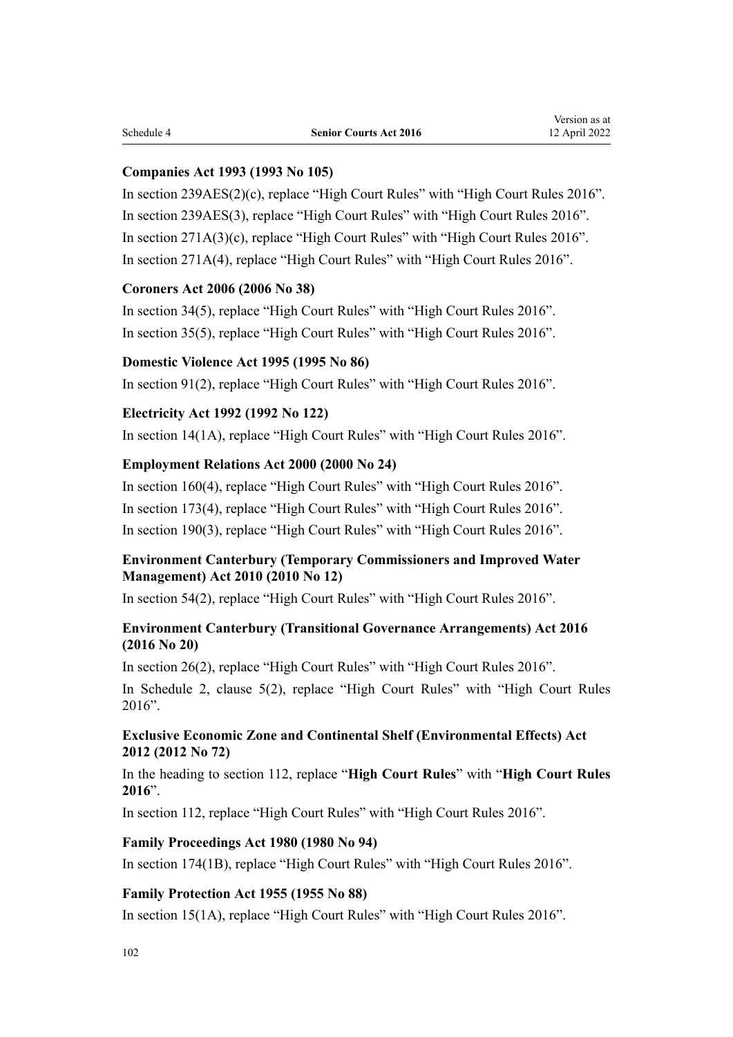**Companies Act 1993 (1993 No 105)**

In section 239AES(2)(c), replace "High Court Rules" with "High Court Rules 2016".

In section 239AES(3), replace "High Court Rules" with "High Court Rules 2016".

In section 271A(3)(c), replace "High Court Rules" with "High Court Rules 2016".

In section 271A(4), replace "High Court Rules" with "High Court Rules 2016".

**Coroners Act 2006 (2006 No 38)**

In section 34(5), replace "High Court Rules" with "High Court Rules 2016".

In section 35(5), replace "High Court Rules" with "High Court Rules 2016".

**Domestic Violence Act 1995 (1995 No 86)**

In section 91(2), replace "High Court Rules" with "High Court Rules 2016".

**Electricity Act 1992 (1992 No 122)**

In section 14(1A), replace "High Court Rules" with "High Court Rules 2016".

**Employment Relations Act 2000 (2000 No 24)**

In section 160(4), replace "High Court Rules" with "High Court Rules 2016".

In section 173(4), replace "High Court Rules" with "High Court Rules 2016".

In section 190(3), replace "High Court Rules" with "High Court Rules 2016".

**Environment Canterbury (Temporary Commissioners and Improved Water Management) Act 2010 (2010 No 12)**

In section 54(2), replace "High Court Rules" with "High Court Rules 2016".

**Environment Canterbury (Transitional Governance Arrangements) Act 2016 (2016 No 20)**

In section 26(2), replace "High Court Rules" with "High Court Rules 2016".

In Schedule 2, clause 5(2), replace "High Court Rules" with "High Court Rules 2016".

**Exclusive Economic Zone and Continental Shelf (Environmental Effects) Act 2012 (2012 No 72)**

In the heading to section 112, replace "**High Court Rules**" with "**High Court Rules 2016**".

In section 112, replace "High Court Rules" with "High Court Rules 2016".

**Family Proceedings Act 1980 (1980 No 94)**

In section 174(1B), replace "High Court Rules" with "High Court Rules 2016".

**Family Protection Act 1955 (1955 No 88)**

In section 15(1A), replace "High Court Rules" with "High Court Rules 2016".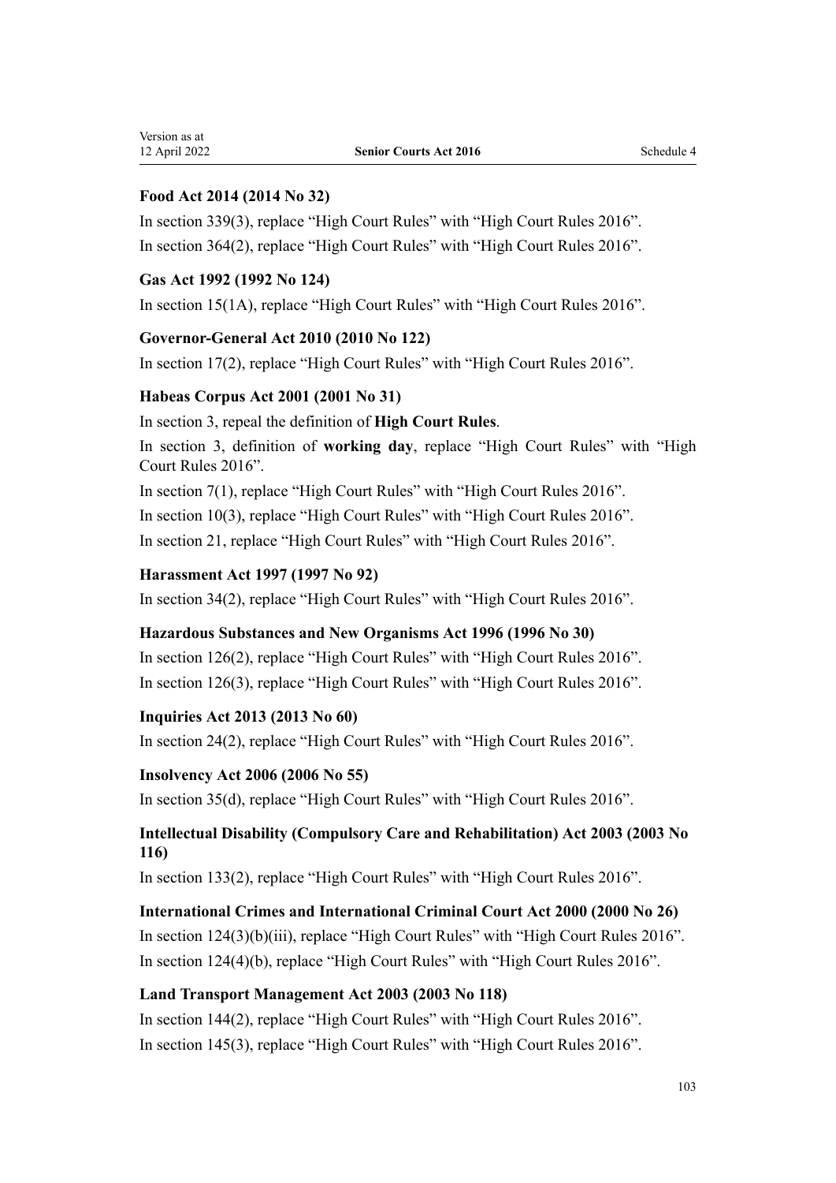**Food Act 2014 (2014 No 32)**

In section 339(3), replace "High Court Rules" with "High Court Rules 2016".

In section 364(2), replace "High Court Rules" with "High Court Rules 2016".

**Gas Act 1992 (1992 No 124)**

In section 15(1A), replace "High Court Rules" with "High Court Rules 2016".

**Governor-General Act 2010 (2010 No 122)**

In section 17(2), replace "High Court Rules" with "High Court Rules 2016".

**Habeas Corpus Act 2001 (2001 No 31)**

In section 3, repeal the definition of **High Court Rules**.

In section 3, definition of **working day**, replace "High Court Rules" with "High Court Rules 2016".

In section 7(1), replace "High Court Rules" with "High Court Rules 2016".

In section 10(3), replace "High Court Rules" with "High Court Rules 2016".

In section 21, replace "High Court Rules" with "High Court Rules 2016".

**Harassment Act 1997 (1997 No 92)**

In section 34(2), replace "High Court Rules" with "High Court Rules 2016".

**Hazardous Substances and New Organisms Act 1996 (1996 No 30)**

In section 126(2), replace "High Court Rules" with "High Court Rules 2016".

In section 126(3), replace "High Court Rules" with "High Court Rules 2016".

**Inquiries Act 2013 (2013 No 60)**

In section 24(2), replace "High Court Rules" with "High Court Rules 2016".

**Insolvency Act 2006 (2006 No 55)**

In section 35(d), replace "High Court Rules" with "High Court Rules 2016".

**Intellectual Disability (Compulsory Care and Rehabilitation) Act 2003 (2003 No 116)**

In section 133(2), replace "High Court Rules" with "High Court Rules 2016".

**International Crimes and International Criminal Court Act 2000 (2000 No 26)**

In section 124(3)(b)(iii), replace "High Court Rules" with "High Court Rules 2016".

In section 124(4)(b), replace "High Court Rules" with "High Court Rules 2016".

**Land Transport Management Act 2003 (2003 No 118)**

In section 144(2), replace "High Court Rules" with "High Court Rules 2016".

In section 145(3), replace "High Court Rules" with "High Court Rules 2016".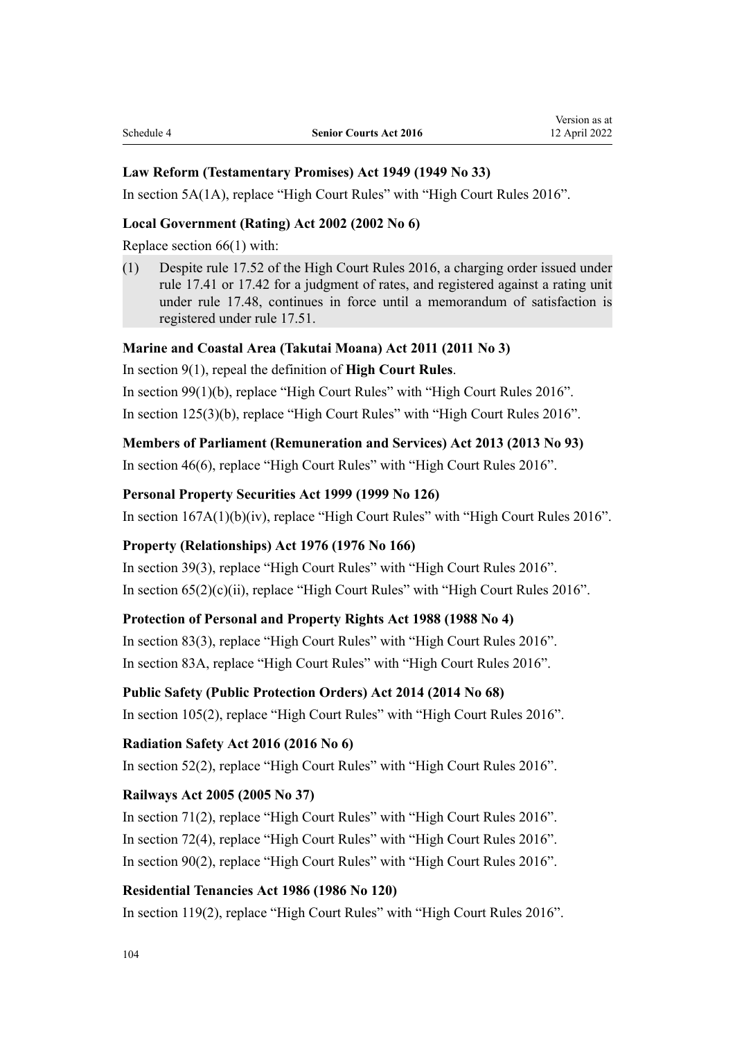**Law Reform (Testamentary Promises) Act 1949 (1949 No 33)**

In section 5A(1A), replace "High Court Rules" with "High Court Rules 2016".

**Local Government (Rating) Act 2002 (2002 No 6)**

Replace section 66(1) with:

(1) Despite rule 17.52 of the High Court Rules 2016, a charging order issued under rule 17.41 or 17.42 for a judgment of rates, and registered against a rating unit under rule 17.48, continues in force until a memorandum of satisfaction is registered under rule 17.51.

**Marine and Coastal Area (Takutai Moana) Act 2011 (2011 No 3)**

In section 9(1), repeal the definition of **High Court Rules**.

In section 99(1)(b), replace "High Court Rules" with "High Court Rules 2016".

In section 125(3)(b), replace "High Court Rules" with "High Court Rules 2016".

**Members of Parliament (Remuneration and Services) Act 2013 (2013 No 93)**

In section 46(6), replace "High Court Rules" with "High Court Rules 2016".

**Personal Property Securities Act 1999 (1999 No 126)**

In section 167A(1)(b)(iv), replace "High Court Rules" with "High Court Rules 2016".

**Property (Relationships) Act 1976 (1976 No 166)**

In section 39(3), replace "High Court Rules" with "High Court Rules 2016".

In section 65(2)(c)(ii), replace "High Court Rules" with "High Court Rules 2016".

**Protection of Personal and Property Rights Act 1988 (1988 No 4)**

In section 83(3), replace "High Court Rules" with "High Court Rules 2016".

In section 83A, replace "High Court Rules" with "High Court Rules 2016".

**Public Safety (Public Protection Orders) Act 2014 (2014 No 68)**

In section 105(2), replace "High Court Rules" with "High Court Rules 2016".

**Radiation Safety Act 2016 (2016 No 6)**

In section 52(2), replace "High Court Rules" with "High Court Rules 2016".

**Railways Act 2005 (2005 No 37)**

In section 71(2), replace "High Court Rules" with "High Court Rules 2016".

In section 72(4), replace "High Court Rules" with "High Court Rules 2016".

In section 90(2), replace "High Court Rules" with "High Court Rules 2016".

**Residential Tenancies Act 1986 (1986 No 120)**

In section 119(2), replace "High Court Rules" with "High Court Rules 2016".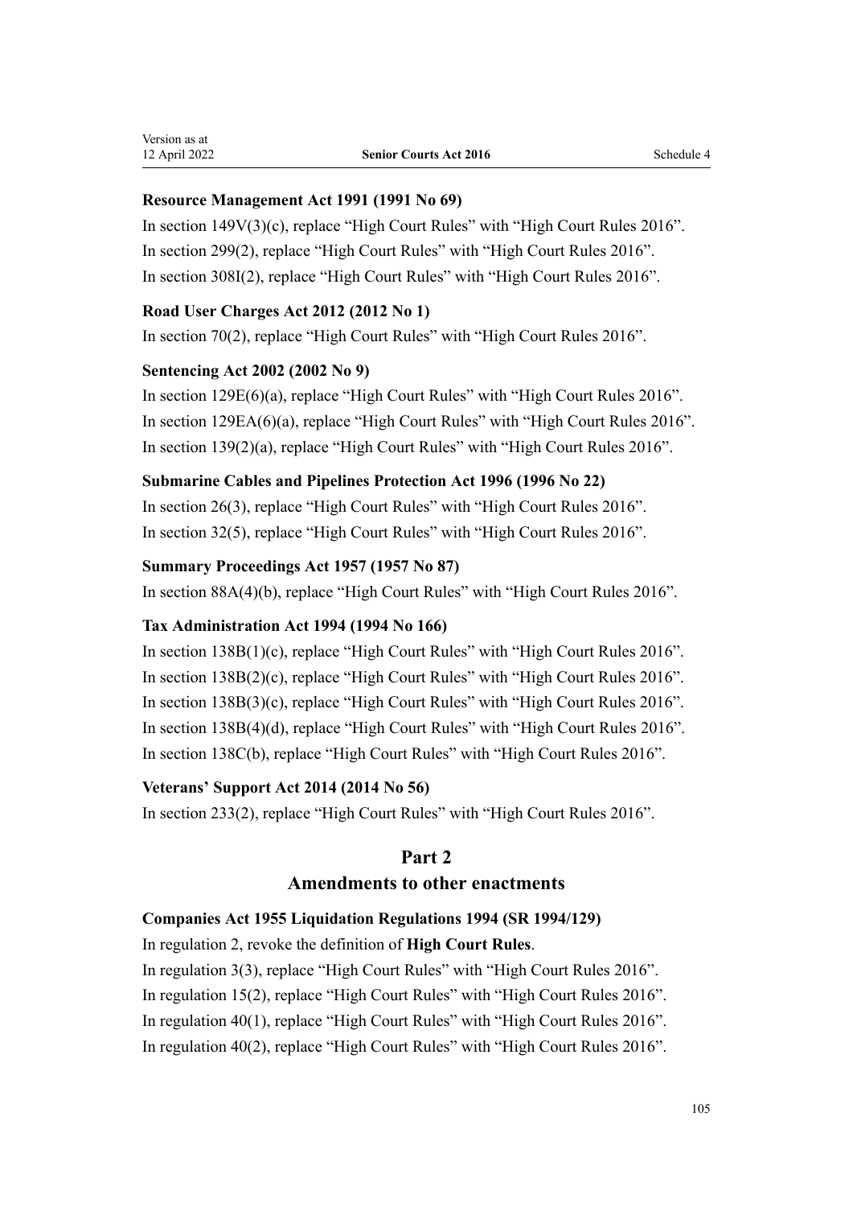**Resource Management Act 1991 (1991 No 69)**

In section 149V(3)(c), replace "High Court Rules" with "High Court Rules 2016".

In section 299(2), replace "High Court Rules" with "High Court Rules 2016".

In section 308I(2), replace "High Court Rules" with "High Court Rules 2016".

**Road User Charges Act 2012 (2012 No 1)**

In section 70(2), replace "High Court Rules" with "High Court Rules 2016".

**Sentencing Act 2002 (2002 No 9)**

In section 129E(6)(a), replace "High Court Rules" with "High Court Rules 2016".

In section 129EA(6)(a), replace "High Court Rules" with "High Court Rules 2016".

In section 139(2)(a), replace "High Court Rules" with "High Court Rules 2016".

**Submarine Cables and Pipelines Protection Act 1996 (1996 No 22)**

In section 26(3), replace "High Court Rules" with "High Court Rules 2016".

In section 32(5), replace "High Court Rules" with "High Court Rules 2016".

**Summary Proceedings Act 1957 (1957 No 87)**

In section 88A(4)(b), replace "High Court Rules" with "High Court Rules 2016".

**Tax Administration Act 1994 (1994 No 166)**

In section 138B(1)(c), replace "High Court Rules" with "High Court Rules 2016".

In section 138B(2)(c), replace "High Court Rules" with "High Court Rules 2016".

In section 138B(3)(c), replace "High Court Rules" with "High Court Rules 2016".

In section 138B(4)(d), replace "High Court Rules" with "High Court Rules 2016".

In section 138C(b), replace "High Court Rules" with "High Court Rules 2016".

**Veterans' Support Act 2014 (2014 No 56)**

In section 233(2), replace "High Court Rules" with "High Court Rules 2016".

## Part 2
## Amendments to other enactments

**Companies Act 1955 Liquidation Regulations 1994 (SR 1994/129)**

In regulation 2, revoke the definition of **High Court Rules**.

In regulation 3(3), replace "High Court Rules" with "High Court Rules 2016".

In regulation 15(2), replace "High Court Rules" with "High Court Rules 2016".

In regulation 40(1), replace "High Court Rules" with "High Court Rules 2016".

In regulation 40(2), replace "High Court Rules" with "High Court Rules 2016".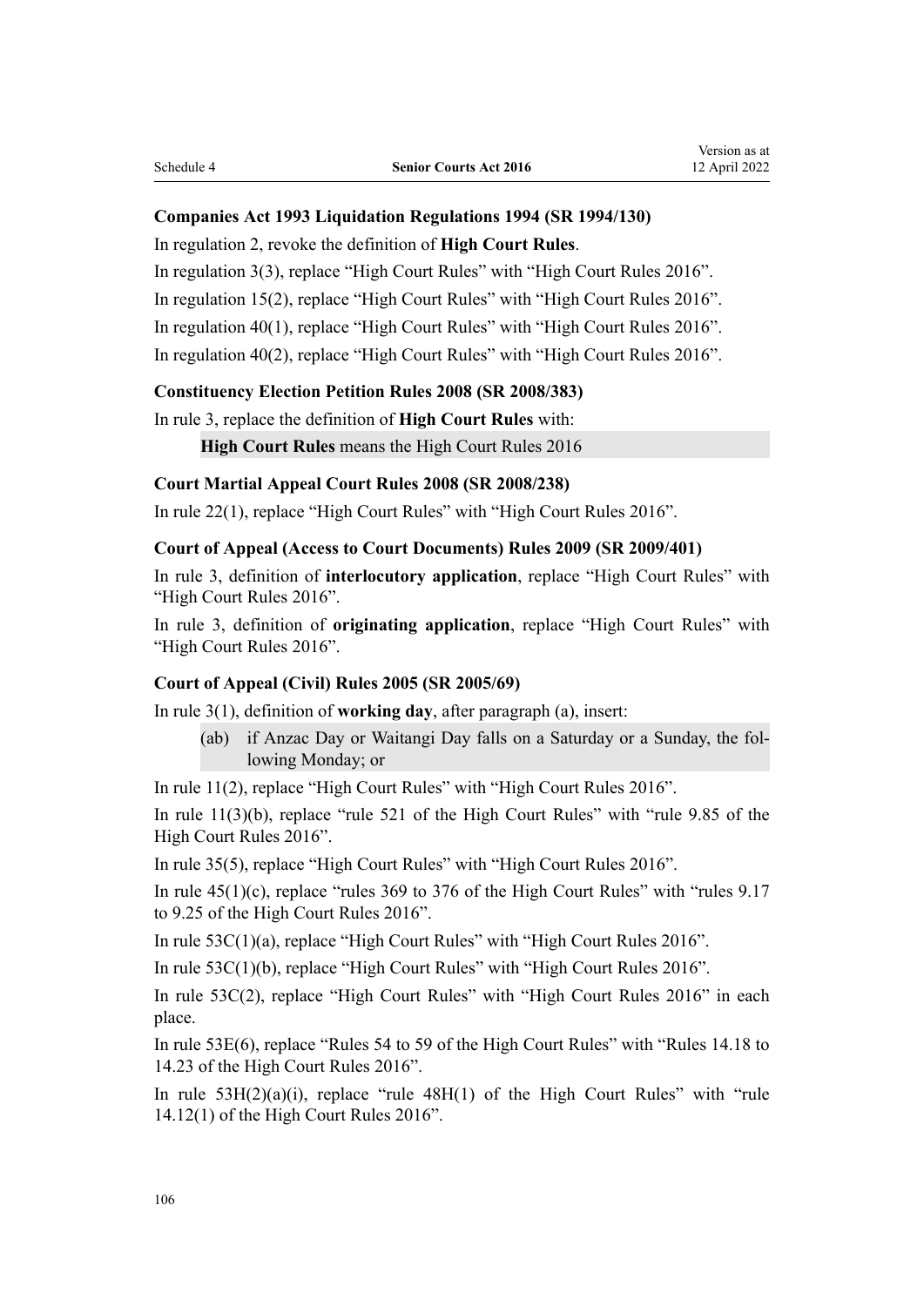**Companies Act 1993 Liquidation Regulations 1994 (SR 1994/130)**

In regulation 2, revoke the definition of **High Court Rules**.

In regulation 3(3), replace "High Court Rules" with "High Court Rules 2016".

In regulation 15(2), replace "High Court Rules" with "High Court Rules 2016".

In regulation 40(1), replace "High Court Rules" with "High Court Rules 2016".

In regulation 40(2), replace "High Court Rules" with "High Court Rules 2016".

**Constituency Election Petition Rules 2008 (SR 2008/383)**

In rule 3, replace the definition of **High Court Rules** with:

> **High Court Rules** means the High Court Rules 2016

**Court Martial Appeal Court Rules 2008 (SR 2008/238)**

In rule 22(1), replace "High Court Rules" with "High Court Rules 2016".

**Court of Appeal (Access to Court Documents) Rules 2009 (SR 2009/401)**

In rule 3, definition of **interlocutory application**, replace "High Court Rules" with "High Court Rules 2016".

In rule 3, definition of **originating application**, replace "High Court Rules" with "High Court Rules 2016".

**Court of Appeal (Civil) Rules 2005 (SR 2005/69)**

In rule 3(1), definition of **working day**, after paragraph (a), insert:

> (ab) if Anzac Day or Waitangi Day falls on a Saturday or a Sunday, the following Monday; or

In rule 11(2), replace "High Court Rules" with "High Court Rules 2016".

In rule 11(3)(b), replace "rule 521 of the High Court Rules" with "rule 9.85 of the High Court Rules 2016".

In rule 35(5), replace "High Court Rules" with "High Court Rules 2016".

In rule 45(1)(c), replace "rules 369 to 376 of the High Court Rules" with "rules 9.17 to 9.25 of the High Court Rules 2016".

In rule 53C(1)(a), replace "High Court Rules" with "High Court Rules 2016".

In rule 53C(1)(b), replace "High Court Rules" with "High Court Rules 2016".

In rule 53C(2), replace "High Court Rules" with "High Court Rules 2016" in each place.

In rule 53E(6), replace "Rules 54 to 59 of the High Court Rules" with "Rules 14.18 to 14.23 of the High Court Rules 2016".

In rule 53H(2)(a)(i), replace "rule 48H(1) of the High Court Rules" with "rule 14.12(1) of the High Court Rules 2016".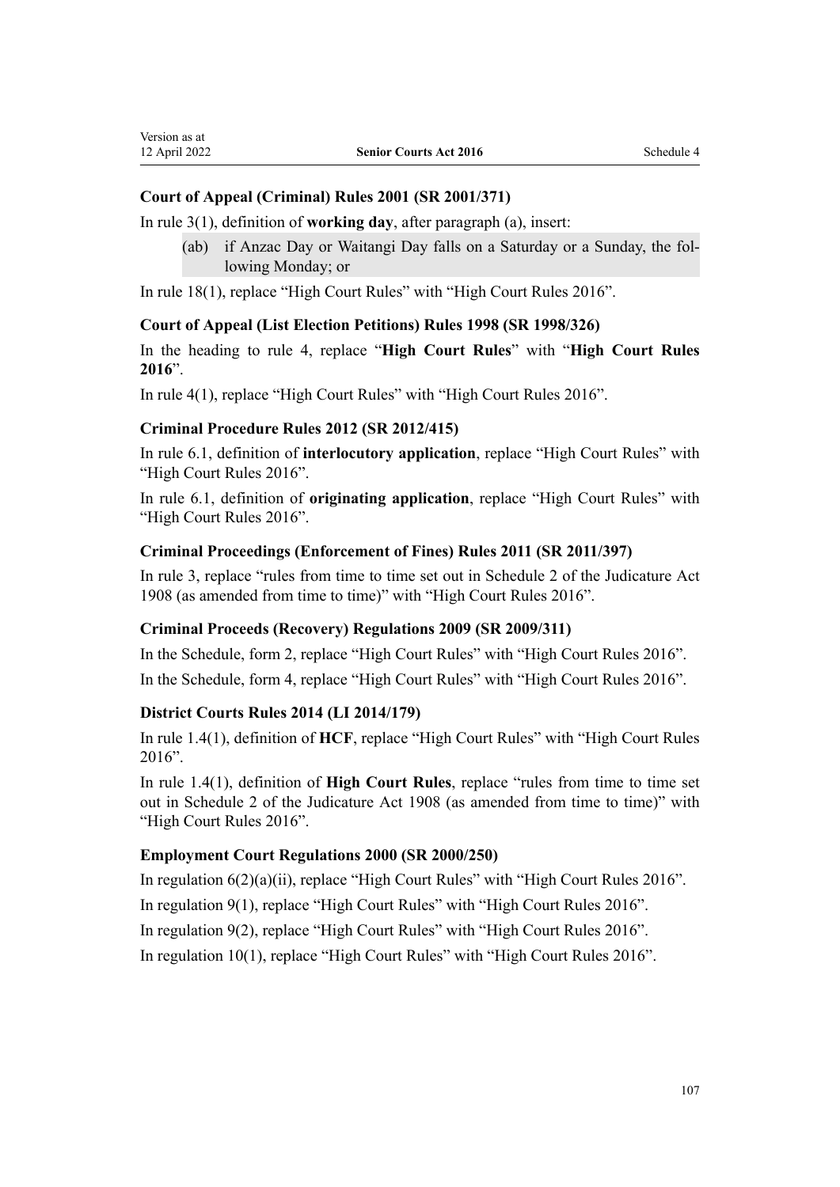**Court of Appeal (Criminal) Rules 2001 (SR 2001/371)**

In rule 3(1), definition of **working day**, after paragraph (a), insert:

> (ab) if Anzac Day or Waitangi Day falls on a Saturday or a Sunday, the following Monday; or

In rule 18(1), replace "High Court Rules" with "High Court Rules 2016".

**Court of Appeal (List Election Petitions) Rules 1998 (SR 1998/326)**

In the heading to rule 4, replace "**High Court Rules**" with "**High Court Rules 2016**".

In rule 4(1), replace "High Court Rules" with "High Court Rules 2016".

**Criminal Procedure Rules 2012 (SR 2012/415)**

In rule 6.1, definition of **interlocutory application**, replace "High Court Rules" with "High Court Rules 2016".

In rule 6.1, definition of **originating application**, replace "High Court Rules" with "High Court Rules 2016".

**Criminal Proceedings (Enforcement of Fines) Rules 2011 (SR 2011/397)**

In rule 3, replace "rules from time to time set out in Schedule 2 of the Judicature Act 1908 (as amended from time to time)" with "High Court Rules 2016".

**Criminal Proceeds (Recovery) Regulations 2009 (SR 2009/311)**

In the Schedule, form 2, replace "High Court Rules" with "High Court Rules 2016".

In the Schedule, form 4, replace "High Court Rules" with "High Court Rules 2016".

**District Courts Rules 2014 (LI 2014/179)**

In rule 1.4(1), definition of **HCF**, replace "High Court Rules" with "High Court Rules 2016".

In rule 1.4(1), definition of **High Court Rules**, replace "rules from time to time set out in Schedule 2 of the Judicature Act 1908 (as amended from time to time)" with "High Court Rules 2016".

**Employment Court Regulations 2000 (SR 2000/250)**

In regulation 6(2)(a)(ii), replace "High Court Rules" with "High Court Rules 2016".

In regulation 9(1), replace "High Court Rules" with "High Court Rules 2016".

In regulation 9(2), replace "High Court Rules" with "High Court Rules 2016".

In regulation 10(1), replace "High Court Rules" with "High Court Rules 2016".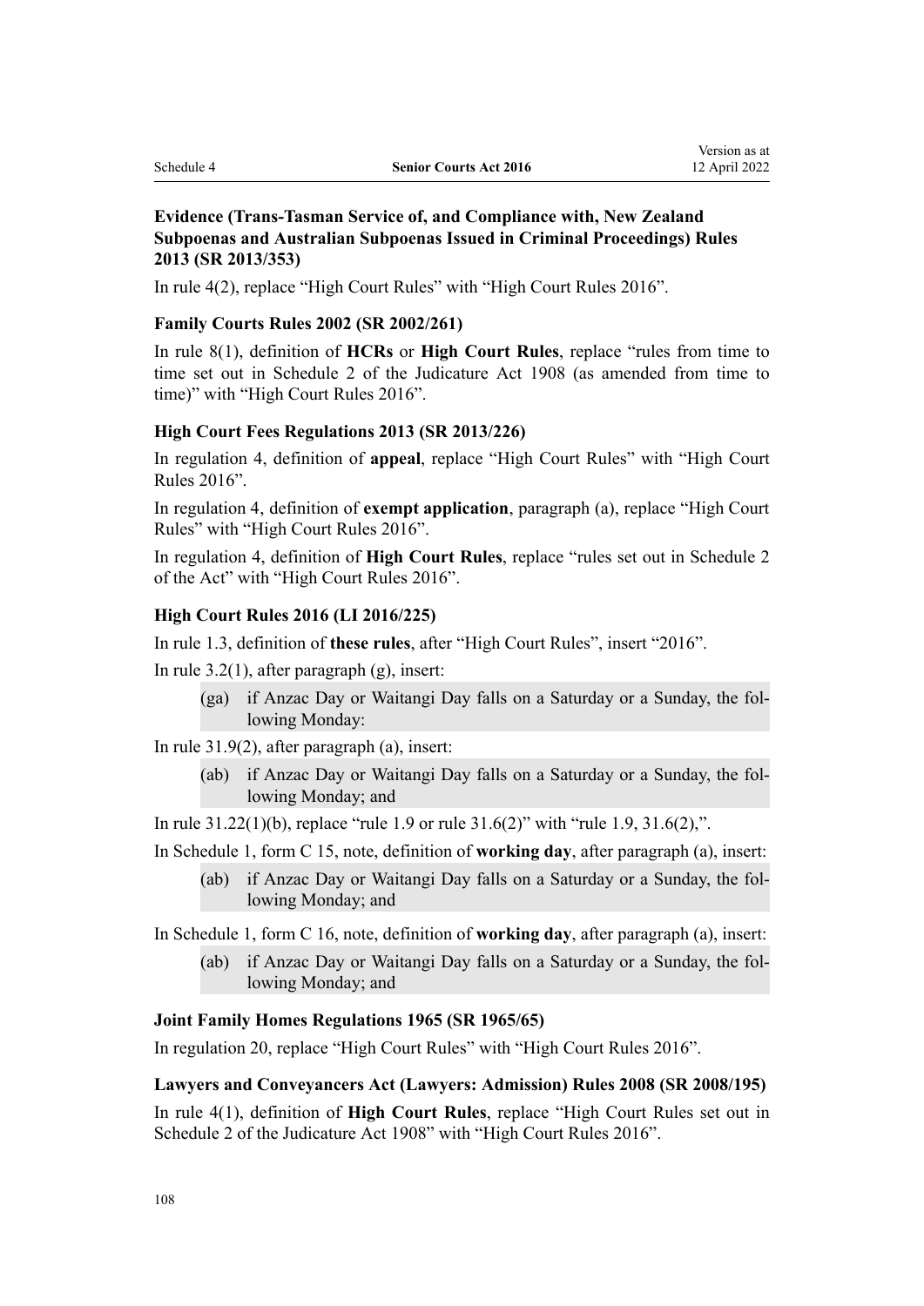**Evidence (Trans-Tasman Service of, and Compliance with, New Zealand Subpoenas and Australian Subpoenas Issued in Criminal Proceedings) Rules 2013 (SR 2013/353)**

In rule 4(2), replace "High Court Rules" with "High Court Rules 2016".

**Family Courts Rules 2002 (SR 2002/261)**

In rule 8(1), definition of **HCRs** or **High Court Rules**, replace "rules from time to time set out in Schedule 2 of the Judicature Act 1908 (as amended from time to time)" with "High Court Rules 2016".

**High Court Fees Regulations 2013 (SR 2013/226)**

In regulation 4, definition of **appeal**, replace "High Court Rules" with "High Court Rules 2016".

In regulation 4, definition of **exempt application**, paragraph (a), replace "High Court Rules" with "High Court Rules 2016".

In regulation 4, definition of **High Court Rules**, replace "rules set out in Schedule 2 of the Act" with "High Court Rules 2016".

**High Court Rules 2016 (LI 2016/225)**

In rule 1.3, definition of **these rules**, after "High Court Rules", insert "2016".

In rule 3.2(1), after paragraph (g), insert:

(ga) if Anzac Day or Waitangi Day falls on a Saturday or a Sunday, the following Monday:

In rule 31.9(2), after paragraph (a), insert:

(ab) if Anzac Day or Waitangi Day falls on a Saturday or a Sunday, the following Monday; and

In rule 31.22(1)(b), replace "rule 1.9 or rule 31.6(2)" with "rule 1.9, 31.6(2),".

In Schedule 1, form C 15, note, definition of **working day**, after paragraph (a), insert:

(ab) if Anzac Day or Waitangi Day falls on a Saturday or a Sunday, the following Monday; and

In Schedule 1, form C 16, note, definition of **working day**, after paragraph (a), insert:

(ab) if Anzac Day or Waitangi Day falls on a Saturday or a Sunday, the following Monday; and

**Joint Family Homes Regulations 1965 (SR 1965/65)**

In regulation 20, replace "High Court Rules" with "High Court Rules 2016".

**Lawyers and Conveyancers Act (Lawyers: Admission) Rules 2008 (SR 2008/195)**

In rule 4(1), definition of **High Court Rules**, replace "High Court Rules set out in Schedule 2 of the Judicature Act 1908" with "High Court Rules 2016".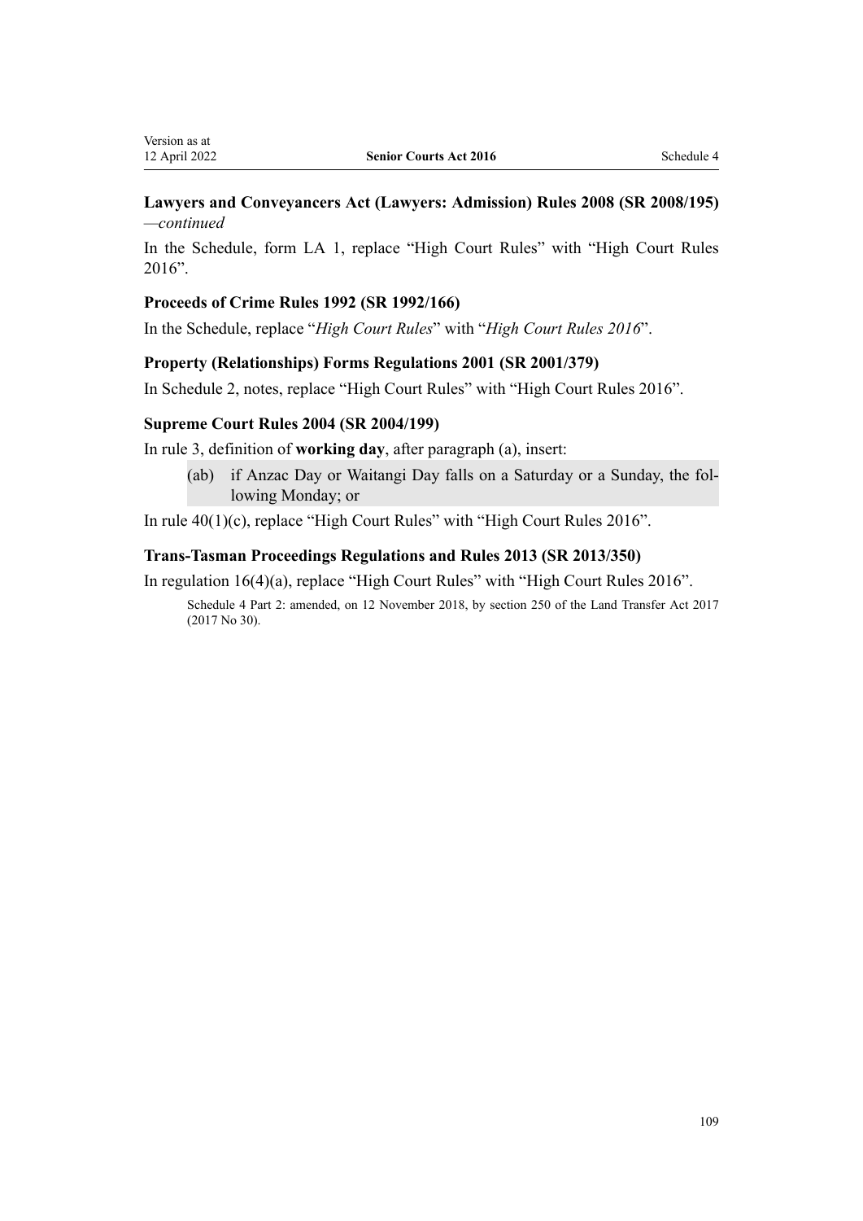**Lawyers and Conveyancers Act (Lawyers: Admission) Rules 2008 (SR 2008/195)** —*continued*

In the Schedule, form LA 1, replace "High Court Rules" with "High Court Rules 2016".

**Proceeds of Crime Rules 1992 (SR 1992/166)**

In the Schedule, replace "*High Court Rules*" with "*High Court Rules 2016*".

**Property (Relationships) Forms Regulations 2001 (SR 2001/379)**

In Schedule 2, notes, replace "High Court Rules" with "High Court Rules 2016".

**Supreme Court Rules 2004 (SR 2004/199)**

In rule 3, definition of **working day**, after paragraph (a), insert:

(ab) if Anzac Day or Waitangi Day falls on a Saturday or a Sunday, the following Monday; or

In rule 40(1)(c), replace "High Court Rules" with "High Court Rules 2016".

**Trans-Tasman Proceedings Regulations and Rules 2013 (SR 2013/350)**

In regulation 16(4)(a), replace "High Court Rules" with "High Court Rules 2016".

Schedule 4 Part 2: amended, on 12 November 2018, by section 250 of the Land Transfer Act 2017 (2017 No 30).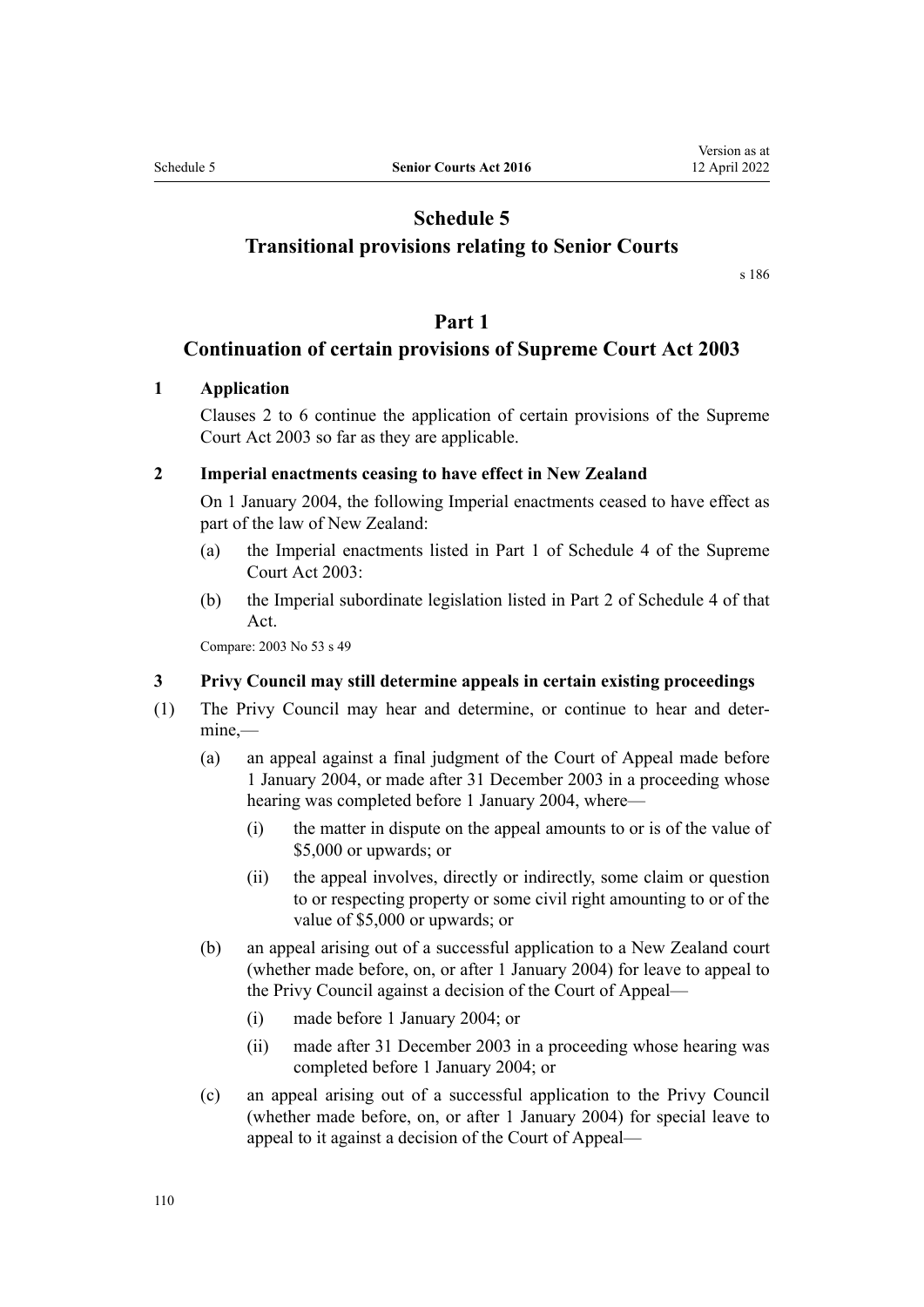# Schedule 5
## Transitional provisions relating to Senior Courts

s 186

## Part 1
## Continuation of certain provisions of Supreme Court Act 2003

### 1 Application

Clauses 2 to 6 continue the application of certain provisions of the Supreme Court Act 2003 so far as they are applicable.

### 2 Imperial enactments ceasing to have effect in New Zealand

On 1 January 2004, the following Imperial enactments ceased to have effect as part of the law of New Zealand:

(a) the Imperial enactments listed in Part 1 of Schedule 4 of the Supreme Court Act 2003:

(b) the Imperial subordinate legislation listed in Part 2 of Schedule 4 of that Act.

Compare: 2003 No 53 s 49

### 3 Privy Council may still determine appeals in certain existing proceedings

(1) The Privy Council may hear and determine, or continue to hear and determine,—

(a) an appeal against a final judgment of the Court of Appeal made before 1 January 2004, or made after 31 December 2003 in a proceeding whose hearing was completed before 1 January 2004, where—

(i) the matter in dispute on the appeal amounts to or is of the value of $5,000 or upwards; or

(ii) the appeal involves, directly or indirectly, some claim or question to or respecting property or some civil right amounting to or of the value of $5,000 or upwards; or

(b) an appeal arising out of a successful application to a New Zealand court (whether made before, on, or after 1 January 2004) for leave to appeal to the Privy Council against a decision of the Court of Appeal—

(i) made before 1 January 2004; or

(ii) made after 31 December 2003 in a proceeding whose hearing was completed before 1 January 2004; or

(c) an appeal arising out of a successful application to the Privy Council (whether made before, on, or after 1 January 2004) for special leave to appeal to it against a decision of the Court of Appeal—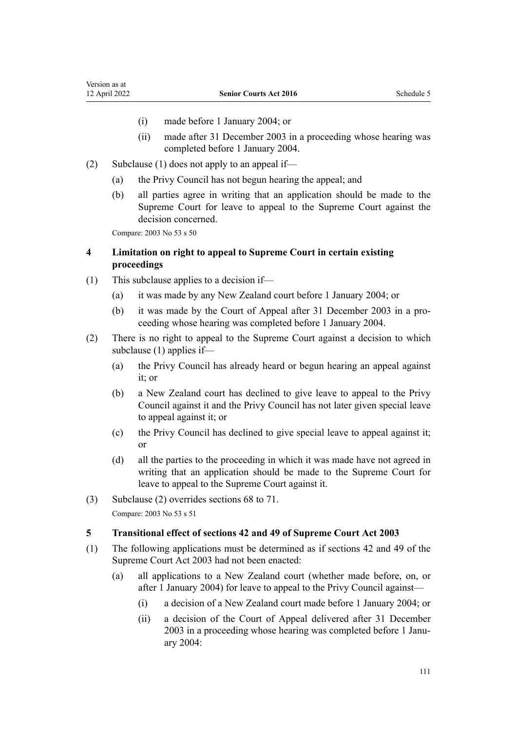(i) made before 1 January 2004; or

(ii) made after 31 December 2003 in a proceeding whose hearing was completed before 1 January 2004.

(2) Subclause (1) does not apply to an appeal if—

(a) the Privy Council has not begun hearing the appeal; and

(b) all parties agree in writing that an application should be made to the Supreme Court for leave to appeal to the Supreme Court against the decision concerned.

Compare: 2003 No 53 s 50

### 4 Limitation on right to appeal to Supreme Court in certain existing proceedings

(1) This subclause applies to a decision if—

(a) it was made by any New Zealand court before 1 January 2004; or

(b) it was made by the Court of Appeal after 31 December 2003 in a proceeding whose hearing was completed before 1 January 2004.

(2) There is no right to appeal to the Supreme Court against a decision to which subclause (1) applies if—

(a) the Privy Council has already heard or begun hearing an appeal against it; or

(b) a New Zealand court has declined to give leave to appeal to the Privy Council against it and the Privy Council has not later given special leave to appeal against it; or

(c) the Privy Council has declined to give special leave to appeal against it; or

(d) all the parties to the proceeding in which it was made have not agreed in writing that an application should be made to the Supreme Court for leave to appeal to the Supreme Court against it.

(3) Subclause (2) overrides sections 68 to 71.

Compare: 2003 No 53 s 51

### 5 Transitional effect of sections 42 and 49 of Supreme Court Act 2003

(1) The following applications must be determined as if sections 42 and 49 of the Supreme Court Act 2003 had not been enacted:

(a) all applications to a New Zealand court (whether made before, on, or after 1 January 2004) for leave to appeal to the Privy Council against—

(i) a decision of a New Zealand court made before 1 January 2004; or

(ii) a decision of the Court of Appeal delivered after 31 December 2003 in a proceeding whose hearing was completed before 1 January 2004: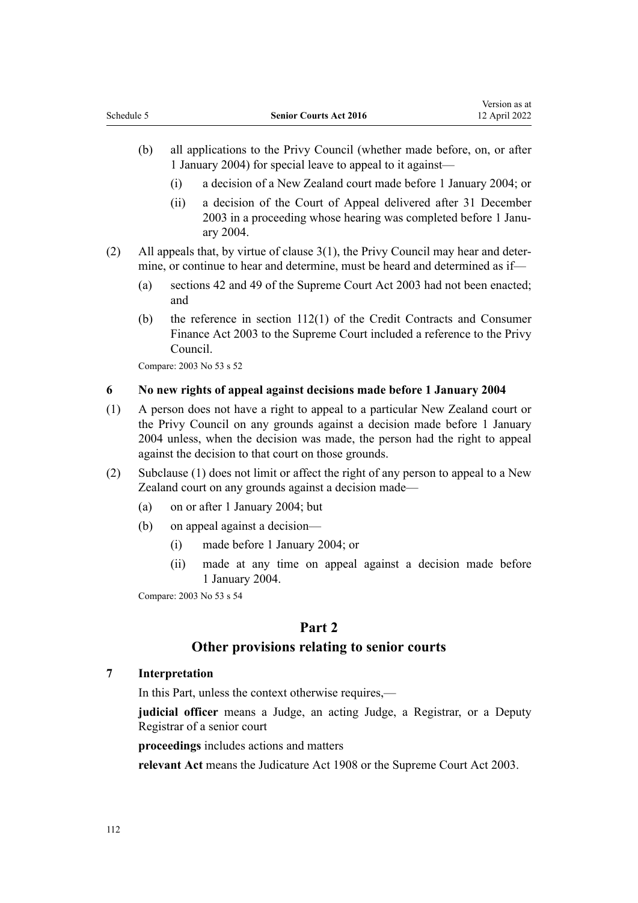(b) all applications to the Privy Council (whether made before, on, or after 1 January 2004) for special leave to appeal to it against—

  (i) a decision of a New Zealand court made before 1 January 2004; or

  (ii) a decision of the Court of Appeal delivered after 31 December 2003 in a proceeding whose hearing was completed before 1 January 2004.

(2) All appeals that, by virtue of clause 3(1), the Privy Council may hear and determine, or continue to hear and determine, must be heard and determined as if—

  (a) sections 42 and 49 of the Supreme Court Act 2003 had not been enacted; and

  (b) the reference in section 112(1) of the Credit Contracts and Consumer Finance Act 2003 to the Supreme Court included a reference to the Privy Council.

Compare: 2003 No 53 s 52

**6 No new rights of appeal against decisions made before 1 January 2004**

(1) A person does not have a right to appeal to a particular New Zealand court or the Privy Council on any grounds against a decision made before 1 January 2004 unless, when the decision was made, the person had the right to appeal against the decision to that court on those grounds.

(2) Subclause (1) does not limit or affect the right of any person to appeal to a New Zealand court on any grounds against a decision made—

  (a) on or after 1 January 2004; but

  (b) on appeal against a decision—

    (i) made before 1 January 2004; or

    (ii) made at any time on appeal against a decision made before 1 January 2004.

Compare: 2003 No 53 s 54

## Part 2
## Other provisions relating to senior courts

**7 Interpretation**

In this Part, unless the context otherwise requires,—

**judicial officer** means a Judge, an acting Judge, a Registrar, or a Deputy Registrar of a senior court

**proceedings** includes actions and matters

**relevant Act** means the Judicature Act 1908 or the Supreme Court Act 2003.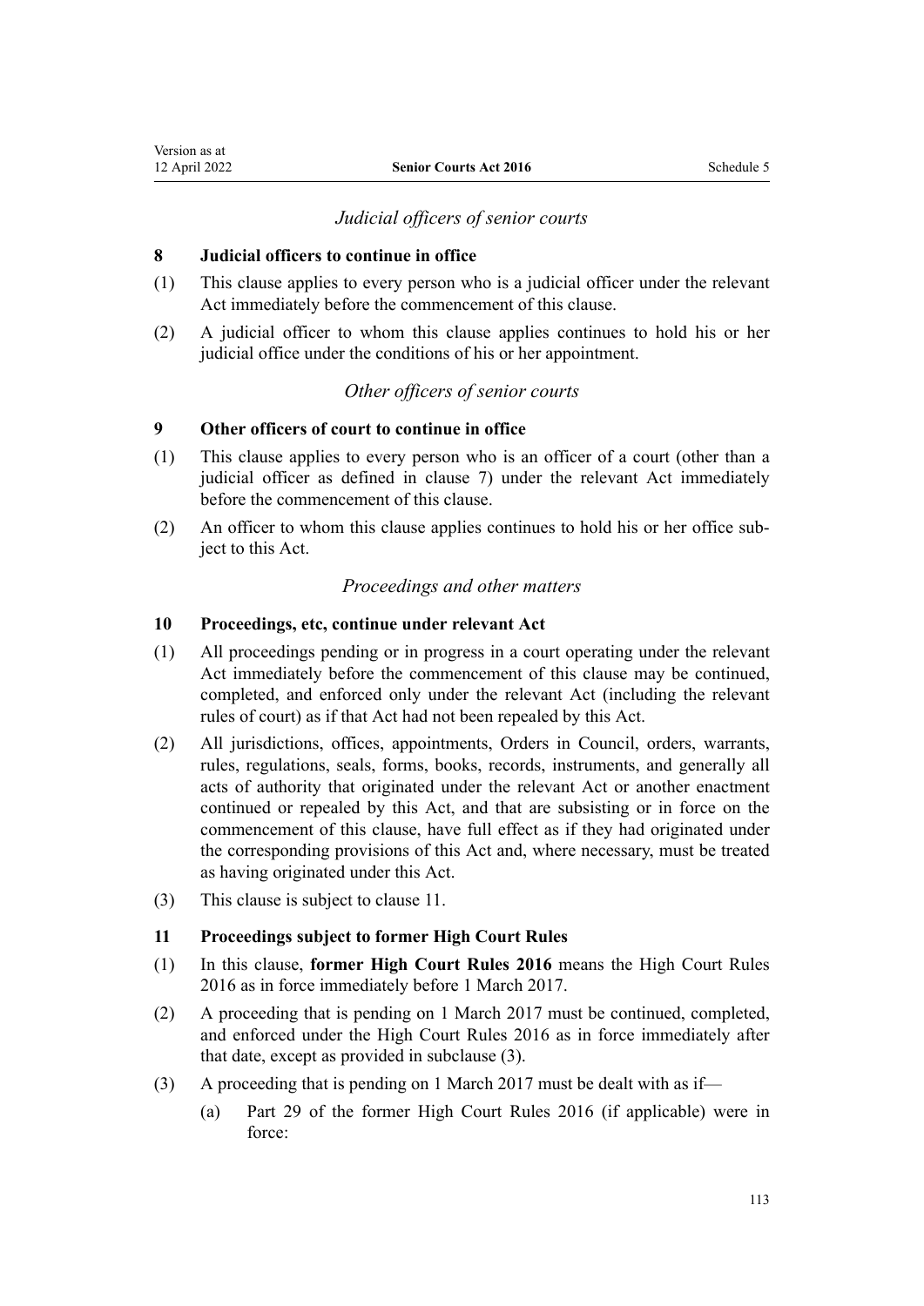*Judicial officers of senior courts*

**8 Judicial officers to continue in office**

(1) This clause applies to every person who is a judicial officer under the relevant Act immediately before the commencement of this clause.

(2) A judicial officer to whom this clause applies continues to hold his or her judicial office under the conditions of his or her appointment.

*Other officers of senior courts*

**9 Other officers of court to continue in office**

(1) This clause applies to every person who is an officer of a court (other than a judicial officer as defined in clause 7) under the relevant Act immediately before the commencement of this clause.

(2) An officer to whom this clause applies continues to hold his or her office subject to this Act.

*Proceedings and other matters*

**10 Proceedings, etc, continue under relevant Act**

(1) All proceedings pending or in progress in a court operating under the relevant Act immediately before the commencement of this clause may be continued, completed, and enforced only under the relevant Act (including the relevant rules of court) as if that Act had not been repealed by this Act.

(2) All jurisdictions, offices, appointments, Orders in Council, orders, warrants, rules, regulations, seals, forms, books, records, instruments, and generally all acts of authority that originated under the relevant Act or another enactment continued or repealed by this Act, and that are subsisting or in force on the commencement of this clause, have full effect as if they had originated under the corresponding provisions of this Act and, where necessary, must be treated as having originated under this Act.

(3) This clause is subject to clause 11.

**11 Proceedings subject to former High Court Rules**

(1) In this clause, **former High Court Rules 2016** means the High Court Rules 2016 as in force immediately before 1 March 2017.

(2) A proceeding that is pending on 1 March 2017 must be continued, completed, and enforced under the High Court Rules 2016 as in force immediately after that date, except as provided in subclause (3).

(3) A proceeding that is pending on 1 March 2017 must be dealt with as if—

(a) Part 29 of the former High Court Rules 2016 (if applicable) were in force: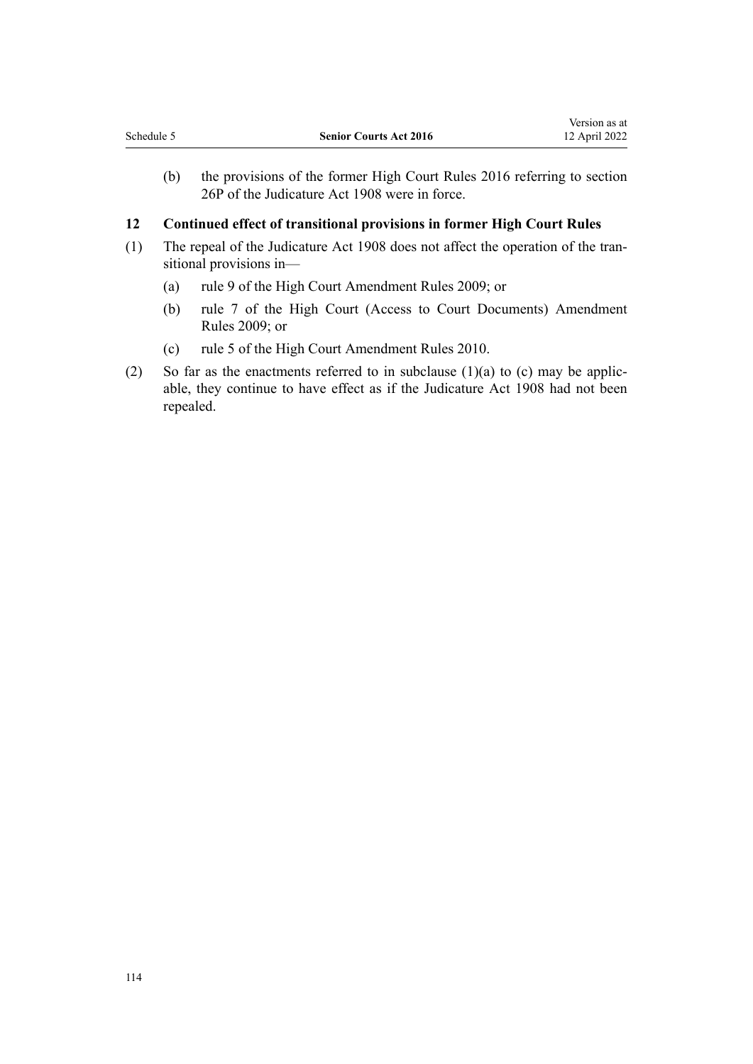(b) the provisions of the former High Court Rules 2016 referring to section 26P of the Judicature Act 1908 were in force.

### 12 Continued effect of transitional provisions in former High Court Rules

(1) The repeal of the Judicature Act 1908 does not affect the operation of the transitional provisions in—

(a) rule 9 of the High Court Amendment Rules 2009; or

(b) rule 7 of the High Court (Access to Court Documents) Amendment Rules 2009; or

(c) rule 5 of the High Court Amendment Rules 2010.

(2) So far as the enactments referred to in subclause (1)(a) to (c) may be applicable, they continue to have effect as if the Judicature Act 1908 had not been repealed.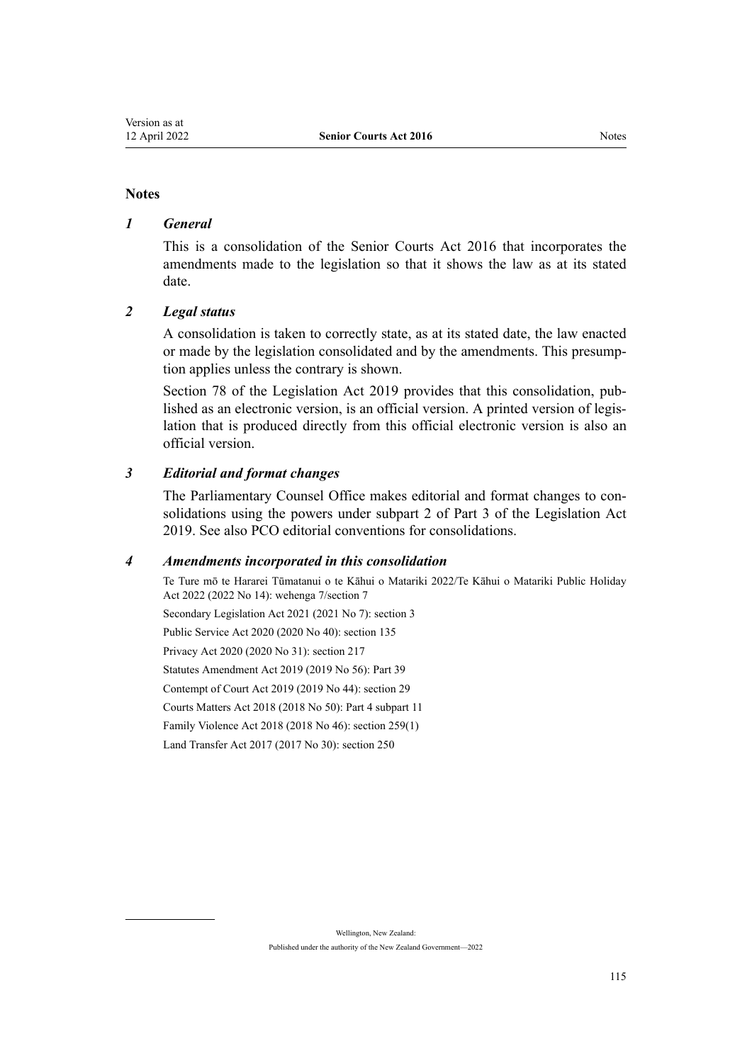## Notes

### *1 General*

This is a consolidation of the Senior Courts Act 2016 that incorporates the amendments made to the legislation so that it shows the law as at its stated date.

### *2 Legal status*

A consolidation is taken to correctly state, as at its stated date, the law enacted or made by the legislation consolidated and by the amendments. This presumption applies unless the contrary is shown.

Section 78 of the Legislation Act 2019 provides that this consolidation, published as an electronic version, is an official version. A printed version of legislation that is produced directly from this official electronic version is also an official version.

### *3 Editorial and format changes*

The Parliamentary Counsel Office makes editorial and format changes to consolidations using the powers under subpart 2 of Part 3 of the Legislation Act 2019. See also PCO editorial conventions for consolidations.

### *4 Amendments incorporated in this consolidation*

Te Ture mō te Hararei Tūmatanui o te Kāhui o Matariki 2022/Te Kāhui o Matariki Public Holiday Act 2022 (2022 No 14): wehenga 7/section 7

Secondary Legislation Act 2021 (2021 No 7): section 3

Public Service Act 2020 (2020 No 40): section 135

Privacy Act 2020 (2020 No 31): section 217

Statutes Amendment Act 2019 (2019 No 56): Part 39

Contempt of Court Act 2019 (2019 No 44): section 29

Courts Matters Act 2018 (2018 No 50): Part 4 subpart 11

Family Violence Act 2018 (2018 No 46): section 259(1)

Land Transfer Act 2017 (2017 No 30): section 250

Wellington, New Zealand:

Published under the authority of the New Zealand Government—2022